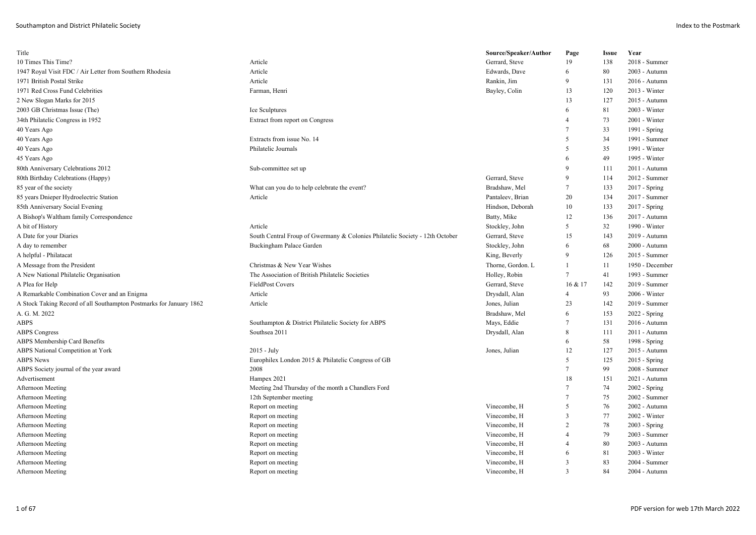| Title | | Source/Speaker/Author | Page | Issue | Year |
|---|---|---|---|---|---|
| 10 Times This Time? | Article | Gerrard, Steve | 19 | 138 | 2018 - Summer |
| 1947 Royal Visit FDC / Air Letter from Southern Rhodesia | Article | Edwards, Dave | 6 | 80 | 2003 - Autumn |
| 1971 British Postal Strike | Article | Rankin, Jim | 9 | 131 | 2016 - Autumn |
| 1971 Red Cross Fund Celebrities | Farman, Henri | Bayley, Colin | 13 | 120 | 2013 - Winter |
| 2 New Slogan Marks for 2015 | | | 13 | 127 | 2015 - Autumn |
| 2003 GB Christmas Issue (The) | Ice Sculptures | | 6 | 81 | 2003 - Winter |
| 34th Philatelic Congress in 1952 | Extract from report on Congress | | 4 | 73 | 2001 - Winter |
| 40 Years Ago | | | 7 | 33 | 1991 - Spring |
| 40 Years Ago | Extracts from issue No. 14 | | 5 | 34 | 1991 - Summer |
| 40 Years Ago | Philatelic Journals | | 5 | 35 | 1991 - Winter |
| 45 Years Ago | | | 6 | 49 | 1995 - Winter |
| 80th Anniversary Celebrations 2012 | Sub-committee set up | | 9 | 111 | 2011 - Autumn |
| 80th Birthday Celebrations (Happy) | | Gerrard, Steve | 9 | 114 | 2012 - Summer |
| 85 year of the society | What can you do to help celebrate the event? | Bradshaw, Mel | 7 | 133 | 2017 - Spring |
| 85 years Dnieper Hydroelectric Station | Article | Pantaleev, Brian | 20 | 134 | 2017 - Summer |
| 85th Anniversary Social Evening | | Hindson, Deborah | 10 | 133 | 2017 - Spring |
| A Bishop's Waltham family Correspondence | | Batty, Mike | 12 | 136 | 2017 - Autumn |
| A bit of History | Article | Stockley, John | 5 | 32 | 1990 - Winter |
| A Date for your Diaries | South Central Froup of Gwermany & Colonies Philatelic Society - 12th October | Gerrard, Steve | 15 | 143 | 2019 - Autumn |
| A day to remember | Buckingham Palace Garden | Stockley, John | 6 | 68 | 2000 - Autumn |
| A helpful - Philatacat | | King, Beverly | 9 | 126 | 2015 - Summer |
| A Message from the President | Christmas & New Year Wishes | Thorne, Gordon. L | 1 | 11 | 1950 - December |
| A New National Philatelic Organisation | The Association of British Philatelic Societies | Holley, Robin | 7 | 41 | 1993 - Summer |
| A Plea for Help | FieldPost Covers | Gerrard, Steve | 16 & 17 | 142 | 2019 - Summer |
| A Remarkable Combination Cover and an Enigma | Article | Drysdall, Alan | 4 | 93 | 2006 - Winter |
| A Stock Taking Record of all Southampton Postmarks for January 1862 | Article | Jones, Julian | 23 | 142 | 2019 - Summer |
| A. G. M. 2022 | | Bradshaw, Mel | 6 | 153 | 2022 - Spring |
| ABPS | Southampton & District Philatelic Society for ABPS | Mays, Eddie | 7 | 131 | 2016 - Autumn |
| ABPS Congress | Southsea 2011 | Drysdall, Alan | 8 | 111 | 2011 - Autumn |
| ABPS Membership Card Benefits | | | 6 | 58 | 1998 - Spring |
| ABPS National Competition at York | 2015 - July | Jones, Julian | 12 | 127 | 2015 - Autumn |
| ABPS News | Europhilex London 2015 & Philatelic Congress of GB | | 5 | 125 | 2015 - Spring |
| ABPS Society journal of the year award | 2008 | | 7 | 99 | 2008 - Summer |
| Advertisement | Hampex 2021 | | 18 | 151 | 2021 - Autumn |
| Afternoon Meeting | Meeting 2nd Thursday of the month a Chandlers Ford | | 7 | 74 | 2002 - Spring |
| Afternoon Meeting | 12th September meeting | | 7 | 75 | 2002 - Summer |
| Afternoon Meeting | Report on meeting | Vinecombe, H | 5 | 76 | 2002 - Autumn |
| Afternoon Meeting | Report on meeting | Vinecombe, H | 3 | 77 | 2002 - Winter |
| Afternoon Meeting | Report on meeting | Vinecombe, H | 2 | 78 | 2003 - Spring |
| Afternoon Meeting | Report on meeting | Vinecombe, H | 4 | 79 | 2003 - Summer |
| Afternoon Meeting | Report on meeting | Vinecombe, H | 4 | 80 | 2003 - Autumn |
| Afternoon Meeting | Report on meeting | Vinecombe, H | 6 | 81 | 2003 - Winter |
| Afternoon Meeting | Report on meeting | Vinecombe, H | 3 | 83 | 2004 - Summer |
| Afternoon Meeting | Report on meeting | Vinecombe, H | 3 | 84 | 2004 - Autumn |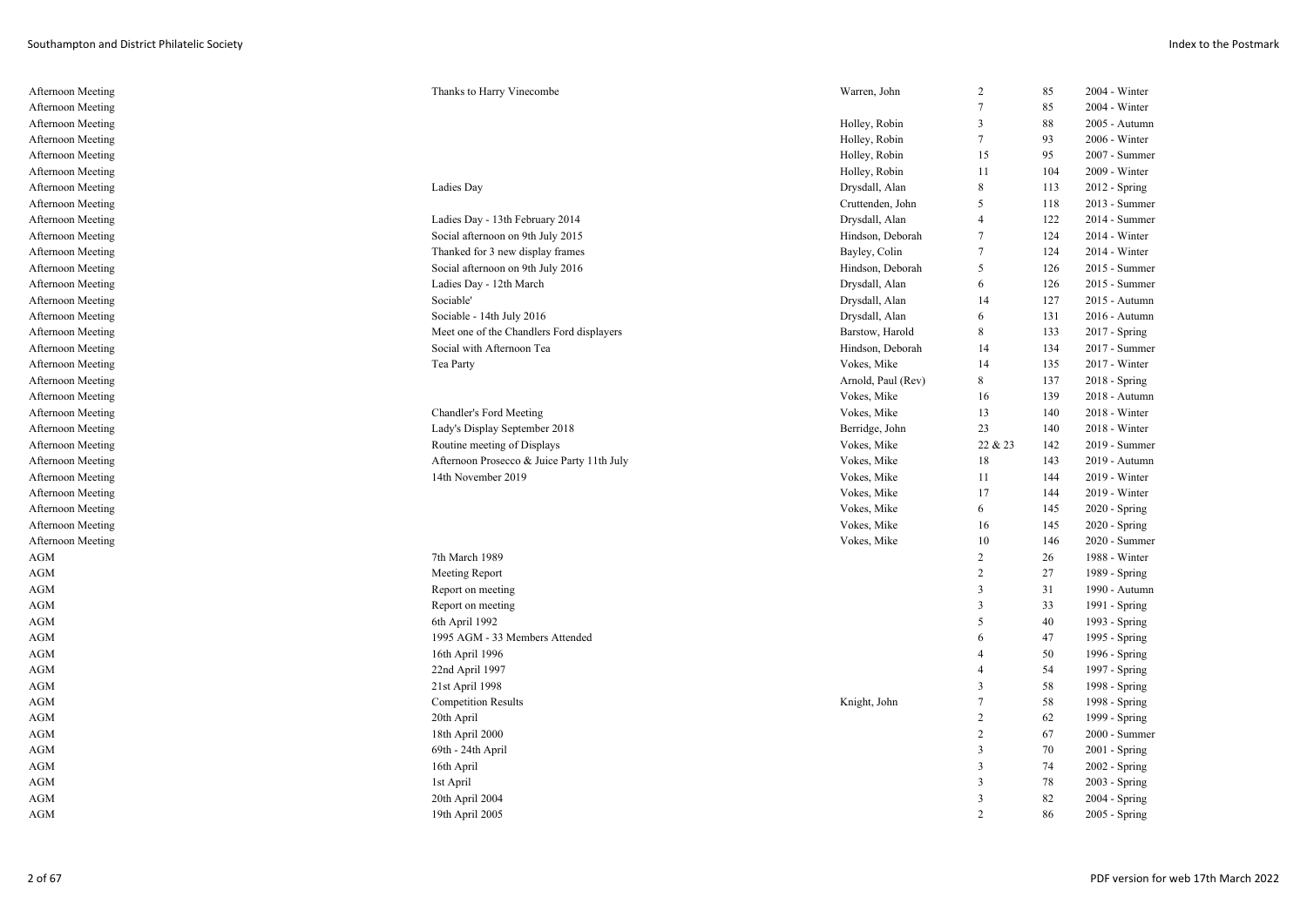| Subject | Title | Author | Page | Issue | Date |
|---|---|---|---|---|---|
| Afternoon Meeting | Thanks to Harry Vinecombe | Warren, John | 2 | 85 | 2004 - Winter |
| Afternoon Meeting | | | 7 | 85 | 2004 - Winter |
| Afternoon Meeting | | Holley, Robin | 3 | 88 | 2005 - Autumn |
| Afternoon Meeting | | Holley, Robin | 7 | 93 | 2006 - Winter |
| Afternoon Meeting | | Holley, Robin | 15 | 95 | 2007 - Summer |
| Afternoon Meeting | | Holley, Robin | 11 | 104 | 2009 - Winter |
| Afternoon Meeting | Ladies Day | Drysdall, Alan | 8 | 113 | 2012 - Spring |
| Afternoon Meeting | | Cruttenden, John | 5 | 118 | 2013 - Summer |
| Afternoon Meeting | Ladies Day - 13th February 2014 | Drysdall, Alan | 4 | 122 | 2014 - Summer |
| Afternoon Meeting | Social afternoon on 9th July 2015 | Hindson, Deborah | 7 | 124 | 2014 - Winter |
| Afternoon Meeting | Thanked for 3 new display frames | Bayley, Colin | 7 | 124 | 2014 - Winter |
| Afternoon Meeting | Social afternoon on 9th July 2016 | Hindson, Deborah | 5 | 126 | 2015 - Summer |
| Afternoon Meeting | Ladies Day - 12th March | Drysdall, Alan | 6 | 126 | 2015 - Summer |
| Afternoon Meeting | Sociable' | Drysdall, Alan | 14 | 127 | 2015 - Autumn |
| Afternoon Meeting | Sociable - 14th July 2016 | Drysdall, Alan | 6 | 131 | 2016 - Autumn |
| Afternoon Meeting | Meet one of the Chandlers Ford displayers | Barstow, Harold | 8 | 133 | 2017 - Spring |
| Afternoon Meeting | Social with Afternoon Tea | Hindson, Deborah | 14 | 134 | 2017 - Summer |
| Afternoon Meeting | Tea Party | Vokes, Mike | 14 | 135 | 2017 - Winter |
| Afternoon Meeting | | Arnold, Paul (Rev) | 8 | 137 | 2018 - Spring |
| Afternoon Meeting | | Vokes, Mike | 16 | 139 | 2018 - Autumn |
| Afternoon Meeting | Chandler's Ford Meeting | Vokes, Mike | 13 | 140 | 2018 - Winter |
| Afternoon Meeting | Lady's Display September 2018 | Berridge, John | 23 | 140 | 2018 - Winter |
| Afternoon Meeting | Routine meeting of Displays | Vokes, Mike | 22 & 23 | 142 | 2019 - Summer |
| Afternoon Meeting | Afternoon Prosecco & Juice Party 11th July | Vokes, Mike | 18 | 143 | 2019 - Autumn |
| Afternoon Meeting | 14th November 2019 | Vokes, Mike | 11 | 144 | 2019 - Winter |
| Afternoon Meeting | | Vokes, Mike | 17 | 144 | 2019 - Winter |
| Afternoon Meeting | | Vokes, Mike | 6 | 145 | 2020 - Spring |
| Afternoon Meeting | | Vokes, Mike | 16 | 145 | 2020 - Spring |
| Afternoon Meeting | | Vokes, Mike | 10 | 146 | 2020 - Summer |
| AGM | 7th March 1989 | | 2 | 26 | 1988 - Winter |
| AGM | Meeting Report | | 2 | 27 | 1989 - Spring |
| AGM | Report on meeting | | 3 | 31 | 1990 - Autumn |
| AGM | Report on meeting | | 3 | 33 | 1991 - Spring |
| AGM | 6th April 1992 | | 5 | 40 | 1993 - Spring |
| AGM | 1995 AGM - 33 Members Attended | | 6 | 47 | 1995 - Spring |
| AGM | 16th April 1996 | | 4 | 50 | 1996 - Spring |
| AGM | 22nd April 1997 | | 4 | 54 | 1997 - Spring |
| AGM | 21st April 1998 | | 3 | 58 | 1998 - Spring |
| AGM | Competition Results | Knight, John | 7 | 58 | 1998 - Spring |
| AGM | 20th April | | 2 | 62 | 1999 - Spring |
| AGM | 18th April 2000 | | 2 | 67 | 2000 - Summer |
| AGM | 69th - 24th April | | 3 | 70 | 2001 - Spring |
| AGM | 16th April | | 3 | 74 | 2002 - Spring |
| AGM | 1st April | | 3 | 78 | 2003 - Spring |
| AGM | 20th April 2004 | | 3 | 82 | 2004 - Spring |
| AGM | 19th April 2005 | | 2 | 86 | 2005 - Spring |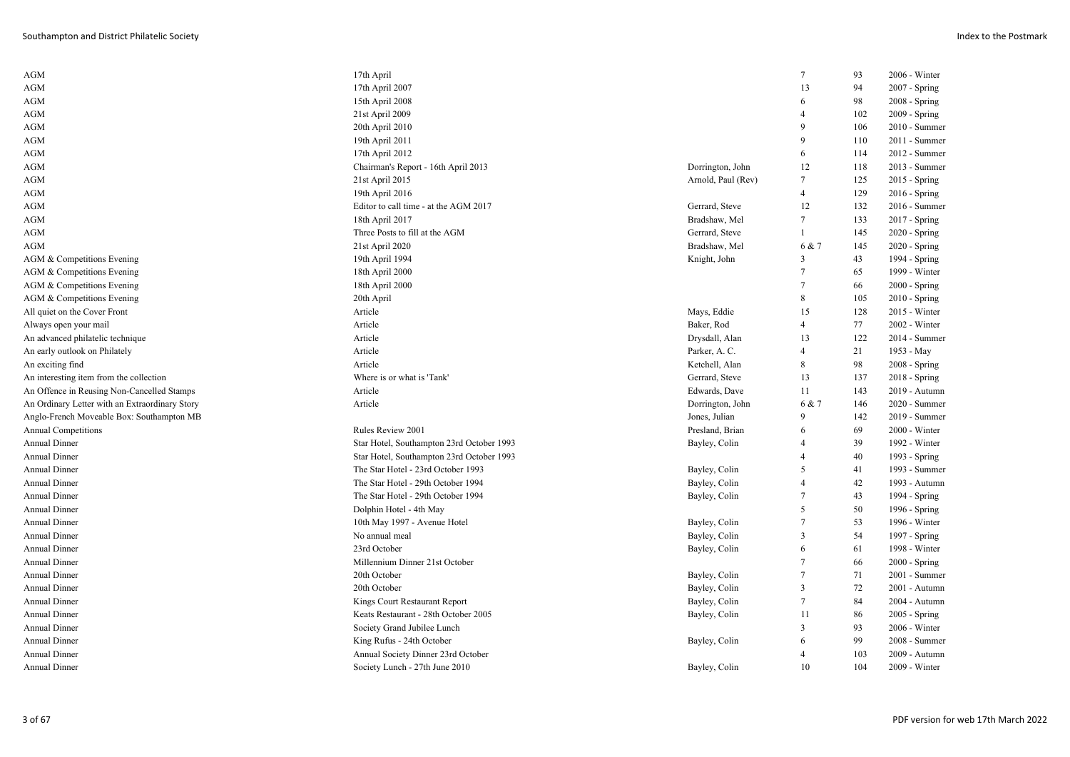| | | | | | |
|---|---|---|---|---|---|
| AGM | 17th April | | 7 | 93 | 2006 - Winter |
| AGM | 17th April 2007 | | 13 | 94 | 2007 - Spring |
| AGM | 15th April 2008 | | 6 | 98 | 2008 - Spring |
| AGM | 21st April 2009 | | 4 | 102 | 2009 - Spring |
| AGM | 20th April 2010 | | 9 | 106 | 2010 - Summer |
| AGM | 19th April 2011 | | 9 | 110 | 2011 - Summer |
| AGM | 17th April 2012 | | 6 | 114 | 2012 - Summer |
| AGM | Chairman's Report - 16th April 2013 | Dorrington, John | 12 | 118 | 2013 - Summer |
| AGM | 21st April 2015 | Arnold, Paul (Rev) | 7 | 125 | 2015 - Spring |
| AGM | 19th April 2016 | | 4 | 129 | 2016 - Spring |
| AGM | Editor to call time - at the AGM 2017 | Gerrard, Steve | 12 | 132 | 2016 - Summer |
| AGM | 18th April 2017 | Bradshaw, Mel | 7 | 133 | 2017 - Spring |
| AGM | Three Posts to fill at the AGM | Gerrard, Steve | 1 | 145 | 2020 - Spring |
| AGM | 21st April 2020 | Bradshaw, Mel | 6 & 7 | 145 | 2020 - Spring |
| AGM & Competitions Evening | 19th April 1994 | Knight, John | 3 | 43 | 1994 - Spring |
| AGM & Competitions Evening | 18th April 2000 | | 7 | 65 | 1999 - Winter |
| AGM & Competitions Evening | 18th April 2000 | | 7 | 66 | 2000 - Spring |
| AGM & Competitions Evening | 20th April | | 8 | 105 | 2010 - Spring |
| All quiet on the Cover Front | Article | Mays, Eddie | 15 | 128 | 2015 - Winter |
| Always open your mail | Article | Baker, Rod | 4 | 77 | 2002 - Winter |
| An advanced philatelic technique | Article | Drysdall, Alan | 13 | 122 | 2014 - Summer |
| An early outlook on Philately | Article | Parker, A. C. | 4 | 21 | 1953 - May |
| An exciting find | Article | Ketchell, Alan | 8 | 98 | 2008 - Spring |
| An interesting item from the collection | Where is or what is 'Tank' | Gerrard, Steve | 13 | 137 | 2018 - Spring |
| An Offence in Reusing Non-Cancelled Stamps | Article | Edwards, Dave | 11 | 143 | 2019 - Autumn |
| An Ordinary Letter with an Extraordinary Story | Article | Dorrington, John | 6 & 7 | 146 | 2020 - Summer |
| Anglo-French Moveable Box: Southampton MB | | Jones, Julian | 9 | 142 | 2019 - Summer |
| Annual Competitions | Rules Review 2001 | Presland, Brian | 6 | 69 | 2000 - Winter |
| Annual Dinner | Star Hotel, Southampton 23rd October 1993 | Bayley, Colin | 4 | 39 | 1992 - Winter |
| Annual Dinner | Star Hotel, Southampton 23rd October 1993 | | 4 | 40 | 1993 - Spring |
| Annual Dinner | The Star Hotel - 23rd October 1993 | Bayley, Colin | 5 | 41 | 1993 - Summer |
| Annual Dinner | The Star Hotel - 29th October 1994 | Bayley, Colin | 4 | 42 | 1993 - Autumn |
| Annual Dinner | The Star Hotel - 29th October 1994 | Bayley, Colin | 7 | 43 | 1994 - Spring |
| Annual Dinner | Dolphin Hotel - 4th May | | 5 | 50 | 1996 - Spring |
| Annual Dinner | 10th May 1997 - Avenue Hotel | Bayley, Colin | 7 | 53 | 1996 - Winter |
| Annual Dinner | No annual meal | Bayley, Colin | 3 | 54 | 1997 - Spring |
| Annual Dinner | 23rd October | Bayley, Colin | 6 | 61 | 1998 - Winter |
| Annual Dinner | Millennium Dinner 21st October | | 7 | 66 | 2000 - Spring |
| Annual Dinner | 20th October | Bayley, Colin | 7 | 71 | 2001 - Summer |
| Annual Dinner | 20th October | Bayley, Colin | 3 | 72 | 2001 - Autumn |
| Annual Dinner | Kings Court Restaurant Report | Bayley, Colin | 7 | 84 | 2004 - Autumn |
| Annual Dinner | Keats Restaurant - 28th October 2005 | Bayley, Colin | 11 | 86 | 2005 - Spring |
| Annual Dinner | Society Grand Jubilee Lunch | | 3 | 93 | 2006 - Winter |
| Annual Dinner | King Rufus - 24th October | Bayley, Colin | 6 | 99 | 2008 - Summer |
| Annual Dinner | Annual Society Dinner 23rd October | | 4 | 103 | 2009 - Autumn |
| Annual Dinner | Society Lunch - 27th June 2010 | Bayley, Colin | 10 | 104 | 2009 - Winter |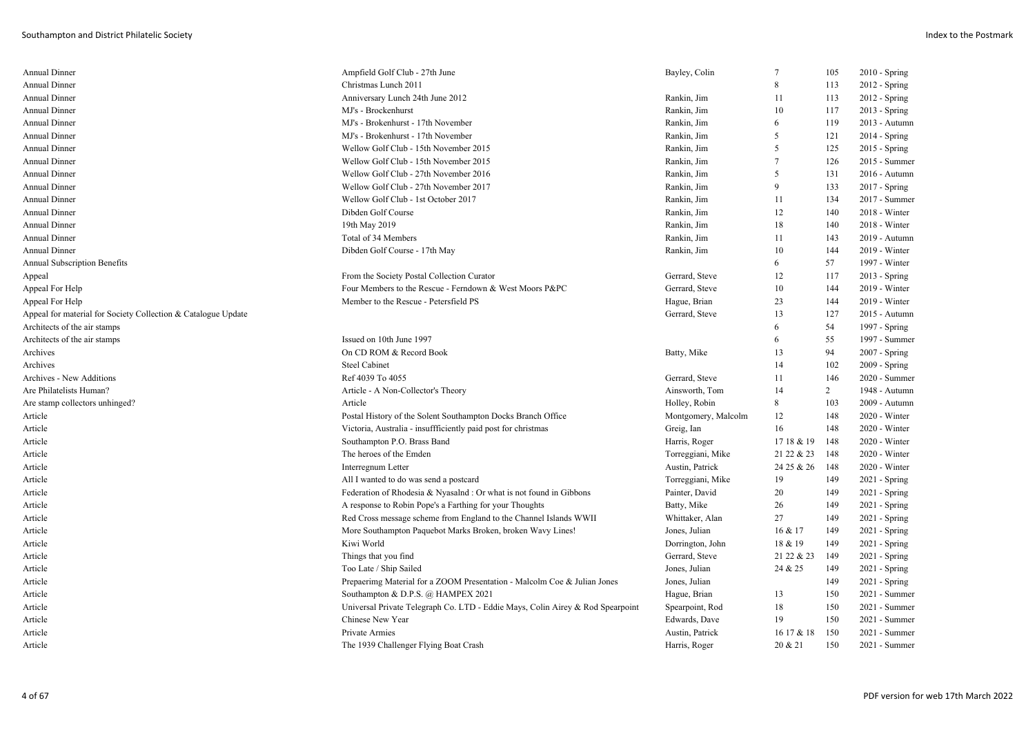| | | | | | |
|---|---|---|---|---|---|
| Annual Dinner | Ampfield Golf Club - 27th June | Bayley, Colin | 7 | 105 | 2010 - Spring |
| Annual Dinner | Christmas Lunch 2011 | | 8 | 113 | 2012 - Spring |
| Annual Dinner | Anniversary Lunch 24th June 2012 | Rankin, Jim | 11 | 113 | 2012 - Spring |
| Annual Dinner | MJ's - Brockenhurst | Rankin, Jim | 10 | 117 | 2013 - Spring |
| Annual Dinner | MJ's - Brokenhurst - 17th November | Rankin, Jim | 6 | 119 | 2013 - Autumn |
| Annual Dinner | MJ's - Brokenhurst - 17th November | Rankin, Jim | 5 | 121 | 2014 - Spring |
| Annual Dinner | Wellow Golf Club - 15th November 2015 | Rankin, Jim | 5 | 125 | 2015 - Spring |
| Annual Dinner | Wellow Golf Club - 15th November 2015 | Rankin, Jim | 7 | 126 | 2015 - Summer |
| Annual Dinner | Wellow Golf Club - 27th November 2016 | Rankin, Jim | 5 | 131 | 2016 - Autumn |
| Annual Dinner | Wellow Golf Club - 27th November 2017 | Rankin, Jim | 9 | 133 | 2017 - Spring |
| Annual Dinner | Wellow Golf Club - 1st October 2017 | Rankin, Jim | 11 | 134 | 2017 - Summer |
| Annual Dinner | Dibden Golf Course | Rankin, Jim | 12 | 140 | 2018 - Winter |
| Annual Dinner | 19th May 2019 | Rankin, Jim | 18 | 140 | 2018 - Winter |
| Annual Dinner | Total of 34 Members | Rankin, Jim | 11 | 143 | 2019 - Autumn |
| Annual Dinner | Dibden Golf Course - 17th May | Rankin, Jim | 10 | 144 | 2019 - Winter |
| Annual Subscription Benefits | | | 6 | 57 | 1997 - Winter |
| Appeal | From the Society Postal Collection Curator | Gerrard, Steve | 12 | 117 | 2013 - Spring |
| Appeal For Help | Four Members to the Rescue - Ferndown & West Moors P&PC | Gerrard, Steve | 10 | 144 | 2019 - Winter |
| Appeal For Help | Member to the Rescue - Petersfield PS | Hague, Brian | 23 | 144 | 2019 - Winter |
| Appeal for material for Society Collection & Catalogue Update | | Gerrard, Steve | 13 | 127 | 2015 - Autumn |
| Architects of the air stamps | | | 6 | 54 | 1997 - Spring |
| Architects of the air stamps | Issued on 10th June 1997 | | 6 | 55 | 1997 - Summer |
| Archives | On CD ROM & Record Book | Batty, Mike | 13 | 94 | 2007 - Spring |
| Archives | Steel Cabinet | | 14 | 102 | 2009 - Spring |
| Archives - New Additions | Ref 4039 To 4055 | Gerrard, Steve | 11 | 146 | 2020 - Summer |
| Are Philatelists Human? | Article - A Non-Collector's Theory | Ainsworth, Tom | 14 | 2 | 1948 - Autumn |
| Are stamp collectors unhinged? | Article | Holley, Robin | 8 | 103 | 2009 - Autumn |
| Article | Postal History of the Solent Southampton Docks Branch Office | Montgomery, Malcolm | 12 | 148 | 2020 - Winter |
| Article | Victoria, Australia - insuffficiently paid post for christmas | Greig, Ian | 16 | 148 | 2020 - Winter |
| Article | Southampton P.O. Brass Band | Harris, Roger | 17 18 & 19 | 148 | 2020 - Winter |
| Article | The heroes of the Emden | Torreggiani, Mike | 21 22 & 23 | 148 | 2020 - Winter |
| Article | Interregnum Letter | Austin, Patrick | 24 25 & 26 | 148 | 2020 - Winter |
| Article | All I wanted to do was send a postcard | Torreggiani, Mike | 19 | 149 | 2021 - Spring |
| Article | Federation of Rhodesia & Nyasalnd : Or what is not found in Gibbons | Painter, David | 20 | 149 | 2021 - Spring |
| Article | A response to Robin Pope's a Farthing for your Thoughts | Batty, Mike | 26 | 149 | 2021 - Spring |
| Article | Red Cross message scheme from England to the Channel Islands WWII | Whittaker, Alan | 27 | 149 | 2021 - Spring |
| Article | More Southampton Paquebot Marks Broken, broken Wavy Lines! | Jones, Julian | 16 & 17 | 149 | 2021 - Spring |
| Article | Kiwi World | Dorrington, John | 18 & 19 | 149 | 2021 - Spring |
| Article | Things that you find | Gerrard, Steve | 21 22 & 23 | 149 | 2021 - Spring |
| Article | Too Late / Ship Sailed | Jones, Julian | 24 & 25 | 149 | 2021 - Spring |
| Article | Prepaerimg Material for a ZOOM Presentation - Malcolm Coe & Julian Jones | Jones, Julian | | 149 | 2021 - Spring |
| Article | Southampton & D.P.S. @ HAMPEX 2021 | Hague, Brian | 13 | 150 | 2021 - Summer |
| Article | Universal Private Telegraph Co. LTD - Eddie Mays, Colin Airey & Rod Spearpoint | Spearpoint, Rod | 18 | 150 | 2021 - Summer |
| Article | Chinese New Year | Edwards, Dave | 19 | 150 | 2021 - Summer |
| Article | Private Armies | Austin, Patrick | 16 17 & 18 | 150 | 2021 - Summer |
| Article | The 1939 Challenger Flying Boat Crash | Harris, Roger | 20 & 21 | 150 | 2021 - Summer |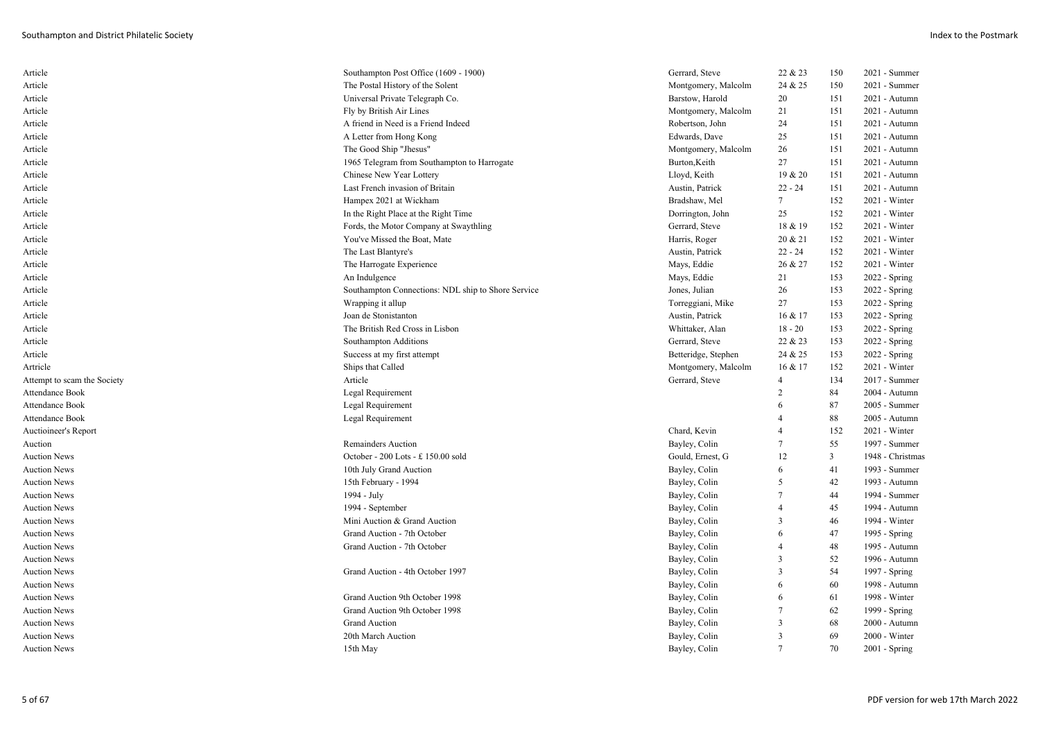| | | | | | |
|---|---|---|---|---|---|
| Article | Southampton Post Office (1609 - 1900) | Gerrard, Steve | 22 & 23 | 150 | 2021 - Summer |
| Article | The Postal History of the Solent | Montgomery, Malcolm | 24 & 25 | 150 | 2021 - Summer |
| Article | Universal Private Telegraph Co. | Barstow, Harold | 20 | 151 | 2021 - Autumn |
| Article | Fly by British Air Lines | Montgomery, Malcolm | 21 | 151 | 2021 - Autumn |
| Article | A friend in Need is a Friend Indeed | Robertson, John | 24 | 151 | 2021 - Autumn |
| Article | A Letter from Hong Kong | Edwards, Dave | 25 | 151 | 2021 - Autumn |
| Article | The Good Ship "Jhesus" | Montgomery, Malcolm | 26 | 151 | 2021 - Autumn |
| Article | 1965 Telegram from Southampton to Harrogate | Burton,Keith | 27 | 151 | 2021 - Autumn |
| Article | Chinese New Year Lottery | Lloyd, Keith | 19 & 20 | 151 | 2021 - Autumn |
| Article | Last French invasion of Britain | Austin, Patrick | 22 - 24 | 151 | 2021 - Autumn |
| Article | Hampex 2021 at Wickham | Bradshaw, Mel | 7 | 152 | 2021 - Winter |
| Article | In the Right Place at the Right Time | Dorrington, John | 25 | 152 | 2021 - Winter |
| Article | Fords, the Motor Company at Swaythling | Gerrard, Steve | 18 & 19 | 152 | 2021 - Winter |
| Article | You've Missed the Boat, Mate | Harris, Roger | 20 & 21 | 152 | 2021 - Winter |
| Article | The Last Blantyre's | Austin, Patrick | 22 - 24 | 152 | 2021 - Winter |
| Article | The Harrogate Experience | Mays, Eddie | 26 & 27 | 152 | 2021 - Winter |
| Article | An Indulgence | Mays, Eddie | 21 | 153 | 2022 - Spring |
| Article | Southampton Connections: NDL ship to Shore Service | Jones, Julian | 26 | 153 | 2022 - Spring |
| Article | Wrapping it allup | Torreggiani, Mike | 27 | 153 | 2022 - Spring |
| Article | Joan de Stonistanton | Austin, Patrick | 16 & 17 | 153 | 2022 - Spring |
| Article | The British Red Cross in Lisbon | Whittaker, Alan | 18 - 20 | 153 | 2022 - Spring |
| Article | Southampton Additions | Gerrard, Steve | 22 & 23 | 153 | 2022 - Spring |
| Article | Success at my first attempt | Betteridge, Stephen | 24 & 25 | 153 | 2022 - Spring |
| Artricle | Ships that Called | Montgomery, Malcolm | 16 & 17 | 152 | 2021 - Winter |
| Attempt to scam the Society | Article | Gerrard, Steve | 4 | 134 | 2017 - Summer |
| Attendance Book | Legal Requirement | | 2 | 84 | 2004 - Autumn |
| Attendance Book | Legal Requirement | | 6 | 87 | 2005 - Summer |
| Attendance Book | Legal Requirement | | 4 | 88 | 2005 - Autumn |
| Auctioineer's Report | | Chard, Kevin | 4 | 152 | 2021 - Winter |
| Auction | Remainders Auction | Bayley, Colin | 7 | 55 | 1997 - Summer |
| Auction News | October - 200 Lots - £ 150.00 sold | Gould, Ernest, G | 12 | 3 | 1948 - Christmas |
| Auction News | 10th July Grand Auction | Bayley, Colin | 6 | 41 | 1993 - Summer |
| Auction News | 15th February - 1994 | Bayley, Colin | 5 | 42 | 1993 - Autumn |
| Auction News | 1994 - July | Bayley, Colin | 7 | 44 | 1994 - Summer |
| Auction News | 1994 - September | Bayley, Colin | 4 | 45 | 1994 - Autumn |
| Auction News | Mini Auction & Grand Auction | Bayley, Colin | 3 | 46 | 1994 - Winter |
| Auction News | Grand Auction - 7th October | Bayley, Colin | 6 | 47 | 1995 - Spring |
| Auction News | Grand Auction - 7th October | Bayley, Colin | 4 | 48 | 1995 - Autumn |
| Auction News | | Bayley, Colin | 3 | 52 | 1996 - Autumn |
| Auction News | Grand Auction - 4th October 1997 | Bayley, Colin | 3 | 54 | 1997 - Spring |
| Auction News | | Bayley, Colin | 6 | 60 | 1998 - Autumn |
| Auction News | Grand Auction 9th October 1998 | Bayley, Colin | 6 | 61 | 1998 - Winter |
| Auction News | Grand Auction 9th October 1998 | Bayley, Colin | 7 | 62 | 1999 - Spring |
| Auction News | Grand Auction | Bayley, Colin | 3 | 68 | 2000 - Autumn |
| Auction News | 20th March Auction | Bayley, Colin | 3 | 69 | 2000 - Winter |
| Auction News | 15th May | Bayley, Colin | 7 | 70 | 2001 - Spring |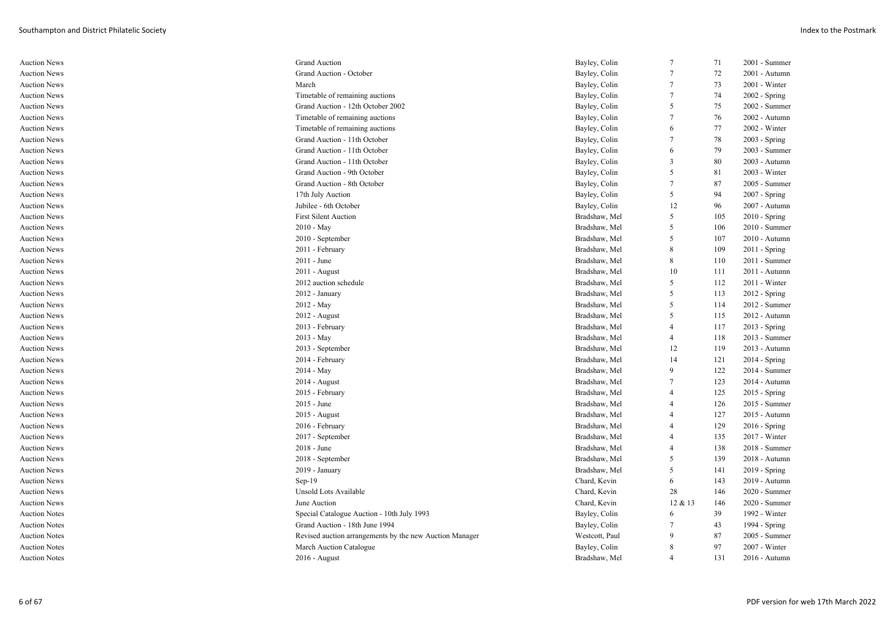| | | | | | |
|---|---|---|---|---|---|
| Auction News | Grand Auction | Bayley, Colin | 7 | 71 | 2001 - Summer |
| Auction News | Grand Auction - October | Bayley, Colin | 7 | 72 | 2001 - Autumn |
| Auction News | March | Bayley, Colin | 7 | 73 | 2001 - Winter |
| Auction News | Timetable of remaining auctions | Bayley, Colin | 7 | 74 | 2002 - Spring |
| Auction News | Grand Auction - 12th October 2002 | Bayley, Colin | 5 | 75 | 2002 - Summer |
| Auction News | Timetable of remaining auctions | Bayley, Colin | 7 | 76 | 2002 - Autumn |
| Auction News | Timetable of remaining auctions | Bayley, Colin | 6 | 77 | 2002 - Winter |
| Auction News | Grand Auction - 11th October | Bayley, Colin | 7 | 78 | 2003 - Spring |
| Auction News | Grand Auction - 11th October | Bayley, Colin | 6 | 79 | 2003 - Summer |
| Auction News | Grand Auction - 11th October | Bayley, Colin | 3 | 80 | 2003 - Autumn |
| Auction News | Grand Auction - 9th October | Bayley, Colin | 5 | 81 | 2003 - Winter |
| Auction News | Grand Auction - 8th October | Bayley, Colin | 7 | 87 | 2005 - Summer |
| Auction News | 17th July Auction | Bayley, Colin | 5 | 94 | 2007 - Spring |
| Auction News | Jubilee - 6th October | Bayley, Colin | 12 | 96 | 2007 - Autumn |
| Auction News | First Silent Auction | Bradshaw, Mel | 5 | 105 | 2010 - Spring |
| Auction News | 2010 - May | Bradshaw, Mel | 5 | 106 | 2010 - Summer |
| Auction News | 2010 - September | Bradshaw, Mel | 5 | 107 | 2010 - Autumn |
| Auction News | 2011 - February | Bradshaw, Mel | 8 | 109 | 2011 - Spring |
| Auction News | 2011 - June | Bradshaw, Mel | 8 | 110 | 2011 - Summer |
| Auction News | 2011 - August | Bradshaw, Mel | 10 | 111 | 2011 - Autumn |
| Auction News | 2012 auction schedule | Bradshaw, Mel | 5 | 112 | 2011 - Winter |
| Auction News | 2012 - January | Bradshaw, Mel | 5 | 113 | 2012 - Spring |
| Auction News | 2012 - May | Bradshaw, Mel | 5 | 114 | 2012 - Summer |
| Auction News | 2012 - August | Bradshaw, Mel | 5 | 115 | 2012 - Autumn |
| Auction News | 2013 - February | Bradshaw, Mel | 4 | 117 | 2013 - Spring |
| Auction News | 2013 - May | Bradshaw, Mel | 4 | 118 | 2013 - Summer |
| Auction News | 2013 - September | Bradshaw, Mel | 12 | 119 | 2013 - Autumn |
| Auction News | 2014 - February | Bradshaw, Mel | 14 | 121 | 2014 - Spring |
| Auction News | 2014 - May | Bradshaw, Mel | 9 | 122 | 2014 - Summer |
| Auction News | 2014 - August | Bradshaw, Mel | 7 | 123 | 2014 - Autumn |
| Auction News | 2015 - February | Bradshaw, Mel | 4 | 125 | 2015 - Spring |
| Auction News | 2015 - June | Bradshaw, Mel | 4 | 126 | 2015 - Summer |
| Auction News | 2015 - August | Bradshaw, Mel | 4 | 127 | 2015 - Autumn |
| Auction News | 2016 - February | Bradshaw, Mel | 4 | 129 | 2016 - Spring |
| Auction News | 2017 - September | Bradshaw, Mel | 4 | 135 | 2017 - Winter |
| Auction News | 2018 - June | Bradshaw, Mel | 4 | 138 | 2018 - Summer |
| Auction News | 2018 - September | Bradshaw, Mel | 5 | 139 | 2018 - Autumn |
| Auction News | 2019 - January | Bradshaw, Mel | 5 | 141 | 2019 - Spring |
| Auction News | Sep-19 | Chard, Kevin | 6 | 143 | 2019 - Autumn |
| Auction News | Unsold Lots Available | Chard, Kevin | 28 | 146 | 2020 - Summer |
| Auction News | June Auction | Chard, Kevin | 12 & 13 | 146 | 2020 - Summer |
| Auction Notes | Special Catalogue Auction - 10th July 1993 | Bayley, Colin | 6 | 39 | 1992 - Winter |
| Auction Notes | Grand Auction - 18th June 1994 | Bayley, Colin | 7 | 43 | 1994 - Spring |
| Auction Notes | Revised auction arrangements by the new Auction Manager | Westcott, Paul | 9 | 87 | 2005 - Summer |
| Auction Notes | March Auction Catalogue | Bayley, Colin | 8 | 97 | 2007 - Winter |
| Auction Notes | 2016 - August | Bradshaw, Mel | 4 | 131 | 2016 - Autumn |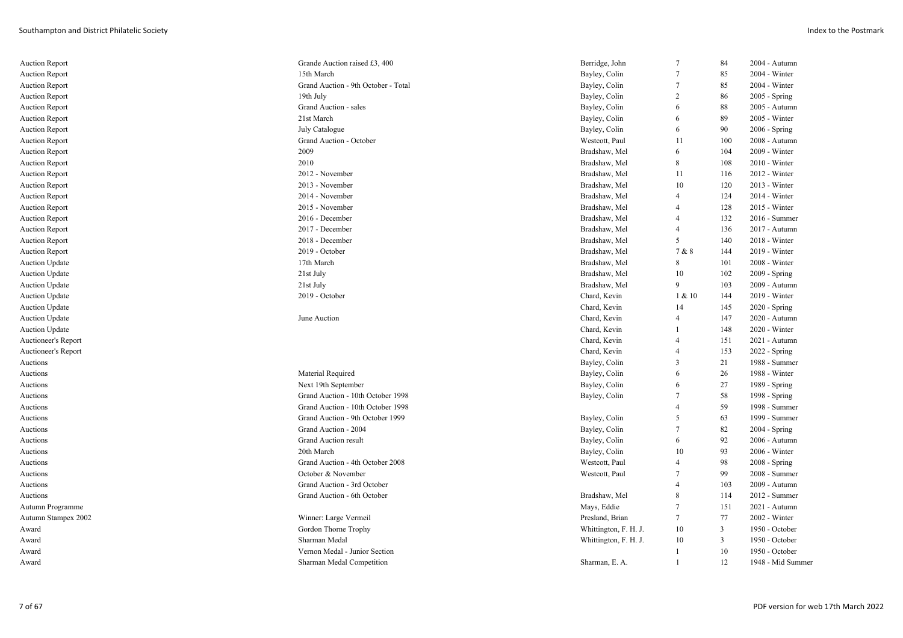| | | | | | |
|---|---|---|---|---|---|
| Auction Report | Grande Auction raised £3, 400 | Berridge, John | 7 | 84 | 2004 - Autumn |
| Auction Report | 15th March | Bayley, Colin | 7 | 85 | 2004 - Winter |
| Auction Report | Grand Auction - 9th October - Total | Bayley, Colin | 7 | 85 | 2004 - Winter |
| Auction Report | 19th July | Bayley, Colin | 2 | 86 | 2005 - Spring |
| Auction Report | Grand Auction - sales | Bayley, Colin | 6 | 88 | 2005 - Autumn |
| Auction Report | 21st March | Bayley, Colin | 6 | 89 | 2005 - Winter |
| Auction Report | July Catalogue | Bayley, Colin | 6 | 90 | 2006 - Spring |
| Auction Report | Grand Auction - October | Westcott, Paul | 11 | 100 | 2008 - Autumn |
| Auction Report | 2009 | Bradshaw, Mel | 6 | 104 | 2009 - Winter |
| Auction Report | 2010 | Bradshaw, Mel | 8 | 108 | 2010 - Winter |
| Auction Report | 2012 - November | Bradshaw, Mel | 11 | 116 | 2012 - Winter |
| Auction Report | 2013 - November | Bradshaw, Mel | 10 | 120 | 2013 - Winter |
| Auction Report | 2014 - November | Bradshaw, Mel | 4 | 124 | 2014 - Winter |
| Auction Report | 2015 - November | Bradshaw, Mel | 4 | 128 | 2015 - Winter |
| Auction Report | 2016 - December | Bradshaw, Mel | 4 | 132 | 2016 - Summer |
| Auction Report | 2017 - December | Bradshaw, Mel | 4 | 136 | 2017 - Autumn |
| Auction Report | 2018 - December | Bradshaw, Mel | 5 | 140 | 2018 - Winter |
| Auction Report | 2019 - October | Bradshaw, Mel | 7 & 8 | 144 | 2019 - Winter |
| Auction Update | 17th March | Bradshaw, Mel | 8 | 101 | 2008 - Winter |
| Auction Update | 21st July | Bradshaw, Mel | 10 | 102 | 2009 - Spring |
| Auction Update | 21st July | Bradshaw, Mel | 9 | 103 | 2009 - Autumn |
| Auction Update | 2019 - October | Chard, Kevin | 1 & 10 | 144 | 2019 - Winter |
| Auction Update | | Chard, Kevin | 14 | 145 | 2020 - Spring |
| Auction Update | June Auction | Chard, Kevin | 4 | 147 | 2020 - Autumn |
| Auction Update | | Chard, Kevin | 1 | 148 | 2020 - Winter |
| Auctioneer's Report | | Chard, Kevin | 4 | 151 | 2021 - Autumn |
| Auctioneer's Report | | Chard, Kevin | 4 | 153 | 2022 - Spring |
| Auctions | | Bayley, Colin | 3 | 21 | 1988 - Summer |
| Auctions | Material Required | Bayley, Colin | 6 | 26 | 1988 - Winter |
| Auctions | Next 19th September | Bayley, Colin | 6 | 27 | 1989 - Spring |
| Auctions | Grand Auction - 10th October 1998 | Bayley, Colin | 7 | 58 | 1998 - Spring |
| Auctions | Grand Auction - 10th October 1998 | | 4 | 59 | 1998 - Summer |
| Auctions | Grand Auction - 9th October 1999 | Bayley, Colin | 5 | 63 | 1999 - Summer |
| Auctions | Grand Auction - 2004 | Bayley, Colin | 7 | 82 | 2004 - Spring |
| Auctions | Grand Auction result | Bayley, Colin | 6 | 92 | 2006 - Autumn |
| Auctions | 20th March | Bayley, Colin | 10 | 93 | 2006 - Winter |
| Auctions | Grand Auction - 4th October 2008 | Westcott, Paul | 4 | 98 | 2008 - Spring |
| Auctions | October & November | Westcott, Paul | 7 | 99 | 2008 - Summer |
| Auctions | Grand Auction - 3rd October | | 4 | 103 | 2009 - Autumn |
| Auctions | Grand Auction - 6th October | Bradshaw, Mel | 8 | 114 | 2012 - Summer |
| Autumn Programme | | Mays, Eddie | 7 | 151 | 2021 - Autumn |
| Autumn Stampex 2002 | Winner: Large Vermeil | Presland, Brian | 7 | 77 | 2002 - Winter |
| Award | Gordon Thorne Trophy | Whittington, F. H. J. | 10 | 3 | 1950 - October |
| Award | Sharman Medal | Whittington, F. H. J. | 10 | 3 | 1950 - October |
| Award | Vernon Medal - Junior Section | | 1 | 10 | 1950 - October |
| Award | Sharman Medal Competition | Sharman, E. A. | 1 | 12 | 1948 - Mid Summer |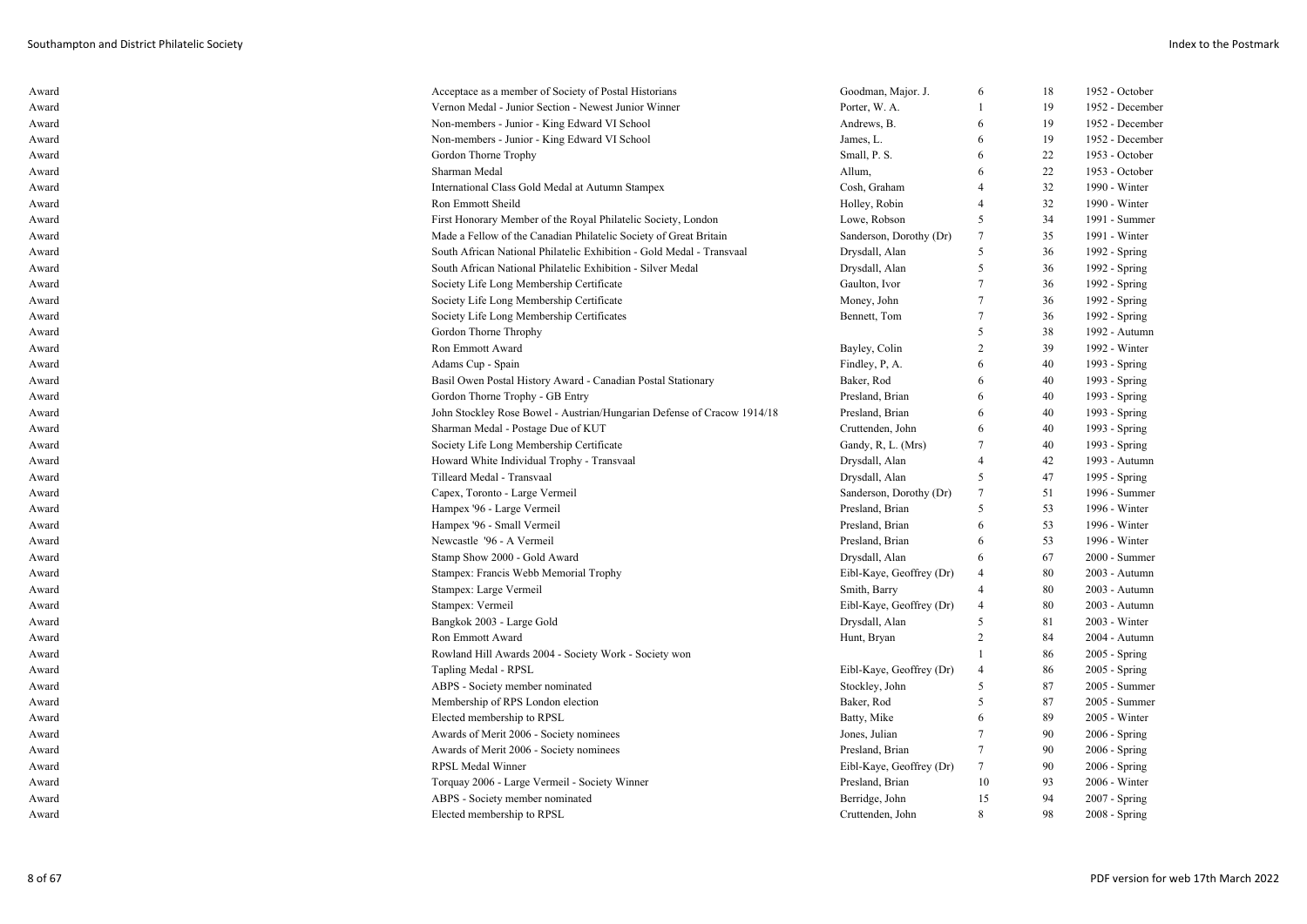| | | | | | |
|---|---|---|---|---|---|
| Award | Acceptace as a member of Society of Postal Historians | Goodman, Major. J. | 6 | 18 | 1952 - October |
| Award | Vernon Medal - Junior Section - Newest Junior Winner | Porter, W. A. | 1 | 19 | 1952 - December |
| Award | Non-members - Junior - King Edward VI School | Andrews, B. | 6 | 19 | 1952 - December |
| Award | Non-members - Junior - King Edward VI School | James, L. | 6 | 19 | 1952 - December |
| Award | Gordon Thorne Trophy | Small, P. S. | 6 | 22 | 1953 - October |
| Award | Sharman Medal | Allum, | 6 | 22 | 1953 - October |
| Award | International Class Gold Medal at Autumn Stampex | Cosh, Graham | 4 | 32 | 1990 - Winter |
| Award | Ron Emmott Sheild | Holley, Robin | 4 | 32 | 1990 - Winter |
| Award | First Honorary Member of the Royal Philatelic Society, London | Lowe, Robson | 5 | 34 | 1991 - Summer |
| Award | Made a Fellow of the Canadian Philatelic Society of Great Britain | Sanderson, Dorothy (Dr) | 7 | 35 | 1991 - Winter |
| Award | South African National Philatelic Exhibition - Gold Medal - Transvaal | Drysdall, Alan | 5 | 36 | 1992 - Spring |
| Award | South African National Philatelic Exhibition - Silver Medal | Drysdall, Alan | 5 | 36 | 1992 - Spring |
| Award | Society Life Long Membership Certificate | Gaulton, Ivor | 7 | 36 | 1992 - Spring |
| Award | Society Life Long Membership Certificate | Money, John | 7 | 36 | 1992 - Spring |
| Award | Society Life Long Membership Certificates | Bennett, Tom | 7 | 36 | 1992 - Spring |
| Award | Gordon Thorne Throphy | | 5 | 38 | 1992 - Autumn |
| Award | Ron Emmott Award | Bayley, Colin | 2 | 39 | 1992 - Winter |
| Award | Adams Cup - Spain | Findley, P, A. | 6 | 40 | 1993 - Spring |
| Award | Basil Owen Postal History Award - Canadian Postal Stationary | Baker, Rod | 6 | 40 | 1993 - Spring |
| Award | Gordon Thorne Trophy - GB Entry | Presland, Brian | 6 | 40 | 1993 - Spring |
| Award | John Stockley Rose Bowel - Austrian/Hungarian Defense of Cracow 1914/18 | Presland, Brian | 6 | 40 | 1993 - Spring |
| Award | Sharman Medal - Postage Due of KUT | Cruttenden, John | 6 | 40 | 1993 - Spring |
| Award | Society Life Long Membership Certificate | Gandy, R, L. (Mrs) | 7 | 40 | 1993 - Spring |
| Award | Howard White Individual Trophy - Transvaal | Drysdall, Alan | 4 | 42 | 1993 - Autumn |
| Award | Tilleard Medal - Transvaal | Drysdall, Alan | 5 | 47 | 1995 - Spring |
| Award | Capex, Toronto - Large Vermeil | Sanderson, Dorothy (Dr) | 7 | 51 | 1996 - Summer |
| Award | Hampex '96 - Large Vermeil | Presland, Brian | 5 | 53 | 1996 - Winter |
| Award | Hampex '96 - Small Vermeil | Presland, Brian | 6 | 53 | 1996 - Winter |
| Award | Newcastle '96 - A Vermeil | Presland, Brian | 6 | 53 | 1996 - Winter |
| Award | Stamp Show 2000 - Gold Award | Drysdall, Alan | 6 | 67 | 2000 - Summer |
| Award | Stampex: Francis Webb Memorial Trophy | Eibl-Kaye, Geoffrey (Dr) | 4 | 80 | 2003 - Autumn |
| Award | Stampex: Large Vermeil | Smith, Barry | 4 | 80 | 2003 - Autumn |
| Award | Stampex: Vermeil | Eibl-Kaye, Geoffrey (Dr) | 4 | 80 | 2003 - Autumn |
| Award | Bangkok 2003 - Large Gold | Drysdall, Alan | 5 | 81 | 2003 - Winter |
| Award | Ron Emmott Award | Hunt, Bryan | 2 | 84 | 2004 - Autumn |
| Award | Rowland Hill Awards 2004 - Society Work - Society won | | 1 | 86 | 2005 - Spring |
| Award | Tapling Medal - RPSL | Eibl-Kaye, Geoffrey (Dr) | 4 | 86 | 2005 - Spring |
| Award | ABPS - Society member nominated | Stockley, John | 5 | 87 | 2005 - Summer |
| Award | Membership of RPS London election | Baker, Rod | 5 | 87 | 2005 - Summer |
| Award | Elected membership to RPSL | Batty, Mike | 6 | 89 | 2005 - Winter |
| Award | Awards of Merit 2006 - Society nominees | Jones, Julian | 7 | 90 | 2006 - Spring |
| Award | Awards of Merit 2006 - Society nominees | Presland, Brian | 7 | 90 | 2006 - Spring |
| Award | RPSL Medal Winner | Eibl-Kaye, Geoffrey (Dr) | 7 | 90 | 2006 - Spring |
| Award | Torquay 2006 - Large Vermeil - Society Winner | Presland, Brian | 10 | 93 | 2006 - Winter |
| Award | ABPS - Society member nominated | Berridge, John | 15 | 94 | 2007 - Spring |
| Award | Elected membership to RPSL | Cruttenden, John | 8 | 98 | 2008 - Spring |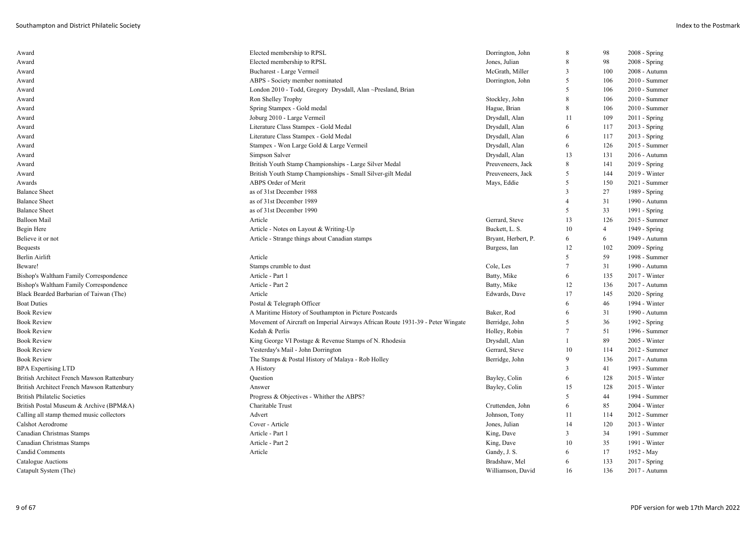| | | | | | |
|---|---|---|---|---|---|
| Award | Elected membership to RPSL | Dorrington, John | 8 | 98 | 2008 - Spring |
| Award | Elected membership to RPSL | Jones, Julian | 8 | 98 | 2008 - Spring |
| Award | Bucharest - Large Vermeil | McGrath, Miller | 3 | 100 | 2008 - Autumn |
| Award | ABPS - Society member nominated | Dorrington, John | 5 | 106 | 2010 - Summer |
| Award | London 2010 - Todd, Gregory Drysdall, Alan ~Presland, Brian | | 5 | 106 | 2010 - Summer |
| Award | Ron Shelley Trophy | Stockley, John | 8 | 106 | 2010 - Summer |
| Award | Spring Stampex - Gold medal | Hague, Brian | 8 | 106 | 2010 - Summer |
| Award | Joburg 2010 - Large Vermeil | Drysdall, Alan | 11 | 109 | 2011 - Spring |
| Award | Literature Class Stampex - Gold Medal | Drysdall, Alan | 6 | 117 | 2013 - Spring |
| Award | Literature Class Stampex - Gold Medal | Drysdall, Alan | 6 | 117 | 2013 - Spring |
| Award | Stampex - Won Large Gold & Large Vermeil | Drysdall, Alan | 6 | 126 | 2015 - Summer |
| Award | Simpson Salver | Drysdall, Alan | 13 | 131 | 2016 - Autumn |
| Award | British Youth Stamp Championships - Large Silver Medal | Preuveneers, Jack | 8 | 141 | 2019 - Spring |
| Award | British Youth Stamp Championships - Small Silver-gilt Medal | Preuveneers, Jack | 5 | 144 | 2019 - Winter |
| Awards | ABPS Order of Merit | Mays, Eddie | 5 | 150 | 2021 - Summer |
| Balance Sheet | as of 31st December 1988 | | 3 | 27 | 1989 - Spring |
| Balance Sheet | as of 31st December 1989 | | 4 | 31 | 1990 - Autumn |
| Balance Sheet | as of 31st December 1990 | | 5 | 33 | 1991 - Spring |
| Balloon Mail | Article | Gerrard, Steve | 13 | 126 | 2015 - Summer |
| Begin Here | Article - Notes on Layout & Writing-Up | Buckett, L. S. | 10 | 4 | 1949 - Spring |
| Believe it or not | Article - Strange things about Canadian stamps | Bryant, Herbert, P. | 6 | 6 | 1949 - Autumn |
| Bequests | | Burgess, Ian | 12 | 102 | 2009 - Spring |
| Berlin Airlift | Article | | 5 | 59 | 1998 - Summer |
| Beware! | Stamps crumble to dust | Cole, Les | 7 | 31 | 1990 - Autumn |
| Bishop's Waltham Family Correspondence | Article - Part 1 | Batty, Mike | 6 | 135 | 2017 - Winter |
| Bishop's Waltham Family Correspondence | Article - Part 2 | Batty, Mike | 12 | 136 | 2017 - Autumn |
| Black Bearded Barbarian of Taiwan (The) | Article | Edwards, Dave | 17 | 145 | 2020 - Spring |
| Boat Duties | Postal & Telegraph Officer | | 6 | 46 | 1994 - Winter |
| Book Review | A Maritime History of Southampton in Picture Postcards | Baker, Rod | 6 | 31 | 1990 - Autumn |
| Book Review | Movement of Aircraft on Imperial Airways African Route 1931-39 - Peter Wingate | Berridge, John | 5 | 36 | 1992 - Spring |
| Book Review | Kedah & Perlis | Holley, Robin | 7 | 51 | 1996 - Summer |
| Book Review | King George VI Postage & Revenue Stamps of N. Rhodesia | Drysdall, Alan | 1 | 89 | 2005 - Winter |
| Book Review | Yesterday's Mail - John Dorrington | Gerrard, Steve | 10 | 114 | 2012 - Summer |
| Book Review | The Stamps & Postal History of Malaya - Rob Holley | Berridge, John | 9 | 136 | 2017 - Autumn |
| BPA Expertising LTD | A History | | 3 | 41 | 1993 - Summer |
| British Architect French Mawson Rattenbury | Question | Bayley, Colin | 6 | 128 | 2015 - Winter |
| British Architect French Mawson Rattenbury | Answer | Bayley, Colin | 15 | 128 | 2015 - Winter |
| British Philatelic Societies | Progress & Objectives - Whither the ABPS? | | 5 | 44 | 1994 - Summer |
| British Postal Museum & Archive (BPM&A) | Charitable Trust | Cruttenden, John | 6 | 85 | 2004 - Winter |
| Calling all stamp themed music collectors | Advert | Johnson, Tony | 11 | 114 | 2012 - Summer |
| Calshot Aerodrome | Cover - Article | Jones, Julian | 14 | 120 | 2013 - Winter |
| Canadian Christmas Stamps | Article - Part 1 | King, Dave | 3 | 34 | 1991 - Summer |
| Canadian Christmas Stamps | Article - Part 2 | King, Dave | 10 | 35 | 1991 - Winter |
| Candid Comments | Article | Gandy, J. S. | 6 | 17 | 1952 - May |
| Catalogue Auctions | | Bradshaw, Mel | 6 | 133 | 2017 - Spring |
| Catapult System (The) | | Williamson, David | 16 | 136 | 2017 - Autumn |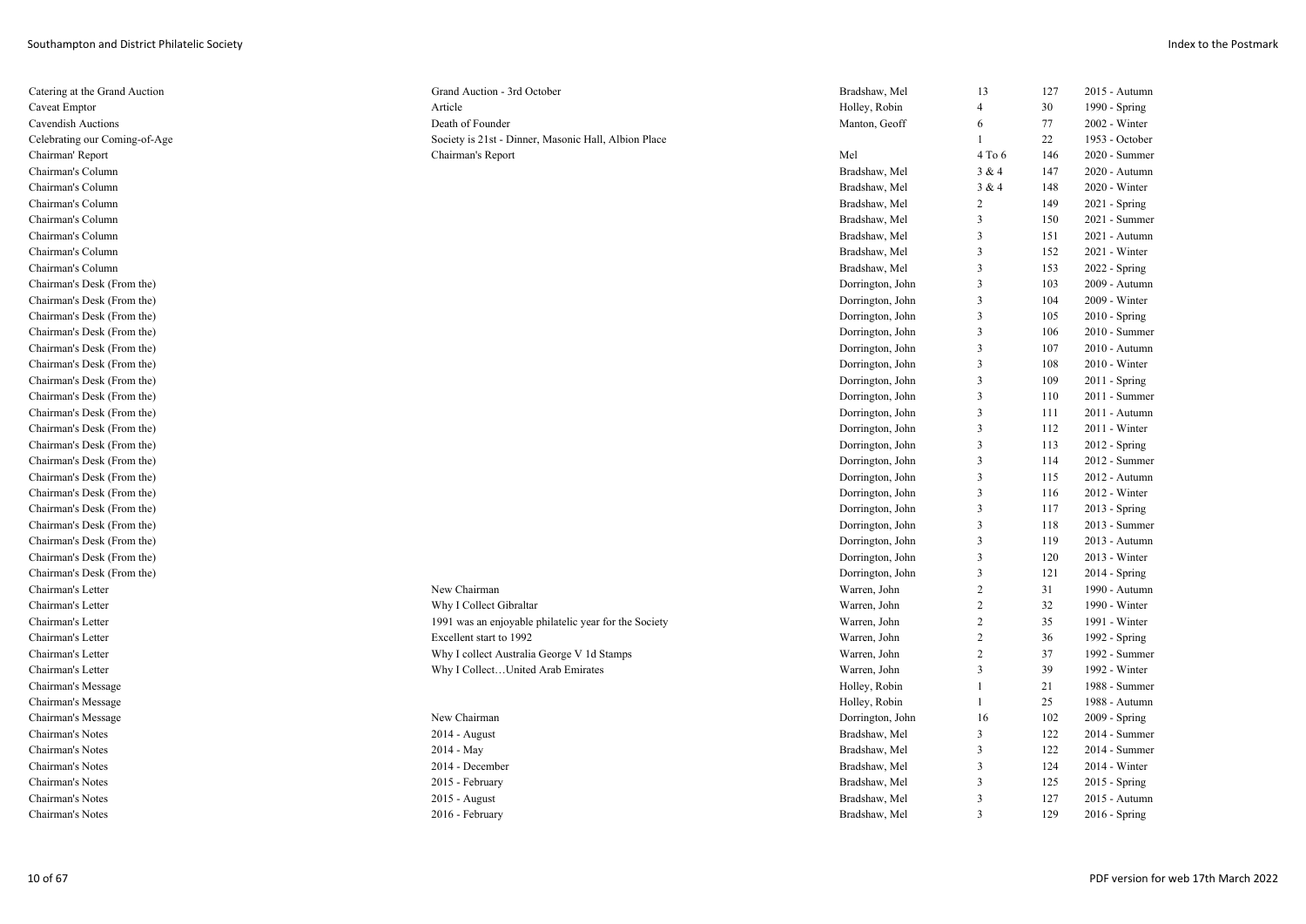| | | | | | |
|---|---|---|---|---|---|
| Catering at the Grand Auction | Grand Auction - 3rd October | Bradshaw, Mel | 13 | 127 | 2015 - Autumn |
| Caveat Emptor | Article | Holley, Robin | 4 | 30 | 1990 - Spring |
| Cavendish Auctions | Death of Founder | Manton, Geoff | 6 | 77 | 2002 - Winter |
| Celebrating our Coming-of-Age | Society is 21st - Dinner, Masonic Hall, Albion Place | | 1 | 22 | 1953 - October |
| Chairman' Report | Chairman's Report | Mel | 4 To 6 | 146 | 2020 - Summer |
| Chairman's Column | | Bradshaw, Mel | 3 & 4 | 147 | 2020 - Autumn |
| Chairman's Column | | Bradshaw, Mel | 3 & 4 | 148 | 2020 - Winter |
| Chairman's Column | | Bradshaw, Mel | 2 | 149 | 2021 - Spring |
| Chairman's Column | | Bradshaw, Mel | 3 | 150 | 2021 - Summer |
| Chairman's Column | | Bradshaw, Mel | 3 | 151 | 2021 - Autumn |
| Chairman's Column | | Bradshaw, Mel | 3 | 152 | 2021 - Winter |
| Chairman's Column | | Bradshaw, Mel | 3 | 153 | 2022 - Spring |
| Chairman's Desk (From the) | | Dorrington, John | 3 | 103 | 2009 - Autumn |
| Chairman's Desk (From the) | | Dorrington, John | 3 | 104 | 2009 - Winter |
| Chairman's Desk (From the) | | Dorrington, John | 3 | 105 | 2010 - Spring |
| Chairman's Desk (From the) | | Dorrington, John | 3 | 106 | 2010 - Summer |
| Chairman's Desk (From the) | | Dorrington, John | 3 | 107 | 2010 - Autumn |
| Chairman's Desk (From the) | | Dorrington, John | 3 | 108 | 2010 - Winter |
| Chairman's Desk (From the) | | Dorrington, John | 3 | 109 | 2011 - Spring |
| Chairman's Desk (From the) | | Dorrington, John | 3 | 110 | 2011 - Summer |
| Chairman's Desk (From the) | | Dorrington, John | 3 | 111 | 2011 - Autumn |
| Chairman's Desk (From the) | | Dorrington, John | 3 | 112 | 2011 - Winter |
| Chairman's Desk (From the) | | Dorrington, John | 3 | 113 | 2012 - Spring |
| Chairman's Desk (From the) | | Dorrington, John | 3 | 114 | 2012 - Summer |
| Chairman's Desk (From the) | | Dorrington, John | 3 | 115 | 2012 - Autumn |
| Chairman's Desk (From the) | | Dorrington, John | 3 | 116 | 2012 - Winter |
| Chairman's Desk (From the) | | Dorrington, John | 3 | 117 | 2013 - Spring |
| Chairman's Desk (From the) | | Dorrington, John | 3 | 118 | 2013 - Summer |
| Chairman's Desk (From the) | | Dorrington, John | 3 | 119 | 2013 - Autumn |
| Chairman's Desk (From the) | | Dorrington, John | 3 | 120 | 2013 - Winter |
| Chairman's Desk (From the) | | Dorrington, John | 3 | 121 | 2014 - Spring |
| Chairman's Letter | New Chairman | Warren, John | 2 | 31 | 1990 - Autumn |
| Chairman's Letter | Why I Collect Gibraltar | Warren, John | 2 | 32 | 1990 - Winter |
| Chairman's Letter | 1991 was an enjoyable philatelic year for the Society | Warren, John | 2 | 35 | 1991 - Winter |
| Chairman's Letter | Excellent start to 1992 | Warren, John | 2 | 36 | 1992 - Spring |
| Chairman's Letter | Why I collect Australia George V 1d Stamps | Warren, John | 2 | 37 | 1992 - Summer |
| Chairman's Letter | Why I Collect…United Arab Emirates | Warren, John | 3 | 39 | 1992 - Winter |
| Chairman's Message | | Holley, Robin | 1 | 21 | 1988 - Summer |
| Chairman's Message | | Holley, Robin | 1 | 25 | 1988 - Autumn |
| Chairman's Message | New Chairman | Dorrington, John | 16 | 102 | 2009 - Spring |
| Chairman's Notes | 2014 - August | Bradshaw, Mel | 3 | 122 | 2014 - Summer |
| Chairman's Notes | 2014 - May | Bradshaw, Mel | 3 | 122 | 2014 - Summer |
| Chairman's Notes | 2014 - December | Bradshaw, Mel | 3 | 124 | 2014 - Winter |
| Chairman's Notes | 2015 - February | Bradshaw, Mel | 3 | 125 | 2015 - Spring |
| Chairman's Notes | 2015 - August | Bradshaw, Mel | 3 | 127 | 2015 - Autumn |
| Chairman's Notes | 2016 - February | Bradshaw, Mel | 3 | 129 | 2016 - Spring |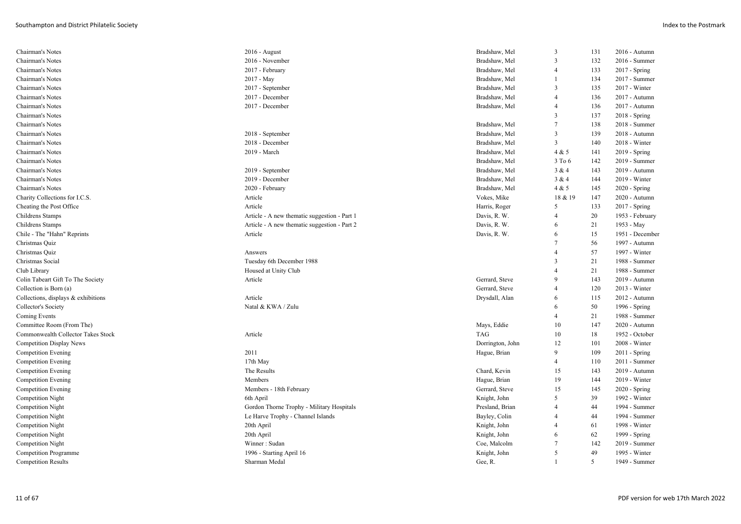| | | | | | |
|---|---|---|---|---|---|
| Chairman's Notes | 2016 - August | Bradshaw, Mel | 3 | 131 | 2016 - Autumn |
| Chairman's Notes | 2016 - November | Bradshaw, Mel | 3 | 132 | 2016 - Summer |
| Chairman's Notes | 2017 - February | Bradshaw, Mel | 4 | 133 | 2017 - Spring |
| Chairman's Notes | 2017 - May | Bradshaw, Mel | 1 | 134 | 2017 - Summer |
| Chairman's Notes | 2017 - September | Bradshaw, Mel | 3 | 135 | 2017 - Winter |
| Chairman's Notes | 2017 - December | Bradshaw, Mel | 4 | 136 | 2017 - Autumn |
| Chairman's Notes | 2017 - December | Bradshaw, Mel | 4 | 136 | 2017 - Autumn |
| Chairman's Notes | | | 3 | 137 | 2018 - Spring |
| Chairman's Notes | | Bradshaw, Mel | 7 | 138 | 2018 - Summer |
| Chairman's Notes | 2018 - September | Bradshaw, Mel | 3 | 139 | 2018 - Autumn |
| Chairman's Notes | 2018 - December | Bradshaw, Mel | 3 | 140 | 2018 - Winter |
| Chairman's Notes | 2019 - March | Bradshaw, Mel | 4 & 5 | 141 | 2019 - Spring |
| Chairman's Notes | | Bradshaw, Mel | 3 To 6 | 142 | 2019 - Summer |
| Chairman's Notes | 2019 - September | Bradshaw, Mel | 3 & 4 | 143 | 2019 - Autumn |
| Chairman's Notes | 2019 - December | Bradshaw, Mel | 3 & 4 | 144 | 2019 - Winter |
| Chairman's Notes | 2020 - February | Bradshaw, Mel | 4 & 5 | 145 | 2020 - Spring |
| Charity Collections for I.C.S. | Article | Vokes, Mike | 18 & 19 | 147 | 2020 - Autumn |
| Cheating the Post Office | Article | Harris, Roger | 5 | 133 | 2017 - Spring |
| Childrens Stamps | Article - A new thematic suggestion - Part 1 | Davis, R. W. | 4 | 20 | 1953 - February |
| Childrens Stamps | Article - A new thematic suggestion - Part 2 | Davis, R. W. | 6 | 21 | 1953 - May |
| Chile - The "Hahn" Reprints | Article | Davis, R. W. | 6 | 15 | 1951 - December |
| Christmas Quiz | | | 7 | 56 | 1997 - Autumn |
| Christmas Quiz | Answers | | 4 | 57 | 1997 - Winter |
| Christmas Social | Tuesday 6th December 1988 | | 3 | 21 | 1988 - Summer |
| Club Library | Housed at Unity Club | | 4 | 21 | 1988 - Summer |
| Colin Tabeart Gift To The Society | Article | Gerrard, Steve | 9 | 143 | 2019 - Autumn |
| Collection is Born (a) | | Gerrard, Steve | 4 | 120 | 2013 - Winter |
| Collections, displays & exhibitions | Article | Drysdall, Alan | 6 | 115 | 2012 - Autumn |
| Collector's Society | Natal & KWA / Zulu | | 6 | 50 | 1996 - Spring |
| Coming Events | | | 4 | 21 | 1988 - Summer |
| Committee Room (From The) | | Mays, Eddie | 10 | 147 | 2020 - Autumn |
| Commonwealth Collector Takes Stock | Article | TAG | 10 | 18 | 1952 - October |
| Competition Display News | | Dorrington, John | 12 | 101 | 2008 - Winter |
| Competition Evening | 2011 | Hague, Brian | 9 | 109 | 2011 - Spring |
| Competition Evening | 17th May | | 4 | 110 | 2011 - Summer |
| Competition Evening | The Results | Chard, Kevin | 15 | 143 | 2019 - Autumn |
| Competition Evening | Members | Hague, Brian | 19 | 144 | 2019 - Winter |
| Competition Evening | Members - 18th February | Gerrard, Steve | 15 | 145 | 2020 - Spring |
| Competition Night | 6th April | Knight, John | 5 | 39 | 1992 - Winter |
| Competition Night | Gordon Thorne Trophy - Military Hospitals | Presland, Brian | 4 | 44 | 1994 - Summer |
| Competition Night | Le Harve Trophy - Channel Islands | Bayley, Colin | 4 | 44 | 1994 - Summer |
| Competition Night | 20th April | Knight, John | 4 | 61 | 1998 - Winter |
| Competition Night | 20th April | Knight, John | 6 | 62 | 1999 - Spring |
| Competition Night | Winner : Sudan | Coe, Malcolm | 7 | 142 | 2019 - Summer |
| Competition Programme | 1996 - Starting April 16 | Knight, John | 5 | 49 | 1995 - Winter |
| Competition Results | Sharman Medal | Gee, R. | 1 | 5 | 1949 - Summer |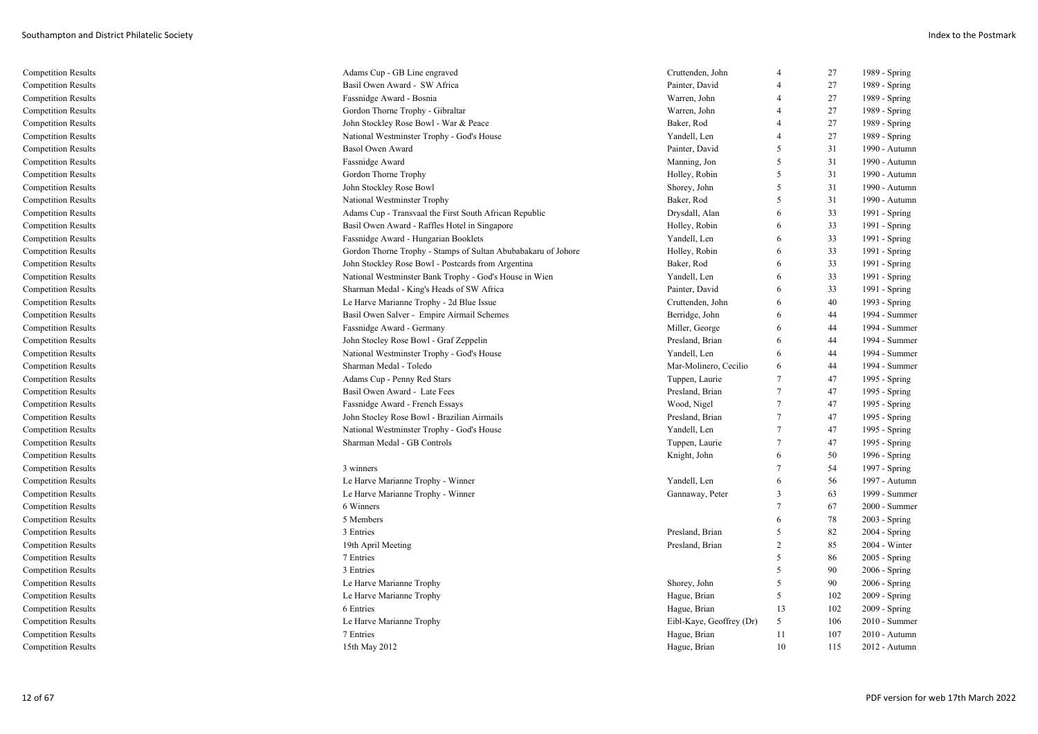| | | | | | |
|---|---|---|---|---|---|
| Competition Results | Adams Cup - GB Line engraved | Cruttenden, John | 4 | 27 | 1989 - Spring |
| Competition Results | Basil Owen Award - SW Africa | Painter, David | 4 | 27 | 1989 - Spring |
| Competition Results | Fassnidge Award - Bosnia | Warren, John | 4 | 27 | 1989 - Spring |
| Competition Results | Gordon Thorne Trophy - Gibraltar | Warren, John | 4 | 27 | 1989 - Spring |
| Competition Results | John Stockley Rose Bowl - War & Peace | Baker, Rod | 4 | 27 | 1989 - Spring |
| Competition Results | National Westminster Trophy - God's House | Yandell, Len | 4 | 27 | 1989 - Spring |
| Competition Results | Basol Owen Award | Painter, David | 5 | 31 | 1990 - Autumn |
| Competition Results | Fassnidge Award | Manning, Jon | 5 | 31 | 1990 - Autumn |
| Competition Results | Gordon Thorne Trophy | Holley, Robin | 5 | 31 | 1990 - Autumn |
| Competition Results | John Stockley Rose Bowl | Shorey, John | 5 | 31 | 1990 - Autumn |
| Competition Results | National Westminster Trophy | Baker, Rod | 5 | 31 | 1990 - Autumn |
| Competition Results | Adams Cup - Transvaal the First South African Republic | Drysdall, Alan | 6 | 33 | 1991 - Spring |
| Competition Results | Basil Owen Award - Raffles Hotel in Singapore | Holley, Robin | 6 | 33 | 1991 - Spring |
| Competition Results | Fassnidge Award - Hungarian Booklets | Yandell, Len | 6 | 33 | 1991 - Spring |
| Competition Results | Gordon Thorne Trophy - Stamps of Sultan Abubabakaru of Johore | Holley, Robin | 6 | 33 | 1991 - Spring |
| Competition Results | John Stockley Rose Bowl - Postcards from Argentina | Baker, Rod | 6 | 33 | 1991 - Spring |
| Competition Results | National Westminster Bank Trophy - God's House in Wien | Yandell, Len | 6 | 33 | 1991 - Spring |
| Competition Results | Sharman Medal - King's Heads of SW Africa | Painter, David | 6 | 33 | 1991 - Spring |
| Competition Results | Le Harve Marianne Trophy - 2d Blue Issue | Cruttenden, John | 6 | 40 | 1993 - Spring |
| Competition Results | Basil Owen Salver - Empire Airmail Schemes | Berridge, John | 6 | 44 | 1994 - Summer |
| Competition Results | Fassnidge Award - Germany | Miller, George | 6 | 44 | 1994 - Summer |
| Competition Results | John Stocley Rose Bowl - Graf Zeppelin | Presland, Brian | 6 | 44 | 1994 - Summer |
| Competition Results | National Westminster Trophy - God's House | Yandell, Len | 6 | 44 | 1994 - Summer |
| Competition Results | Sharman Medal - Toledo | Mar-Molinero, Cecilio | 6 | 44 | 1994 - Summer |
| Competition Results | Adams Cup - Penny Red Stars | Tuppen, Laurie | 7 | 47 | 1995 - Spring |
| Competition Results | Basil Owen Award - Late Fees | Presland, Brian | 7 | 47 | 1995 - Spring |
| Competition Results | Fassnidge Award - French Essays | Wood, Nigel | 7 | 47 | 1995 - Spring |
| Competition Results | John Stocley Rose Bowl - Brazilian Airmails | Presland, Brian | 7 | 47 | 1995 - Spring |
| Competition Results | National Westminster Trophy - God's House | Yandell, Len | 7 | 47 | 1995 - Spring |
| Competition Results | Sharman Medal - GB Controls | Tuppen, Laurie | 7 | 47 | 1995 - Spring |
| Competition Results | | Knight, John | 6 | 50 | 1996 - Spring |
| Competition Results | 3 winners | | 7 | 54 | 1997 - Spring |
| Competition Results | Le Harve Marianne Trophy - Winner | Yandell, Len | 6 | 56 | 1997 - Autumn |
| Competition Results | Le Harve Marianne Trophy - Winner | Gannaway, Peter | 3 | 63 | 1999 - Summer |
| Competition Results | 6 Winners | | 7 | 67 | 2000 - Summer |
| Competition Results | 5 Members | | 6 | 78 | 2003 - Spring |
| Competition Results | 3 Entries | Presland, Brian | 5 | 82 | 2004 - Spring |
| Competition Results | 19th April Meeting | Presland, Brian | 2 | 85 | 2004 - Winter |
| Competition Results | 7 Entries | | 5 | 86 | 2005 - Spring |
| Competition Results | 3 Entries | | 5 | 90 | 2006 - Spring |
| Competition Results | Le Harve Marianne Trophy | Shorey, John | 5 | 90 | 2006 - Spring |
| Competition Results | Le Harve Marianne Trophy | Hague, Brian | 5 | 102 | 2009 - Spring |
| Competition Results | 6 Entries | Hague, Brian | 13 | 102 | 2009 - Spring |
| Competition Results | Le Harve Marianne Trophy | Eibl-Kaye, Geoffrey (Dr) | 5 | 106 | 2010 - Summer |
| Competition Results | 7 Entries | Hague, Brian | 11 | 107 | 2010 - Autumn |
| Competition Results | 15th May 2012 | Hague, Brian | 10 | 115 | 2012 - Autumn |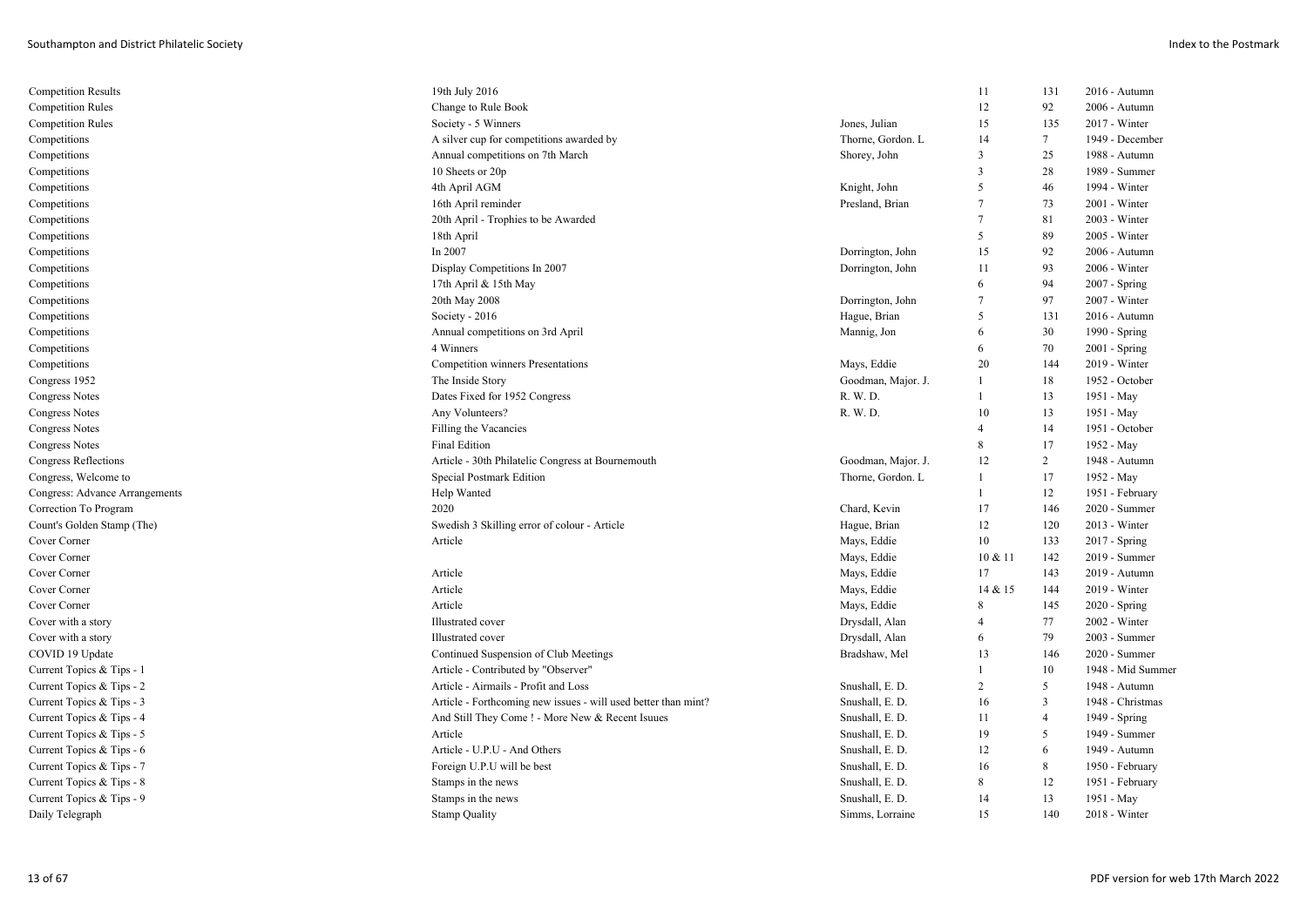| | | | | | |
|---|---|---|---|---|---|
| Competition Results | 19th July 2016 | | 11 | 131 | 2016 - Autumn |
| Competition Rules | Change to Rule Book | | 12 | 92 | 2006 - Autumn |
| Competition Rules | Society - 5 Winners | Jones, Julian | 15 | 135 | 2017 - Winter |
| Competitions | A silver cup for competitions awarded by | Thorne, Gordon. L | 14 | 7 | 1949 - December |
| Competitions | Annual competitions on 7th March | Shorey, John | 3 | 25 | 1988 - Autumn |
| Competitions | 10 Sheets or 20p | | 3 | 28 | 1989 - Summer |
| Competitions | 4th April AGM | Knight, John | 5 | 46 | 1994 - Winter |
| Competitions | 16th April reminder | Presland, Brian | 7 | 73 | 2001 - Winter |
| Competitions | 20th April - Trophies to be Awarded | | 7 | 81 | 2003 - Winter |
| Competitions | 18th April | | 5 | 89 | 2005 - Winter |
| Competitions | In 2007 | Dorrington, John | 15 | 92 | 2006 - Autumn |
| Competitions | Display Competitions In 2007 | Dorrington, John | 11 | 93 | 2006 - Winter |
| Competitions | 17th April & 15th May | | 6 | 94 | 2007 - Spring |
| Competitions | 20th May 2008 | Dorrington, John | 7 | 97 | 2007 - Winter |
| Competitions | Society - 2016 | Hague, Brian | 5 | 131 | 2016 - Autumn |
| Competitions | Annual competitions on 3rd April | Mannig, Jon | 6 | 30 | 1990 - Spring |
| Competitions | 4 Winners | | 6 | 70 | 2001 - Spring |
| Competitions | Competition winners Presentations | Mays, Eddie | 20 | 144 | 2019 - Winter |
| Congress 1952 | The Inside Story | Goodman, Major. J. | 1 | 18 | 1952 - October |
| Congress Notes | Dates Fixed for 1952 Congress | R. W. D. | 1 | 13 | 1951 - May |
| Congress Notes | Any Volunteers? | R. W. D. | 10 | 13 | 1951 - May |
| Congress Notes | Filling the Vacancies | | 4 | 14 | 1951 - October |
| Congress Notes | Final Edition | | 8 | 17 | 1952 - May |
| Congress Reflections | Article - 30th Philatelic Congress at Bournemouth | Goodman, Major. J. | 12 | 2 | 1948 - Autumn |
| Congress, Welcome to | Special Postmark Edition | Thorne, Gordon. L | 1 | 17 | 1952 - May |
| Congress: Advance Arrangements | Help Wanted | | 1 | 12 | 1951 - February |
| Correction To Program | 2020 | Chard, Kevin | 17 | 146 | 2020 - Summer |
| Count's Golden Stamp (The) | Swedish 3 Skilling error of colour - Article | Hague, Brian | 12 | 120 | 2013 - Winter |
| Cover Corner | Article | Mays, Eddie | 10 | 133 | 2017 - Spring |
| Cover Corner | | Mays, Eddie | 10 & 11 | 142 | 2019 - Summer |
| Cover Corner | Article | Mays, Eddie | 17 | 143 | 2019 - Autumn |
| Cover Corner | Article | Mays, Eddie | 14 & 15 | 144 | 2019 - Winter |
| Cover Corner | Article | Mays, Eddie | 8 | 145 | 2020 - Spring |
| Cover with a story | Illustrated cover | Drysdall, Alan | 4 | 77 | 2002 - Winter |
| Cover with a story | Illustrated cover | Drysdall, Alan | 6 | 79 | 2003 - Summer |
| COVID 19 Update | Continued Suspension of Club Meetings | Bradshaw, Mel | 13 | 146 | 2020 - Summer |
| Current Topics & Tips - 1 | Article - Contributed by "Observer" | | 1 | 10 | 1948 - Mid Summer |
| Current Topics & Tips - 2 | Article - Airmails - Profit and Loss | Snushall, E. D. | 2 | 5 | 1948 - Autumn |
| Current Topics & Tips - 3 | Article - Forthcoming new issues - will used better than mint? | Snushall, E. D. | 16 | 3 | 1948 - Christmas |
| Current Topics & Tips - 4 | And Still They Come ! - More New & Recent Isuues | Snushall, E. D. | 11 | 4 | 1949 - Spring |
| Current Topics & Tips - 5 | Article | Snushall, E. D. | 19 | 5 | 1949 - Summer |
| Current Topics & Tips - 6 | Article - U.P.U - And Others | Snushall, E. D. | 12 | 6 | 1949 - Autumn |
| Current Topics & Tips - 7 | Foreign U.P.U will be best | Snushall, E. D. | 16 | 8 | 1950 - February |
| Current Topics & Tips - 8 | Stamps in the news | Snushall, E. D. | 8 | 12 | 1951 - February |
| Current Topics & Tips - 9 | Stamps in the news | Snushall, E. D. | 14 | 13 | 1951 - May |
| Daily Telegraph | Stamp Quality | Simms, Lorraine | 15 | 140 | 2018 - Winter |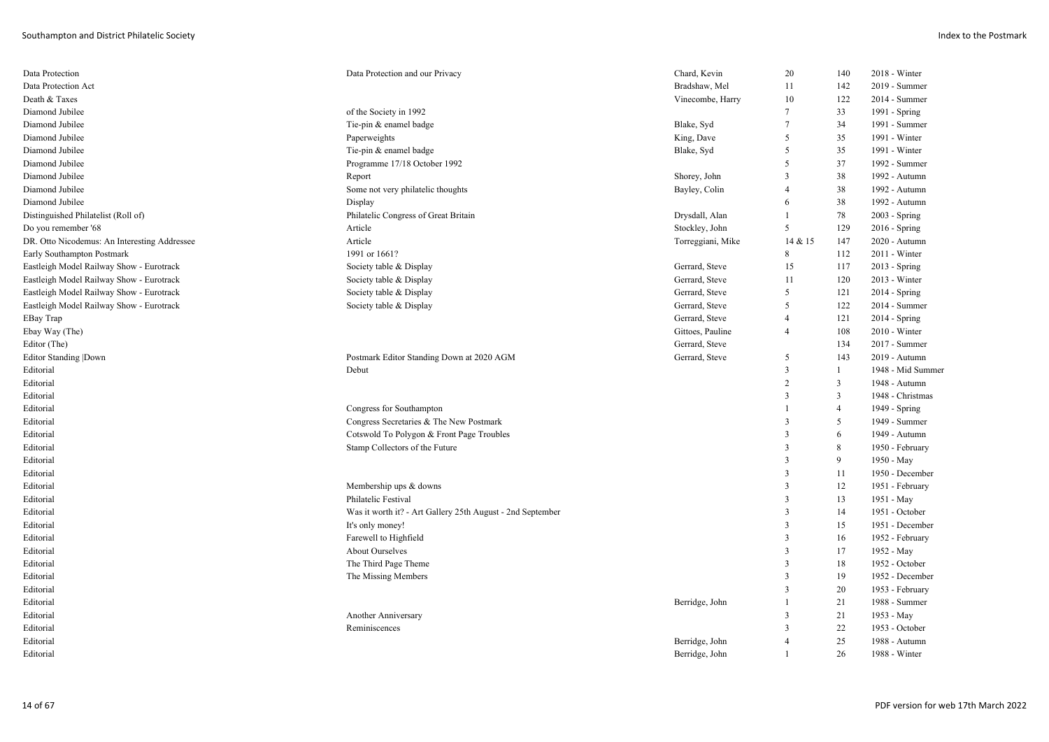| | | | | | |
|---|---|---|---|---|---|
| Data Protection | Data Protection and our Privacy | Chard, Kevin | 20 | 140 | 2018 - Winter |
| Data Protection Act | | Bradshaw, Mel | 11 | 142 | 2019 - Summer |
| Death & Taxes | | Vinecombe, Harry | 10 | 122 | 2014 - Summer |
| Diamond Jubilee | of the Society in 1992 | | 7 | 33 | 1991 - Spring |
| Diamond Jubilee | Tie-pin & enamel badge | Blake, Syd | 7 | 34 | 1991 - Summer |
| Diamond Jubilee | Paperweights | King, Dave | 5 | 35 | 1991 - Winter |
| Diamond Jubilee | Tie-pin & enamel badge | Blake, Syd | 5 | 35 | 1991 - Winter |
| Diamond Jubilee | Programme 17/18 October 1992 | | 5 | 37 | 1992 - Summer |
| Diamond Jubilee | Report | Shorey, John | 3 | 38 | 1992 - Autumn |
| Diamond Jubilee | Some not very philatelic thoughts | Bayley, Colin | 4 | 38 | 1992 - Autumn |
| Diamond Jubilee | Display | | 6 | 38 | 1992 - Autumn |
| Distinguished Philatelist (Roll of) | Philatelic Congress of Great Britain | Drysdall, Alan | 1 | 78 | 2003 - Spring |
| Do you remember '68 | Article | Stockley, John | 5 | 129 | 2016 - Spring |
| DR. Otto Nicodemus: An Interesting Addressee | Article | Torreggiani, Mike | 14 & 15 | 147 | 2020 - Autumn |
| Early Southampton Postmark | 1991 or 1661? | | 8 | 112 | 2011 - Winter |
| Eastleigh Model Railway Show - Eurotrack | Society table & Display | Gerrard, Steve | 15 | 117 | 2013 - Spring |
| Eastleigh Model Railway Show - Eurotrack | Society table & Display | Gerrard, Steve | 11 | 120 | 2013 - Winter |
| Eastleigh Model Railway Show - Eurotrack | Society table & Display | Gerrard, Steve | 5 | 121 | 2014 - Spring |
| Eastleigh Model Railway Show - Eurotrack | Society table & Display | Gerrard, Steve | 5 | 122 | 2014 - Summer |
| EBay Trap | | Gerrard, Steve | 4 | 121 | 2014 - Spring |
| Ebay Way (The) | | Gittoes, Pauline | 4 | 108 | 2010 - Winter |
| Editor (The) | | Gerrard, Steve | | 134 | 2017 - Summer |
| Editor Standing \|Down | Postmark Editor Standing Down at 2020 AGM | Gerrard, Steve | 5 | 143 | 2019 - Autumn |
| Editorial | Debut | | 3 | 1 | 1948 - Mid Summer |
| Editorial | | | 2 | 3 | 1948 - Autumn |
| Editorial | | | 3 | 3 | 1948 - Christmas |
| Editorial | Congress for Southampton | | 1 | 4 | 1949 - Spring |
| Editorial | Congress Secretaries & The New Postmark | | 3 | 5 | 1949 - Summer |
| Editorial | Cotswold To Polygon & Front Page Troubles | | 3 | 6 | 1949 - Autumn |
| Editorial | Stamp Collectors of the Future | | 3 | 8 | 1950 - February |
| Editorial | | | 3 | 9 | 1950 - May |
| Editorial | | | 3 | 11 | 1950 - December |
| Editorial | Membership ups & downs | | 3 | 12 | 1951 - February |
| Editorial | Philatelic Festival | | 3 | 13 | 1951 - May |
| Editorial | Was it worth it? - Art Gallery 25th August - 2nd September | | 3 | 14 | 1951 - October |
| Editorial | It's only money! | | 3 | 15 | 1951 - December |
| Editorial | Farewell to Highfield | | 3 | 16 | 1952 - February |
| Editorial | About Ourselves | | 3 | 17 | 1952 - May |
| Editorial | The Third Page Theme | | 3 | 18 | 1952 - October |
| Editorial | The Missing Members | | 3 | 19 | 1952 - December |
| Editorial | | | 3 | 20 | 1953 - February |
| Editorial | | Berridge, John | 1 | 21 | 1988 - Summer |
| Editorial | Another Anniversary | | 3 | 21 | 1953 - May |
| Editorial | Reminiscences | | 3 | 22 | 1953 - October |
| Editorial | | Berridge, John | 4 | 25 | 1988 - Autumn |
| Editorial | | Berridge, John | 1 | 26 | 1988 - Winter |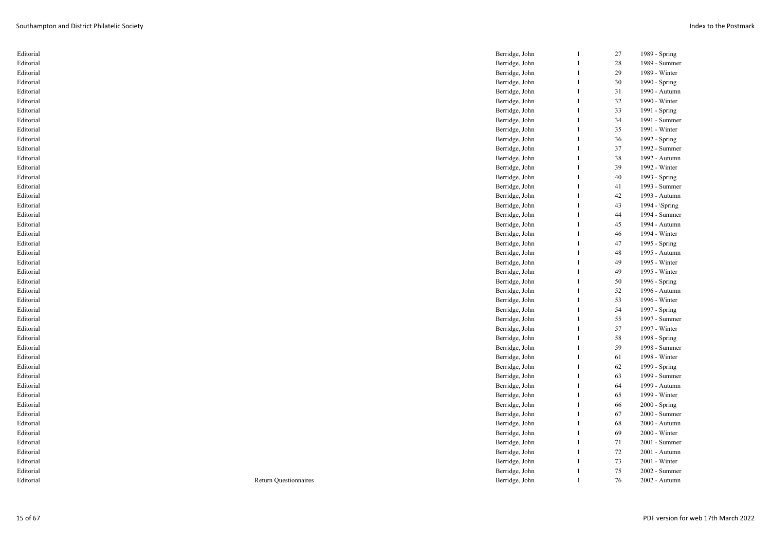| | | | | | |
|---|---|---|---|---|---|
| Editorial | | Berridge, John | 1 | 27 | 1989 - Spring |
| Editorial | | Berridge, John | 1 | 28 | 1989 - Summer |
| Editorial | | Berridge, John | 1 | 29 | 1989 - Winter |
| Editorial | | Berridge, John | 1 | 30 | 1990 - Spring |
| Editorial | | Berridge, John | 1 | 31 | 1990 - Autumn |
| Editorial | | Berridge, John | 1 | 32 | 1990 - Winter |
| Editorial | | Berridge, John | 1 | 33 | 1991 - Spring |
| Editorial | | Berridge, John | 1 | 34 | 1991 - Summer |
| Editorial | | Berridge, John | 1 | 35 | 1991 - Winter |
| Editorial | | Berridge, John | 1 | 36 | 1992 - Spring |
| Editorial | | Berridge, John | 1 | 37 | 1992 - Summer |
| Editorial | | Berridge, John | 1 | 38 | 1992 - Autumn |
| Editorial | | Berridge, John | 1 | 39 | 1992 - Winter |
| Editorial | | Berridge, John | 1 | 40 | 1993 - Spring |
| Editorial | | Berridge, John | 1 | 41 | 1993 - Summer |
| Editorial | | Berridge, John | 1 | 42 | 1993 - Autumn |
| Editorial | | Berridge, John | 1 | 43 | 1994 - \Spring |
| Editorial | | Berridge, John | 1 | 44 | 1994 - Summer |
| Editorial | | Berridge, John | 1 | 45 | 1994 - Autumn |
| Editorial | | Berridge, John | 1 | 46 | 1994 - Winter |
| Editorial | | Berridge, John | 1 | 47 | 1995 - Spring |
| Editorial | | Berridge, John | 1 | 48 | 1995 - Autumn |
| Editorial | | Berridge, John | 1 | 49 | 1995 - Winter |
| Editorial | | Berridge, John | 1 | 49 | 1995 - Winter |
| Editorial | | Berridge, John | 1 | 50 | 1996 - Spring |
| Editorial | | Berridge, John | 1 | 52 | 1996 - Autumn |
| Editorial | | Berridge, John | 1 | 53 | 1996 - Winter |
| Editorial | | Berridge, John | 1 | 54 | 1997 - Spring |
| Editorial | | Berridge, John | 1 | 55 | 1997 - Summer |
| Editorial | | Berridge, John | 1 | 57 | 1997 - Winter |
| Editorial | | Berridge, John | 1 | 58 | 1998 - Spring |
| Editorial | | Berridge, John | 1 | 59 | 1998 - Summer |
| Editorial | | Berridge, John | 1 | 61 | 1998 - Winter |
| Editorial | | Berridge, John | 1 | 62 | 1999 - Spring |
| Editorial | | Berridge, John | 1 | 63 | 1999 - Summer |
| Editorial | | Berridge, John | 1 | 64 | 1999 - Autumn |
| Editorial | | Berridge, John | 1 | 65 | 1999 - Winter |
| Editorial | | Berridge, John | 1 | 66 | 2000 - Spring |
| Editorial | | Berridge, John | 1 | 67 | 2000 - Summer |
| Editorial | | Berridge, John | 1 | 68 | 2000 - Autumn |
| Editorial | | Berridge, John | 1 | 69 | 2000 - Winter |
| Editorial | | Berridge, John | 1 | 71 | 2001 - Summer |
| Editorial | | Berridge, John | 1 | 72 | 2001 - Autumn |
| Editorial | | Berridge, John | 1 | 73 | 2001 - Winter |
| Editorial | | Berridge, John | 1 | 75 | 2002 - Summer |
| Editorial | Return Questionnaires | Berridge, John | 1 | 76 | 2002 - Autumn |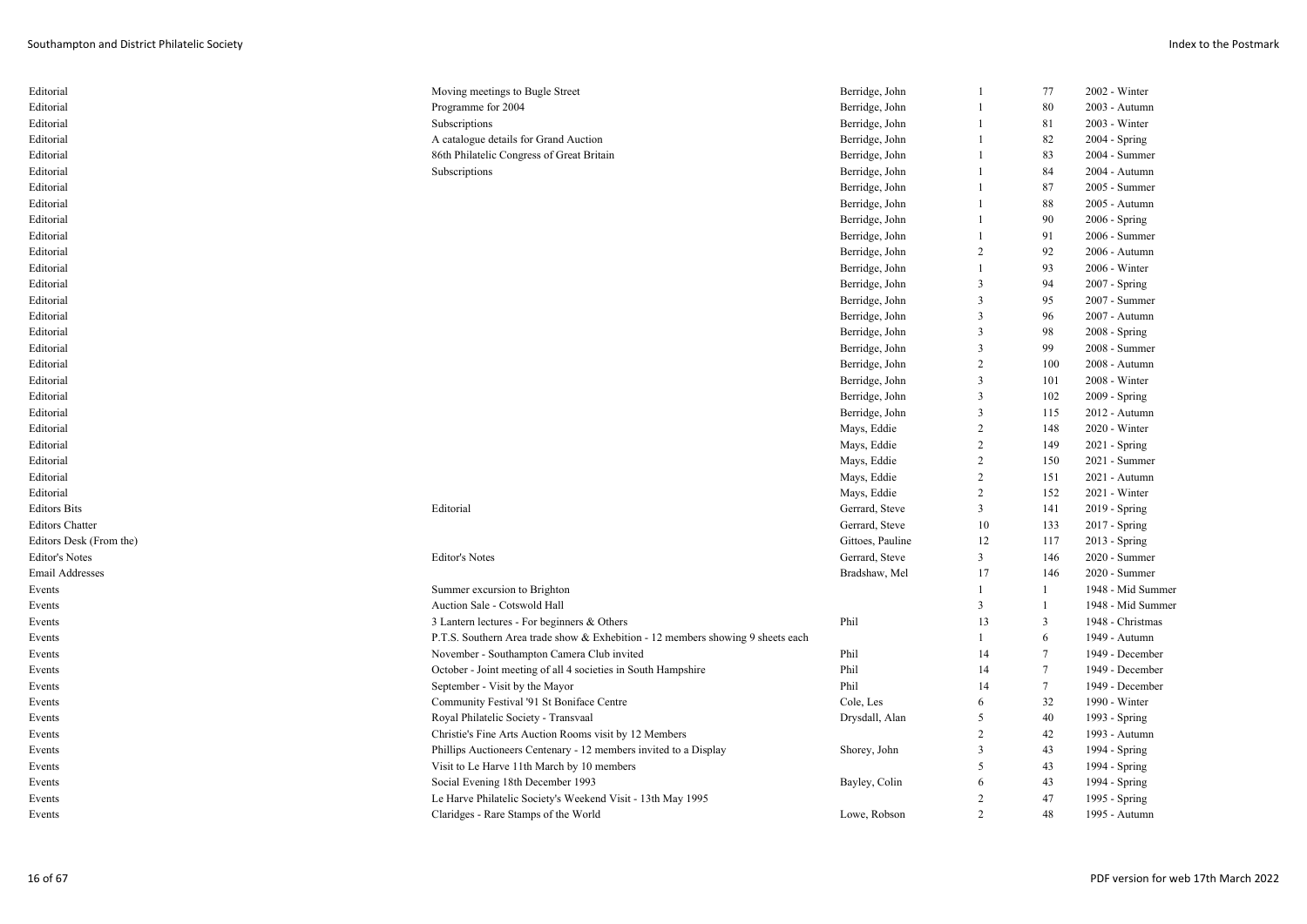| | | | | | |
|---|---|---|---|---|---|
| Editorial | Moving meetings to Bugle Street | Berridge, John | 1 | 77 | 2002 - Winter |
| Editorial | Programme for 2004 | Berridge, John | 1 | 80 | 2003 - Autumn |
| Editorial | Subscriptions | Berridge, John | 1 | 81 | 2003 - Winter |
| Editorial | A catalogue details for Grand Auction | Berridge, John | 1 | 82 | 2004 - Spring |
| Editorial | 86th Philatelic Congress of Great Britain | Berridge, John | 1 | 83 | 2004 - Summer |
| Editorial | Subscriptions | Berridge, John | 1 | 84 | 2004 - Autumn |
| Editorial | | Berridge, John | 1 | 87 | 2005 - Summer |
| Editorial | | Berridge, John | 1 | 88 | 2005 - Autumn |
| Editorial | | Berridge, John | 1 | 90 | 2006 - Spring |
| Editorial | | Berridge, John | 1 | 91 | 2006 - Summer |
| Editorial | | Berridge, John | 2 | 92 | 2006 - Autumn |
| Editorial | | Berridge, John | 1 | 93 | 2006 - Winter |
| Editorial | | Berridge, John | 3 | 94 | 2007 - Spring |
| Editorial | | Berridge, John | 3 | 95 | 2007 - Summer |
| Editorial | | Berridge, John | 3 | 96 | 2007 - Autumn |
| Editorial | | Berridge, John | 3 | 98 | 2008 - Spring |
| Editorial | | Berridge, John | 3 | 99 | 2008 - Summer |
| Editorial | | Berridge, John | 2 | 100 | 2008 - Autumn |
| Editorial | | Berridge, John | 3 | 101 | 2008 - Winter |
| Editorial | | Berridge, John | 3 | 102 | 2009 - Spring |
| Editorial | | Berridge, John | 3 | 115 | 2012 - Autumn |
| Editorial | | Mays, Eddie | 2 | 148 | 2020 - Winter |
| Editorial | | Mays, Eddie | 2 | 149 | 2021 - Spring |
| Editorial | | Mays, Eddie | 2 | 150 | 2021 - Summer |
| Editorial | | Mays, Eddie | 2 | 151 | 2021 - Autumn |
| Editorial | | Mays, Eddie | 2 | 152 | 2021 - Winter |
| Editors Bits | Editorial | Gerrard, Steve | 3 | 141 | 2019 - Spring |
| Editors Chatter | | Gerrard, Steve | 10 | 133 | 2017 - Spring |
| Editors Desk (From the) | | Gittoes, Pauline | 12 | 117 | 2013 - Spring |
| Editor's Notes | Editor's Notes | Gerrard, Steve | 3 | 146 | 2020 - Summer |
| Email Addresses | | Bradshaw, Mel | 17 | 146 | 2020 - Summer |
| Events | Summer excursion to Brighton | | 1 | 1 | 1948 - Mid Summer |
| Events | Auction Sale - Cotswold Hall | | 3 | 1 | 1948 - Mid Summer |
| Events | 3 Lantern lectures - For beginners & Others | Phil | 13 | 3 | 1948 - Christmas |
| Events | P.T.S. Southern Area trade show & Exhebition - 12 members showing 9 sheets each | | 1 | 6 | 1949 - Autumn |
| Events | November - Southampton Camera Club invited | Phil | 14 | 7 | 1949 - December |
| Events | October - Joint meeting of all 4 societies in South Hampshire | Phil | 14 | 7 | 1949 - December |
| Events | September - Visit by the Mayor | Phil | 14 | 7 | 1949 - December |
| Events | Community Festival '91 St Boniface Centre | Cole, Les | 6 | 32 | 1990 - Winter |
| Events | Royal Philatelic Society - Transvaal | Drysdall, Alan | 5 | 40 | 1993 - Spring |
| Events | Christie's Fine Arts Auction Rooms visit by 12 Members | | 2 | 42 | 1993 - Autumn |
| Events | Phillips Auctioneers Centenary - 12 members invited to a Display | Shorey, John | 3 | 43 | 1994 - Spring |
| Events | Visit to Le Harve 11th March by 10 members | | 5 | 43 | 1994 - Spring |
| Events | Social Evening 18th December 1993 | Bayley, Colin | 6 | 43 | 1994 - Spring |
| Events | Le Harve Philatelic Society's Weekend Visit - 13th May 1995 | | 2 | 47 | 1995 - Spring |
| Events | Claridges - Rare Stamps of the World | Lowe, Robson | 2 | 48 | 1995 - Autumn |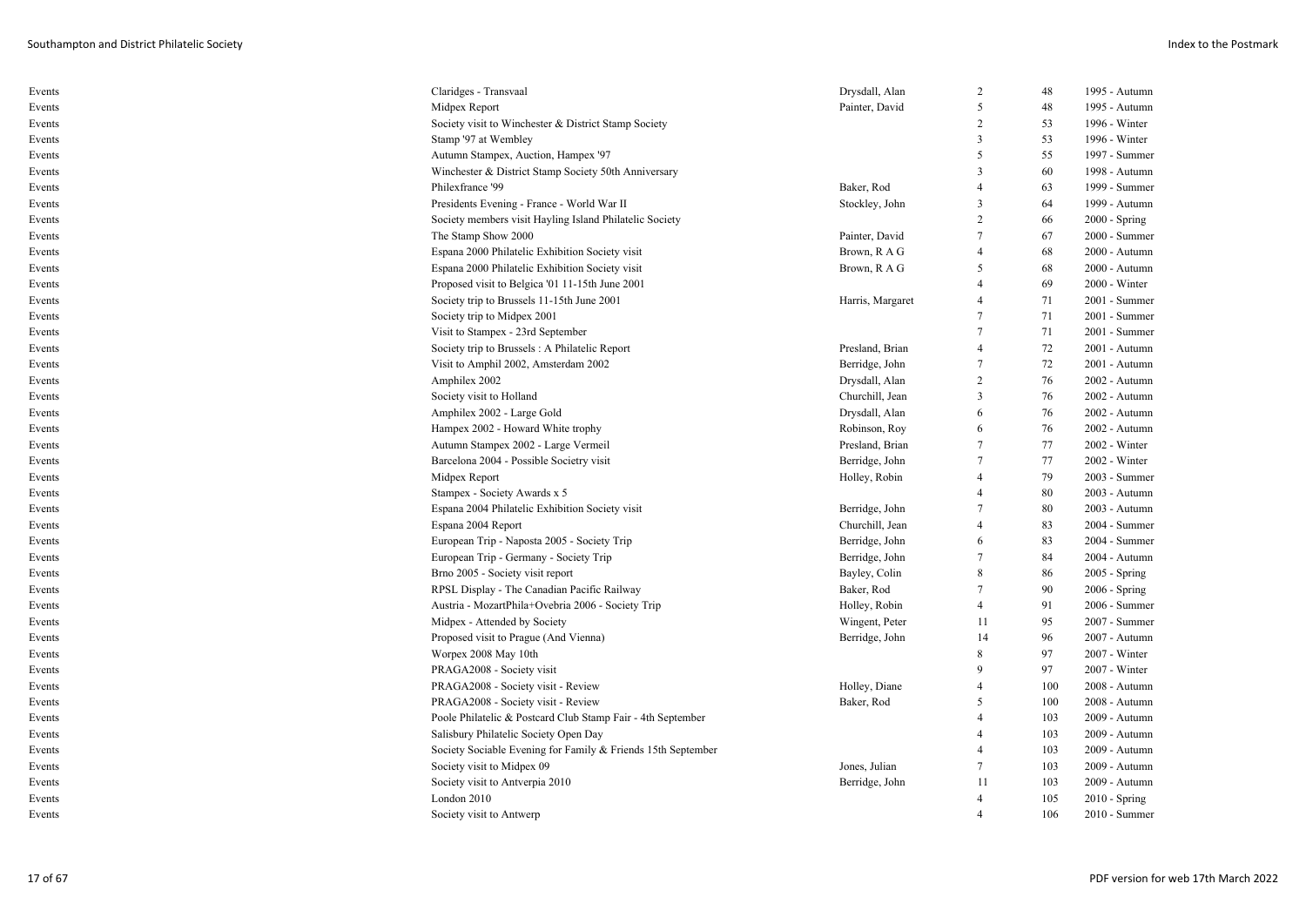| | | | | | |
|---|---|---|---|---|---|
| Events | Claridges - Transvaal | Drysdall, Alan | 2 | 48 | 1995 - Autumn |
| Events | Midpex Report | Painter, David | 5 | 48 | 1995 - Autumn |
| Events | Society visit to Winchester & District Stamp Society | | 2 | 53 | 1996 - Winter |
| Events | Stamp '97 at Wembley | | 3 | 53 | 1996 - Winter |
| Events | Autumn Stampex, Auction, Hampex '97 | | 5 | 55 | 1997 - Summer |
| Events | Winchester & District Stamp Society 50th Anniversary | | 3 | 60 | 1998 - Autumn |
| Events | Philexfrance '99 | Baker, Rod | 4 | 63 | 1999 - Summer |
| Events | Presidents Evening - France - World War II | Stockley, John | 3 | 64 | 1999 - Autumn |
| Events | Society members visit Hayling Island Philatelic Society | | 2 | 66 | 2000 - Spring |
| Events | The Stamp Show 2000 | Painter, David | 7 | 67 | 2000 - Summer |
| Events | Espana 2000 Philatelic Exhibition Society visit | Brown, R A G | 4 | 68 | 2000 - Autumn |
| Events | Espana 2000 Philatelic Exhibition Society visit | Brown, R A G | 5 | 68 | 2000 - Autumn |
| Events | Proposed visit to Belgica '01 11-15th June 2001 | | 4 | 69 | 2000 - Winter |
| Events | Society trip to Brussels 11-15th June 2001 | Harris, Margaret | 4 | 71 | 2001 - Summer |
| Events | Society trip to Midpex 2001 | | 7 | 71 | 2001 - Summer |
| Events | Visit to Stampex - 23rd September | | 7 | 71 | 2001 - Summer |
| Events | Society trip to Brussels : A Philatelic Report | Presland, Brian | 4 | 72 | 2001 - Autumn |
| Events | Visit to Amphil 2002, Amsterdam 2002 | Berridge, John | 7 | 72 | 2001 - Autumn |
| Events | Amphilex 2002 | Drysdall, Alan | 2 | 76 | 2002 - Autumn |
| Events | Society visit to Holland | Churchill, Jean | 3 | 76 | 2002 - Autumn |
| Events | Amphilex 2002 - Large Gold | Drysdall, Alan | 6 | 76 | 2002 - Autumn |
| Events | Hampex 2002 - Howard White trophy | Robinson, Roy | 6 | 76 | 2002 - Autumn |
| Events | Autumn Stampex 2002 - Large Vermeil | Presland, Brian | 7 | 77 | 2002 - Winter |
| Events | Barcelona 2004 - Possible Societry visit | Berridge, John | 7 | 77 | 2002 - Winter |
| Events | Midpex Report | Holley, Robin | 4 | 79 | 2003 - Summer |
| Events | Stampex - Society Awards x 5 | | 4 | 80 | 2003 - Autumn |
| Events | Espana 2004 Philatelic Exhibition Society visit | Berridge, John | 7 | 80 | 2003 - Autumn |
| Events | Espana 2004 Report | Churchill, Jean | 4 | 83 | 2004 - Summer |
| Events | European Trip - Naposta 2005 - Society Trip | Berridge, John | 6 | 83 | 2004 - Summer |
| Events | European Trip - Germany - Society Trip | Berridge, John | 7 | 84 | 2004 - Autumn |
| Events | Brno 2005 - Society visit report | Bayley, Colin | 8 | 86 | 2005 - Spring |
| Events | RPSL Display - The Canadian Pacific Railway | Baker, Rod | 7 | 90 | 2006 - Spring |
| Events | Austria - MozartPhila+Ovebria 2006 - Society Trip | Holley, Robin | 4 | 91 | 2006 - Summer |
| Events | Midpex - Attended by Society | Wingent, Peter | 11 | 95 | 2007 - Summer |
| Events | Proposed visit to Prague (And Vienna) | Berridge, John | 14 | 96 | 2007 - Autumn |
| Events | Worpex 2008 May 10th | | 8 | 97 | 2007 - Winter |
| Events | PRAGA2008 - Society visit | | 9 | 97 | 2007 - Winter |
| Events | PRAGA2008 - Society visit - Review | Holley, Diane | 4 | 100 | 2008 - Autumn |
| Events | PRAGA2008 - Society visit - Review | Baker, Rod | 5 | 100 | 2008 - Autumn |
| Events | Poole Philatelic & Postcard Club Stamp Fair - 4th September | | 4 | 103 | 2009 - Autumn |
| Events | Salisbury Philatelic Society Open Day | | 4 | 103 | 2009 - Autumn |
| Events | Society Sociable Evening for Family & Friends 15th September | | 4 | 103 | 2009 - Autumn |
| Events | Society visit to Midpex 09 | Jones, Julian | 7 | 103 | 2009 - Autumn |
| Events | Society visit to Antverpia 2010 | Berridge, John | 11 | 103 | 2009 - Autumn |
| Events | London 2010 | | 4 | 105 | 2010 - Spring |
| Events | Society visit to Antwerp | | 4 | 106 | 2010 - Summer |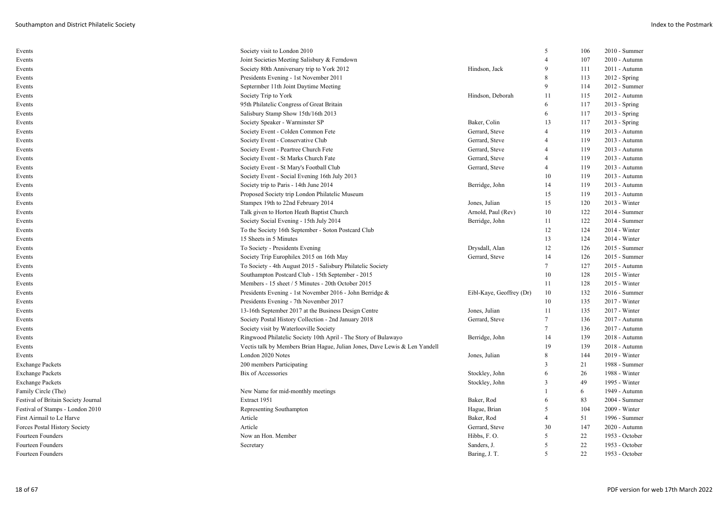| | | | | | |
|---|---|---|---|---|---|
| Events | Society visit to London 2010 | | 5 | 106 | 2010 - Summer |
| Events | Joint Societies Meeting Salisbury & Ferndown | | 4 | 107 | 2010 - Autumn |
| Events | Society 80th Anniversary trip to York 2012 | Hindson, Jack | 9 | 111 | 2011 - Autumn |
| Events | Presidents Evening - 1st November 2011 | | 8 | 113 | 2012 - Spring |
| Events | Septermber 11th Joint Daytime Meeting | | 9 | 114 | 2012 - Summer |
| Events | Society Trip to York | Hindson, Deborah | 11 | 115 | 2012 - Autumn |
| Events | 95th Philatelic Congress of Great Britain | | 6 | 117 | 2013 - Spring |
| Events | Salisbury Stamp Show 15th/16th 2013 | | 6 | 117 | 2013 - Spring |
| Events | Society Speaker - Warminster SP | Baker, Colin | 13 | 117 | 2013 - Spring |
| Events | Society Event - Colden Common Fete | Gerrard, Steve | 4 | 119 | 2013 - Autumn |
| Events | Society Event - Conservative Club | Gerrard, Steve | 4 | 119 | 2013 - Autumn |
| Events | Society Event - Peartree Church Fete | Gerrard, Steve | 4 | 119 | 2013 - Autumn |
| Events | Society Event - St Marks Church Fate | Gerrard, Steve | 4 | 119 | 2013 - Autumn |
| Events | Society Event - St Mary's Football Club | Gerrard, Steve | 4 | 119 | 2013 - Autumn |
| Events | Society Event - Social Evening 16th July 2013 | | 10 | 119 | 2013 - Autumn |
| Events | Society trip to Paris - 14th June 2014 | Berridge, John | 14 | 119 | 2013 - Autumn |
| Events | Proposed Society trip London Philatelic Museum | | 15 | 119 | 2013 - Autumn |
| Events | Stampex 19th to 22nd February 2014 | Jones, Julian | 15 | 120 | 2013 - Winter |
| Events | Talk given to Horton Heath Baptist Church | Arnold, Paul (Rev) | 10 | 122 | 2014 - Summer |
| Events | Society Social Evening - 15th July 2014 | Berridge, John | 11 | 122 | 2014 - Summer |
| Events | To the Society 16th September - Soton Postcard Club | | 12 | 124 | 2014 - Winter |
| Events | 15 Sheets in 5 Minutes | | 13 | 124 | 2014 - Winter |
| Events | To Society - Presidents Evening | Drysdall, Alan | 12 | 126 | 2015 - Summer |
| Events | Society Trip Europhilex 2015 on 16th May | Gerrard, Steve | 14 | 126 | 2015 - Summer |
| Events | To Society - 4th August 2015 - Salisbury Philatelic Society | | 7 | 127 | 2015 - Autumn |
| Events | Southampton Postcard Club - 15th September - 2015 | | 10 | 128 | 2015 - Winter |
| Events | Members - 15 sheet / 5 Minutes - 20th October 2015 | | 11 | 128 | 2015 - Winter |
| Events | Presidents Evening - 1st November 2016 - John Berridge & | Eibl-Kaye, Geoffrey (Dr) | 10 | 132 | 2016 - Summer |
| Events | Presidents Evening - 7th November 2017 | | 10 | 135 | 2017 - Winter |
| Events | 13-16th September 2017 at the Business Design Centre | Jones, Julian | 11 | 135 | 2017 - Winter |
| Events | Society Postal History Collection - 2nd January 2018 | Gerrard, Steve | 7 | 136 | 2017 - Autumn |
| Events | Society visit by Waterlooville Society | | 7 | 136 | 2017 - Autumn |
| Events | Ringwood Philatelic Society 10th April - The Story of Bulawayo | Berridge, John | 14 | 139 | 2018 - Autumn |
| Events | Vectis talk by Members Brian Hague, Julian Jones, Dave Lewis & Len Yandell | | 19 | 139 | 2018 - Autumn |
| Events | London 2020 Notes | Jones, Julian | 8 | 144 | 2019 - Winter |
| Exchange Packets | 200 members Participating | | 3 | 21 | 1988 - Summer |
| Exchange Packets | Bix of Accessories | Stockley, John | 6 | 26 | 1988 - Winter |
| Exchange Packets | | Stockley, John | 3 | 49 | 1995 - Winter |
| Family Circle (The) | New Name for mid-monthly meetings | | 1 | 6 | 1949 - Autumn |
| Festival of Britain Society Journal | Extract 1951 | Baker, Rod | 6 | 83 | 2004 - Summer |
| Festival of Stamps - London 2010 | Representing Southampton | Hague, Brian | 5 | 104 | 2009 - Winter |
| First Airmail to Le Harve | Article | Baker, Rod | 4 | 51 | 1996 - Summer |
| Forces Postal History Society | Article | Gerrard, Steve | 30 | 147 | 2020 - Autumn |
| Fourteen Founders | Now an Hon. Member | Hibbs, F. O. | 5 | 22 | 1953 - October |
| Fourteen Founders | Secretary | Sanders, J. | 5 | 22 | 1953 - October |
| Fourteen Founders | | Baring, J. T. | 5 | 22 | 1953 - October |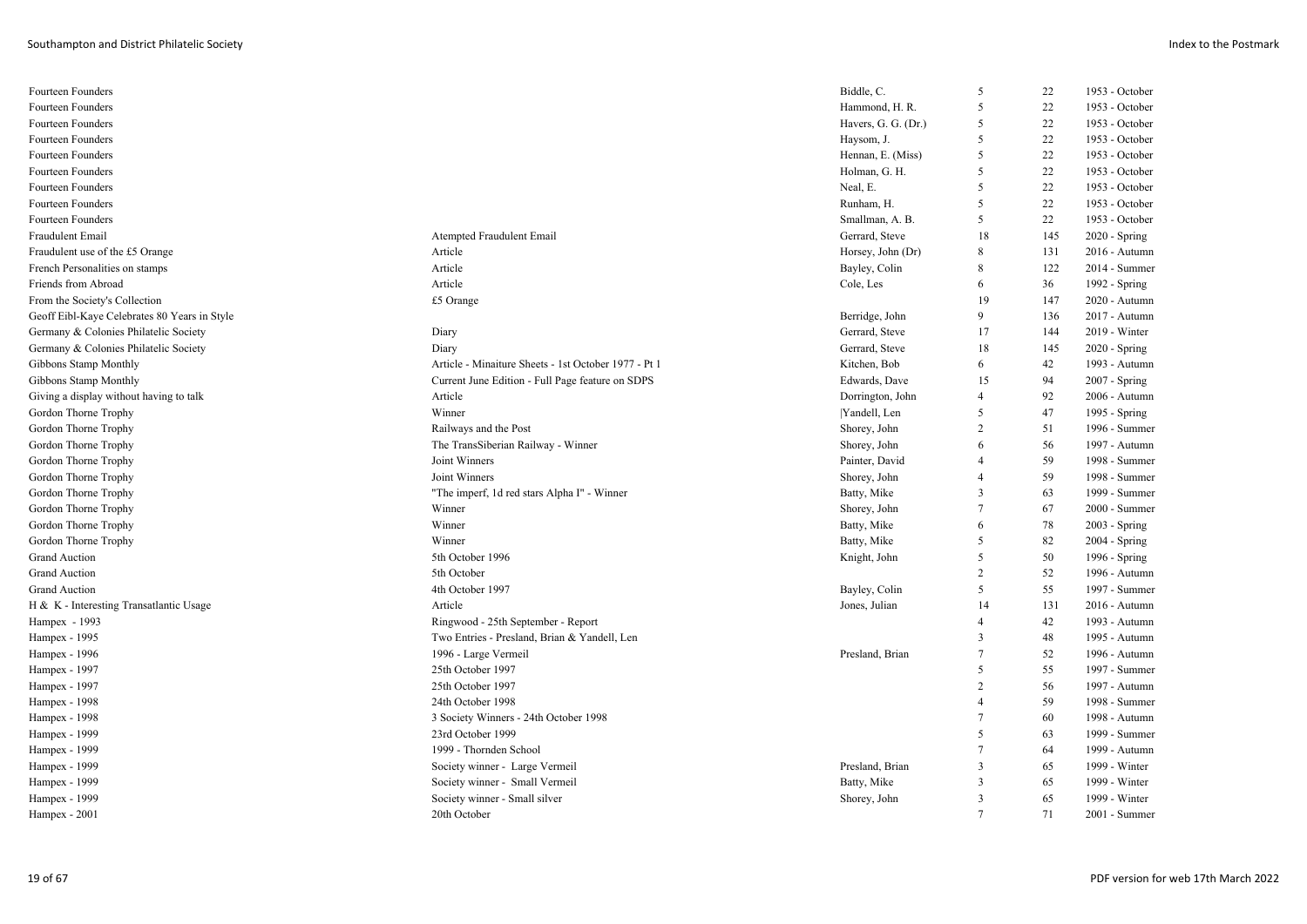| | | | | | |
|---|---|---|---|---|---|
| Fourteen Founders | | Biddle, C. | 5 | 22 | 1953 - October |
| Fourteen Founders | | Hammond, H. R. | 5 | 22 | 1953 - October |
| Fourteen Founders | | Havers, G. G. (Dr.) | 5 | 22 | 1953 - October |
| Fourteen Founders | | Haysom, J. | 5 | 22 | 1953 - October |
| Fourteen Founders | | Hennan, E. (Miss) | 5 | 22 | 1953 - October |
| Fourteen Founders | | Holman, G. H. | 5 | 22 | 1953 - October |
| Fourteen Founders | | Neal, E. | 5 | 22 | 1953 - October |
| Fourteen Founders | | Runham, H. | 5 | 22 | 1953 - October |
| Fourteen Founders | | Smallman, A. B. | 5 | 22 | 1953 - October |
| Fraudulent Email | Atempted Fraudulent Email | Gerrard, Steve | 18 | 145 | 2020 - Spring |
| Fraudulent use of the £5 Orange | Article | Horsey, John (Dr) | 8 | 131 | 2016 - Autumn |
| French Personalities on stamps | Article | Bayley, Colin | 8 | 122 | 2014 - Summer |
| Friends from Abroad | Article | Cole, Les | 6 | 36 | 1992 - Spring |
| From the Society's Collection | £5 Orange | | 19 | 147 | 2020 - Autumn |
| Geoff Eibl-Kaye Celebrates 80 Years in Style | | Berridge, John | 9 | 136 | 2017 - Autumn |
| Germany & Colonies Philatelic Society | Diary | Gerrard, Steve | 17 | 144 | 2019 - Winter |
| Germany & Colonies Philatelic Society | Diary | Gerrard, Steve | 18 | 145 | 2020 - Spring |
| Gibbons Stamp Monthly | Article - Minaiture Sheets - 1st October 1977 - Pt 1 | Kitchen, Bob | 6 | 42 | 1993 - Autumn |
| Gibbons Stamp Monthly | Current June Edition - Full Page feature on SDPS | Edwards, Dave | 15 | 94 | 2007 - Spring |
| Giving a display without having to talk | Article | Dorrington, John | 4 | 92 | 2006 - Autumn |
| Gordon Thorne Trophy | Winner | \|Yandell, Len | 5 | 47 | 1995 - Spring |
| Gordon Thorne Trophy | Railways and the Post | Shorey, John | 2 | 51 | 1996 - Summer |
| Gordon Thorne Trophy | The TransSiberian Railway - Winner | Shorey, John | 6 | 56 | 1997 - Autumn |
| Gordon Thorne Trophy | Joint Winners | Painter, David | 4 | 59 | 1998 - Summer |
| Gordon Thorne Trophy | Joint Winners | Shorey, John | 4 | 59 | 1998 - Summer |
| Gordon Thorne Trophy | "The imperf, 1d red stars Alpha I" - Winner | Batty, Mike | 3 | 63 | 1999 - Summer |
| Gordon Thorne Trophy | Winner | Shorey, John | 7 | 67 | 2000 - Summer |
| Gordon Thorne Trophy | Winner | Batty, Mike | 6 | 78 | 2003 - Spring |
| Gordon Thorne Trophy | Winner | Batty, Mike | 5 | 82 | 2004 - Spring |
| Grand Auction | 5th October 1996 | Knight, John | 5 | 50 | 1996 - Spring |
| Grand Auction | 5th October | | 2 | 52 | 1996 - Autumn |
| Grand Auction | 4th October 1997 | Bayley, Colin | 5 | 55 | 1997 - Summer |
| H & K - Interesting Transatlantic Usage | Article | Jones, Julian | 14 | 131 | 2016 - Autumn |
| Hampex - 1993 | Ringwood - 25th September - Report | | 4 | 42 | 1993 - Autumn |
| Hampex - 1995 | Two Entries - Presland, Brian & Yandell, Len | | 3 | 48 | 1995 - Autumn |
| Hampex - 1996 | 1996 - Large Vermeil | Presland, Brian | 7 | 52 | 1996 - Autumn |
| Hampex - 1997 | 25th October 1997 | | 5 | 55 | 1997 - Summer |
| Hampex - 1997 | 25th October 1997 | | 2 | 56 | 1997 - Autumn |
| Hampex - 1998 | 24th October 1998 | | 4 | 59 | 1998 - Summer |
| Hampex - 1998 | 3 Society Winners - 24th October 1998 | | 7 | 60 | 1998 - Autumn |
| Hampex - 1999 | 23rd October 1999 | | 5 | 63 | 1999 - Summer |
| Hampex - 1999 | 1999 - Thornden School | | 7 | 64 | 1999 - Autumn |
| Hampex - 1999 | Society winner - Large Vermeil | Presland, Brian | 3 | 65 | 1999 - Winter |
| Hampex - 1999 | Society winner - Small Vermeil | Batty, Mike | 3 | 65 | 1999 - Winter |
| Hampex - 1999 | Society winner - Small silver | Shorey, John | 3 | 65 | 1999 - Winter |
| Hampex - 2001 | 20th October | | 7 | 71 | 2001 - Summer |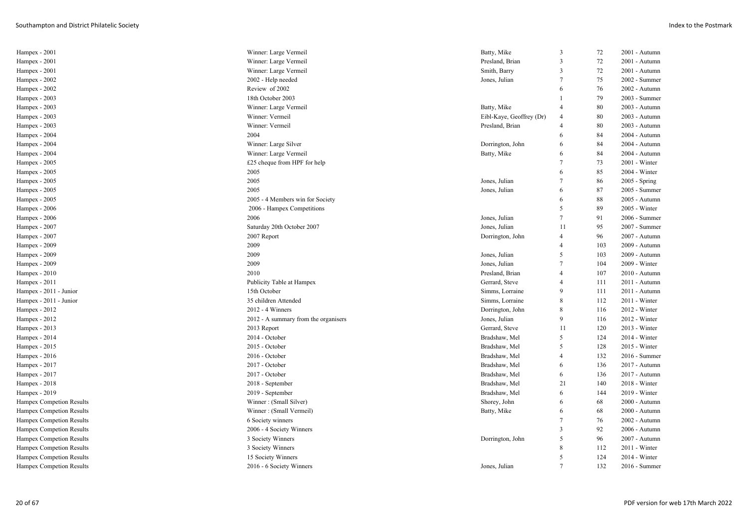| | | | | | |
|---|---|---|---|---|---|
| Hampex - 2001 | Winner: Large Vermeil | Batty, Mike | 3 | 72 | 2001 - Autumn |
| Hampex - 2001 | Winner: Large Vermeil | Presland, Brian | 3 | 72 | 2001 - Autumn |
| Hampex - 2001 | Winner: Large Vermeil | Smith, Barry | 3 | 72 | 2001 - Autumn |
| Hampex - 2002 | 2002 - Help needed | Jones, Julian | 7 | 75 | 2002 - Summer |
| Hampex - 2002 | Review of 2002 | | 6 | 76 | 2002 - Autumn |
| Hampex - 2003 | 18th October 2003 | | 1 | 79 | 2003 - Summer |
| Hampex - 2003 | Winner: Large Vermeil | Batty, Mike | 4 | 80 | 2003 - Autumn |
| Hampex - 2003 | Winner: Vermeil | Eibl-Kaye, Geoffrey (Dr) | 4 | 80 | 2003 - Autumn |
| Hampex - 2003 | Winner: Vermeil | Presland, Brian | 4 | 80 | 2003 - Autumn |
| Hampex - 2004 | 2004 | | 6 | 84 | 2004 - Autumn |
| Hampex - 2004 | Winner: Large Silver | Dorrington, John | 6 | 84 | 2004 - Autumn |
| Hampex - 2004 | Winner: Large Vermeil | Batty, Mike | 6 | 84 | 2004 - Autumn |
| Hampex - 2005 | £25 cheque from HPF for help | | 7 | 73 | 2001 - Winter |
| Hampex - 2005 | 2005 | | 6 | 85 | 2004 - Winter |
| Hampex - 2005 | 2005 | Jones, Julian | 7 | 86 | 2005 - Spring |
| Hampex - 2005 | 2005 | Jones, Julian | 6 | 87 | 2005 - Summer |
| Hampex - 2005 | 2005 - 4 Members win for Society | | 6 | 88 | 2005 - Autumn |
| Hampex - 2006 | 2006 - Hampex Competitions | | 5 | 89 | 2005 - Winter |
| Hampex - 2006 | 2006 | Jones, Julian | 7 | 91 | 2006 - Summer |
| Hampex - 2007 | Saturday 20th October 2007 | Jones, Julian | 11 | 95 | 2007 - Summer |
| Hampex - 2007 | 2007 Report | Dorrington, John | 4 | 96 | 2007 - Autumn |
| Hampex - 2009 | 2009 | | 4 | 103 | 2009 - Autumn |
| Hampex - 2009 | 2009 | Jones, Julian | 5 | 103 | 2009 - Autumn |
| Hampex - 2009 | 2009 | Jones, Julian | 7 | 104 | 2009 - Winter |
| Hampex - 2010 | 2010 | Presland, Brian | 4 | 107 | 2010 - Autumn |
| Hampex - 2011 | Publicity Table at Hampex | Gerrard, Steve | 4 | 111 | 2011 - Autumn |
| Hampex - 2011 - Junior | 15th October | Simms, Lorraine | 9 | 111 | 2011 - Autumn |
| Hampex - 2011 - Junior | 35 children Attended | Simms, Lorraine | 8 | 112 | 2011 - Winter |
| Hampex - 2012 | 2012 - 4 Winners | Dorrington, John | 8 | 116 | 2012 - Winter |
| Hampex - 2012 | 2012 - A summary from the organisers | Jones, Julian | 9 | 116 | 2012 - Winter |
| Hampex - 2013 | 2013 Report | Gerrard, Steve | 11 | 120 | 2013 - Winter |
| Hampex - 2014 | 2014 - October | Bradshaw, Mel | 5 | 124 | 2014 - Winter |
| Hampex - 2015 | 2015 - October | Bradshaw, Mel | 5 | 128 | 2015 - Winter |
| Hampex - 2016 | 2016 - October | Bradshaw, Mel | 4 | 132 | 2016 - Summer |
| Hampex - 2017 | 2017 - October | Bradshaw, Mel | 6 | 136 | 2017 - Autumn |
| Hampex - 2017 | 2017 - October | Bradshaw, Mel | 6 | 136 | 2017 - Autumn |
| Hampex - 2018 | 2018 - September | Bradshaw, Mel | 21 | 140 | 2018 - Winter |
| Hampex - 2019 | 2019 - September | Bradshaw, Mel | 6 | 144 | 2019 - Winter |
| Hampex Competion Results | Winner : (Small Silver) | Shorey, John | 6 | 68 | 2000 - Autumn |
| Hampex Competion Results | Winner : (Small Vermeil) | Batty, Mike | 6 | 68 | 2000 - Autumn |
| Hampex Competion Results | 6 Society winners | | 7 | 76 | 2002 - Autumn |
| Hampex Competion Results | 2006 - 4 Society Winners | | 3 | 92 | 2006 - Autumn |
| Hampex Competion Results | 3 Society Winners | Dorrington, John | 5 | 96 | 2007 - Autumn |
| Hampex Competion Results | 3 Society Winners | | 8 | 112 | 2011 - Winter |
| Hampex Competion Results | 15 Society Winners | | 5 | 124 | 2014 - Winter |
| Hampex Competion Results | 2016 - 6 Society Winners | Jones, Julian | 7 | 132 | 2016 - Summer |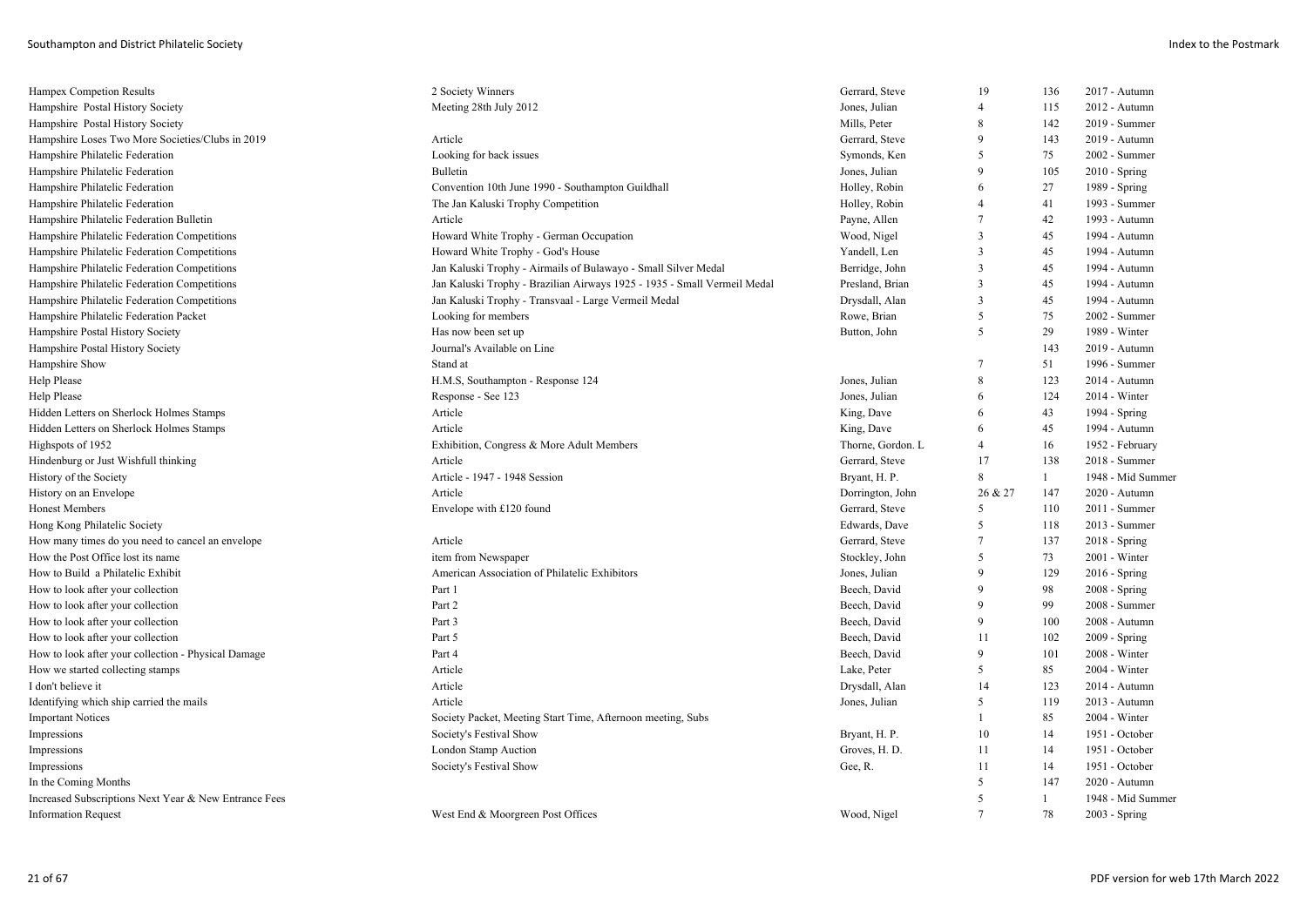| | | | | | |
|---|---|---|---|---|---|
| Hampex Competion Results | 2 Society Winners | Gerrard, Steve | 19 | 136 | 2017 - Autumn |
| Hampshire Postal History Society | Meeting 28th July 2012 | Jones, Julian | 4 | 115 | 2012 - Autumn |
| Hampshire Postal History Society | | Mills, Peter | 8 | 142 | 2019 - Summer |
| Hampshire Loses Two More Societies/Clubs in 2019 | Article | Gerrard, Steve | 9 | 143 | 2019 - Autumn |
| Hampshire Philatelic Federation | Looking for back issues | Symonds, Ken | 5 | 75 | 2002 - Summer |
| Hampshire Philatelic Federation | Bulletin | Jones, Julian | 9 | 105 | 2010 - Spring |
| Hampshire Philatelic Federation | Convention 10th June 1990 - Southampton Guildhall | Holley, Robin | 6 | 27 | 1989 - Spring |
| Hampshire Philatelic Federation | The Jan Kaluski Trophy Competition | Holley, Robin | 4 | 41 | 1993 - Summer |
| Hampshire Philatelic Federation Bulletin | Article | Payne, Allen | 7 | 42 | 1993 - Autumn |
| Hampshire Philatelic Federation Competitions | Howard White Trophy - German Occupation | Wood, Nigel | 3 | 45 | 1994 - Autumn |
| Hampshire Philatelic Federation Competitions | Howard White Trophy - God's House | Yandell, Len | 3 | 45 | 1994 - Autumn |
| Hampshire Philatelic Federation Competitions | Jan Kaluski Trophy - Airmails of Bulawayo - Small Silver Medal | Berridge, John | 3 | 45 | 1994 - Autumn |
| Hampshire Philatelic Federation Competitions | Jan Kaluski Trophy - Brazilian Airways 1925 - 1935 - Small Vermeil Medal | Presland, Brian | 3 | 45 | 1994 - Autumn |
| Hampshire Philatelic Federation Competitions | Jan Kaluski Trophy - Transvaal - Large Vermeil Medal | Drysdall, Alan | 3 | 45 | 1994 - Autumn |
| Hampshire Philatelic Federation Packet | Looking for members | Rowe, Brian | 5 | 75 | 2002 - Summer |
| Hampshire Postal History Society | Has now been set up | Button, John | 5 | 29 | 1989 - Winter |
| Hampshire Postal History Society | Journal's Available on Line | | | 143 | 2019 - Autumn |
| Hampshire Show | Stand at | | 7 | 51 | 1996 - Summer |
| Help Please | H.M.S, Southampton - Response 124 | Jones, Julian | 8 | 123 | 2014 - Autumn |
| Help Please | Response - See 123 | Jones, Julian | 6 | 124 | 2014 - Winter |
| Hidden Letters on Sherlock Holmes Stamps | Article | King, Dave | 6 | 43 | 1994 - Spring |
| Hidden Letters on Sherlock Holmes Stamps | Article | King, Dave | 6 | 45 | 1994 - Autumn |
| Highspots of 1952 | Exhibition, Congress & More Adult Members | Thorne, Gordon. L | 4 | 16 | 1952 - February |
| Hindenburg or Just Wishfull thinking | Article | Gerrard, Steve | 17 | 138 | 2018 - Summer |
| History of the Society | Article - 1947 - 1948 Session | Bryant, H. P. | 8 | 1 | 1948 - Mid Summer |
| History on an Envelope | Article | Dorrington, John | 26 & 27 | 147 | 2020 - Autumn |
| Honest Members | Envelope with £120 found | Gerrard, Steve | 5 | 110 | 2011 - Summer |
| Hong Kong Philatelic Society | | Edwards, Dave | 5 | 118 | 2013 - Summer |
| How many times do you need to cancel an envelope | Article | Gerrard, Steve | 7 | 137 | 2018 - Spring |
| How the Post Office lost its name | item from Newspaper | Stockley, John | 5 | 73 | 2001 - Winter |
| How to Build a Philatelic Exhibit | American Association of Philatelic Exhibitors | Jones, Julian | 9 | 129 | 2016 - Spring |
| How to look after your collection | Part 1 | Beech, David | 9 | 98 | 2008 - Spring |
| How to look after your collection | Part 2 | Beech, David | 9 | 99 | 2008 - Summer |
| How to look after your collection | Part 3 | Beech, David | 9 | 100 | 2008 - Autumn |
| How to look after your collection | Part 5 | Beech, David | 11 | 102 | 2009 - Spring |
| How to look after your collection - Physical Damage | Part 4 | Beech, David | 9 | 101 | 2008 - Winter |
| How we started collecting stamps | Article | Lake, Peter | 5 | 85 | 2004 - Winter |
| I don't believe it | Article | Drysdall, Alan | 14 | 123 | 2014 - Autumn |
| Identifying which ship carried the mails | Article | Jones, Julian | 5 | 119 | 2013 - Autumn |
| Important Notices | Society Packet, Meeting Start Time, Afternoon meeting, Subs | | 1 | 85 | 2004 - Winter |
| Impressions | Society's Festival Show | Bryant, H. P. | 10 | 14 | 1951 - October |
| Impressions | London Stamp Auction | Groves, H. D. | 11 | 14 | 1951 - October |
| Impressions | Society's Festival Show | Gee, R. | 11 | 14 | 1951 - October |
| In the Coming Months | | | 5 | 147 | 2020 - Autumn |
| Increased Subscriptions Next Year & New Entrance Fees | | | 5 | 1 | 1948 - Mid Summer |
| Information Request | West End & Moorgreen Post Offices | Wood, Nigel | 7 | 78 | 2003 - Spring |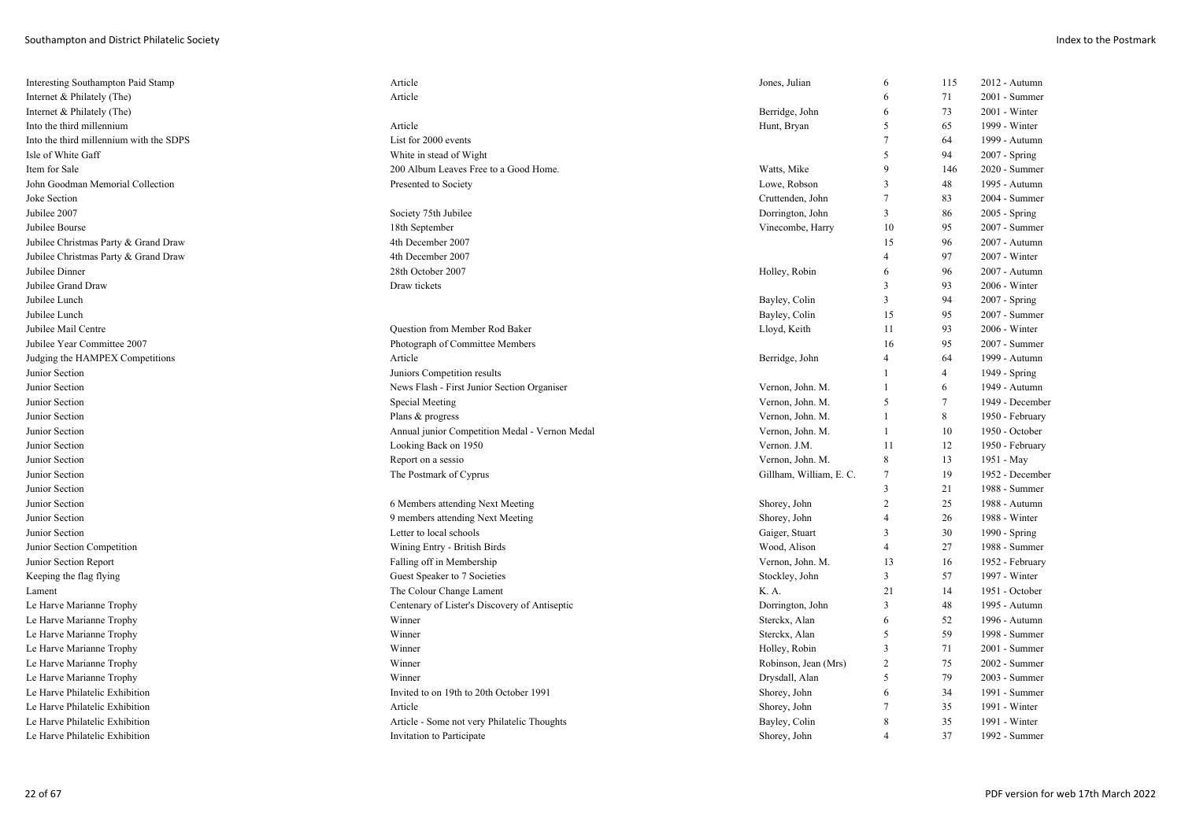| | | | | | |
|---|---|---|---|---|---|
| Interesting Southampton Paid Stamp | Article | Jones, Julian | 6 | 115 | 2012 - Autumn |
| Internet & Philately (The) | Article | | 6 | 71 | 2001 - Summer |
| Internet & Philately (The) | | Berridge, John | 6 | 73 | 2001 - Winter |
| Into the third millennium | Article | Hunt, Bryan | 5 | 65 | 1999 - Winter |
| Into the third millennium with the SDPS | List for 2000 events | | 7 | 64 | 1999 - Autumn |
| Isle of White Gaff | White in stead of Wight | | 5 | 94 | 2007 - Spring |
| Item for Sale | 200 Album Leaves Free to a Good Home. | Watts, Mike | 9 | 146 | 2020 - Summer |
| John Goodman Memorial Collection | Presented to Society | Lowe, Robson | 3 | 48 | 1995 - Autumn |
| Joke Section | | Cruttenden, John | 7 | 83 | 2004 - Summer |
| Jubilee 2007 | Society 75th Jubilee | Dorrington, John | 3 | 86 | 2005 - Spring |
| Jubilee Bourse | 18th September | Vinecombe, Harry | 10 | 95 | 2007 - Summer |
| Jubilee Christmas Party & Grand Draw | 4th December 2007 | | 15 | 96 | 2007 - Autumn |
| Jubilee Christmas Party & Grand Draw | 4th December 2007 | | 4 | 97 | 2007 - Winter |
| Jubilee Dinner | 28th October 2007 | Holley, Robin | 6 | 96 | 2007 - Autumn |
| Jubilee Grand Draw | Draw tickets | | 3 | 93 | 2006 - Winter |
| Jubilee Lunch | | Bayley, Colin | 3 | 94 | 2007 - Spring |
| Jubilee Lunch | | Bayley, Colin | 15 | 95 | 2007 - Summer |
| Jubilee Mail Centre | Question from Member Rod Baker | Lloyd, Keith | 11 | 93 | 2006 - Winter |
| Jubilee Year Committee 2007 | Photograph of Committee Members | | 16 | 95 | 2007 - Summer |
| Judging the HAMPEX Competitions | Article | Berridge, John | 4 | 64 | 1999 - Autumn |
| Junior Section | Juniors Competition results | | 1 | 4 | 1949 - Spring |
| Junior Section | News Flash - First Junior Section Organiser | Vernon, John. M. | 1 | 6 | 1949 - Autumn |
| Junior Section | Special Meeting | Vernon, John. M. | 5 | 7 | 1949 - December |
| Junior Section | Plans & progress | Vernon, John. M. | 1 | 8 | 1950 - February |
| Junior Section | Annual junior Competition Medal - Vernon Medal | Vernon, John. M. | 1 | 10 | 1950 - October |
| Junior Section | Looking Back on 1950 | Vernon. J.M. | 11 | 12 | 1950 - February |
| Junior Section | Report on a sessio | Vernon, John. M. | 8 | 13 | 1951 - May |
| Junior Section | The Postmark of Cyprus | Gillham, William, E. C. | 7 | 19 | 1952 - December |
| Junior Section | | | 3 | 21 | 1988 - Summer |
| Junior Section | 6 Members attending Next Meeting | Shorey, John | 2 | 25 | 1988 - Autumn |
| Junior Section | 9 members attending Next Meeting | Shorey, John | 4 | 26 | 1988 - Winter |
| Junior Section | Letter to local schools | Gaiger, Stuart | 3 | 30 | 1990 - Spring |
| Junior Section Competition | Wining Entry - British Birds | Wood, Alison | 4 | 27 | 1988 - Summer |
| Junior Section Report | Falling off in Membership | Vernon, John. M. | 13 | 16 | 1952 - February |
| Keeping the flag flying | Guest Speaker to 7 Societies | Stockley, John | 3 | 57 | 1997 - Winter |
| Lament | The Colour Change Lament | K. A. | 21 | 14 | 1951 - October |
| Le Harve Marianne Trophy | Centenary of Lister's Discovery of Antiseptic | Dorrington, John | 3 | 48 | 1995 - Autumn |
| Le Harve Marianne Trophy | Winner | Sterckx, Alan | 6 | 52 | 1996 - Autumn |
| Le Harve Marianne Trophy | Winner | Sterckx, Alan | 5 | 59 | 1998 - Summer |
| Le Harve Marianne Trophy | Winner | Holley, Robin | 3 | 71 | 2001 - Summer |
| Le Harve Marianne Trophy | Winner | Robinson, Jean (Mrs) | 2 | 75 | 2002 - Summer |
| Le Harve Marianne Trophy | Winner | Drysdall, Alan | 5 | 79 | 2003 - Summer |
| Le Harve Philatelic Exhibition | Invited to on 19th to 20th October 1991 | Shorey, John | 6 | 34 | 1991 - Summer |
| Le Harve Philatelic Exhibition | Article | Shorey, John | 7 | 35 | 1991 - Winter |
| Le Harve Philatelic Exhibition | Article - Some not very Philatelic Thoughts | Bayley, Colin | 8 | 35 | 1991 - Winter |
| Le Harve Philatelic Exhibition | Invitation to Participate | Shorey, John | 4 | 37 | 1992 - Summer |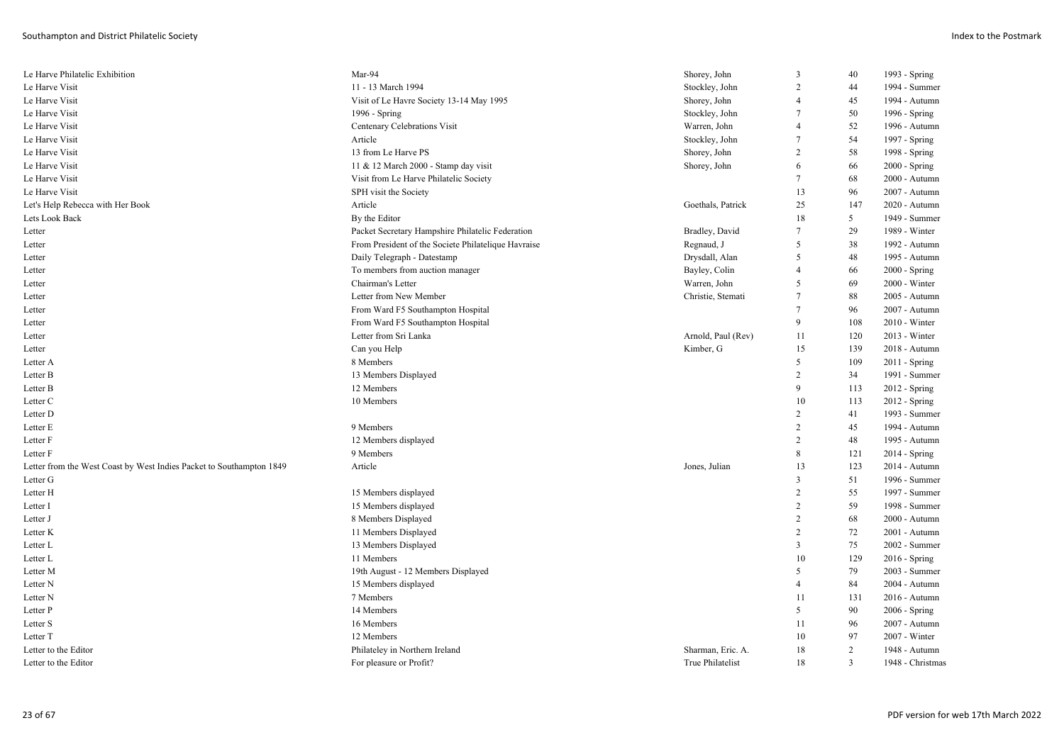| | | | | | |
|---|---|---|---|---|---|
| Le Harve Philatelic Exhibition | Mar-94 | Shorey, John | 3 | 40 | 1993 - Spring |
| Le Harve Visit | 11 - 13 March 1994 | Stockley, John | 2 | 44 | 1994 - Summer |
| Le Harve Visit | Visit of Le Havre Society 13-14 May 1995 | Shorey, John | 4 | 45 | 1994 - Autumn |
| Le Harve Visit | 1996 - Spring | Stockley, John | 7 | 50 | 1996 - Spring |
| Le Harve Visit | Centenary Celebrations Visit | Warren, John | 4 | 52 | 1996 - Autumn |
| Le Harve Visit | Article | Stockley, John | 7 | 54 | 1997 - Spring |
| Le Harve Visit | 13 from Le Harve PS | Shorey, John | 2 | 58 | 1998 - Spring |
| Le Harve Visit | 11 & 12 March 2000 - Stamp day visit | Shorey, John | 6 | 66 | 2000 - Spring |
| Le Harve Visit | Visit from Le Harve Philatelic Society | | 7 | 68 | 2000 - Autumn |
| Le Harve Visit | SPH visit the Society | | 13 | 96 | 2007 - Autumn |
| Let's Help Rebecca with Her Book | Article | Goethals, Patrick | 25 | 147 | 2020 - Autumn |
| Lets Look Back | By the Editor | | 18 | 5 | 1949 - Summer |
| Letter | Packet Secretary Hampshire Philatelic Federation | Bradley, David | 7 | 29 | 1989 - Winter |
| Letter | From President of the Societe Philatelique Havraise | Regnaud, J | 5 | 38 | 1992 - Autumn |
| Letter | Daily Telegraph - Datestamp | Drysdall, Alan | 5 | 48 | 1995 - Autumn |
| Letter | To members from auction manager | Bayley, Colin | 4 | 66 | 2000 - Spring |
| Letter | Chairman's Letter | Warren, John | 5 | 69 | 2000 - Winter |
| Letter | Letter from New Member | Christie, Stemati | 7 | 88 | 2005 - Autumn |
| Letter | From Ward F5 Southampton Hospital | | 7 | 96 | 2007 - Autumn |
| Letter | From Ward F5 Southampton Hospital | | 9 | 108 | 2010 - Winter |
| Letter | Letter from Sri Lanka | Arnold, Paul (Rev) | 11 | 120 | 2013 - Winter |
| Letter | Can you Help | Kimber, G | 15 | 139 | 2018 - Autumn |
| Letter A | 8 Members | | 5 | 109 | 2011 - Spring |
| Letter B | 13 Members Displayed | | 2 | 34 | 1991 - Summer |
| Letter B | 12 Members | | 9 | 113 | 2012 - Spring |
| Letter C | 10 Members | | 10 | 113 | 2012 - Spring |
| Letter D | | | 2 | 41 | 1993 - Summer |
| Letter E | 9 Members | | 2 | 45 | 1994 - Autumn |
| Letter F | 12 Members displayed | | 2 | 48 | 1995 - Autumn |
| Letter F | 9 Members | | 8 | 121 | 2014 - Spring |
| Letter from the West Coast by West Indies Packet to Southampton 1849 | Article | Jones, Julian | 13 | 123 | 2014 - Autumn |
| Letter G | | | 3 | 51 | 1996 - Summer |
| Letter H | 15 Members displayed | | 2 | 55 | 1997 - Summer |
| Letter I | 15 Members displayed | | 2 | 59 | 1998 - Summer |
| Letter J | 8 Members Displayed | | 2 | 68 | 2000 - Autumn |
| Letter K | 11 Members Displayed | | 2 | 72 | 2001 - Autumn |
| Letter L | 13 Members Displayed | | 3 | 75 | 2002 - Summer |
| Letter L | 11 Members | | 10 | 129 | 2016 - Spring |
| Letter M | 19th August - 12 Members Displayed | | 5 | 79 | 2003 - Summer |
| Letter N | 15 Members displayed | | 4 | 84 | 2004 - Autumn |
| Letter N | 7 Members | | 11 | 131 | 2016 - Autumn |
| Letter P | 14 Members | | 5 | 90 | 2006 - Spring |
| Letter S | 16 Members | | 11 | 96 | 2007 - Autumn |
| Letter T | 12 Members | | 10 | 97 | 2007 - Winter |
| Letter to the Editor | Philateley in Northern Ireland | Sharman, Eric. A. | 18 | 2 | 1948 - Autumn |
| Letter to the Editor | For pleasure or Profit? | True Philatelist | 18 | 3 | 1948 - Christmas |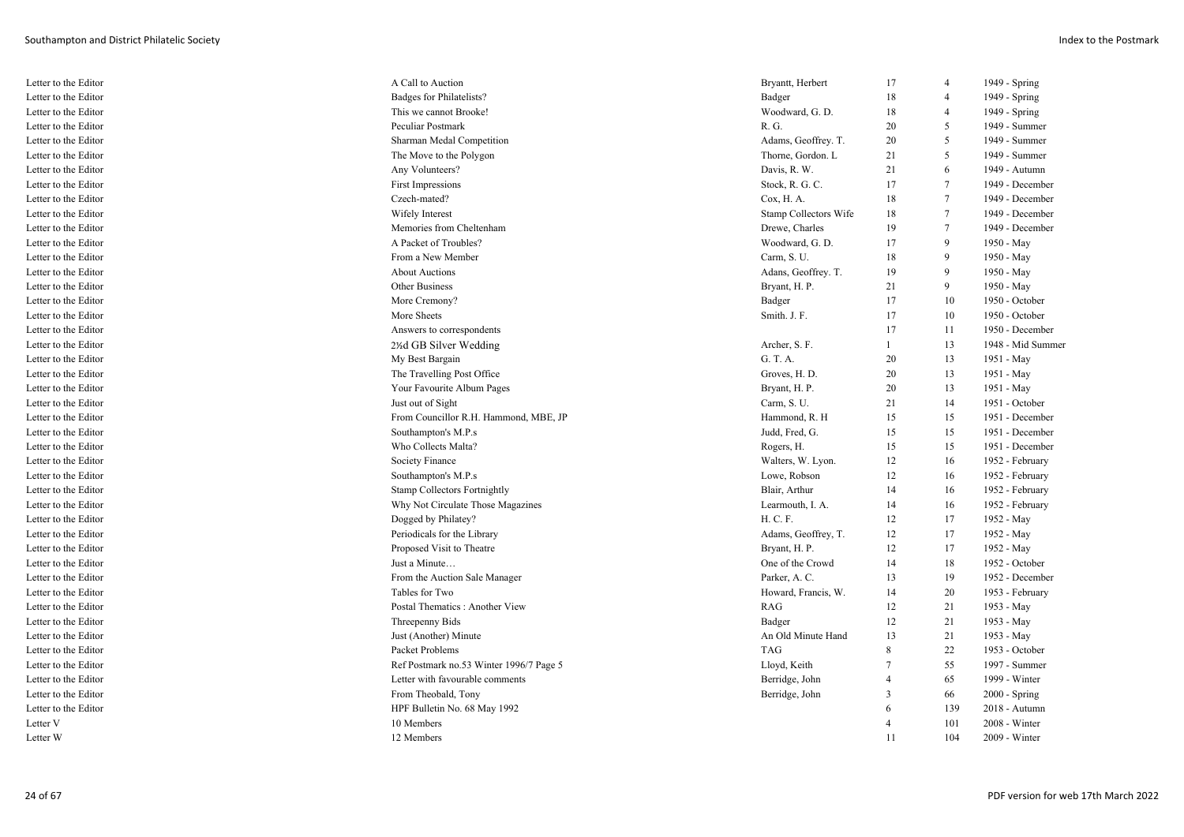| | | | | | |
|---|---|---|---|---|---|
| Letter to the Editor | A Call to Auction | Bryantt, Herbert | 17 | 4 | 1949 - Spring |
| Letter to the Editor | Badges for Philatelists? | Badger | 18 | 4 | 1949 - Spring |
| Letter to the Editor | This we cannot Brooke! | Woodward, G. D. | 18 | 4 | 1949 - Spring |
| Letter to the Editor | Peculiar Postmark | R. G. | 20 | 5 | 1949 - Summer |
| Letter to the Editor | Sharman Medal Competition | Adams, Geoffrey. T. | 20 | 5 | 1949 - Summer |
| Letter to the Editor | The Move to the Polygon | Thorne, Gordon. L | 21 | 5 | 1949 - Summer |
| Letter to the Editor | Any Volunteers? | Davis, R. W. | 21 | 6 | 1949 - Autumn |
| Letter to the Editor | First Impressions | Stock, R. G. C. | 17 | 7 | 1949 - December |
| Letter to the Editor | Czech-mated? | Cox, H. A. | 18 | 7 | 1949 - December |
| Letter to the Editor | Wifely Interest | Stamp Collectors Wife | 18 | 7 | 1949 - December |
| Letter to the Editor | Memories from Cheltenham | Drewe, Charles | 19 | 7 | 1949 - December |
| Letter to the Editor | A Packet of Troubles? | Woodward, G. D. | 17 | 9 | 1950 - May |
| Letter to the Editor | From a New Member | Carm, S. U. | 18 | 9 | 1950 - May |
| Letter to the Editor | About Auctions | Adans, Geoffrey. T. | 19 | 9 | 1950 - May |
| Letter to the Editor | Other Business | Bryant, H. P. | 21 | 9 | 1950 - May |
| Letter to the Editor | More Cremony? | Badger | 17 | 10 | 1950 - October |
| Letter to the Editor | More Sheets | Smith. J. F. | 17 | 10 | 1950 - October |
| Letter to the Editor | Answers to correspondents | | 17 | 11 | 1950 - December |
| Letter to the Editor | 2½d GB Silver Wedding | Archer, S. F. | 1 | 13 | 1948 - Mid Summer |
| Letter to the Editor | My Best Bargain | G. T. A. | 20 | 13 | 1951 - May |
| Letter to the Editor | The Travelling Post Office | Groves, H. D. | 20 | 13 | 1951 - May |
| Letter to the Editor | Your Favourite Album Pages | Bryant, H. P. | 20 | 13 | 1951 - May |
| Letter to the Editor | Just out of Sight | Carm, S. U. | 21 | 14 | 1951 - October |
| Letter to the Editor | From Councillor R.H. Hammond, MBE, JP | Hammond, R. H | 15 | 15 | 1951 - December |
| Letter to the Editor | Southampton's M.P.s | Judd, Fred, G. | 15 | 15 | 1951 - December |
| Letter to the Editor | Who Collects Malta? | Rogers, H. | 15 | 15 | 1951 - December |
| Letter to the Editor | Society Finance | Walters, W. Lyon. | 12 | 16 | 1952 - February |
| Letter to the Editor | Southampton's M.P.s | Lowe, Robson | 12 | 16 | 1952 - February |
| Letter to the Editor | Stamp Collectors Fortnightly | Blair, Arthur | 14 | 16 | 1952 - February |
| Letter to the Editor | Why Not Circulate Those Magazines | Learmouth, I. A. | 14 | 16 | 1952 - February |
| Letter to the Editor | Dogged by Philatey? | H. C. F. | 12 | 17 | 1952 - May |
| Letter to the Editor | Periodicals for the Library | Adams, Geoffrey, T. | 12 | 17 | 1952 - May |
| Letter to the Editor | Proposed Visit to Theatre | Bryant, H. P. | 12 | 17 | 1952 - May |
| Letter to the Editor | Just a Minute… | One of the Crowd | 14 | 18 | 1952 - October |
| Letter to the Editor | From the Auction Sale Manager | Parker, A. C. | 13 | 19 | 1952 - December |
| Letter to the Editor | Tables for Two | Howard, Francis, W. | 14 | 20 | 1953 - February |
| Letter to the Editor | Postal Thematics : Another View | RAG | 12 | 21 | 1953 - May |
| Letter to the Editor | Threepenny Bids | Badger | 12 | 21 | 1953 - May |
| Letter to the Editor | Just (Another) Minute | An Old Minute Hand | 13 | 21 | 1953 - May |
| Letter to the Editor | Packet Problems | TAG | 8 | 22 | 1953 - October |
| Letter to the Editor | Ref Postmark no.53 Winter 1996/7 Page 5 | Lloyd, Keith | 7 | 55 | 1997 - Summer |
| Letter to the Editor | Letter with favourable comments | Berridge, John | 4 | 65 | 1999 - Winter |
| Letter to the Editor | From Theobald, Tony | Berridge, John | 3 | 66 | 2000 - Spring |
| Letter to the Editor | HPF Bulletin No. 68 May 1992 | | 6 | 139 | 2018 - Autumn |
| Letter V | 10 Members | | 4 | 101 | 2008 - Winter |
| Letter W | 12 Members | | 11 | 104 | 2009 - Winter |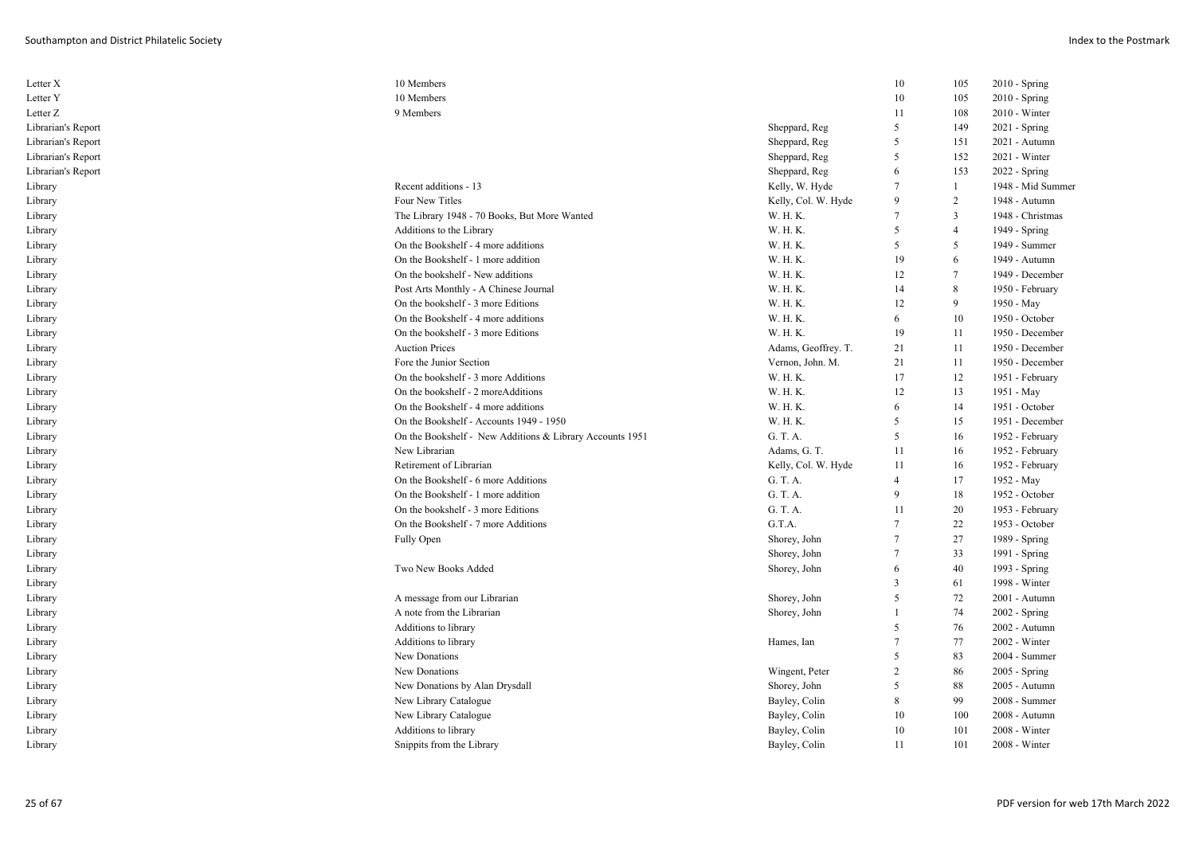| | | | | | |
|---|---|---|---|---|---|
| Letter X | 10 Members | | 10 | 105 | 2010 - Spring |
| Letter Y | 10 Members | | 10 | 105 | 2010 - Spring |
| Letter Z | 9 Members | | 11 | 108 | 2010 - Winter |
| Librarian's Report | | Sheppard, Reg | 5 | 149 | 2021 - Spring |
| Librarian's Report | | Sheppard, Reg | 5 | 151 | 2021 - Autumn |
| Librarian's Report | | Sheppard, Reg | 5 | 152 | 2021 - Winter |
| Librarian's Report | | Sheppard, Reg | 6 | 153 | 2022 - Spring |
| Library | Recent additions - 13 | Kelly, W. Hyde | 7 | 1 | 1948 - Mid Summer |
| Library | Four New Titles | Kelly, Col. W. Hyde | 9 | 2 | 1948 - Autumn |
| Library | The Library 1948 - 70 Books, But More Wanted | W. H. K. | 7 | 3 | 1948 - Christmas |
| Library | Additions to the Library | W. H. K. | 5 | 4 | 1949 - Spring |
| Library | On the Bookshelf - 4 more additions | W. H. K. | 5 | 5 | 1949 - Summer |
| Library | On the Bookshelf - 1 more addition | W. H. K. | 19 | 6 | 1949 - Autumn |
| Library | On the bookshelf - New additions | W. H. K. | 12 | 7 | 1949 - December |
| Library | Post Arts Monthly - A Chinese Journal | W. H. K. | 14 | 8 | 1950 - February |
| Library | On the bookshelf - 3 more Editions | W. H. K. | 12 | 9 | 1950 - May |
| Library | On the Bookshelf - 4 more additions | W. H. K. | 6 | 10 | 1950 - October |
| Library | On the bookshelf - 3 more Editions | W. H. K. | 19 | 11 | 1950 - December |
| Library | Auction Prices | Adams, Geoffrey. T. | 21 | 11 | 1950 - December |
| Library | Fore the Junior Section | Vernon, John. M. | 21 | 11 | 1950 - December |
| Library | On the bookshelf - 3 more Additions | W. H. K. | 17 | 12 | 1951 - February |
| Library | On the bookshelf - 2 moreAdditions | W. H. K. | 12 | 13 | 1951 - May |
| Library | On the Bookshelf - 4 more additions | W. H. K. | 6 | 14 | 1951 - October |
| Library | On the Bookshelf - Accounts 1949 - 1950 | W. H. K. | 5 | 15 | 1951 - December |
| Library | On the Bookshelf - New Additions & Library Accounts 1951 | G. T. A. | 5 | 16 | 1952 - February |
| Library | New Librarian | Adams, G. T. | 11 | 16 | 1952 - February |
| Library | Retirement of Librarian | Kelly, Col. W. Hyde | 11 | 16 | 1952 - February |
| Library | On the Bookshelf - 6 more Additions | G. T. A. | 4 | 17 | 1952 - May |
| Library | On the Bookshelf - 1 more addition | G. T. A. | 9 | 18 | 1952 - October |
| Library | On the bookshelf - 3 more Editions | G. T. A. | 11 | 20 | 1953 - February |
| Library | On the Bookshelf - 7 more Additions | G.T.A. | 7 | 22 | 1953 - October |
| Library | Fully Open | Shorey, John | 7 | 27 | 1989 - Spring |
| Library | | Shorey, John | 7 | 33 | 1991 - Spring |
| Library | Two New Books Added | Shorey, John | 6 | 40 | 1993 - Spring |
| Library | | | 3 | 61 | 1998 - Winter |
| Library | A message from our Librarian | Shorey, John | 5 | 72 | 2001 - Autumn |
| Library | A note from the Librarian | Shorey, John | 1 | 74 | 2002 - Spring |
| Library | Additions to library | | 5 | 76 | 2002 - Autumn |
| Library | Additions to library | Hames, Ian | 7 | 77 | 2002 - Winter |
| Library | New Donations | | 5 | 83 | 2004 - Summer |
| Library | New Donations | Wingent, Peter | 2 | 86 | 2005 - Spring |
| Library | New Donations by Alan Drysdall | Shorey, John | 5 | 88 | 2005 - Autumn |
| Library | New Library Catalogue | Bayley, Colin | 8 | 99 | 2008 - Summer |
| Library | New Library Catalogue | Bayley, Colin | 10 | 100 | 2008 - Autumn |
| Library | Additions to library | Bayley, Colin | 10 | 101 | 2008 - Winter |
| Library | Snippits from the Library | Bayley, Colin | 11 | 101 | 2008 - Winter |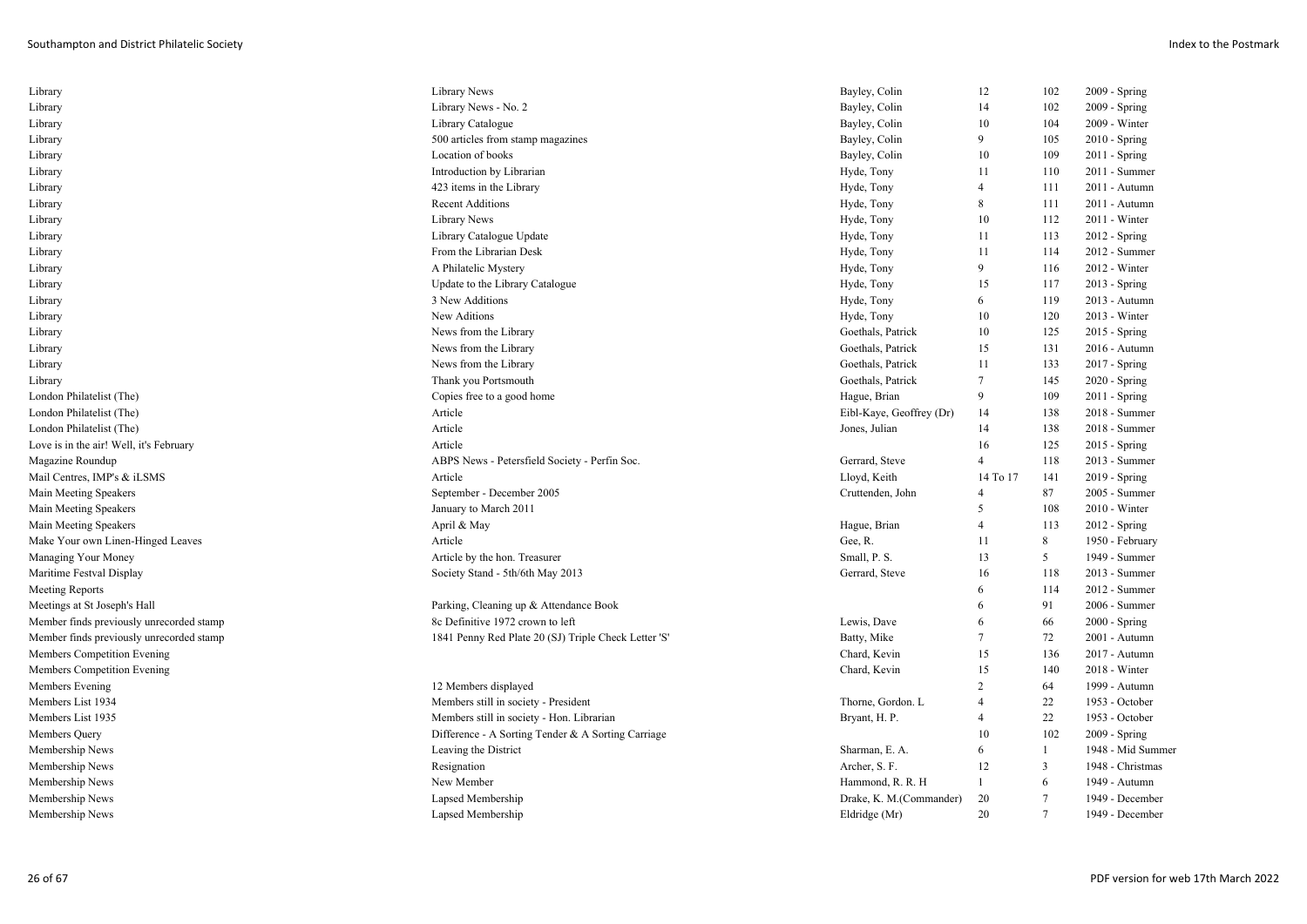| | | | | | |
|---|---|---|---|---|---|
| Library | Library News | Bayley, Colin | 12 | 102 | 2009 - Spring |
| Library | Library News - No. 2 | Bayley, Colin | 14 | 102 | 2009 - Spring |
| Library | Library Catalogue | Bayley, Colin | 10 | 104 | 2009 - Winter |
| Library | 500 articles from stamp magazines | Bayley, Colin | 9 | 105 | 2010 - Spring |
| Library | Location of books | Bayley, Colin | 10 | 109 | 2011 - Spring |
| Library | Introduction by Librarian | Hyde, Tony | 11 | 110 | 2011 - Summer |
| Library | 423 items in the Library | Hyde, Tony | 4 | 111 | 2011 - Autumn |
| Library | Recent Additions | Hyde, Tony | 8 | 111 | 2011 - Autumn |
| Library | Library News | Hyde, Tony | 10 | 112 | 2011 - Winter |
| Library | Library Catalogue Update | Hyde, Tony | 11 | 113 | 2012 - Spring |
| Library | From the Librarian Desk | Hyde, Tony | 11 | 114 | 2012 - Summer |
| Library | A Philatelic Mystery | Hyde, Tony | 9 | 116 | 2012 - Winter |
| Library | Update to the Library Catalogue | Hyde, Tony | 15 | 117 | 2013 - Spring |
| Library | 3 New Additions | Hyde, Tony | 6 | 119 | 2013 - Autumn |
| Library | New Aditions | Hyde, Tony | 10 | 120 | 2013 - Winter |
| Library | News from the Library | Goethals, Patrick | 10 | 125 | 2015 - Spring |
| Library | News from the Library | Goethals, Patrick | 15 | 131 | 2016 - Autumn |
| Library | News from the Library | Goethals, Patrick | 11 | 133 | 2017 - Spring |
| Library | Thank you Portsmouth | Goethals, Patrick | 7 | 145 | 2020 - Spring |
| London Philatelist (The) | Copies free to a good home | Hague, Brian | 9 | 109 | 2011 - Spring |
| London Philatelist (The) | Article | Eibl-Kaye, Geoffrey (Dr) | 14 | 138 | 2018 - Summer |
| London Philatelist (The) | Article | Jones, Julian | 14 | 138 | 2018 - Summer |
| Love is in the air! Well, it's February | Article | | 16 | 125 | 2015 - Spring |
| Magazine Roundup | ABPS News - Petersfield Society - Perfin Soc. | Gerrard, Steve | 4 | 118 | 2013 - Summer |
| Mail Centres, IMP's & iLSMS | Article | Lloyd, Keith | 14 To 17 | 141 | 2019 - Spring |
| Main Meeting Speakers | September - December 2005 | Cruttenden, John | 4 | 87 | 2005 - Summer |
| Main Meeting Speakers | January to March 2011 | | 5 | 108 | 2010 - Winter |
| Main Meeting Speakers | April & May | Hague, Brian | 4 | 113 | 2012 - Spring |
| Make Your own Linen-Hinged Leaves | Article | Gee, R. | 11 | 8 | 1950 - February |
| Managing Your Money | Article by the hon. Treasurer | Small, P. S. | 13 | 5 | 1949 - Summer |
| Maritime Festval Display | Society Stand - 5th/6th May 2013 | Gerrard, Steve | 16 | 118 | 2013 - Summer |
| Meeting Reports | | | 6 | 114 | 2012 - Summer |
| Meetings at St Joseph's Hall | Parking, Cleaning up & Attendance Book | | 6 | 91 | 2006 - Summer |
| Member finds previously unrecorded stamp | 8c Definitive 1972 crown to left | Lewis, Dave | 6 | 66 | 2000 - Spring |
| Member finds previously unrecorded stamp | 1841 Penny Red Plate 20 (SJ) Triple Check Letter 'S' | Batty, Mike | 7 | 72 | 2001 - Autumn |
| Members Competition Evening | | Chard, Kevin | 15 | 136 | 2017 - Autumn |
| Members Competition Evening | | Chard, Kevin | 15 | 140 | 2018 - Winter |
| Members Evening | 12 Members displayed | | 2 | 64 | 1999 - Autumn |
| Members List 1934 | Members still in society - President | Thorne, Gordon. L | 4 | 22 | 1953 - October |
| Members List 1935 | Members still in society - Hon. Librarian | Bryant, H. P. | 4 | 22 | 1953 - October |
| Members Query | Difference - A Sorting Tender & A Sorting Carriage | | 10 | 102 | 2009 - Spring |
| Membership News | Leaving the District | Sharman, E. A. | 6 | 1 | 1948 - Mid Summer |
| Membership News | Resignation | Archer, S. F. | 12 | 3 | 1948 - Christmas |
| Membership News | New Member | Hammond, R. R. H | 1 | 6 | 1949 - Autumn |
| Membership News | Lapsed Membership | Drake, K. M.(Commander) | 20 | 7 | 1949 - December |
| Membership News | Lapsed Membership | Eldridge (Mr) | 20 | 7 | 1949 - December |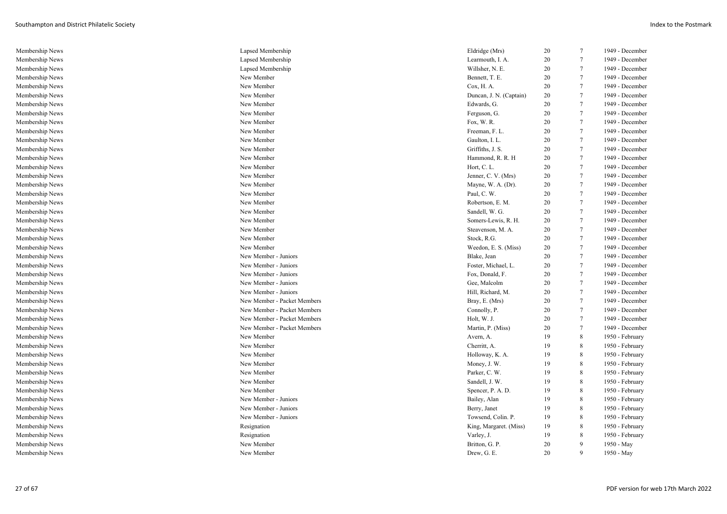| | | | | | |
|---|---|---|---|---|---|
| Membership News | Lapsed Membership | Eldridge (Mrs) | 20 | 7 | 1949 - December |
| Membership News | Lapsed Membership | Learmouth, I. A. | 20 | 7 | 1949 - December |
| Membership News | Lapsed Membership | Willsher, N. E. | 20 | 7 | 1949 - December |
| Membership News | New Member | Bennett, T. E. | 20 | 7 | 1949 - December |
| Membership News | New Member | Cox, H. A. | 20 | 7 | 1949 - December |
| Membership News | New Member | Duncan, J. N. (Captain) | 20 | 7 | 1949 - December |
| Membership News | New Member | Edwards, G. | 20 | 7 | 1949 - December |
| Membership News | New Member | Ferguson, G. | 20 | 7 | 1949 - December |
| Membership News | New Member | Fox, W. R. | 20 | 7 | 1949 - December |
| Membership News | New Member | Freeman, F. L. | 20 | 7 | 1949 - December |
| Membership News | New Member | Gaulton, I. L. | 20 | 7 | 1949 - December |
| Membership News | New Member | Griffiths, J. S. | 20 | 7 | 1949 - December |
| Membership News | New Member | Hammond, R. R. H | 20 | 7 | 1949 - December |
| Membership News | New Member | Hort, C. L. | 20 | 7 | 1949 - December |
| Membership News | New Member | Jenner, C. V. (Mrs) | 20 | 7 | 1949 - December |
| Membership News | New Member | Mayne, W. A. (Dr). | 20 | 7 | 1949 - December |
| Membership News | New Member | Paul, C. W. | 20 | 7 | 1949 - December |
| Membership News | New Member | Robertson, E. M. | 20 | 7 | 1949 - December |
| Membership News | New Member | Sandell, W. G. | 20 | 7 | 1949 - December |
| Membership News | New Member | Somers-Lewis, R. H. | 20 | 7 | 1949 - December |
| Membership News | New Member | Steavenson, M. A. | 20 | 7 | 1949 - December |
| Membership News | New Member | Stock, R.G. | 20 | 7 | 1949 - December |
| Membership News | New Member | Weedon, E. S. (Miss) | 20 | 7 | 1949 - December |
| Membership News | New Member - Juniors | Blake, Jean | 20 | 7 | 1949 - December |
| Membership News | New Member - Juniors | Foster, Michael, L. | 20 | 7 | 1949 - December |
| Membership News | New Member - Juniors | Fox, Donald, F. | 20 | 7 | 1949 - December |
| Membership News | New Member - Juniors | Gee, Malcolm | 20 | 7 | 1949 - December |
| Membership News | New Member - Juniors | Hill, Richard, M. | 20 | 7 | 1949 - December |
| Membership News | New Member - Packet Members | Bray, E. (Mrs) | 20 | 7 | 1949 - December |
| Membership News | New Member - Packet Members | Connolly, P. | 20 | 7 | 1949 - December |
| Membership News | New Member - Packet Members | Holt, W. J. | 20 | 7 | 1949 - December |
| Membership News | New Member - Packet Members | Martin, P. (Miss) | 20 | 7 | 1949 - December |
| Membership News | New Member | Avern, A. | 19 | 8 | 1950 - February |
| Membership News | New Member | Cherritt, A. | 19 | 8 | 1950 - February |
| Membership News | New Member | Holloway, K. A. | 19 | 8 | 1950 - February |
| Membership News | New Member | Money, J. W. | 19 | 8 | 1950 - February |
| Membership News | New Member | Parker, C. W. | 19 | 8 | 1950 - February |
| Membership News | New Member | Sandell, J. W. | 19 | 8 | 1950 - February |
| Membership News | New Member | Spencer, P. A. D. | 19 | 8 | 1950 - February |
| Membership News | New Member - Juniors | Bailey, Alan | 19 | 8 | 1950 - February |
| Membership News | New Member - Juniors | Berry, Janet | 19 | 8 | 1950 - February |
| Membership News | New Member - Juniors | Towsend, Colin. P. | 19 | 8 | 1950 - February |
| Membership News | Resignation | King, Margaret. (Miss) | 19 | 8 | 1950 - February |
| Membership News | Resignation | Varley, J. | 19 | 8 | 1950 - February |
| Membership News | New Member | Britton, G. P. | 20 | 9 | 1950 - May |
| Membership News | New Member | Drew, G. E. | 20 | 9 | 1950 - May |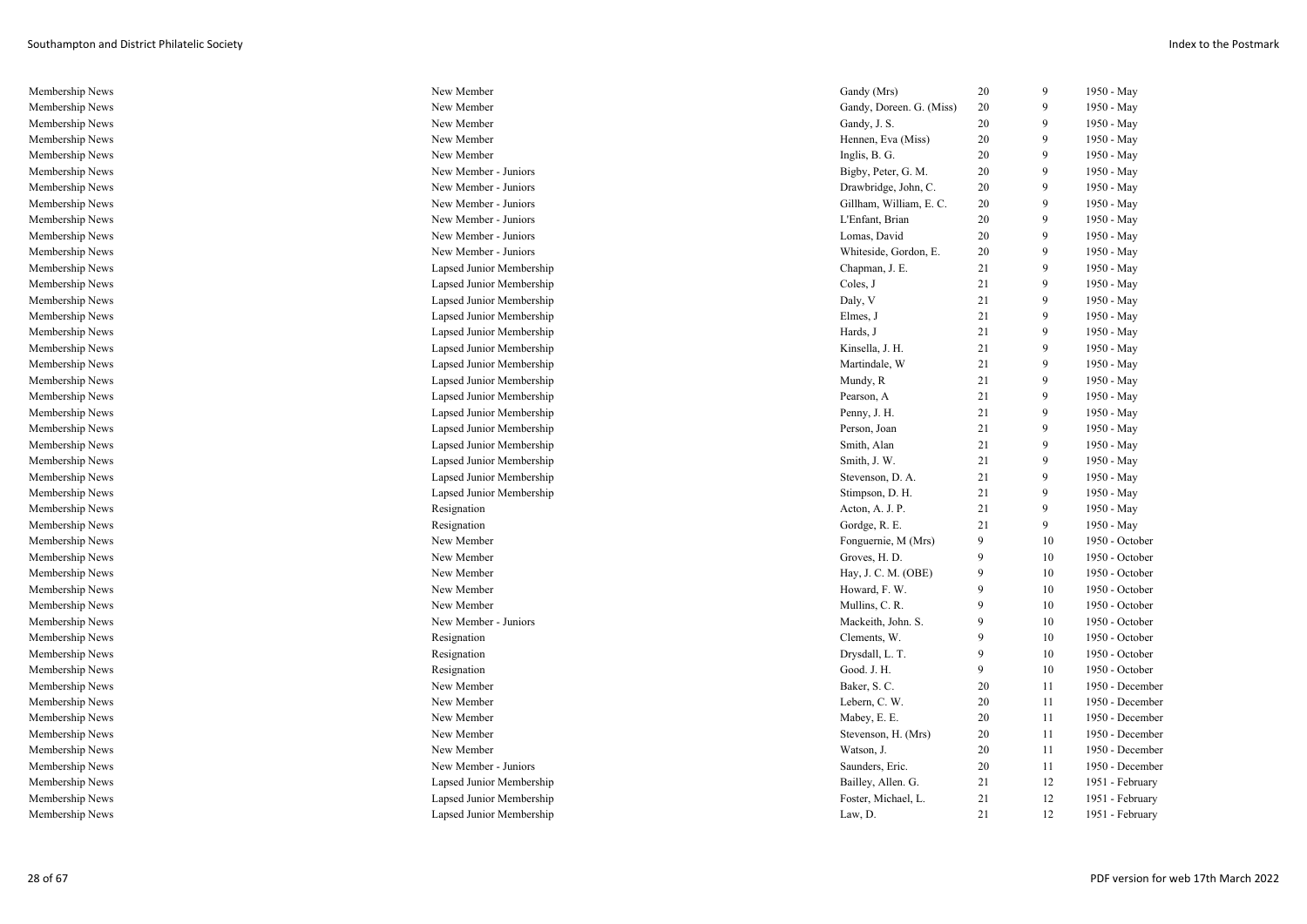| | | | | | |
|---|---|---|---|---|---|
| Membership News | New Member | Gandy (Mrs) | 20 | 9 | 1950 - May |
| Membership News | New Member | Gandy, Doreen. G. (Miss) | 20 | 9 | 1950 - May |
| Membership News | New Member | Gandy, J. S. | 20 | 9 | 1950 - May |
| Membership News | New Member | Hennen, Eva (Miss) | 20 | 9 | 1950 - May |
| Membership News | New Member | Inglis, B. G. | 20 | 9 | 1950 - May |
| Membership News | New Member - Juniors | Bigby, Peter, G. M. | 20 | 9 | 1950 - May |
| Membership News | New Member - Juniors | Drawbridge, John, C. | 20 | 9 | 1950 - May |
| Membership News | New Member - Juniors | Gillham, William, E. C. | 20 | 9 | 1950 - May |
| Membership News | New Member - Juniors | L'Enfant, Brian | 20 | 9 | 1950 - May |
| Membership News | New Member - Juniors | Lomas, David | 20 | 9 | 1950 - May |
| Membership News | New Member - Juniors | Whiteside, Gordon, E. | 20 | 9 | 1950 - May |
| Membership News | Lapsed Junior Membership | Chapman, J. E. | 21 | 9 | 1950 - May |
| Membership News | Lapsed Junior Membership | Coles, J | 21 | 9 | 1950 - May |
| Membership News | Lapsed Junior Membership | Daly, V | 21 | 9 | 1950 - May |
| Membership News | Lapsed Junior Membership | Elmes, J | 21 | 9 | 1950 - May |
| Membership News | Lapsed Junior Membership | Hards, J | 21 | 9 | 1950 - May |
| Membership News | Lapsed Junior Membership | Kinsella, J. H. | 21 | 9 | 1950 - May |
| Membership News | Lapsed Junior Membership | Martindale, W | 21 | 9 | 1950 - May |
| Membership News | Lapsed Junior Membership | Mundy, R | 21 | 9 | 1950 - May |
| Membership News | Lapsed Junior Membership | Pearson, A | 21 | 9 | 1950 - May |
| Membership News | Lapsed Junior Membership | Penny, J. H. | 21 | 9 | 1950 - May |
| Membership News | Lapsed Junior Membership | Person, Joan | 21 | 9 | 1950 - May |
| Membership News | Lapsed Junior Membership | Smith, Alan | 21 | 9 | 1950 - May |
| Membership News | Lapsed Junior Membership | Smith, J. W. | 21 | 9 | 1950 - May |
| Membership News | Lapsed Junior Membership | Stevenson, D. A. | 21 | 9 | 1950 - May |
| Membership News | Lapsed Junior Membership | Stimpson, D. H. | 21 | 9 | 1950 - May |
| Membership News | Resignation | Acton, A. J. P. | 21 | 9 | 1950 - May |
| Membership News | Resignation | Gordge, R. E. | 21 | 9 | 1950 - May |
| Membership News | New Member | Fonguernie, M (Mrs) | 9 | 10 | 1950 - October |
| Membership News | New Member | Groves, H. D. | 9 | 10 | 1950 - October |
| Membership News | New Member | Hay, J. C. M. (OBE) | 9 | 10 | 1950 - October |
| Membership News | New Member | Howard, F. W. | 9 | 10 | 1950 - October |
| Membership News | New Member | Mullins, C. R. | 9 | 10 | 1950 - October |
| Membership News | New Member - Juniors | Mackeith, John. S. | 9 | 10 | 1950 - October |
| Membership News | Resignation | Clements, W. | 9 | 10 | 1950 - October |
| Membership News | Resignation | Drysdall, L. T. | 9 | 10 | 1950 - October |
| Membership News | Resignation | Good. J. H. | 9 | 10 | 1950 - October |
| Membership News | New Member | Baker, S. C. | 20 | 11 | 1950 - December |
| Membership News | New Member | Lebern, C. W. | 20 | 11 | 1950 - December |
| Membership News | New Member | Mabey, E. E. | 20 | 11 | 1950 - December |
| Membership News | New Member | Stevenson, H. (Mrs) | 20 | 11 | 1950 - December |
| Membership News | New Member | Watson, J. | 20 | 11 | 1950 - December |
| Membership News | New Member - Juniors | Saunders, Eric. | 20 | 11 | 1950 - December |
| Membership News | Lapsed Junior Membership | Bailley, Allen. G. | 21 | 12 | 1951 - February |
| Membership News | Lapsed Junior Membership | Foster, Michael, L. | 21 | 12 | 1951 - February |
| Membership News | Lapsed Junior Membership | Law, D. | 21 | 12 | 1951 - February |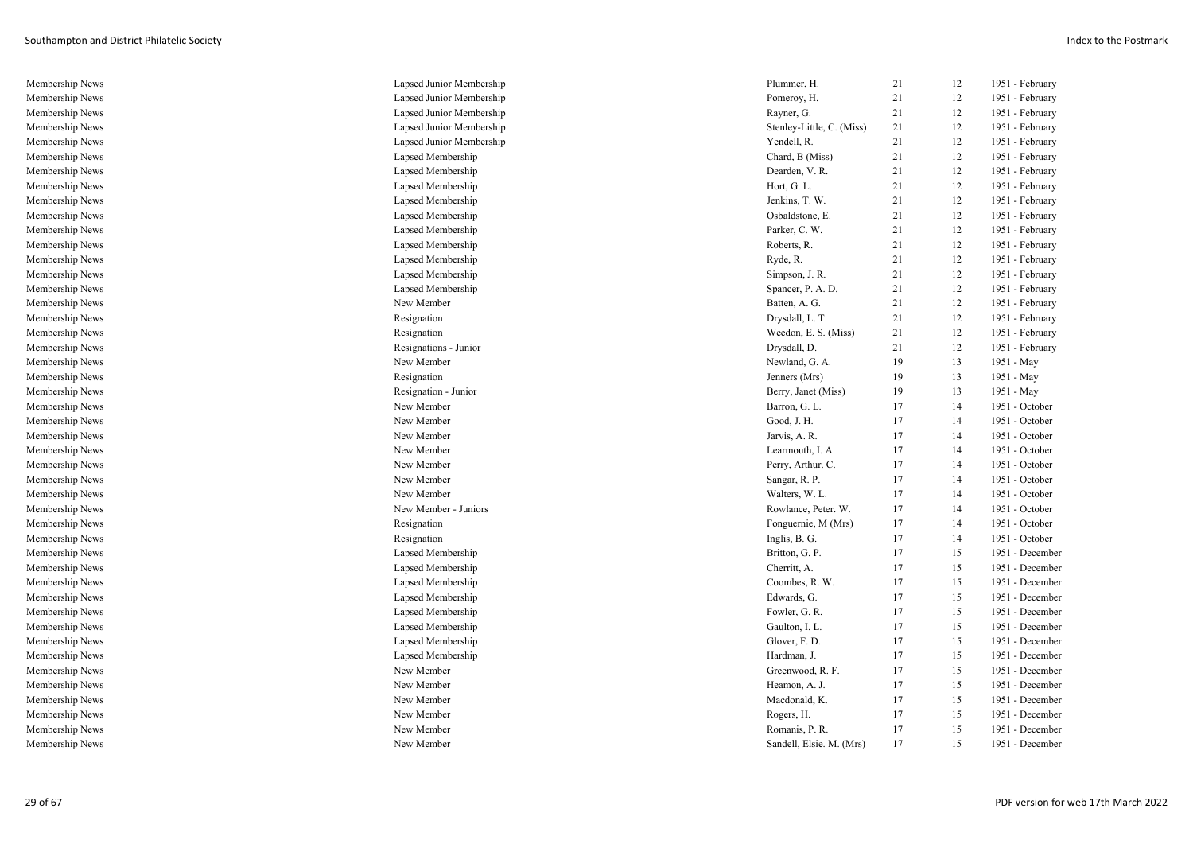| | | | | | |
|---|---|---|---|---|---|
| Membership News | Lapsed Junior Membership | Plummer, H. | 21 | 12 | 1951 - February |
| Membership News | Lapsed Junior Membership | Pomeroy, H. | 21 | 12 | 1951 - February |
| Membership News | Lapsed Junior Membership | Rayner, G. | 21 | 12 | 1951 - February |
| Membership News | Lapsed Junior Membership | Stenley-Little, C. (Miss) | 21 | 12 | 1951 - February |
| Membership News | Lapsed Junior Membership | Yendell, R. | 21 | 12 | 1951 - February |
| Membership News | Lapsed Membership | Chard, B (Miss) | 21 | 12 | 1951 - February |
| Membership News | Lapsed Membership | Dearden, V. R. | 21 | 12 | 1951 - February |
| Membership News | Lapsed Membership | Hort, G. L. | 21 | 12 | 1951 - February |
| Membership News | Lapsed Membership | Jenkins, T. W. | 21 | 12 | 1951 - February |
| Membership News | Lapsed Membership | Osbaldstone, E. | 21 | 12 | 1951 - February |
| Membership News | Lapsed Membership | Parker, C. W. | 21 | 12 | 1951 - February |
| Membership News | Lapsed Membership | Roberts, R. | 21 | 12 | 1951 - February |
| Membership News | Lapsed Membership | Ryde, R. | 21 | 12 | 1951 - February |
| Membership News | Lapsed Membership | Simpson, J. R. | 21 | 12 | 1951 - February |
| Membership News | Lapsed Membership | Spancer, P. A. D. | 21 | 12 | 1951 - February |
| Membership News | New Member | Batten, A. G. | 21 | 12 | 1951 - February |
| Membership News | Resignation | Drysdall, L. T. | 21 | 12 | 1951 - February |
| Membership News | Resignation | Weedon, E. S. (Miss) | 21 | 12 | 1951 - February |
| Membership News | Resignations - Junior | Drysdall, D. | 21 | 12 | 1951 - February |
| Membership News | New Member | Newland, G. A. | 19 | 13 | 1951 - May |
| Membership News | Resignation | Jenners (Mrs) | 19 | 13 | 1951 - May |
| Membership News | Resignation - Junior | Berry, Janet (Miss) | 19 | 13 | 1951 - May |
| Membership News | New Member | Barron, G. L. | 17 | 14 | 1951 - October |
| Membership News | New Member | Good, J. H. | 17 | 14 | 1951 - October |
| Membership News | New Member | Jarvis, A. R. | 17 | 14 | 1951 - October |
| Membership News | New Member | Learmouth, I. A. | 17 | 14 | 1951 - October |
| Membership News | New Member | Perry, Arthur. C. | 17 | 14 | 1951 - October |
| Membership News | New Member | Sangar, R. P. | 17 | 14 | 1951 - October |
| Membership News | New Member | Walters, W. L. | 17 | 14 | 1951 - October |
| Membership News | New Member - Juniors | Rowlance, Peter. W. | 17 | 14 | 1951 - October |
| Membership News | Resignation | Fonguernie, M (Mrs) | 17 | 14 | 1951 - October |
| Membership News | Resignation | Inglis, B. G. | 17 | 14 | 1951 - October |
| Membership News | Lapsed Membership | Britton, G. P. | 17 | 15 | 1951 - December |
| Membership News | Lapsed Membership | Cherritt, A. | 17 | 15 | 1951 - December |
| Membership News | Lapsed Membership | Coombes, R. W. | 17 | 15 | 1951 - December |
| Membership News | Lapsed Membership | Edwards, G. | 17 | 15 | 1951 - December |
| Membership News | Lapsed Membership | Fowler, G. R. | 17 | 15 | 1951 - December |
| Membership News | Lapsed Membership | Gaulton, I. L. | 17 | 15 | 1951 - December |
| Membership News | Lapsed Membership | Glover, F. D. | 17 | 15 | 1951 - December |
| Membership News | Lapsed Membership | Hardman, J. | 17 | 15 | 1951 - December |
| Membership News | New Member | Greenwood, R. F. | 17 | 15 | 1951 - December |
| Membership News | New Member | Heamon, A. J. | 17 | 15 | 1951 - December |
| Membership News | New Member | Macdonald, K. | 17 | 15 | 1951 - December |
| Membership News | New Member | Rogers, H. | 17 | 15 | 1951 - December |
| Membership News | New Member | Romanis, P. R. | 17 | 15 | 1951 - December |
| Membership News | New Member | Sandell, Elsie. M. (Mrs) | 17 | 15 | 1951 - December |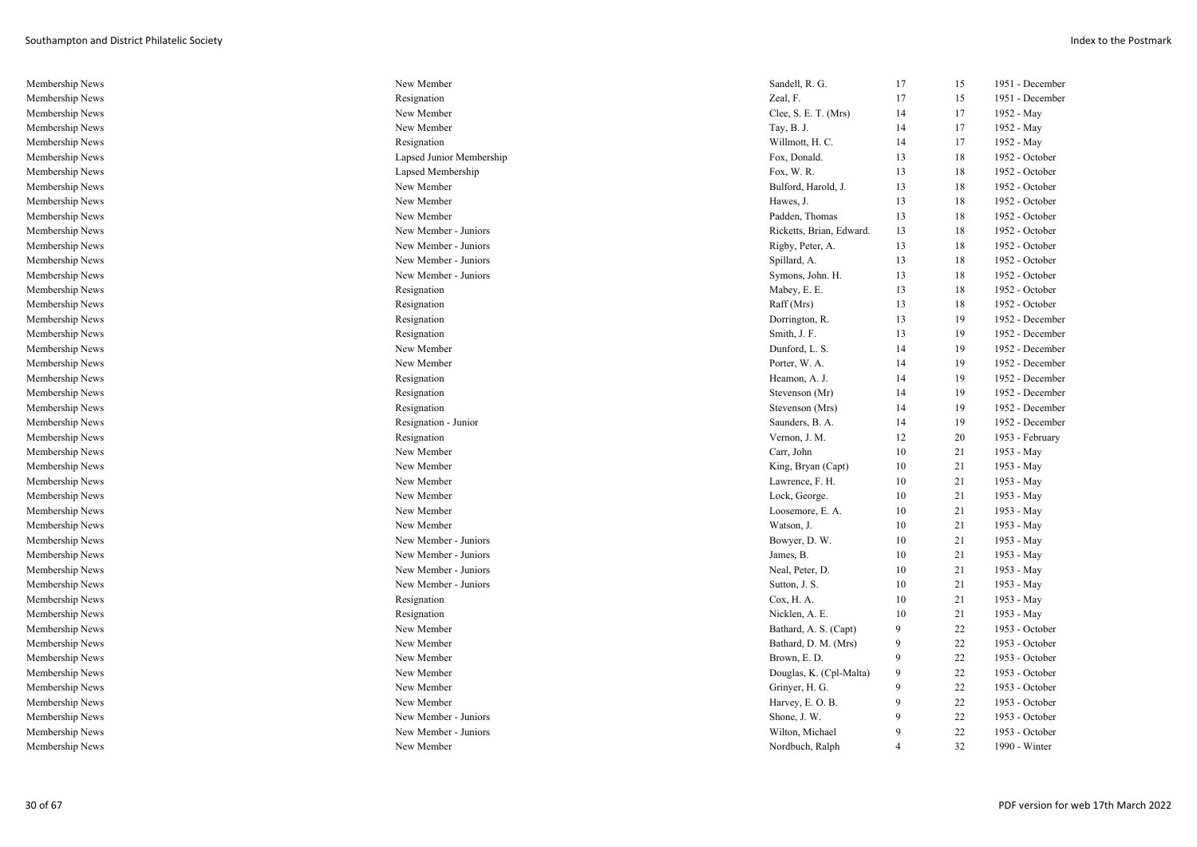| | | | | | |
|---|---|---|---|---|---|
| Membership News | New Member | Sandell, R. G. | 17 | 15 | 1951 - December |
| Membership News | Resignation | Zeal, F. | 17 | 15 | 1951 - December |
| Membership News | New Member | Clee, S. E. T. (Mrs) | 14 | 17 | 1952 - May |
| Membership News | New Member | Tay, B. J. | 14 | 17 | 1952 - May |
| Membership News | Resignation | Willmott, H. C. | 14 | 17 | 1952 - May |
| Membership News | Lapsed Junior Membership | Fox, Donald. | 13 | 18 | 1952 - October |
| Membership News | Lapsed Membership | Fox, W. R. | 13 | 18 | 1952 - October |
| Membership News | New Member | Bulford, Harold, J. | 13 | 18 | 1952 - October |
| Membership News | New Member | Hawes, J. | 13 | 18 | 1952 - October |
| Membership News | New Member | Padden, Thomas | 13 | 18 | 1952 - October |
| Membership News | New Member - Juniors | Ricketts, Brian, Edward. | 13 | 18 | 1952 - October |
| Membership News | New Member - Juniors | Rigby, Peter, A. | 13 | 18 | 1952 - October |
| Membership News | New Member - Juniors | Spillard, A. | 13 | 18 | 1952 - October |
| Membership News | New Member - Juniors | Symons, John. H. | 13 | 18 | 1952 - October |
| Membership News | Resignation | Mabey, E. E. | 13 | 18 | 1952 - October |
| Membership News | Resignation | Raff (Mrs) | 13 | 18 | 1952 - October |
| Membership News | Resignation | Dorrington, R. | 13 | 19 | 1952 - December |
| Membership News | Resignation | Smith, J. F. | 13 | 19 | 1952 - December |
| Membership News | New Member | Dunford, L. S. | 14 | 19 | 1952 - December |
| Membership News | New Member | Porter, W. A. | 14 | 19 | 1952 - December |
| Membership News | Resignation | Heamon, A. J. | 14 | 19 | 1952 - December |
| Membership News | Resignation | Stevenson (Mr) | 14 | 19 | 1952 - December |
| Membership News | Resignation | Stevenson (Mrs) | 14 | 19 | 1952 - December |
| Membership News | Resignation - Junior | Saunders, B. A. | 14 | 19 | 1952 - December |
| Membership News | Resignation | Vernon, J. M. | 12 | 20 | 1953 - February |
| Membership News | New Member | Carr, John | 10 | 21 | 1953 - May |
| Membership News | New Member | King, Bryan (Capt) | 10 | 21 | 1953 - May |
| Membership News | New Member | Lawrence, F. H. | 10 | 21 | 1953 - May |
| Membership News | New Member | Lock, George. | 10 | 21 | 1953 - May |
| Membership News | New Member | Loosemore, E. A. | 10 | 21 | 1953 - May |
| Membership News | New Member | Watson, J. | 10 | 21 | 1953 - May |
| Membership News | New Member - Juniors | Bowyer, D. W. | 10 | 21 | 1953 - May |
| Membership News | New Member - Juniors | James, B. | 10 | 21 | 1953 - May |
| Membership News | New Member - Juniors | Neal, Peter, D. | 10 | 21 | 1953 - May |
| Membership News | New Member - Juniors | Sutton, J. S. | 10 | 21 | 1953 - May |
| Membership News | Resignation | Cox, H. A. | 10 | 21 | 1953 - May |
| Membership News | Resignation | Nicklen, A. E. | 10 | 21 | 1953 - May |
| Membership News | New Member | Bathard, A. S. (Capt) | 9 | 22 | 1953 - October |
| Membership News | New Member | Bathard, D. M. (Mrs) | 9 | 22 | 1953 - October |
| Membership News | New Member | Brown, E. D. | 9 | 22 | 1953 - October |
| Membership News | New Member | Douglas, K. (Cpl-Malta) | 9 | 22 | 1953 - October |
| Membership News | New Member | Grinyer, H. G. | 9 | 22 | 1953 - October |
| Membership News | New Member | Harvey, E. O. B. | 9 | 22 | 1953 - October |
| Membership News | New Member - Juniors | Shone, J. W. | 9 | 22 | 1953 - October |
| Membership News | New Member - Juniors | Wilton, Michael | 9 | 22 | 1953 - October |
| Membership News | New Member | Nordbuch, Ralph | 4 | 32 | 1990 - Winter |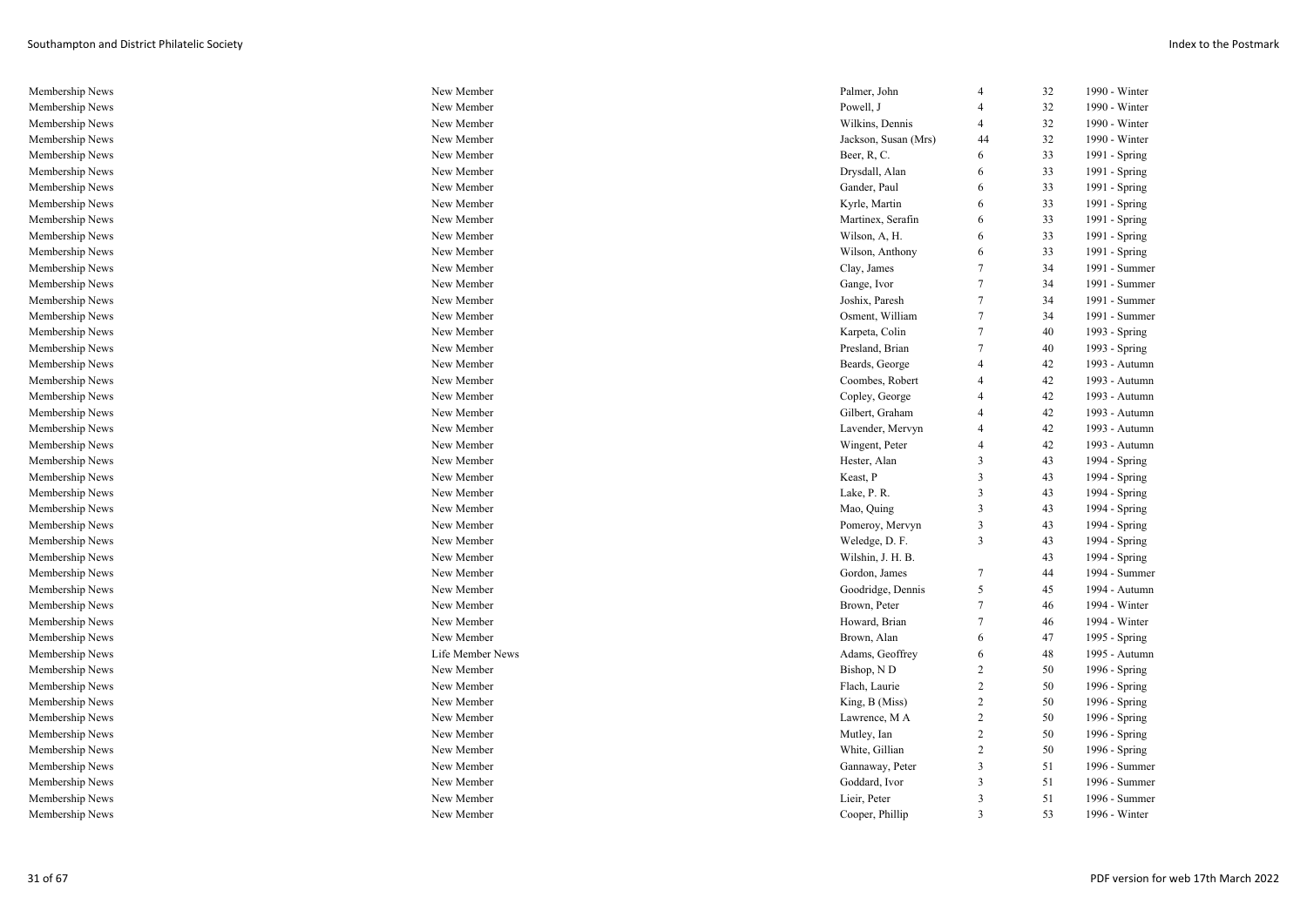| | | | | | |
|---|---|---|---|---|---|
| Membership News | New Member | Palmer, John | 4 | 32 | 1990 - Winter |
| Membership News | New Member | Powell, J | 4 | 32 | 1990 - Winter |
| Membership News | New Member | Wilkins, Dennis | 4 | 32 | 1990 - Winter |
| Membership News | New Member | Jackson, Susan (Mrs) | 44 | 32 | 1990 - Winter |
| Membership News | New Member | Beer, R, C. | 6 | 33 | 1991 - Spring |
| Membership News | New Member | Drysdall, Alan | 6 | 33 | 1991 - Spring |
| Membership News | New Member | Gander, Paul | 6 | 33 | 1991 - Spring |
| Membership News | New Member | Kyrle, Martin | 6 | 33 | 1991 - Spring |
| Membership News | New Member | Martinex, Serafin | 6 | 33 | 1991 - Spring |
| Membership News | New Member | Wilson, A, H. | 6 | 33 | 1991 - Spring |
| Membership News | New Member | Wilson, Anthony | 6 | 33 | 1991 - Spring |
| Membership News | New Member | Clay, James | 7 | 34 | 1991 - Summer |
| Membership News | New Member | Gange, Ivor | 7 | 34 | 1991 - Summer |
| Membership News | New Member | Joshix, Paresh | 7 | 34 | 1991 - Summer |
| Membership News | New Member | Osment, William | 7 | 34 | 1991 - Summer |
| Membership News | New Member | Karpeta, Colin | 7 | 40 | 1993 - Spring |
| Membership News | New Member | Presland, Brian | 7 | 40 | 1993 - Spring |
| Membership News | New Member | Beards, George | 4 | 42 | 1993 - Autumn |
| Membership News | New Member | Coombes, Robert | 4 | 42 | 1993 - Autumn |
| Membership News | New Member | Copley, George | 4 | 42 | 1993 - Autumn |
| Membership News | New Member | Gilbert, Graham | 4 | 42 | 1993 - Autumn |
| Membership News | New Member | Lavender, Mervyn | 4 | 42 | 1993 - Autumn |
| Membership News | New Member | Wingent, Peter | 4 | 42 | 1993 - Autumn |
| Membership News | New Member | Hester, Alan | 3 | 43 | 1994 - Spring |
| Membership News | New Member | Keast, P | 3 | 43 | 1994 - Spring |
| Membership News | New Member | Lake, P. R. | 3 | 43 | 1994 - Spring |
| Membership News | New Member | Mao, Quing | 3 | 43 | 1994 - Spring |
| Membership News | New Member | Pomeroy, Mervyn | 3 | 43 | 1994 - Spring |
| Membership News | New Member | Weledge, D. F. | 3 | 43 | 1994 - Spring |
| Membership News | New Member | Wilshin, J. H. B. | | 43 | 1994 - Spring |
| Membership News | New Member | Gordon, James | 7 | 44 | 1994 - Summer |
| Membership News | New Member | Goodridge, Dennis | 5 | 45 | 1994 - Autumn |
| Membership News | New Member | Brown, Peter | 7 | 46 | 1994 - Winter |
| Membership News | New Member | Howard, Brian | 7 | 46 | 1994 - Winter |
| Membership News | New Member | Brown, Alan | 6 | 47 | 1995 - Spring |
| Membership News | Life Member News | Adams, Geoffrey | 6 | 48 | 1995 - Autumn |
| Membership News | New Member | Bishop, N D | 2 | 50 | 1996 - Spring |
| Membership News | New Member | Flach, Laurie | 2 | 50 | 1996 - Spring |
| Membership News | New Member | King, B (Miss) | 2 | 50 | 1996 - Spring |
| Membership News | New Member | Lawrence, M A | 2 | 50 | 1996 - Spring |
| Membership News | New Member | Mutley, Ian | 2 | 50 | 1996 - Spring |
| Membership News | New Member | White, Gillian | 2 | 50 | 1996 - Spring |
| Membership News | New Member | Gannaway, Peter | 3 | 51 | 1996 - Summer |
| Membership News | New Member | Goddard, Ivor | 3 | 51 | 1996 - Summer |
| Membership News | New Member | Lieir, Peter | 3 | 51 | 1996 - Summer |
| Membership News | New Member | Cooper, Phillip | 3 | 53 | 1996 - Winter |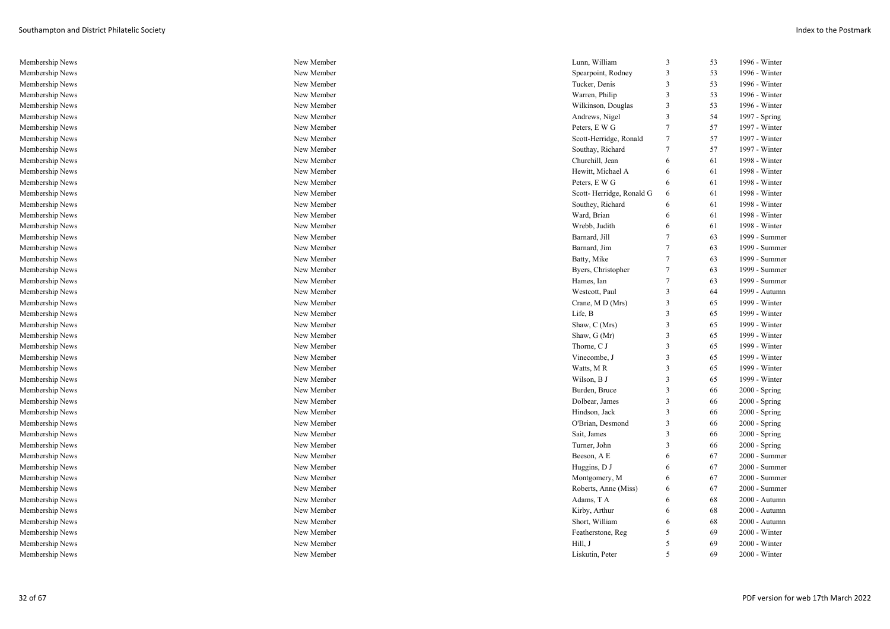| | | | | | |
|---|---|---|---|---|---|
| Membership News | New Member | Lunn, William | 3 | 53 | 1996 - Winter |
| Membership News | New Member | Spearpoint, Rodney | 3 | 53 | 1996 - Winter |
| Membership News | New Member | Tucker, Denis | 3 | 53 | 1996 - Winter |
| Membership News | New Member | Warren, Philip | 3 | 53 | 1996 - Winter |
| Membership News | New Member | Wilkinson, Douglas | 3 | 53 | 1996 - Winter |
| Membership News | New Member | Andrews, Nigel | 3 | 54 | 1997 - Spring |
| Membership News | New Member | Peters, E W G | 7 | 57 | 1997 - Winter |
| Membership News | New Member | Scott-Herridge, Ronald | 7 | 57 | 1997 - Winter |
| Membership News | New Member | Southay, Richard | 7 | 57 | 1997 - Winter |
| Membership News | New Member | Churchill, Jean | 6 | 61 | 1998 - Winter |
| Membership News | New Member | Hewitt, Michael A | 6 | 61 | 1998 - Winter |
| Membership News | New Member | Peters, E W G | 6 | 61 | 1998 - Winter |
| Membership News | New Member | Scott- Herridge, Ronald G | 6 | 61 | 1998 - Winter |
| Membership News | New Member | Southey, Richard | 6 | 61 | 1998 - Winter |
| Membership News | New Member | Ward, Brian | 6 | 61 | 1998 - Winter |
| Membership News | New Member | Wrebb, Judith | 6 | 61 | 1998 - Winter |
| Membership News | New Member | Barnard, Jill | 7 | 63 | 1999 - Summer |
| Membership News | New Member | Barnard, Jim | 7 | 63 | 1999 - Summer |
| Membership News | New Member | Batty, Mike | 7 | 63 | 1999 - Summer |
| Membership News | New Member | Byers, Christopher | 7 | 63 | 1999 - Summer |
| Membership News | New Member | Hames, Ian | 7 | 63 | 1999 - Summer |
| Membership News | New Member | Westcott, Paul | 3 | 64 | 1999 - Autumn |
| Membership News | New Member | Crane, M D (Mrs) | 3 | 65 | 1999 - Winter |
| Membership News | New Member | Life, B | 3 | 65 | 1999 - Winter |
| Membership News | New Member | Shaw, C (Mrs) | 3 | 65 | 1999 - Winter |
| Membership News | New Member | Shaw, G (Mr) | 3 | 65 | 1999 - Winter |
| Membership News | New Member | Thorne, C J | 3 | 65 | 1999 - Winter |
| Membership News | New Member | Vinecombe, J | 3 | 65 | 1999 - Winter |
| Membership News | New Member | Watts, M R | 3 | 65 | 1999 - Winter |
| Membership News | New Member | Wilson, B J | 3 | 65 | 1999 - Winter |
| Membership News | New Member | Burden, Bruce | 3 | 66 | 2000 - Spring |
| Membership News | New Member | Dolbear, James | 3 | 66 | 2000 - Spring |
| Membership News | New Member | Hindson, Jack | 3 | 66 | 2000 - Spring |
| Membership News | New Member | O'Brian, Desmond | 3 | 66 | 2000 - Spring |
| Membership News | New Member | Sait, James | 3 | 66 | 2000 - Spring |
| Membership News | New Member | Turner, John | 3 | 66 | 2000 - Spring |
| Membership News | New Member | Beeson, A E | 6 | 67 | 2000 - Summer |
| Membership News | New Member | Huggins, D J | 6 | 67 | 2000 - Summer |
| Membership News | New Member | Montgomery, M | 6 | 67 | 2000 - Summer |
| Membership News | New Member | Roberts, Anne (Miss) | 6 | 67 | 2000 - Summer |
| Membership News | New Member | Adams, T A | 6 | 68 | 2000 - Autumn |
| Membership News | New Member | Kirby, Arthur | 6 | 68 | 2000 - Autumn |
| Membership News | New Member | Short, William | 6 | 68 | 2000 - Autumn |
| Membership News | New Member | Featherstone, Reg | 5 | 69 | 2000 - Winter |
| Membership News | New Member | Hill, J | 5 | 69 | 2000 - Winter |
| Membership News | New Member | Liskutin, Peter | 5 | 69 | 2000 - Winter |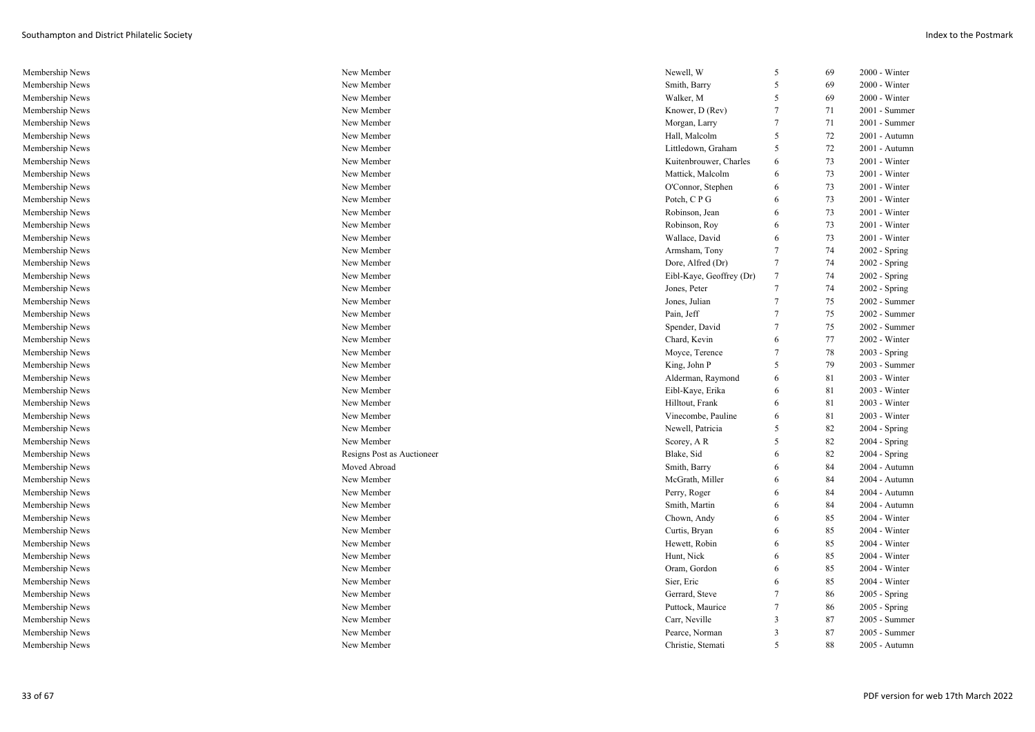| | | | | | |
|---|---|---|---|---|---|
| Membership News | New Member | Newell, W | 5 | 69 | 2000 - Winter |
| Membership News | New Member | Smith, Barry | 5 | 69 | 2000 - Winter |
| Membership News | New Member | Walker, M | 5 | 69 | 2000 - Winter |
| Membership News | New Member | Knower, D (Rev) | 7 | 71 | 2001 - Summer |
| Membership News | New Member | Morgan, Larry | 7 | 71 | 2001 - Summer |
| Membership News | New Member | Hall, Malcolm | 5 | 72 | 2001 - Autumn |
| Membership News | New Member | Littledown, Graham | 5 | 72 | 2001 - Autumn |
| Membership News | New Member | Kuitenbrouwer, Charles | 6 | 73 | 2001 - Winter |
| Membership News | New Member | Mattick, Malcolm | 6 | 73 | 2001 - Winter |
| Membership News | New Member | O'Connor, Stephen | 6 | 73 | 2001 - Winter |
| Membership News | New Member | Potch, C P G | 6 | 73 | 2001 - Winter |
| Membership News | New Member | Robinson, Jean | 6 | 73 | 2001 - Winter |
| Membership News | New Member | Robinson, Roy | 6 | 73 | 2001 - Winter |
| Membership News | New Member | Wallace, David | 6 | 73 | 2001 - Winter |
| Membership News | New Member | Armsham, Tony | 7 | 74 | 2002 - Spring |
| Membership News | New Member | Dore, Alfred (Dr) | 7 | 74 | 2002 - Spring |
| Membership News | New Member | Eibl-Kaye, Geoffrey (Dr) | 7 | 74 | 2002 - Spring |
| Membership News | New Member | Jones, Peter | 7 | 74 | 2002 - Spring |
| Membership News | New Member | Jones, Julian | 7 | 75 | 2002 - Summer |
| Membership News | New Member | Pain, Jeff | 7 | 75 | 2002 - Summer |
| Membership News | New Member | Spender, David | 7 | 75 | 2002 - Summer |
| Membership News | New Member | Chard, Kevin | 6 | 77 | 2002 - Winter |
| Membership News | New Member | Moyce, Terence | 7 | 78 | 2003 - Spring |
| Membership News | New Member | King, John P | 5 | 79 | 2003 - Summer |
| Membership News | New Member | Alderman, Raymond | 6 | 81 | 2003 - Winter |
| Membership News | New Member | Eibl-Kaye, Erika | 6 | 81 | 2003 - Winter |
| Membership News | New Member | Hilltout, Frank | 6 | 81 | 2003 - Winter |
| Membership News | New Member | Vinecombe, Pauline | 6 | 81 | 2003 - Winter |
| Membership News | New Member | Newell, Patricia | 5 | 82 | 2004 - Spring |
| Membership News | New Member | Scorey, A R | 5 | 82 | 2004 - Spring |
| Membership News | Resigns Post as Auctioneer | Blake, Sid | 6 | 82 | 2004 - Spring |
| Membership News | Moved Abroad | Smith, Barry | 6 | 84 | 2004 - Autumn |
| Membership News | New Member | McGrath, Miller | 6 | 84 | 2004 - Autumn |
| Membership News | New Member | Perry, Roger | 6 | 84 | 2004 - Autumn |
| Membership News | New Member | Smith, Martin | 6 | 84 | 2004 - Autumn |
| Membership News | New Member | Chown, Andy | 6 | 85 | 2004 - Winter |
| Membership News | New Member | Curtis, Bryan | 6 | 85 | 2004 - Winter |
| Membership News | New Member | Hewett, Robin | 6 | 85 | 2004 - Winter |
| Membership News | New Member | Hunt, Nick | 6 | 85 | 2004 - Winter |
| Membership News | New Member | Oram, Gordon | 6 | 85 | 2004 - Winter |
| Membership News | New Member | Sier, Eric | 6 | 85 | 2004 - Winter |
| Membership News | New Member | Gerrard, Steve | 7 | 86 | 2005 - Spring |
| Membership News | New Member | Puttock, Maurice | 7 | 86 | 2005 - Spring |
| Membership News | New Member | Carr, Neville | 3 | 87 | 2005 - Summer |
| Membership News | New Member | Pearce, Norman | 3 | 87 | 2005 - Summer |
| Membership News | New Member | Christie, Stemati | 5 | 88 | 2005 - Autumn |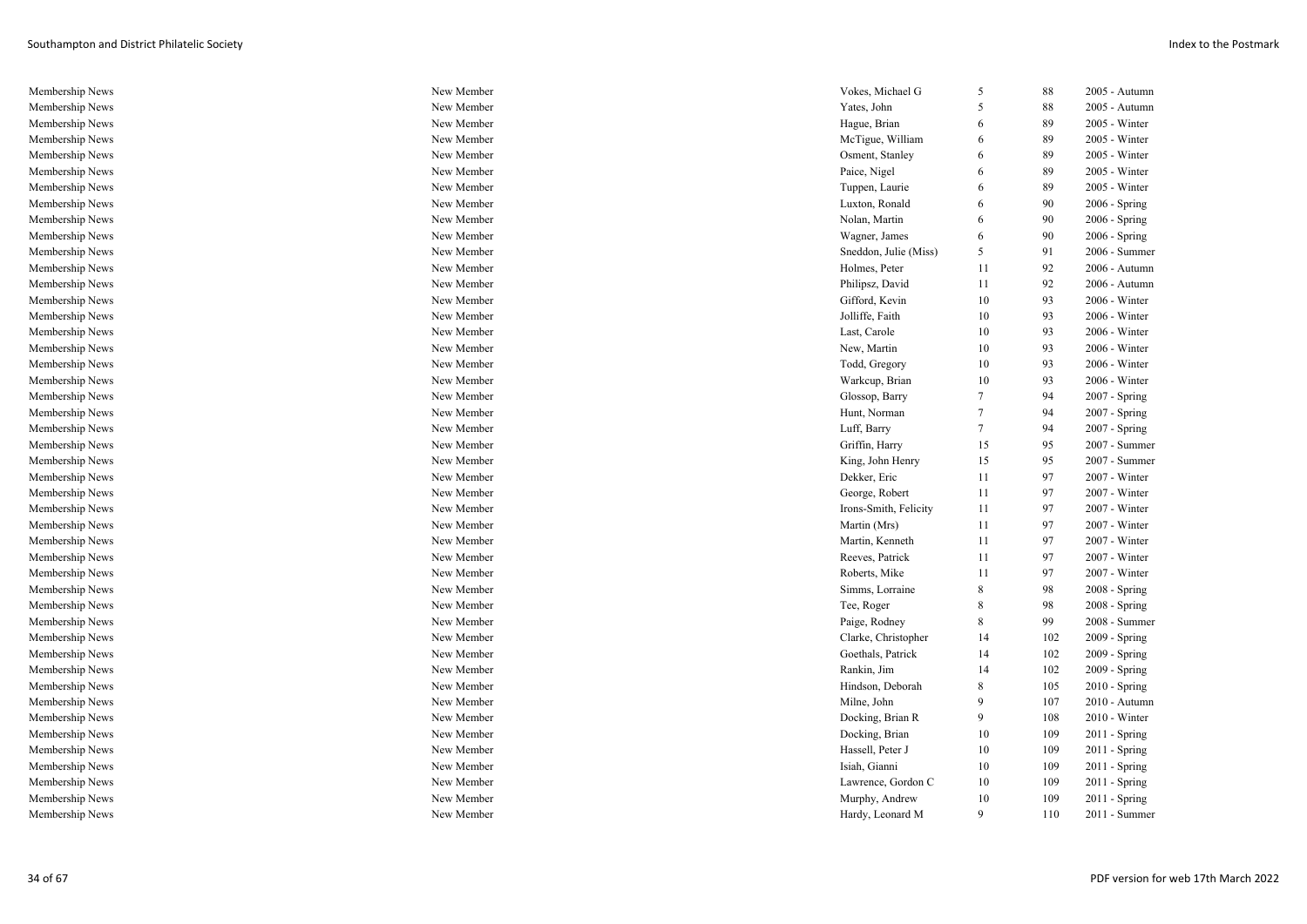| | | | | | |
|---|---|---|---|---|---|
| Membership News | New Member | Vokes, Michael G | 5 | 88 | 2005 - Autumn |
| Membership News | New Member | Yates, John | 5 | 88 | 2005 - Autumn |
| Membership News | New Member | Hague, Brian | 6 | 89 | 2005 - Winter |
| Membership News | New Member | McTigue, William | 6 | 89 | 2005 - Winter |
| Membership News | New Member | Osment, Stanley | 6 | 89 | 2005 - Winter |
| Membership News | New Member | Paice, Nigel | 6 | 89 | 2005 - Winter |
| Membership News | New Member | Tuppen, Laurie | 6 | 89 | 2005 - Winter |
| Membership News | New Member | Luxton, Ronald | 6 | 90 | 2006 - Spring |
| Membership News | New Member | Nolan, Martin | 6 | 90 | 2006 - Spring |
| Membership News | New Member | Wagner, James | 6 | 90 | 2006 - Spring |
| Membership News | New Member | Sneddon, Julie (Miss) | 5 | 91 | 2006 - Summer |
| Membership News | New Member | Holmes, Peter | 11 | 92 | 2006 - Autumn |
| Membership News | New Member | Philipsz, David | 11 | 92 | 2006 - Autumn |
| Membership News | New Member | Gifford, Kevin | 10 | 93 | 2006 - Winter |
| Membership News | New Member | Jolliffe, Faith | 10 | 93 | 2006 - Winter |
| Membership News | New Member | Last, Carole | 10 | 93 | 2006 - Winter |
| Membership News | New Member | New, Martin | 10 | 93 | 2006 - Winter |
| Membership News | New Member | Todd, Gregory | 10 | 93 | 2006 - Winter |
| Membership News | New Member | Warkcup, Brian | 10 | 93 | 2006 - Winter |
| Membership News | New Member | Glossop, Barry | 7 | 94 | 2007 - Spring |
| Membership News | New Member | Hunt, Norman | 7 | 94 | 2007 - Spring |
| Membership News | New Member | Luff, Barry | 7 | 94 | 2007 - Spring |
| Membership News | New Member | Griffin, Harry | 15 | 95 | 2007 - Summer |
| Membership News | New Member | King, John Henry | 15 | 95 | 2007 - Summer |
| Membership News | New Member | Dekker, Eric | 11 | 97 | 2007 - Winter |
| Membership News | New Member | George, Robert | 11 | 97 | 2007 - Winter |
| Membership News | New Member | Irons-Smith, Felicity | 11 | 97 | 2007 - Winter |
| Membership News | New Member | Martin (Mrs) | 11 | 97 | 2007 - Winter |
| Membership News | New Member | Martin, Kenneth | 11 | 97 | 2007 - Winter |
| Membership News | New Member | Reeves, Patrick | 11 | 97 | 2007 - Winter |
| Membership News | New Member | Roberts, Mike | 11 | 97 | 2007 - Winter |
| Membership News | New Member | Simms, Lorraine | 8 | 98 | 2008 - Spring |
| Membership News | New Member | Tee, Roger | 8 | 98 | 2008 - Spring |
| Membership News | New Member | Paige, Rodney | 8 | 99 | 2008 - Summer |
| Membership News | New Member | Clarke, Christopher | 14 | 102 | 2009 - Spring |
| Membership News | New Member | Goethals, Patrick | 14 | 102 | 2009 - Spring |
| Membership News | New Member | Rankin, Jim | 14 | 102 | 2009 - Spring |
| Membership News | New Member | Hindson, Deborah | 8 | 105 | 2010 - Spring |
| Membership News | New Member | Milne, John | 9 | 107 | 2010 - Autumn |
| Membership News | New Member | Docking, Brian R | 9 | 108 | 2010 - Winter |
| Membership News | New Member | Docking, Brian | 10 | 109 | 2011 - Spring |
| Membership News | New Member | Hassell, Peter J | 10 | 109 | 2011 - Spring |
| Membership News | New Member | Isiah, Gianni | 10 | 109 | 2011 - Spring |
| Membership News | New Member | Lawrence, Gordon C | 10 | 109 | 2011 - Spring |
| Membership News | New Member | Murphy, Andrew | 10 | 109 | 2011 - Spring |
| Membership News | New Member | Hardy, Leonard M | 9 | 110 | 2011 - Summer |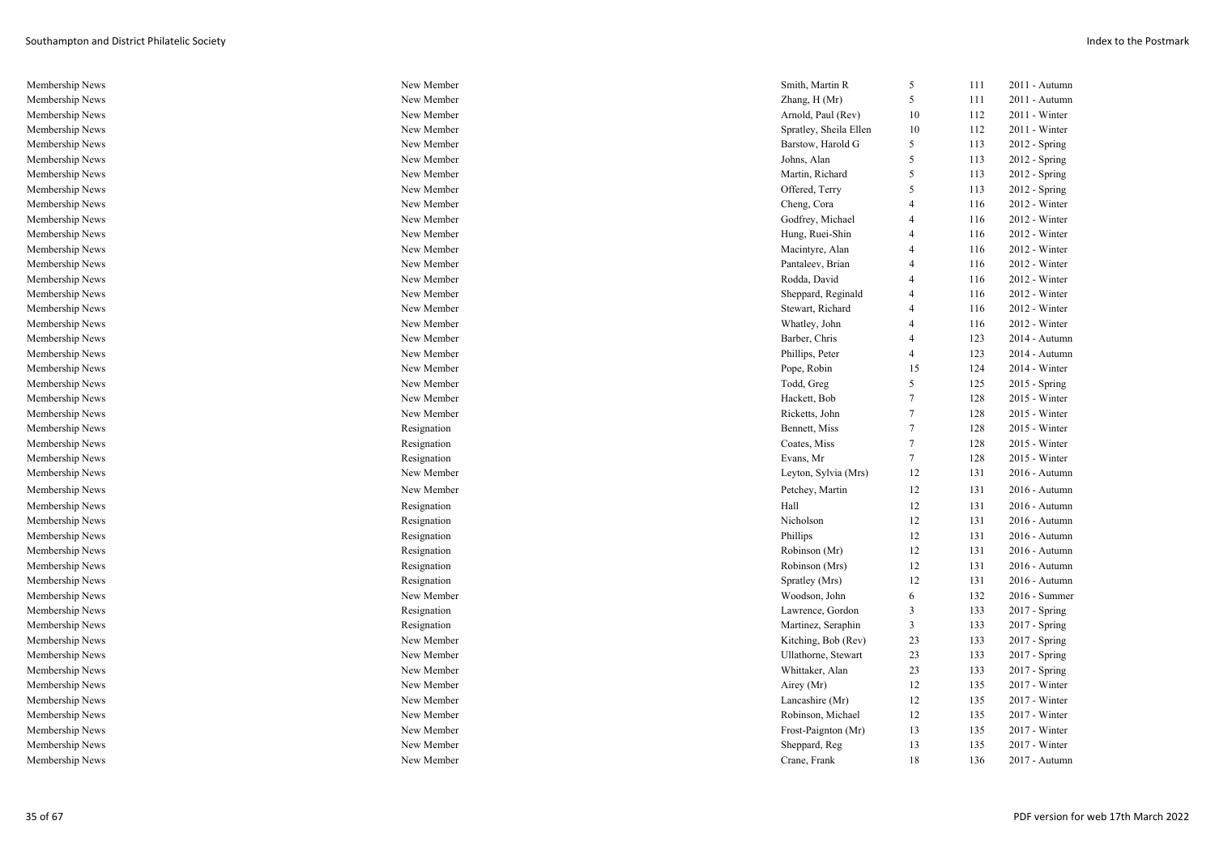| | | | | | |
|---|---|---|---|---|---|
| Membership News | New Member | Smith, Martin R | 5 | 111 | 2011 - Autumn |
| Membership News | New Member | Zhang, H (Mr) | 5 | 111 | 2011 - Autumn |
| Membership News | New Member | Arnold, Paul (Rev) | 10 | 112 | 2011 - Winter |
| Membership News | New Member | Spratley, Sheila Ellen | 10 | 112 | 2011 - Winter |
| Membership News | New Member | Barstow, Harold G | 5 | 113 | 2012 - Spring |
| Membership News | New Member | Johns, Alan | 5 | 113 | 2012 - Spring |
| Membership News | New Member | Martin, Richard | 5 | 113 | 2012 - Spring |
| Membership News | New Member | Offered, Terry | 5 | 113 | 2012 - Spring |
| Membership News | New Member | Cheng, Cora | 4 | 116 | 2012 - Winter |
| Membership News | New Member | Godfrey, Michael | 4 | 116 | 2012 - Winter |
| Membership News | New Member | Hung, Ruei-Shin | 4 | 116 | 2012 - Winter |
| Membership News | New Member | Macintyre, Alan | 4 | 116 | 2012 - Winter |
| Membership News | New Member | Pantaleev, Brian | 4 | 116 | 2012 - Winter |
| Membership News | New Member | Rodda, David | 4 | 116 | 2012 - Winter |
| Membership News | New Member | Sheppard, Reginald | 4 | 116 | 2012 - Winter |
| Membership News | New Member | Stewart, Richard | 4 | 116 | 2012 - Winter |
| Membership News | New Member | Whatley, John | 4 | 116 | 2012 - Winter |
| Membership News | New Member | Barber, Chris | 4 | 123 | 2014 - Autumn |
| Membership News | New Member | Phillips, Peter | 4 | 123 | 2014 - Autumn |
| Membership News | New Member | Pope, Robin | 15 | 124 | 2014 - Winter |
| Membership News | New Member | Todd, Greg | 5 | 125 | 2015 - Spring |
| Membership News | New Member | Hackett, Bob | 7 | 128 | 2015 - Winter |
| Membership News | New Member | Ricketts, John | 7 | 128 | 2015 - Winter |
| Membership News | Resignation | Bennett, Miss | 7 | 128 | 2015 - Winter |
| Membership News | Resignation | Coates, Miss | 7 | 128 | 2015 - Winter |
| Membership News | Resignation | Evans, Mr | 7 | 128 | 2015 - Winter |
| Membership News | New Member | Leyton, Sylvia (Mrs) | 12 | 131 | 2016 - Autumn |
| Membership News | New Member | Petchey, Martin | 12 | 131 | 2016 - Autumn |
| Membership News | Resignation | Hall | 12 | 131 | 2016 - Autumn |
| Membership News | Resignation | Nicholson | 12 | 131 | 2016 - Autumn |
| Membership News | Resignation | Phillips | 12 | 131 | 2016 - Autumn |
| Membership News | Resignation | Robinson (Mr) | 12 | 131 | 2016 - Autumn |
| Membership News | Resignation | Robinson (Mrs) | 12 | 131 | 2016 - Autumn |
| Membership News | Resignation | Spratley (Mrs) | 12 | 131 | 2016 - Autumn |
| Membership News | New Member | Woodson, John | 6 | 132 | 2016 - Summer |
| Membership News | Resignation | Lawrence, Gordon | 3 | 133 | 2017 - Spring |
| Membership News | Resignation | Martinez, Seraphin | 3 | 133 | 2017 - Spring |
| Membership News | New Member | Kitching, Bob (Rev) | 23 | 133 | 2017 - Spring |
| Membership News | New Member | Ullathorne, Stewart | 23 | 133 | 2017 - Spring |
| Membership News | New Member | Whittaker, Alan | 23 | 133 | 2017 - Spring |
| Membership News | New Member | Airey (Mr) | 12 | 135 | 2017 - Winter |
| Membership News | New Member | Lancashire (Mr) | 12 | 135 | 2017 - Winter |
| Membership News | New Member | Robinson, Michael | 12 | 135 | 2017 - Winter |
| Membership News | New Member | Frost-Paignton (Mr) | 13 | 135 | 2017 - Winter |
| Membership News | New Member | Sheppard, Reg | 13 | 135 | 2017 - Winter |
| Membership News | New Member | Crane, Frank | 18 | 136 | 2017 - Autumn |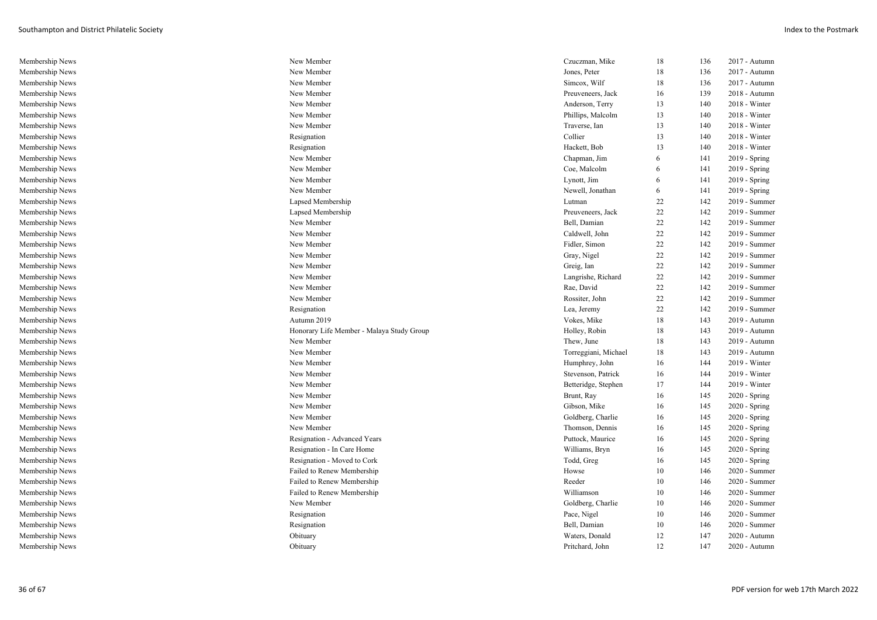| | | | | | |
|---|---|---|---|---|---|
| Membership News | New Member | Czuczman, Mike | 18 | 136 | 2017 - Autumn |
| Membership News | New Member | Jones, Peter | 18 | 136 | 2017 - Autumn |
| Membership News | New Member | Simcox, Wilf | 18 | 136 | 2017 - Autumn |
| Membership News | New Member | Preuveneers, Jack | 16 | 139 | 2018 - Autumn |
| Membership News | New Member | Anderson, Terry | 13 | 140 | 2018 - Winter |
| Membership News | New Member | Phillips, Malcolm | 13 | 140 | 2018 - Winter |
| Membership News | New Member | Traverse, Ian | 13 | 140 | 2018 - Winter |
| Membership News | Resignation | Collier | 13 | 140 | 2018 - Winter |
| Membership News | Resignation | Hackett, Bob | 13 | 140 | 2018 - Winter |
| Membership News | New Member | Chapman, Jim | 6 | 141 | 2019 - Spring |
| Membership News | New Member | Coe, Malcolm | 6 | 141 | 2019 - Spring |
| Membership News | New Member | Lynott, Jim | 6 | 141 | 2019 - Spring |
| Membership News | New Member | Newell, Jonathan | 6 | 141 | 2019 - Spring |
| Membership News | Lapsed Membership | Lutman | 22 | 142 | 2019 - Summer |
| Membership News | Lapsed Membership | Preuveneers, Jack | 22 | 142 | 2019 - Summer |
| Membership News | New Member | Bell, Damian | 22 | 142 | 2019 - Summer |
| Membership News | New Member | Caldwell, John | 22 | 142 | 2019 - Summer |
| Membership News | New Member | Fidler, Simon | 22 | 142 | 2019 - Summer |
| Membership News | New Member | Gray, Nigel | 22 | 142 | 2019 - Summer |
| Membership News | New Member | Greig, Ian | 22 | 142 | 2019 - Summer |
| Membership News | New Member | Langrishe, Richard | 22 | 142 | 2019 - Summer |
| Membership News | New Member | Rae, David | 22 | 142 | 2019 - Summer |
| Membership News | New Member | Rossiter, John | 22 | 142 | 2019 - Summer |
| Membership News | Resignation | Lea, Jeremy | 22 | 142 | 2019 - Summer |
| Membership News | Autumn 2019 | Vokes, Mike | 18 | 143 | 2019 - Autumn |
| Membership News | Honorary Life Member - Malaya Study Group | Holley, Robin | 18 | 143 | 2019 - Autumn |
| Membership News | New Member | Thew, June | 18 | 143 | 2019 - Autumn |
| Membership News | New Member | Torreggiani, Michael | 18 | 143 | 2019 - Autumn |
| Membership News | New Member | Humphrey, John | 16 | 144 | 2019 - Winter |
| Membership News | New Member | Stevenson, Patrick | 16 | 144 | 2019 - Winter |
| Membership News | New Member | Betteridge, Stephen | 17 | 144 | 2019 - Winter |
| Membership News | New Member | Brunt, Ray | 16 | 145 | 2020 - Spring |
| Membership News | New Member | Gibson, Mike | 16 | 145 | 2020 - Spring |
| Membership News | New Member | Goldberg, Charlie | 16 | 145 | 2020 - Spring |
| Membership News | New Member | Thomson, Dennis | 16 | 145 | 2020 - Spring |
| Membership News | Resignation - Advanced Years | Puttock, Maurice | 16 | 145 | 2020 - Spring |
| Membership News | Resignation - In Care Home | Williams, Bryn | 16 | 145 | 2020 - Spring |
| Membership News | Resignation - Moved to Cork | Todd, Greg | 16 | 145 | 2020 - Spring |
| Membership News | Failed to Renew Membership | Howse | 10 | 146 | 2020 - Summer |
| Membership News | Failed to Renew Membership | Reeder | 10 | 146 | 2020 - Summer |
| Membership News | Failed to Renew Membership | Williamson | 10 | 146 | 2020 - Summer |
| Membership News | New Member | Goldberg, Charlie | 10 | 146 | 2020 - Summer |
| Membership News | Resignation | Pace, Nigel | 10 | 146 | 2020 - Summer |
| Membership News | Resignation | Bell, Damian | 10 | 146 | 2020 - Summer |
| Membership News | Obituary | Waters, Donald | 12 | 147 | 2020 - Autumn |
| Membership News | Obituary | Pritchard, John | 12 | 147 | 2020 - Autumn |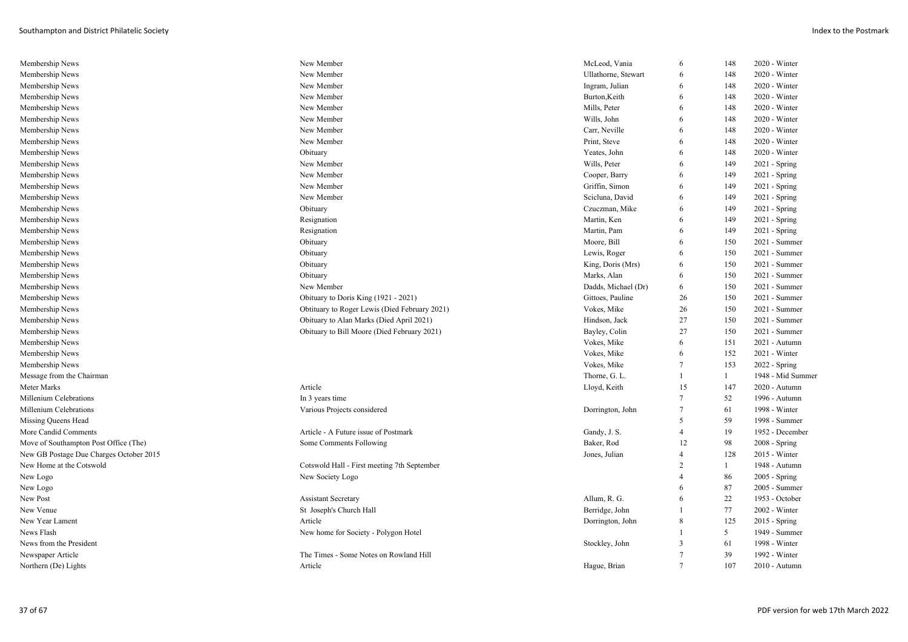| | | | | | |
|---|---|---|---|---|---|
| Membership News | New Member | McLeod, Vania | 6 | 148 | 2020 - Winter |
| Membership News | New Member | Ullathorne, Stewart | 6 | 148 | 2020 - Winter |
| Membership News | New Member | Ingram, Julian | 6 | 148 | 2020 - Winter |
| Membership News | New Member | Burton,Keith | 6 | 148 | 2020 - Winter |
| Membership News | New Member | Mills, Peter | 6 | 148 | 2020 - Winter |
| Membership News | New Member | Wills, John | 6 | 148 | 2020 - Winter |
| Membership News | New Member | Carr, Neville | 6 | 148 | 2020 - Winter |
| Membership News | New Member | Print, Steve | 6 | 148 | 2020 - Winter |
| Membership News | Obituary | Yeates, John | 6 | 148 | 2020 - Winter |
| Membership News | New Member | Wills, Peter | 6 | 149 | 2021 - Spring |
| Membership News | New Member | Cooper, Barry | 6 | 149 | 2021 - Spring |
| Membership News | New Member | Griffin, Simon | 6 | 149 | 2021 - Spring |
| Membership News | New Member | Scicluna, David | 6 | 149 | 2021 - Spring |
| Membership News | Obituary | Czuczman, Mike | 6 | 149 | 2021 - Spring |
| Membership News | Resignation | Martin, Ken | 6 | 149 | 2021 - Spring |
| Membership News | Resignation | Martin, Pam | 6 | 149 | 2021 - Spring |
| Membership News | Obituary | Moore, Bill | 6 | 150 | 2021 - Summer |
| Membership News | Obituary | Lewis, Roger | 6 | 150 | 2021 - Summer |
| Membership News | Obituary | King, Doris (Mrs) | 6 | 150 | 2021 - Summer |
| Membership News | Obituary | Marks, Alan | 6 | 150 | 2021 - Summer |
| Membership News | New Member | Dadds, Michael (Dr) | 6 | 150 | 2021 - Summer |
| Membership News | Obituary to Doris King (1921 - 2021) | Gittoes, Pauline | 26 | 150 | 2021 - Summer |
| Membership News | Obtituary to Roger Lewis (Died February 2021) | Vokes, Mike | 26 | 150 | 2021 - Summer |
| Membership News | Obituary to Alan Marks (Died April 2021) | Hindson, Jack | 27 | 150 | 2021 - Summer |
| Membership News | Obituary to Bill Moore (Died February 2021) | Bayley, Colin | 27 | 150 | 2021 - Summer |
| Membership News | | Vokes, Mike | 6 | 151 | 2021 - Autumn |
| Membership News | | Vokes, Mike | 6 | 152 | 2021 - Winter |
| Membership News | | Vokes, Mike | 7 | 153 | 2022 - Spring |
| Message from the Chairman | | Thorne, G. L. | 1 | 1 | 1948 - Mid Summer |
| Meter Marks | Article | Lloyd, Keith | 15 | 147 | 2020 - Autumn |
| Millenium Celebrations | In 3 years time | | 7 | 52 | 1996 - Autumn |
| Millenium Celebrations | Various Projects considered | Dorrington, John | 7 | 61 | 1998 - Winter |
| Missing Queens Head | | | 5 | 59 | 1998 - Summer |
| More Candid Comments | Article - A Future issue of Postmark | Gandy, J. S. | 4 | 19 | 1952 - December |
| Move of Southampton Post Office (The) | Some Comments Following | Baker, Rod | 12 | 98 | 2008 - Spring |
| New GB Postage Due Charges October 2015 | | Jones, Julian | 4 | 128 | 2015 - Winter |
| New Home at the Cotswold | Cotswold Hall - First meeting 7th September | | 2 | 1 | 1948 - Autumn |
| New Logo | New Society Logo | | 4 | 86 | 2005 - Spring |
| New Logo | | | 6 | 87 | 2005 - Summer |
| New Post | Assistant Secretary | Allum, R. G. | 6 | 22 | 1953 - October |
| New Venue | St Joseph's Church Hall | Berridge, John | 1 | 77 | 2002 - Winter |
| New Year Lament | Article | Dorrington, John | 8 | 125 | 2015 - Spring |
| News Flash | New home for Society - Polygon Hotel | | 1 | 5 | 1949 - Summer |
| News from the President | | Stockley, John | 3 | 61 | 1998 - Winter |
| Newspaper Article | The Times - Some Notes on Rowland Hill | | 7 | 39 | 1992 - Winter |
| Northern (De) Lights | Article | Hague, Brian | 7 | 107 | 2010 - Autumn |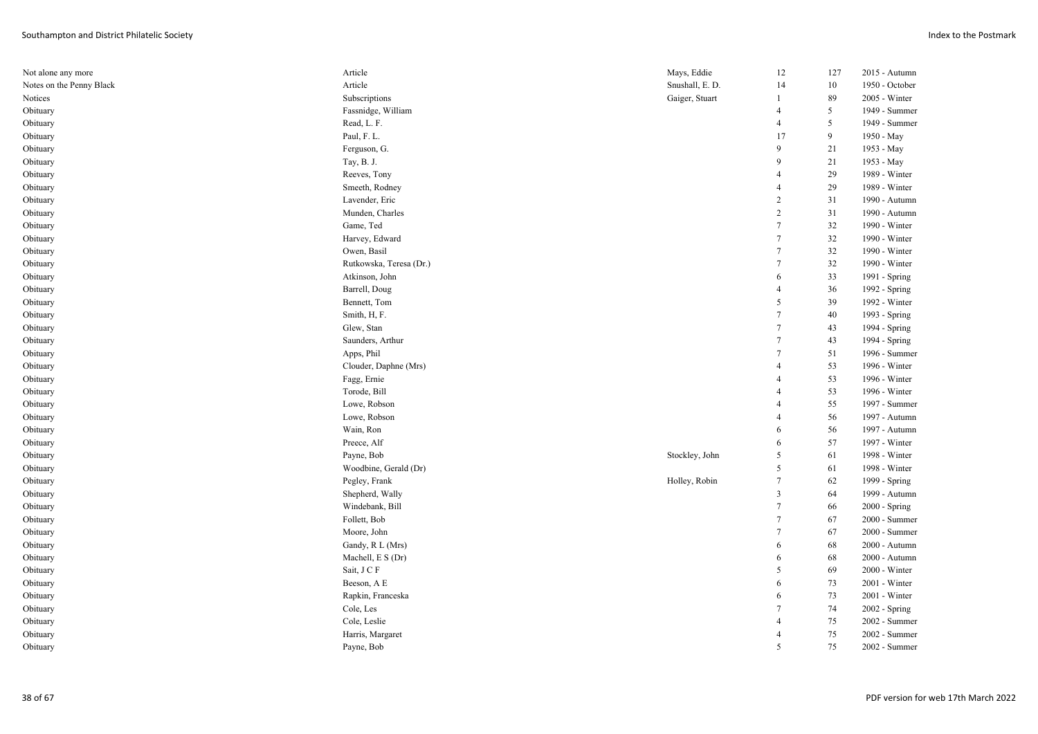| | | | | | |
|---|---|---|---|---|---|
| Not alone any more | Article | Mays, Eddie | 12 | 127 | 2015 - Autumn |
| Notes on the Penny Black | Article | Snushall, E. D. | 14 | 10 | 1950 - October |
| Notices | Subscriptions | Gaiger, Stuart | 1 | 89 | 2005 - Winter |
| Obituary | Fassnidge, William | | 4 | 5 | 1949 - Summer |
| Obituary | Read, L. F. | | 4 | 5 | 1949 - Summer |
| Obituary | Paul, F. L. | | 17 | 9 | 1950 - May |
| Obituary | Ferguson, G. | | 9 | 21 | 1953 - May |
| Obituary | Tay, B. J. | | 9 | 21 | 1953 - May |
| Obituary | Reeves, Tony | | 4 | 29 | 1989 - Winter |
| Obituary | Smeeth, Rodney | | 4 | 29 | 1989 - Winter |
| Obituary | Lavender, Eric | | 2 | 31 | 1990 - Autumn |
| Obituary | Munden, Charles | | 2 | 31 | 1990 - Autumn |
| Obituary | Game, Ted | | 7 | 32 | 1990 - Winter |
| Obituary | Harvey, Edward | | 7 | 32 | 1990 - Winter |
| Obituary | Owen, Basil | | 7 | 32 | 1990 - Winter |
| Obituary | Rutkowska, Teresa (Dr.) | | 7 | 32 | 1990 - Winter |
| Obituary | Atkinson, John | | 6 | 33 | 1991 - Spring |
| Obituary | Barrell, Doug | | 4 | 36 | 1992 - Spring |
| Obituary | Bennett, Tom | | 5 | 39 | 1992 - Winter |
| Obituary | Smith, H, F. | | 7 | 40 | 1993 - Spring |
| Obituary | Glew, Stan | | 7 | 43 | 1994 - Spring |
| Obituary | Saunders, Arthur | | 7 | 43 | 1994 - Spring |
| Obituary | Apps, Phil | | 7 | 51 | 1996 - Summer |
| Obituary | Clouder, Daphne (Mrs) | | 4 | 53 | 1996 - Winter |
| Obituary | Fagg, Ernie | | 4 | 53 | 1996 - Winter |
| Obituary | Torode, Bill | | 4 | 53 | 1996 - Winter |
| Obituary | Lowe, Robson | | 4 | 55 | 1997 - Summer |
| Obituary | Lowe, Robson | | 4 | 56 | 1997 - Autumn |
| Obituary | Wain, Ron | | 6 | 56 | 1997 - Autumn |
| Obituary | Preece, Alf | | 6 | 57 | 1997 - Winter |
| Obituary | Payne, Bob | Stockley, John | 5 | 61 | 1998 - Winter |
| Obituary | Woodbine, Gerald (Dr) | | 5 | 61 | 1998 - Winter |
| Obituary | Pegley, Frank | Holley, Robin | 7 | 62 | 1999 - Spring |
| Obituary | Shepherd, Wally | | 3 | 64 | 1999 - Autumn |
| Obituary | Windebank, Bill | | 7 | 66 | 2000 - Spring |
| Obituary | Follett, Bob | | 7 | 67 | 2000 - Summer |
| Obituary | Moore, John | | 7 | 67 | 2000 - Summer |
| Obituary | Gandy, R L (Mrs) | | 6 | 68 | 2000 - Autumn |
| Obituary | Machell, E S (Dr) | | 6 | 68 | 2000 - Autumn |
| Obituary | Sait, J C F | | 5 | 69 | 2000 - Winter |
| Obituary | Beeson, A E | | 6 | 73 | 2001 - Winter |
| Obituary | Rapkin, Franceska | | 6 | 73 | 2001 - Winter |
| Obituary | Cole, Les | | 7 | 74 | 2002 - Spring |
| Obituary | Cole, Leslie | | 4 | 75 | 2002 - Summer |
| Obituary | Harris, Margaret | | 4 | 75 | 2002 - Summer |
| Obituary | Payne, Bob | | 5 | 75 | 2002 - Summer |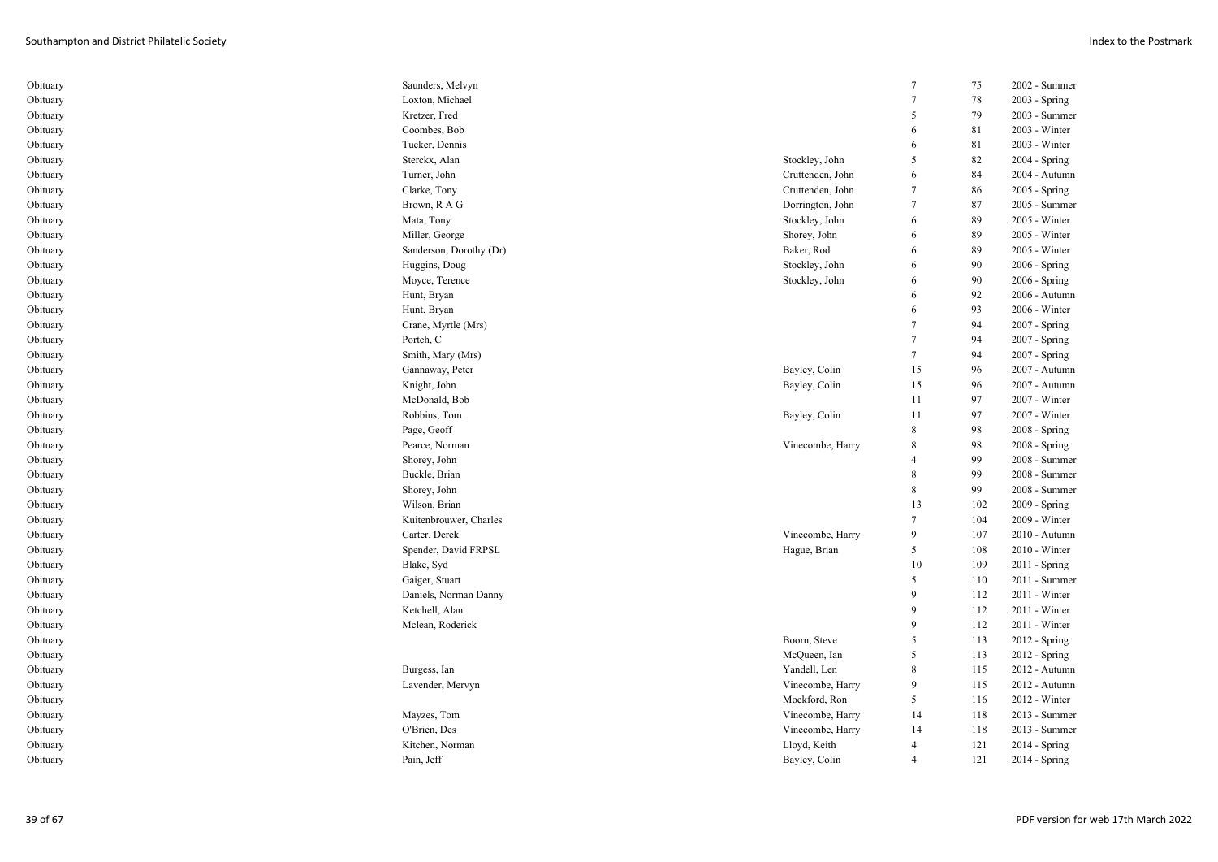| | | | | | |
|---|---|---|---|---|---|
| Obituary | Saunders, Melvyn | | 7 | 75 | 2002 - Summer |
| Obituary | Loxton, Michael | | 7 | 78 | 2003 - Spring |
| Obituary | Kretzer, Fred | | 5 | 79 | 2003 - Summer |
| Obituary | Coombes, Bob | | 6 | 81 | 2003 - Winter |
| Obituary | Tucker, Dennis | | 6 | 81 | 2003 - Winter |
| Obituary | Sterckx, Alan | Stockley, John | 5 | 82 | 2004 - Spring |
| Obituary | Turner, John | Cruttenden, John | 6 | 84 | 2004 - Autumn |
| Obituary | Clarke, Tony | Cruttenden, John | 7 | 86 | 2005 - Spring |
| Obituary | Brown, R A G | Dorrington, John | 7 | 87 | 2005 - Summer |
| Obituary | Mata, Tony | Stockley, John | 6 | 89 | 2005 - Winter |
| Obituary | Miller, George | Shorey, John | 6 | 89 | 2005 - Winter |
| Obituary | Sanderson, Dorothy (Dr) | Baker, Rod | 6 | 89 | 2005 - Winter |
| Obituary | Huggins, Doug | Stockley, John | 6 | 90 | 2006 - Spring |
| Obituary | Moyce, Terence | Stockley, John | 6 | 90 | 2006 - Spring |
| Obituary | Hunt, Bryan | | 6 | 92 | 2006 - Autumn |
| Obituary | Hunt, Bryan | | 6 | 93 | 2006 - Winter |
| Obituary | Crane, Myrtle (Mrs) | | 7 | 94 | 2007 - Spring |
| Obituary | Portch, C | | 7 | 94 | 2007 - Spring |
| Obituary | Smith, Mary (Mrs) | | 7 | 94 | 2007 - Spring |
| Obituary | Gannaway, Peter | Bayley, Colin | 15 | 96 | 2007 - Autumn |
| Obituary | Knight, John | Bayley, Colin | 15 | 96 | 2007 - Autumn |
| Obituary | McDonald, Bob | | 11 | 97 | 2007 - Winter |
| Obituary | Robbins, Tom | Bayley, Colin | 11 | 97 | 2007 - Winter |
| Obituary | Page, Geoff | | 8 | 98 | 2008 - Spring |
| Obituary | Pearce, Norman | Vinecombe, Harry | 8 | 98 | 2008 - Spring |
| Obituary | Shorey, John | | 4 | 99 | 2008 - Summer |
| Obituary | Buckle, Brian | | 8 | 99 | 2008 - Summer |
| Obituary | Shorey, John | | 8 | 99 | 2008 - Summer |
| Obituary | Wilson, Brian | | 13 | 102 | 2009 - Spring |
| Obituary | Kuitenbrouwer, Charles | | 7 | 104 | 2009 - Winter |
| Obituary | Carter, Derek | Vinecombe, Harry | 9 | 107 | 2010 - Autumn |
| Obituary | Spender, David FRPSL | Hague, Brian | 5 | 108 | 2010 - Winter |
| Obituary | Blake, Syd | | 10 | 109 | 2011 - Spring |
| Obituary | Gaiger, Stuart | | 5 | 110 | 2011 - Summer |
| Obituary | Daniels, Norman Danny | | 9 | 112 | 2011 - Winter |
| Obituary | Ketchell, Alan | | 9 | 112 | 2011 - Winter |
| Obituary | Mclean, Roderick | | 9 | 112 | 2011 - Winter |
| Obituary | | Boorn, Steve | 5 | 113 | 2012 - Spring |
| Obituary | | McQueen, Ian | 5 | 113 | 2012 - Spring |
| Obituary | Burgess, Ian | Yandell, Len | 8 | 115 | 2012 - Autumn |
| Obituary | Lavender, Mervyn | Vinecombe, Harry | 9 | 115 | 2012 - Autumn |
| Obituary | | Mockford, Ron | 5 | 116 | 2012 - Winter |
| Obituary | Mayzes, Tom | Vinecombe, Harry | 14 | 118 | 2013 - Summer |
| Obituary | O'Brien, Des | Vinecombe, Harry | 14 | 118 | 2013 - Summer |
| Obituary | Kitchen, Norman | Lloyd, Keith | 4 | 121 | 2014 - Spring |
| Obituary | Pain, Jeff | Bayley, Colin | 4 | 121 | 2014 - Spring |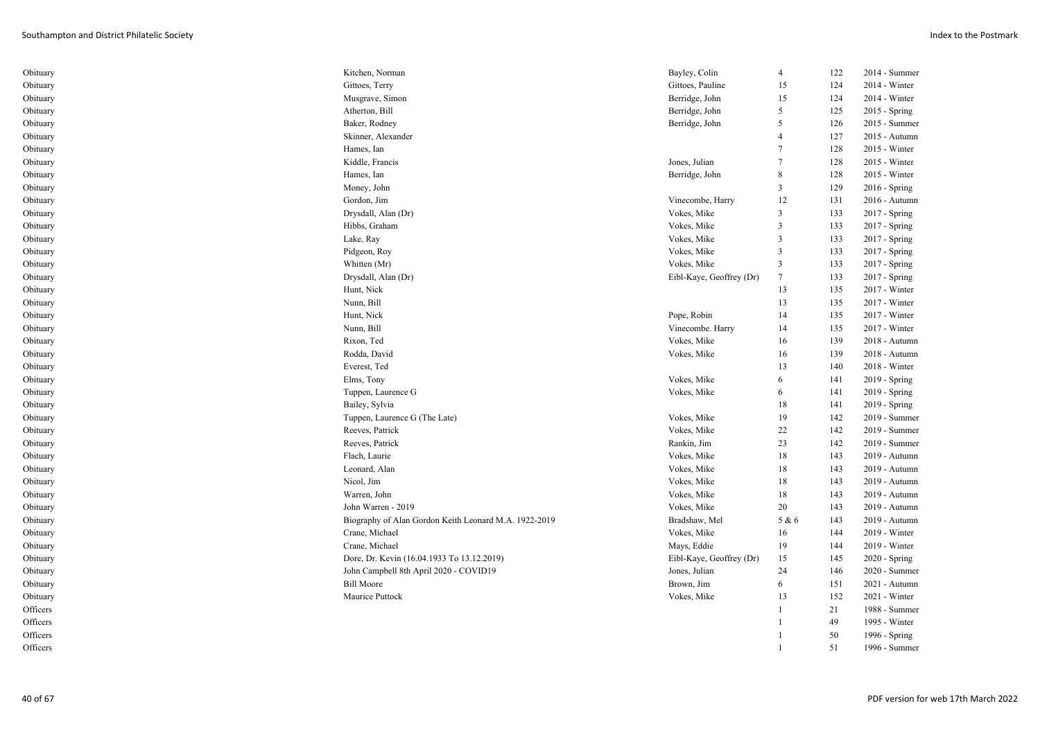| | | | | | |
|---|---|---|---|---|---|
| Obituary | Kitchen, Norman | Bayley, Colin | 4 | 122 | 2014 - Summer |
| Obituary | Gittoes, Terry | Gittoes, Pauline | 15 | 124 | 2014 - Winter |
| Obituary | Musgrave, Simon | Berridge, John | 15 | 124 | 2014 - Winter |
| Obituary | Atherton, Bill | Berridge, John | 5 | 125 | 2015 - Spring |
| Obituary | Baker, Rodney | Berridge, John | 5 | 126 | 2015 - Summer |
| Obituary | Skinner, Alexander | | 4 | 127 | 2015 - Autumn |
| Obituary | Hames, Ian | | 7 | 128 | 2015 - Winter |
| Obituary | Kiddle, Francis | Jones, Julian | 7 | 128 | 2015 - Winter |
| Obituary | Hames, Ian | Berridge, John | 8 | 128 | 2015 - Winter |
| Obituary | Money, John | | 3 | 129 | 2016 - Spring |
| Obituary | Gordon, Jim | Vinecombe, Harry | 12 | 131 | 2016 - Autumn |
| Obituary | Drysdall, Alan (Dr) | Vokes, Mike | 3 | 133 | 2017 - Spring |
| Obituary | Hibbs, Graham | Vokes, Mike | 3 | 133 | 2017 - Spring |
| Obituary | Lake, Ray | Vokes, Mike | 3 | 133 | 2017 - Spring |
| Obituary | Pidgeon, Roy | Vokes, Mike | 3 | 133 | 2017 - Spring |
| Obituary | Whitten (Mr) | Vokes, Mike | 3 | 133 | 2017 - Spring |
| Obituary | Drysdall, Alan (Dr) | Eibl-Kaye, Geoffrey (Dr) | 7 | 133 | 2017 - Spring |
| Obituary | Hunt, Nick | | 13 | 135 | 2017 - Winter |
| Obituary | Nunn, Bill | | 13 | 135 | 2017 - Winter |
| Obituary | Hunt, Nick | Pope, Robin | 14 | 135 | 2017 - Winter |
| Obituary | Nunn, Bill | Vinecombe. Harry | 14 | 135 | 2017 - Winter |
| Obituary | Rixon, Ted | Vokes, Mike | 16 | 139 | 2018 - Autumn |
| Obituary | Rodda, David | Vokes, Mike | 16 | 139 | 2018 - Autumn |
| Obituary | Everest, Ted | | 13 | 140 | 2018 - Winter |
| Obituary | Elms, Tony | Vokes, Mike | 6 | 141 | 2019 - Spring |
| Obituary | Tuppen, Laurence G | Vokes, Mike | 6 | 141 | 2019 - Spring |
| Obituary | Bailey, Sylvia | | 18 | 141 | 2019 - Spring |
| Obituary | Tuppen, Laurence G (The Late) | Vokes, Mike | 19 | 142 | 2019 - Summer |
| Obituary | Reeves, Patrick | Vokes, Mike | 22 | 142 | 2019 - Summer |
| Obituary | Reeves, Patrick | Rankin, Jim | 23 | 142 | 2019 - Summer |
| Obituary | Flach, Laurie | Vokes, Mike | 18 | 143 | 2019 - Autumn |
| Obituary | Leonard, Alan | Vokes, Mike | 18 | 143 | 2019 - Autumn |
| Obituary | Nicol, Jim | Vokes, Mike | 18 | 143 | 2019 - Autumn |
| Obituary | Warren, John | Vokes, Mike | 18 | 143 | 2019 - Autumn |
| Obituary | John Warren - 2019 | Vokes, Mike | 20 | 143 | 2019 - Autumn |
| Obituary | Biography of Alan Gordon Keith Leonard M.A. 1922-2019 | Bradshaw, Mel | 5 & 6 | 143 | 2019 - Autumn |
| Obituary | Crane, Michael | Vokes, Mike | 16 | 144 | 2019 - Winter |
| Obituary | Crane, Michael | Mays, Eddie | 19 | 144 | 2019 - Winter |
| Obituary | Dore, Dr. Kevin (16.04.1933 To 13.12.2019) | Eibl-Kaye, Geoffrey (Dr) | 15 | 145 | 2020 - Spring |
| Obituary | John Campbell 8th April 2020 - COVID19 | Jones, Julian | 24 | 146 | 2020 - Summer |
| Obituary | Bill Moore | Brown, Jim | 6 | 151 | 2021 - Autumn |
| Obituary | Maurice Puttock | Vokes, Mike | 13 | 152 | 2021 - Winter |
| Officers | | | 1 | 21 | 1988 - Summer |
| Officers | | | 1 | 49 | 1995 - Winter |
| Officers | | | 1 | 50 | 1996 - Spring |
| Officers | | | 1 | 51 | 1996 - Summer |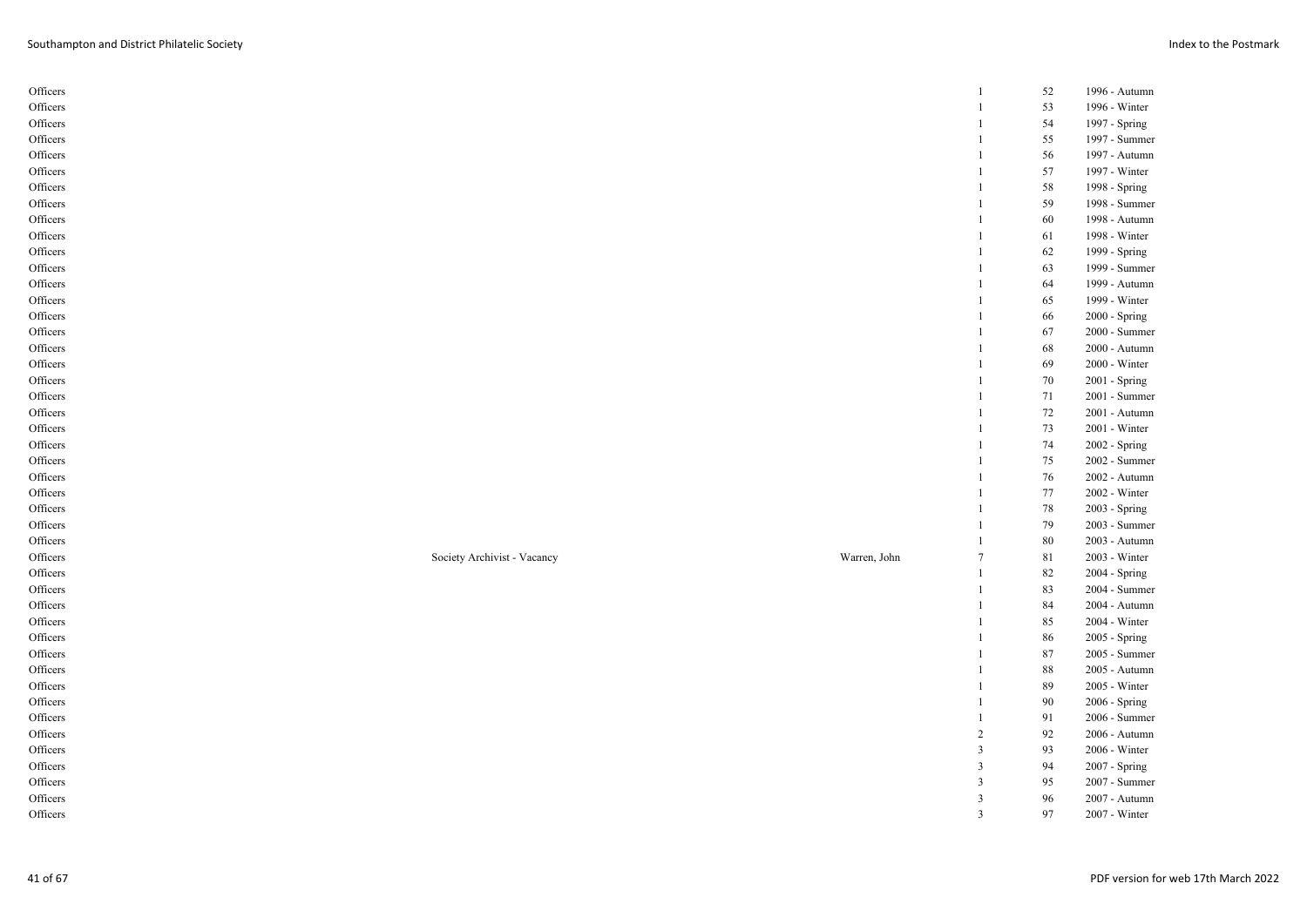| | | | | | |
|---|---|---|---|---|---|
| Officers | | | 1 | 52 | 1996 - Autumn |
| Officers | | | 1 | 53 | 1996 - Winter |
| Officers | | | 1 | 54 | 1997 - Spring |
| Officers | | | 1 | 55 | 1997 - Summer |
| Officers | | | 1 | 56 | 1997 - Autumn |
| Officers | | | 1 | 57 | 1997 - Winter |
| Officers | | | 1 | 58 | 1998 - Spring |
| Officers | | | 1 | 59 | 1998 - Summer |
| Officers | | | 1 | 60 | 1998 - Autumn |
| Officers | | | 1 | 61 | 1998 - Winter |
| Officers | | | 1 | 62 | 1999 - Spring |
| Officers | | | 1 | 63 | 1999 - Summer |
| Officers | | | 1 | 64 | 1999 - Autumn |
| Officers | | | 1 | 65 | 1999 - Winter |
| Officers | | | 1 | 66 | 2000 - Spring |
| Officers | | | 1 | 67 | 2000 - Summer |
| Officers | | | 1 | 68 | 2000 - Autumn |
| Officers | | | 1 | 69 | 2000 - Winter |
| Officers | | | 1 | 70 | 2001 - Spring |
| Officers | | | 1 | 71 | 2001 - Summer |
| Officers | | | 1 | 72 | 2001 - Autumn |
| Officers | | | 1 | 73 | 2001 - Winter |
| Officers | | | 1 | 74 | 2002 - Spring |
| Officers | | | 1 | 75 | 2002 - Summer |
| Officers | | | 1 | 76 | 2002 - Autumn |
| Officers | | | 1 | 77 | 2002 - Winter |
| Officers | | | 1 | 78 | 2003 - Spring |
| Officers | | | 1 | 79 | 2003 - Summer |
| Officers | | | 1 | 80 | 2003 - Autumn |
| Officers | Society Archivist - Vacancy | Warren, John | 7 | 81 | 2003 - Winter |
| Officers | | | 1 | 82 | 2004 - Spring |
| Officers | | | 1 | 83 | 2004 - Summer |
| Officers | | | 1 | 84 | 2004 - Autumn |
| Officers | | | 1 | 85 | 2004 - Winter |
| Officers | | | 1 | 86 | 2005 - Spring |
| Officers | | | 1 | 87 | 2005 - Summer |
| Officers | | | 1 | 88 | 2005 - Autumn |
| Officers | | | 1 | 89 | 2005 - Winter |
| Officers | | | 1 | 90 | 2006 - Spring |
| Officers | | | 1 | 91 | 2006 - Summer |
| Officers | | | 2 | 92 | 2006 - Autumn |
| Officers | | | 3 | 93 | 2006 - Winter |
| Officers | | | 3 | 94 | 2007 - Spring |
| Officers | | | 3 | 95 | 2007 - Summer |
| Officers | | | 3 | 96 | 2007 - Autumn |
| Officers | | | 3 | 97 | 2007 - Winter |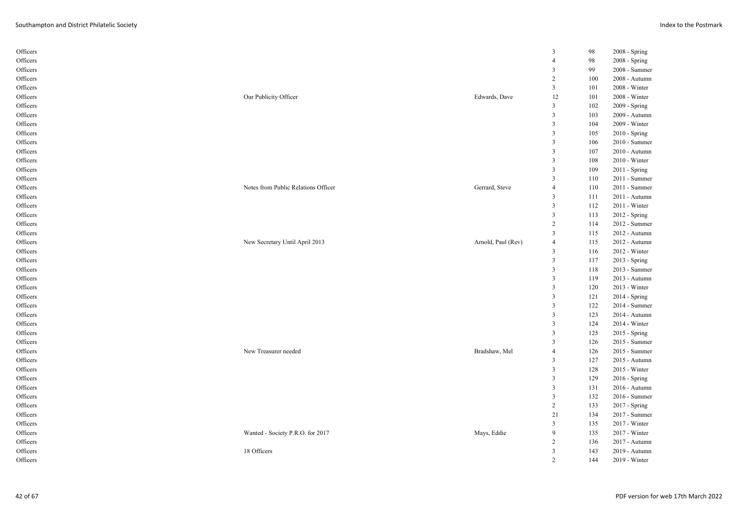| | | | | | |
|---|---|---|---|---|---|
| Officers | | | 3 | 98 | 2008 - Spring |
| Officers | | | 4 | 98 | 2008 - Spring |
| Officers | | | 3 | 99 | 2008 - Summer |
| Officers | | | 2 | 100 | 2008 - Autumn |
| Officers | | | 3 | 101 | 2008 - Winter |
| Officers | Our Publicity Officer | Edwards, Dave | 12 | 101 | 2008 - Winter |
| Officers | | | 3 | 102 | 2009 - Spring |
| Officers | | | 3 | 103 | 2009 - Autumn |
| Officers | | | 3 | 104 | 2009 - Winter |
| Officers | | | 3 | 105 | 2010 - Spring |
| Officers | | | 3 | 106 | 2010 - Summer |
| Officers | | | 3 | 107 | 2010 - Autumn |
| Officers | | | 3 | 108 | 2010 - Winter |
| Officers | | | 3 | 109 | 2011 - Spring |
| Officers | | | 3 | 110 | 2011 - Summer |
| Officers | Notes from Public Relations Officer | Gerrard, Steve | 4 | 110 | 2011 - Summer |
| Officers | | | 3 | 111 | 2011 - Autumn |
| Officers | | | 3 | 112 | 2011 - Winter |
| Officers | | | 3 | 113 | 2012 - Spring |
| Officers | | | 2 | 114 | 2012 - Summer |
| Officers | | | 3 | 115 | 2012 - Autumn |
| Officers | New Secretary Until April 2013 | Arnold, Paul (Rev) | 4 | 115 | 2012 - Autumn |
| Officers | | | 3 | 116 | 2012 - Winter |
| Officers | | | 3 | 117 | 2013 - Spring |
| Officers | | | 3 | 118 | 2013 - Summer |
| Officers | | | 3 | 119 | 2013 - Autumn |
| Officers | | | 3 | 120 | 2013 - Winter |
| Officers | | | 3 | 121 | 2014 - Spring |
| Officers | | | 3 | 122 | 2014 - Summer |
| Officers | | | 3 | 123 | 2014 - Autumn |
| Officers | | | 3 | 124 | 2014 - Winter |
| Officers | | | 3 | 125 | 2015 - Spring |
| Officers | | | 3 | 126 | 2015 - Summer |
| Officers | New Treasurer needed | Bradshaw, Mel | 4 | 126 | 2015 - Summer |
| Officers | | | 3 | 127 | 2015 - Autumn |
| Officers | | | 3 | 128 | 2015 - Winter |
| Officers | | | 3 | 129 | 2016 - Spring |
| Officers | | | 3 | 131 | 2016 - Autumn |
| Officers | | | 3 | 132 | 2016 - Summer |
| Officers | | | 2 | 133 | 2017 - Spring |
| Officers | | | 21 | 134 | 2017 - Summer |
| Officers | | | 3 | 135 | 2017 - Winter |
| Officers | Wanted - Society P.R.O. for 2017 | Mays, Eddie | 9 | 135 | 2017 - Winter |
| Officers | | | 2 | 136 | 2017 - Autumn |
| Officers | 18 Officers | | 3 | 143 | 2019 - Autumn |
| Officers | | | 2 | 144 | 2019 - Winter |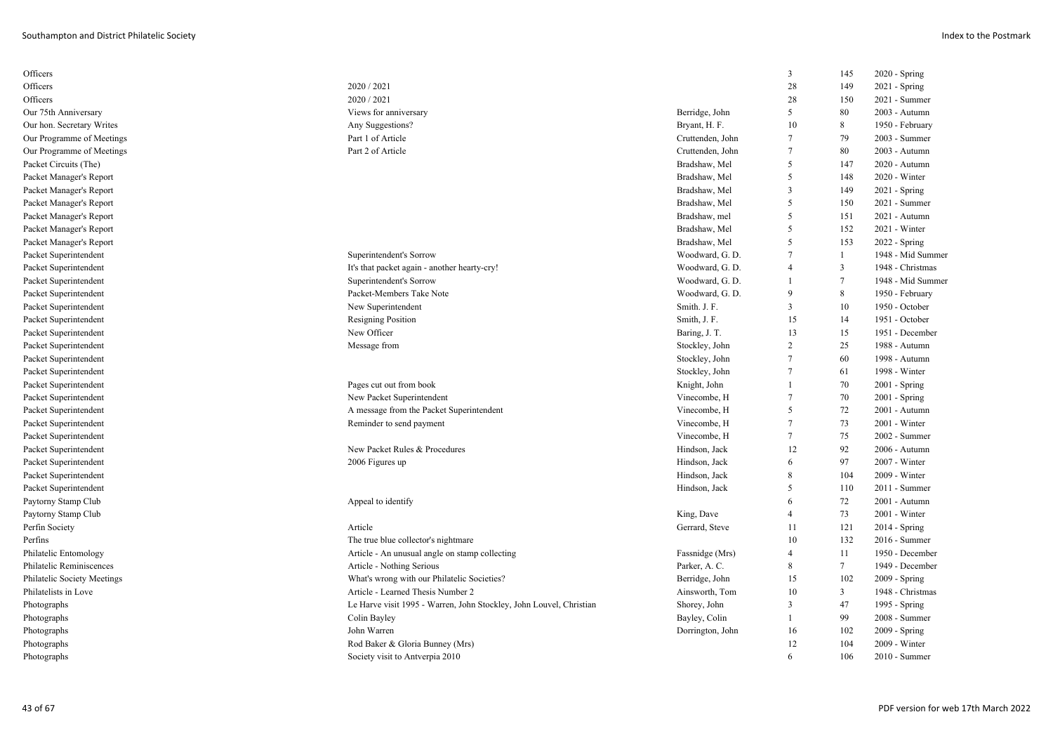| Subject | Title | Author | Page | Issue | Date |
|---|---|---|---|---|---|
| Officers | | | 3 | 145 | 2020 - Spring |
| Officers | 2020 / 2021 | | 28 | 149 | 2021 - Spring |
| Officers | 2020 / 2021 | | 28 | 150 | 2021 - Summer |
| Our 75th Anniversary | Views for anniversary | Berridge, John | 5 | 80 | 2003 - Autumn |
| Our hon. Secretary Writes | Any Suggestions? | Bryant, H. F. | 10 | 8 | 1950 - February |
| Our Programme of Meetings | Part 1 of Article | Cruttenden, John | 7 | 79 | 2003 - Summer |
| Our Programme of Meetings | Part 2 of Article | Cruttenden, John | 7 | 80 | 2003 - Autumn |
| Packet Circuits (The) | | Bradshaw, Mel | 5 | 147 | 2020 - Autumn |
| Packet Manager's Report | | Bradshaw, Mel | 5 | 148 | 2020 - Winter |
| Packet Manager's Report | | Bradshaw, Mel | 3 | 149 | 2021 - Spring |
| Packet Manager's Report | | Bradshaw, Mel | 5 | 150 | 2021 - Summer |
| Packet Manager's Report | | Bradshaw, mel | 5 | 151 | 2021 - Autumn |
| Packet Manager's Report | | Bradshaw, Mel | 5 | 152 | 2021 - Winter |
| Packet Manager's Report | | Bradshaw, Mel | 5 | 153 | 2022 - Spring |
| Packet Superintendent | Superintendent's Sorrow | Woodward, G. D. | 7 | 1 | 1948 - Mid Summer |
| Packet Superintendent | It's that packet again - another hearty-cry! | Woodward, G. D. | 4 | 3 | 1948 - Christmas |
| Packet Superintendent | Superintendent's Sorrow | Woodward, G. D. | 1 | 7 | 1948 - Mid Summer |
| Packet Superintendent | Packet-Members Take Note | Woodward, G. D. | 9 | 8 | 1950 - February |
| Packet Superintendent | New Superintendent | Smith. J. F. | 3 | 10 | 1950 - October |
| Packet Superintendent | Resigning Position | Smith, J. F. | 15 | 14 | 1951 - October |
| Packet Superintendent | New Officer | Baring, J. T. | 13 | 15 | 1951 - December |
| Packet Superintendent | Message from | Stockley, John | 2 | 25 | 1988 - Autumn |
| Packet Superintendent | | Stockley, John | 7 | 60 | 1998 - Autumn |
| Packet Superintendent | | Stockley, John | 7 | 61 | 1998 - Winter |
| Packet Superintendent | Pages cut out from book | Knight, John | 1 | 70 | 2001 - Spring |
| Packet Superintendent | New Packet Superintendent | Vinecombe, H | 7 | 70 | 2001 - Spring |
| Packet Superintendent | A message from the Packet Superintendent | Vinecombe, H | 5 | 72 | 2001 - Autumn |
| Packet Superintendent | Reminder to send payment | Vinecombe, H | 7 | 73 | 2001 - Winter |
| Packet Superintendent | | Vinecombe, H | 7 | 75 | 2002 - Summer |
| Packet Superintendent | New Packet Rules & Procedures | Hindson, Jack | 12 | 92 | 2006 - Autumn |
| Packet Superintendent | 2006 Figures up | Hindson, Jack | 6 | 97 | 2007 - Winter |
| Packet Superintendent | | Hindson, Jack | 8 | 104 | 2009 - Winter |
| Packet Superintendent | | Hindson, Jack | 5 | 110 | 2011 - Summer |
| Paytorny Stamp Club | Appeal to identify | | 6 | 72 | 2001 - Autumn |
| Paytorny Stamp Club | | King, Dave | 4 | 73 | 2001 - Winter |
| Perfin Society | Article | Gerrard, Steve | 11 | 121 | 2014 - Spring |
| Perfins | The true blue collector's nightmare | | 10 | 132 | 2016 - Summer |
| Philatelic Entomology | Article - An unusual angle on stamp collecting | Fassnidge (Mrs) | 4 | 11 | 1950 - December |
| Philatelic Reminiscences | Article - Nothing Serious | Parker, A. C. | 8 | 7 | 1949 - December |
| Philatelic Society Meetings | What's wrong with our Philatelic Societies? | Berridge, John | 15 | 102 | 2009 - Spring |
| Philatelists in Love | Article - Learned Thesis Number 2 | Ainsworth, Tom | 10 | 3 | 1948 - Christmas |
| Photographs | Le Harve visit 1995 - Warren, John Stockley, John Louvel, Christian | Shorey, John | 3 | 47 | 1995 - Spring |
| Photographs | Colin Bayley | Bayley, Colin | 1 | 99 | 2008 - Summer |
| Photographs | John Warren | Dorrington, John | 16 | 102 | 2009 - Spring |
| Photographs | Rod Baker & Gloria Bunney (Mrs) | | 12 | 104 | 2009 - Winter |
| Photographs | Society visit to Antverpia 2010 | | 6 | 106 | 2010 - Summer |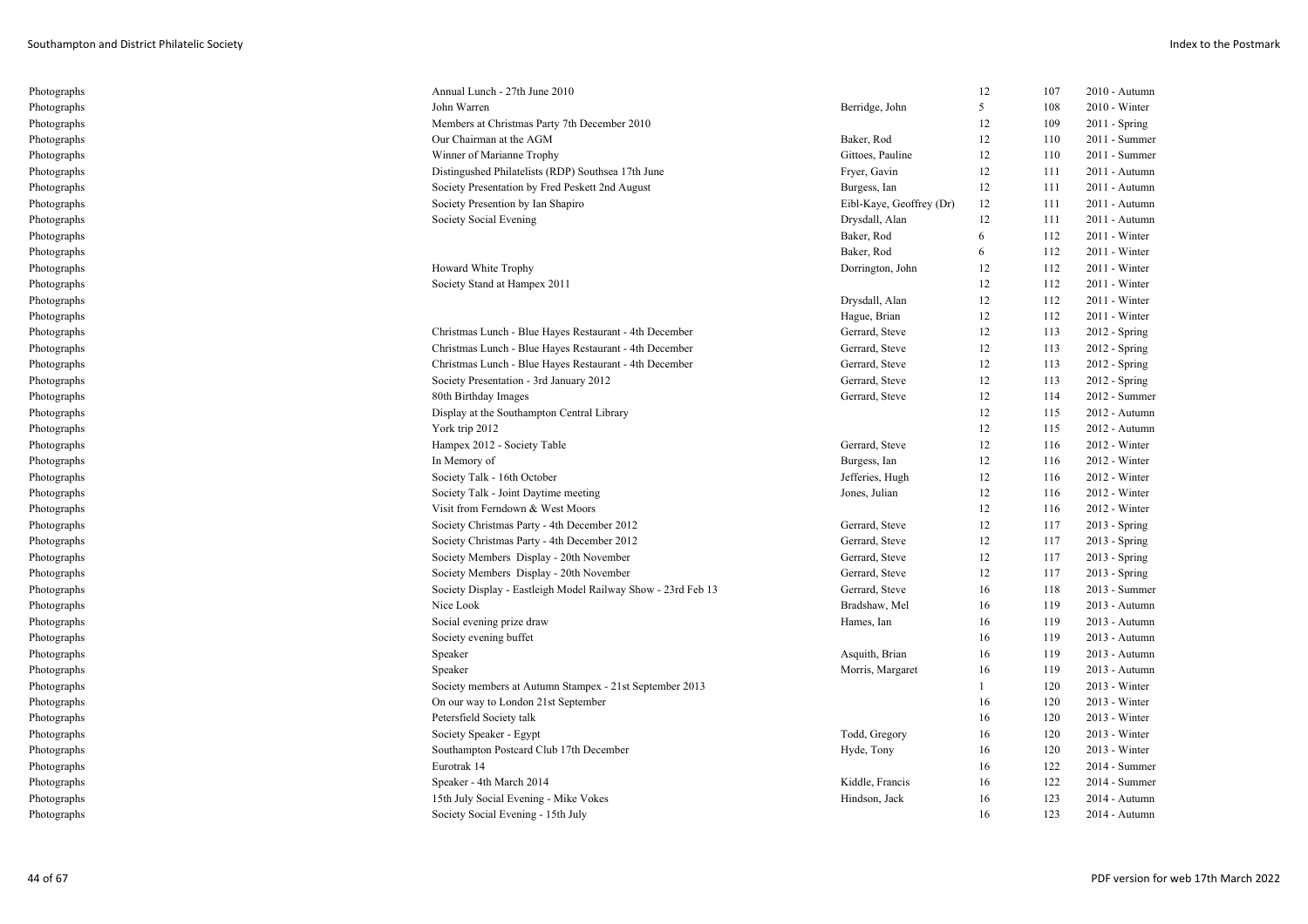| | | | | | |
|---|---|---|---|---|---|
| Photographs | Annual Lunch - 27th June 2010 | | 12 | 107 | 2010 - Autumn |
| Photographs | John Warren | Berridge, John | 5 | 108 | 2010 - Winter |
| Photographs | Members at Christmas Party 7th December 2010 | | 12 | 109 | 2011 - Spring |
| Photographs | Our Chairman at the AGM | Baker, Rod | 12 | 110 | 2011 - Summer |
| Photographs | Winner of Marianne Trophy | Gittoes, Pauline | 12 | 110 | 2011 - Summer |
| Photographs | Distingushed Philatelists (RDP) Southsea 17th June | Fryer, Gavin | 12 | 111 | 2011 - Autumn |
| Photographs | Society Presentation by Fred Peskett 2nd August | Burgess, Ian | 12 | 111 | 2011 - Autumn |
| Photographs | Society Presention by Ian Shapiro | Eibl-Kaye, Geoffrey (Dr) | 12 | 111 | 2011 - Autumn |
| Photographs | Society Social Evening | Drysdall, Alan | 12 | 111 | 2011 - Autumn |
| Photographs | | Baker, Rod | 6 | 112 | 2011 - Winter |
| Photographs | | Baker, Rod | 6 | 112 | 2011 - Winter |
| Photographs | Howard White Trophy | Dorrington, John | 12 | 112 | 2011 - Winter |
| Photographs | Society Stand at Hampex 2011 | | 12 | 112 | 2011 - Winter |
| Photographs | | Drysdall, Alan | 12 | 112 | 2011 - Winter |
| Photographs | | Hague, Brian | 12 | 112 | 2011 - Winter |
| Photographs | Christmas Lunch - Blue Hayes Restaurant - 4th December | Gerrard, Steve | 12 | 113 | 2012 - Spring |
| Photographs | Christmas Lunch - Blue Hayes Restaurant - 4th December | Gerrard, Steve | 12 | 113 | 2012 - Spring |
| Photographs | Christmas Lunch - Blue Hayes Restaurant - 4th December | Gerrard, Steve | 12 | 113 | 2012 - Spring |
| Photographs | Society Presentation - 3rd January 2012 | Gerrard, Steve | 12 | 113 | 2012 - Spring |
| Photographs | 80th Birthday Images | Gerrard, Steve | 12 | 114 | 2012 - Summer |
| Photographs | Display at the Southampton Central Library | | 12 | 115 | 2012 - Autumn |
| Photographs | York trip 2012 | | 12 | 115 | 2012 - Autumn |
| Photographs | Hampex 2012 - Society Table | Gerrard, Steve | 12 | 116 | 2012 - Winter |
| Photographs | In Memory of | Burgess, Ian | 12 | 116 | 2012 - Winter |
| Photographs | Society Talk - 16th October | Jefferies, Hugh | 12 | 116 | 2012 - Winter |
| Photographs | Society Talk - Joint Daytime meeting | Jones, Julian | 12 | 116 | 2012 - Winter |
| Photographs | Visit from Ferndown & West Moors | | 12 | 116 | 2012 - Winter |
| Photographs | Society Christmas Party - 4th December 2012 | Gerrard, Steve | 12 | 117 | 2013 - Spring |
| Photographs | Society Christmas Party - 4th December 2012 | Gerrard, Steve | 12 | 117 | 2013 - Spring |
| Photographs | Society Members Display - 20th November | Gerrard, Steve | 12 | 117 | 2013 - Spring |
| Photographs | Society Members Display - 20th November | Gerrard, Steve | 12 | 117 | 2013 - Spring |
| Photographs | Society Display - Eastleigh Model Railway Show - 23rd Feb 13 | Gerrard, Steve | 16 | 118 | 2013 - Summer |
| Photographs | Nice Look | Bradshaw, Mel | 16 | 119 | 2013 - Autumn |
| Photographs | Social evening prize draw | Hames, Ian | 16 | 119 | 2013 - Autumn |
| Photographs | Society evening buffet | | 16 | 119 | 2013 - Autumn |
| Photographs | Speaker | Asquith, Brian | 16 | 119 | 2013 - Autumn |
| Photographs | Speaker | Morris, Margaret | 16 | 119 | 2013 - Autumn |
| Photographs | Society members at Autumn Stampex - 21st September 2013 | | 1 | 120 | 2013 - Winter |
| Photographs | On our way to London 21st September | | 16 | 120 | 2013 - Winter |
| Photographs | Petersfield Society talk | | 16 | 120 | 2013 - Winter |
| Photographs | Society Speaker - Egypt | Todd, Gregory | 16 | 120 | 2013 - Winter |
| Photographs | Southampton Postcard Club 17th December | Hyde, Tony | 16 | 120 | 2013 - Winter |
| Photographs | Eurotrak 14 | | 16 | 122 | 2014 - Summer |
| Photographs | Speaker - 4th March 2014 | Kiddle, Francis | 16 | 122 | 2014 - Summer |
| Photographs | 15th July Social Evening - Mike Vokes | Hindson, Jack | 16 | 123 | 2014 - Autumn |
| Photographs | Society Social Evening - 15th July | | 16 | 123 | 2014 - Autumn |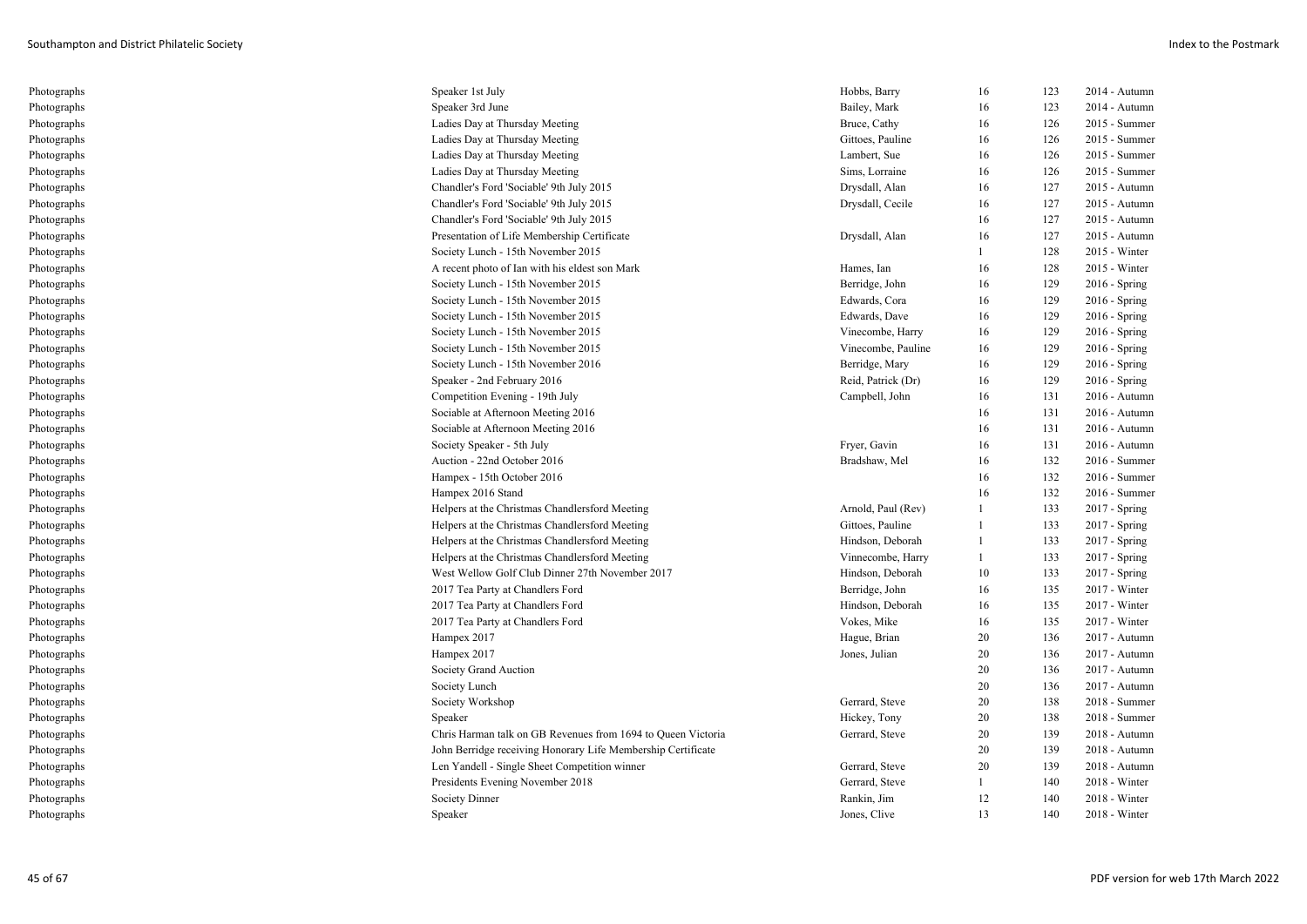| | | | | | |
|---|---|---|---|---|---|
| Photographs | Speaker 1st July | Hobbs, Barry | 16 | 123 | 2014 - Autumn |
| Photographs | Speaker 3rd June | Bailey, Mark | 16 | 123 | 2014 - Autumn |
| Photographs | Ladies Day at Thursday Meeting | Bruce, Cathy | 16 | 126 | 2015 - Summer |
| Photographs | Ladies Day at Thursday Meeting | Gittoes, Pauline | 16 | 126 | 2015 - Summer |
| Photographs | Ladies Day at Thursday Meeting | Lambert, Sue | 16 | 126 | 2015 - Summer |
| Photographs | Ladies Day at Thursday Meeting | Sims, Lorraine | 16 | 126 | 2015 - Summer |
| Photographs | Chandler's Ford 'Sociable' 9th July 2015 | Drysdall, Alan | 16 | 127 | 2015 - Autumn |
| Photographs | Chandler's Ford 'Sociable' 9th July 2015 | Drysdall, Cecile | 16 | 127 | 2015 - Autumn |
| Photographs | Chandler's Ford 'Sociable' 9th July 2015 | | 16 | 127 | 2015 - Autumn |
| Photographs | Presentation of Life Membership Certificate | Drysdall, Alan | 16 | 127 | 2015 - Autumn |
| Photographs | Society Lunch - 15th November 2015 | | 1 | 128 | 2015 - Winter |
| Photographs | A recent photo of Ian with his eldest son Mark | Hames, Ian | 16 | 128 | 2015 - Winter |
| Photographs | Society Lunch - 15th November 2015 | Berridge, John | 16 | 129 | 2016 - Spring |
| Photographs | Society Lunch - 15th November 2015 | Edwards, Cora | 16 | 129 | 2016 - Spring |
| Photographs | Society Lunch - 15th November 2015 | Edwards, Dave | 16 | 129 | 2016 - Spring |
| Photographs | Society Lunch - 15th November 2015 | Vinecombe, Harry | 16 | 129 | 2016 - Spring |
| Photographs | Society Lunch - 15th November 2015 | Vinecombe, Pauline | 16 | 129 | 2016 - Spring |
| Photographs | Society Lunch - 15th November 2016 | Berridge, Mary | 16 | 129 | 2016 - Spring |
| Photographs | Speaker - 2nd February 2016 | Reid, Patrick (Dr) | 16 | 129 | 2016 - Spring |
| Photographs | Competition Evening - 19th July | Campbell, John | 16 | 131 | 2016 - Autumn |
| Photographs | Sociable at Afternoon Meeting 2016 | | 16 | 131 | 2016 - Autumn |
| Photographs | Sociable at Afternoon Meeting 2016 | | 16 | 131 | 2016 - Autumn |
| Photographs | Society Speaker - 5th July | Fryer, Gavin | 16 | 131 | 2016 - Autumn |
| Photographs | Auction - 22nd October 2016 | Bradshaw, Mel | 16 | 132 | 2016 - Summer |
| Photographs | Hampex - 15th October 2016 | | 16 | 132 | 2016 - Summer |
| Photographs | Hampex 2016 Stand | | 16 | 132 | 2016 - Summer |
| Photographs | Helpers at the Christmas Chandlersford Meeting | Arnold, Paul (Rev) | 1 | 133 | 2017 - Spring |
| Photographs | Helpers at the Christmas Chandlersford Meeting | Gittoes, Pauline | 1 | 133 | 2017 - Spring |
| Photographs | Helpers at the Christmas Chandlersford Meeting | Hindson, Deborah | 1 | 133 | 2017 - Spring |
| Photographs | Helpers at the Christmas Chandlersford Meeting | Vinnecombe, Harry | 1 | 133 | 2017 - Spring |
| Photographs | West Wellow Golf Club Dinner 27th November 2017 | Hindson, Deborah | 10 | 133 | 2017 - Spring |
| Photographs | 2017 Tea Party at Chandlers Ford | Berridge, John | 16 | 135 | 2017 - Winter |
| Photographs | 2017 Tea Party at Chandlers Ford | Hindson, Deborah | 16 | 135 | 2017 - Winter |
| Photographs | 2017 Tea Party at Chandlers Ford | Vokes, Mike | 16 | 135 | 2017 - Winter |
| Photographs | Hampex 2017 | Hague, Brian | 20 | 136 | 2017 - Autumn |
| Photographs | Hampex 2017 | Jones, Julian | 20 | 136 | 2017 - Autumn |
| Photographs | Society Grand Auction | | 20 | 136 | 2017 - Autumn |
| Photographs | Society Lunch | | 20 | 136 | 2017 - Autumn |
| Photographs | Society Workshop | Gerrard, Steve | 20 | 138 | 2018 - Summer |
| Photographs | Speaker | Hickey, Tony | 20 | 138 | 2018 - Summer |
| Photographs | Chris Harman talk on GB Revenues from 1694 to Queen Victoria | Gerrard, Steve | 20 | 139 | 2018 - Autumn |
| Photographs | John Berridge receiving Honorary Life Membership Certificate | | 20 | 139 | 2018 - Autumn |
| Photographs | Len Yandell - Single Sheet Competition winner | Gerrard, Steve | 20 | 139 | 2018 - Autumn |
| Photographs | Presidents Evening November 2018 | Gerrard, Steve | 1 | 140 | 2018 - Winter |
| Photographs | Society Dinner | Rankin, Jim | 12 | 140 | 2018 - Winter |
| Photographs | Speaker | Jones, Clive | 13 | 140 | 2018 - Winter |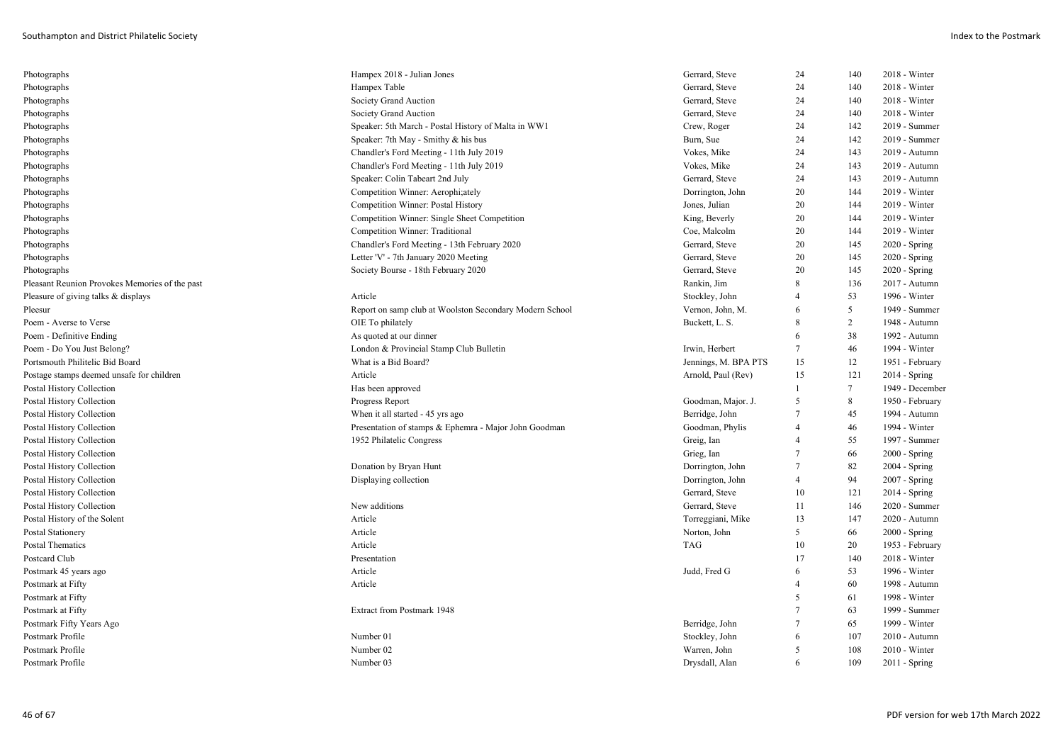| | | | | | |
|---|---|---|---|---|---|
| Photographs | Hampex 2018 - Julian Jones | Gerrard, Steve | 24 | 140 | 2018 - Winter |
| Photographs | Hampex Table | Gerrard, Steve | 24 | 140 | 2018 - Winter |
| Photographs | Society Grand Auction | Gerrard, Steve | 24 | 140 | 2018 - Winter |
| Photographs | Society Grand Auction | Gerrard, Steve | 24 | 140 | 2018 - Winter |
| Photographs | Speaker: 5th March - Postal History of Malta in WW1 | Crew, Roger | 24 | 142 | 2019 - Summer |
| Photographs | Speaker: 7th May - Smithy & his bus | Burn, Sue | 24 | 142 | 2019 - Summer |
| Photographs | Chandler's Ford Meeting - 11th July 2019 | Vokes, Mike | 24 | 143 | 2019 - Autumn |
| Photographs | Chandler's Ford Meeting - 11th July 2019 | Vokes, Mike | 24 | 143 | 2019 - Autumn |
| Photographs | Speaker: Colin Tabeart 2nd July | Gerrard, Steve | 24 | 143 | 2019 - Autumn |
| Photographs | Competition Winner: Aerophi;ately | Dorrington, John | 20 | 144 | 2019 - Winter |
| Photographs | Competition Winner: Postal History | Jones, Julian | 20 | 144 | 2019 - Winter |
| Photographs | Competition Winner: Single Sheet Competition | King, Beverly | 20 | 144 | 2019 - Winter |
| Photographs | Competition Winner: Traditional | Coe, Malcolm | 20 | 144 | 2019 - Winter |
| Photographs | Chandler's Ford Meeting - 13th February 2020 | Gerrard, Steve | 20 | 145 | 2020 - Spring |
| Photographs | Letter 'V' - 7th January 2020 Meeting | Gerrard, Steve | 20 | 145 | 2020 - Spring |
| Photographs | Society Bourse - 18th February 2020 | Gerrard, Steve | 20 | 145 | 2020 - Spring |
| Pleasant Reunion Provokes Memories of the past | | Rankin, Jim | 8 | 136 | 2017 - Autumn |
| Pleasure of giving talks & displays | Article | Stockley, John | 4 | 53 | 1996 - Winter |
| Pleesur | Report on samp club at Woolston Secondary Modern School | Vernon, John, M. | 6 | 5 | 1949 - Summer |
| Poem - Averse to Verse | OIE To philately | Buckett, L. S. | 8 | 2 | 1948 - Autumn |
| Poem - Definitive Ending | As quoted at our dinner | | 6 | 38 | 1992 - Autumn |
| Poem - Do You Just Belong? | London & Provincial Stamp Club Bulletin | Irwin, Herbert | 7 | 46 | 1994 - Winter |
| Portsmouth Philitelic Bid Board | What is a Bid Board? | Jennings, M. BPA PTS | 15 | 12 | 1951 - February |
| Postage stamps deemed unsafe for children | Article | Arnold, Paul (Rev) | 15 | 121 | 2014 - Spring |
| Postal History Collection | Has been approved | | 1 | 7 | 1949 - December |
| Postal History Collection | Progress Report | Goodman, Major. J. | 5 | 8 | 1950 - February |
| Postal History Collection | When it all started - 45 yrs ago | Berridge, John | 7 | 45 | 1994 - Autumn |
| Postal History Collection | Presentation of stamps & Ephemra - Major John Goodman | Goodman, Phylis | 4 | 46 | 1994 - Winter |
| Postal History Collection | 1952 Philatelic Congress | Greig, Ian | 4 | 55 | 1997 - Summer |
| Postal History Collection | | Grieg, Ian | 7 | 66 | 2000 - Spring |
| Postal History Collection | Donation by Bryan Hunt | Dorrington, John | 7 | 82 | 2004 - Spring |
| Postal History Collection | Displaying collection | Dorrington, John | 4 | 94 | 2007 - Spring |
| Postal History Collection | | Gerrard, Steve | 10 | 121 | 2014 - Spring |
| Postal History Collection | New additions | Gerrard, Steve | 11 | 146 | 2020 - Summer |
| Postal History of the Solent | Article | Torreggiani, Mike | 13 | 147 | 2020 - Autumn |
| Postal Stationery | Article | Norton, John | 5 | 66 | 2000 - Spring |
| Postal Thematics | Article | TAG | 10 | 20 | 1953 - February |
| Postcard Club | Presentation | | 17 | 140 | 2018 - Winter |
| Postmark 45 years ago | Article | Judd, Fred G | 6 | 53 | 1996 - Winter |
| Postmark at Fifty | Article | | 4 | 60 | 1998 - Autumn |
| Postmark at Fifty | | | 5 | 61 | 1998 - Winter |
| Postmark at Fifty | Extract from Postmark 1948 | | 7 | 63 | 1999 - Summer |
| Postmark Fifty Years Ago | | Berridge, John | 7 | 65 | 1999 - Winter |
| Postmark Profile | Number 01 | Stockley, John | 6 | 107 | 2010 - Autumn |
| Postmark Profile | Number 02 | Warren, John | 5 | 108 | 2010 - Winter |
| Postmark Profile | Number 03 | Drysdall, Alan | 6 | 109 | 2011 - Spring |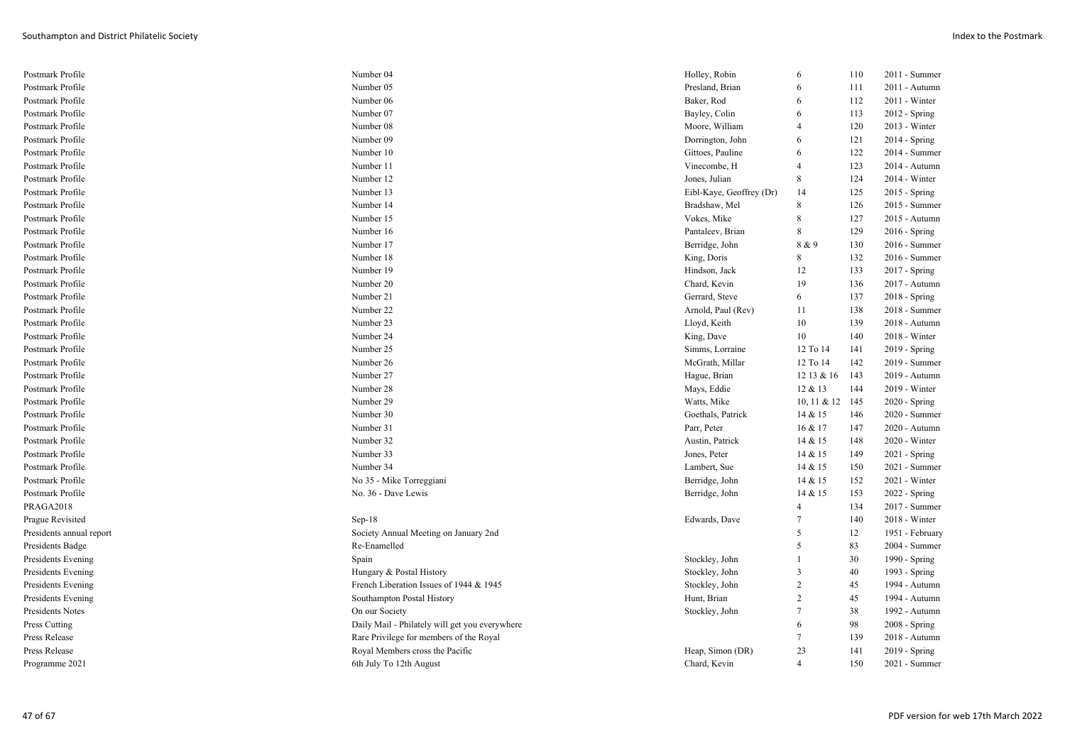| | | | | | |
|---|---|---|---|---|---|
| Postmark Profile | Number 04 | Holley, Robin | 6 | 110 | 2011 - Summer |
| Postmark Profile | Number 05 | Presland, Brian | 6 | 111 | 2011 - Autumn |
| Postmark Profile | Number 06 | Baker, Rod | 6 | 112 | 2011 - Winter |
| Postmark Profile | Number 07 | Bayley, Colin | 6 | 113 | 2012 - Spring |
| Postmark Profile | Number 08 | Moore, William | 4 | 120 | 2013 - Winter |
| Postmark Profile | Number 09 | Dorrington, John | 6 | 121 | 2014 - Spring |
| Postmark Profile | Number 10 | Gittoes, Pauline | 6 | 122 | 2014 - Summer |
| Postmark Profile | Number 11 | Vinecombe, H | 4 | 123 | 2014 - Autumn |
| Postmark Profile | Number 12 | Jones, Julian | 8 | 124 | 2014 - Winter |
| Postmark Profile | Number 13 | Eibl-Kaye, Geoffrey (Dr) | 14 | 125 | 2015 - Spring |
| Postmark Profile | Number 14 | Bradshaw, Mel | 8 | 126 | 2015 - Summer |
| Postmark Profile | Number 15 | Vokes, Mike | 8 | 127 | 2015 - Autumn |
| Postmark Profile | Number 16 | Pantaleev, Brian | 8 | 129 | 2016 - Spring |
| Postmark Profile | Number 17 | Berridge, John | 8 & 9 | 130 | 2016 - Summer |
| Postmark Profile | Number 18 | King, Doris | 8 | 132 | 2016 - Summer |
| Postmark Profile | Number 19 | Hindson, Jack | 12 | 133 | 2017 - Spring |
| Postmark Profile | Number 20 | Chard, Kevin | 19 | 136 | 2017 - Autumn |
| Postmark Profile | Number 21 | Gerrard, Steve | 6 | 137 | 2018 - Spring |
| Postmark Profile | Number 22 | Arnold, Paul (Rev) | 11 | 138 | 2018 - Summer |
| Postmark Profile | Number 23 | Lloyd, Keith | 10 | 139 | 2018 - Autumn |
| Postmark Profile | Number 24 | King, Dave | 10 | 140 | 2018 - Winter |
| Postmark Profile | Number 25 | Simms, Lorraine | 12 To 14 | 141 | 2019 - Spring |
| Postmark Profile | Number 26 | McGrath, Millar | 12 To 14 | 142 | 2019 - Summer |
| Postmark Profile | Number 27 | Hague, Brian | 12 13 & 16 | 143 | 2019 - Autumn |
| Postmark Profile | Number 28 | Mays, Eddie | 12 & 13 | 144 | 2019 - Winter |
| Postmark Profile | Number 29 | Watts, Mike | 10, 11 & 12 | 145 | 2020 - Spring |
| Postmark Profile | Number 30 | Goethals, Patrick | 14 & 15 | 146 | 2020 - Summer |
| Postmark Profile | Number 31 | Parr, Peter | 16 & 17 | 147 | 2020 - Autumn |
| Postmark Profile | Number 32 | Austin, Patrick | 14 & 15 | 148 | 2020 - Winter |
| Postmark Profile | Number 33 | Jones, Peter | 14 & 15 | 149 | 2021 - Spring |
| Postmark Profile | Number 34 | Lambert, Sue | 14 & 15 | 150 | 2021 - Summer |
| Postmark Profile | No 35 - Mike Torreggiani | Berridge, John | 14 & 15 | 152 | 2021 - Winter |
| Postmark Profile | No. 36 - Dave Lewis | Berridge, John | 14 & 15 | 153 | 2022 - Spring |
| PRAGA2018 | | | 4 | 134 | 2017 - Summer |
| Prague Revisited | Sep-18 | Edwards, Dave | 7 | 140 | 2018 - Winter |
| Presidents annual report | Society Annual Meeting on January 2nd | | 5 | 12 | 1951 - February |
| Presidents Badge | Re-Enamelled | | 5 | 83 | 2004 - Summer |
| Presidents Evening | Spain | Stockley, John | 1 | 30 | 1990 - Spring |
| Presidents Evening | Hungary & Postal History | Stockley, John | 3 | 40 | 1993 - Spring |
| Presidents Evening | French Liberation Issues of 1944 & 1945 | Stockley, John | 2 | 45 | 1994 - Autumn |
| Presidents Evening | Southampton Postal History | Hunt, Brian | 2 | 45 | 1994 - Autumn |
| Presidents Notes | On our Society | Stockley, John | 7 | 38 | 1992 - Autumn |
| Press Cutting | Daily Mail - Philately will get you everywhere | | 6 | 98 | 2008 - Spring |
| Press Release | Rare Privilege for members of the Royal | | 7 | 139 | 2018 - Autumn |
| Press Release | Royal Members cross the Pacific | Heap, Simon (DR) | 23 | 141 | 2019 - Spring |
| Programme 2021 | 6th July To 12th August | Chard, Kevin | 4 | 150 | 2021 - Summer |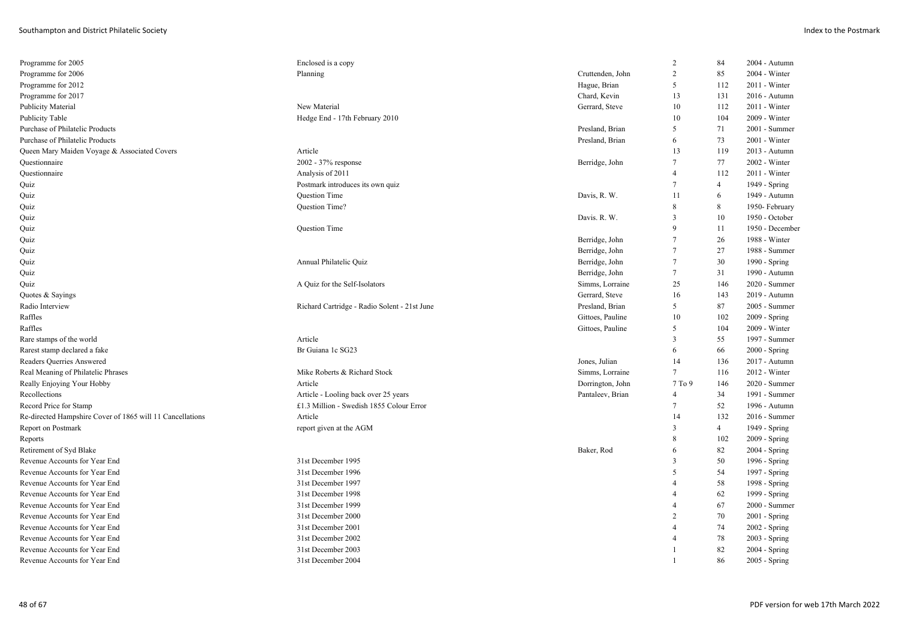| | | | | | |
|---|---|---|---|---|---|
| Programme for 2005 | Enclosed is a copy | | 2 | 84 | 2004 - Autumn |
| Programme for 2006 | Planning | Cruttenden, John | 2 | 85 | 2004 - Winter |
| Programme for 2012 | | Hague, Brian | 5 | 112 | 2011 - Winter |
| Programme for 2017 | | Chard, Kevin | 13 | 131 | 2016 - Autumn |
| Publicity Material | New Material | Gerrard, Steve | 10 | 112 | 2011 - Winter |
| Publicity Table | Hedge End - 17th February 2010 | | 10 | 104 | 2009 - Winter |
| Purchase of Philatelic Products | | Presland, Brian | 5 | 71 | 2001 - Summer |
| Purchase of Philatelic Products | | Presland, Brian | 6 | 73 | 2001 - Winter |
| Queen Mary Maiden Voyage & Associated Covers | Article | | 13 | 119 | 2013 - Autumn |
| Questionnaire | 2002 - 37% response | Berridge, John | 7 | 77 | 2002 - Winter |
| Questionnaire | Analysis of 2011 | | 4 | 112 | 2011 - Winter |
| Quiz | Postmark introduces its own quiz | | 7 | 4 | 1949 - Spring |
| Quiz | Question Time | Davis, R. W. | 11 | 6 | 1949 - Autumn |
| Quiz | Question Time? | | 8 | 8 | 1950- February |
| Quiz | | Davis. R. W. | 3 | 10 | 1950 - October |
| Quiz | Question Time | | 9 | 11 | 1950 - December |
| Quiz | | Berridge, John | 7 | 26 | 1988 - Winter |
| Quiz | | Berridge, John | 7 | 27 | 1988 - Summer |
| Quiz | Annual Philatelic Quiz | Berridge, John | 7 | 30 | 1990 - Spring |
| Quiz | | Berridge, John | 7 | 31 | 1990 - Autumn |
| Quiz | A Quiz for the Self-Isolators | Simms, Lorraine | 25 | 146 | 2020 - Summer |
| Quotes & Sayings | | Gerrard, Steve | 16 | 143 | 2019 - Autumn |
| Radio Interview | Richard Cartridge - Radio Solent - 21st June | Presland, Brian | 5 | 87 | 2005 - Summer |
| Raffles | | Gittoes, Pauline | 10 | 102 | 2009 - Spring |
| Raffles | | Gittoes, Pauline | 5 | 104 | 2009 - Winter |
| Rare stamps of the world | Article | | 3 | 55 | 1997 - Summer |
| Rarest stamp declared a fake | Br Guiana 1c SG23 | | 6 | 66 | 2000 - Spring |
| Readers Querries Answered | | Jones, Julian | 14 | 136 | 2017 - Autumn |
| Real Meaning of Philatelic Phrases | Mike Roberts & Richard Stock | Simms, Lorraine | 7 | 116 | 2012 - Winter |
| Really Enjoying Your Hobby | Article | Dorrington, John | 7 To 9 | 146 | 2020 - Summer |
| Recollections | Article - Looling back over 25 years | Pantaleev, Brian | 4 | 34 | 1991 - Summer |
| Record Price for Stamp | £1.3 Million - Swedish 1855 Colour Error | | 7 | 52 | 1996 - Autumn |
| Re-directed Hampshire Cover of 1865 will 11 Cancellations | Article | | 14 | 132 | 2016 - Summer |
| Report on Postmark | report given at the AGM | | 3 | 4 | 1949 - Spring |
| Reports | | | 8 | 102 | 2009 - Spring |
| Retirement of Syd Blake | | Baker, Rod | 6 | 82 | 2004 - Spring |
| Revenue Accounts for Year End | 31st December 1995 | | 3 | 50 | 1996 - Spring |
| Revenue Accounts for Year End | 31st December 1996 | | 5 | 54 | 1997 - Spring |
| Revenue Accounts for Year End | 31st December 1997 | | 4 | 58 | 1998 - Spring |
| Revenue Accounts for Year End | 31st December 1998 | | 4 | 62 | 1999 - Spring |
| Revenue Accounts for Year End | 31st December 1999 | | 4 | 67 | 2000 - Summer |
| Revenue Accounts for Year End | 31st December 2000 | | 2 | 70 | 2001 - Spring |
| Revenue Accounts for Year End | 31st December 2001 | | 4 | 74 | 2002 - Spring |
| Revenue Accounts for Year End | 31st December 2002 | | 4 | 78 | 2003 - Spring |
| Revenue Accounts for Year End | 31st December 2003 | | 1 | 82 | 2004 - Spring |
| Revenue Accounts for Year End | 31st December 2004 | | 1 | 86 | 2005 - Spring |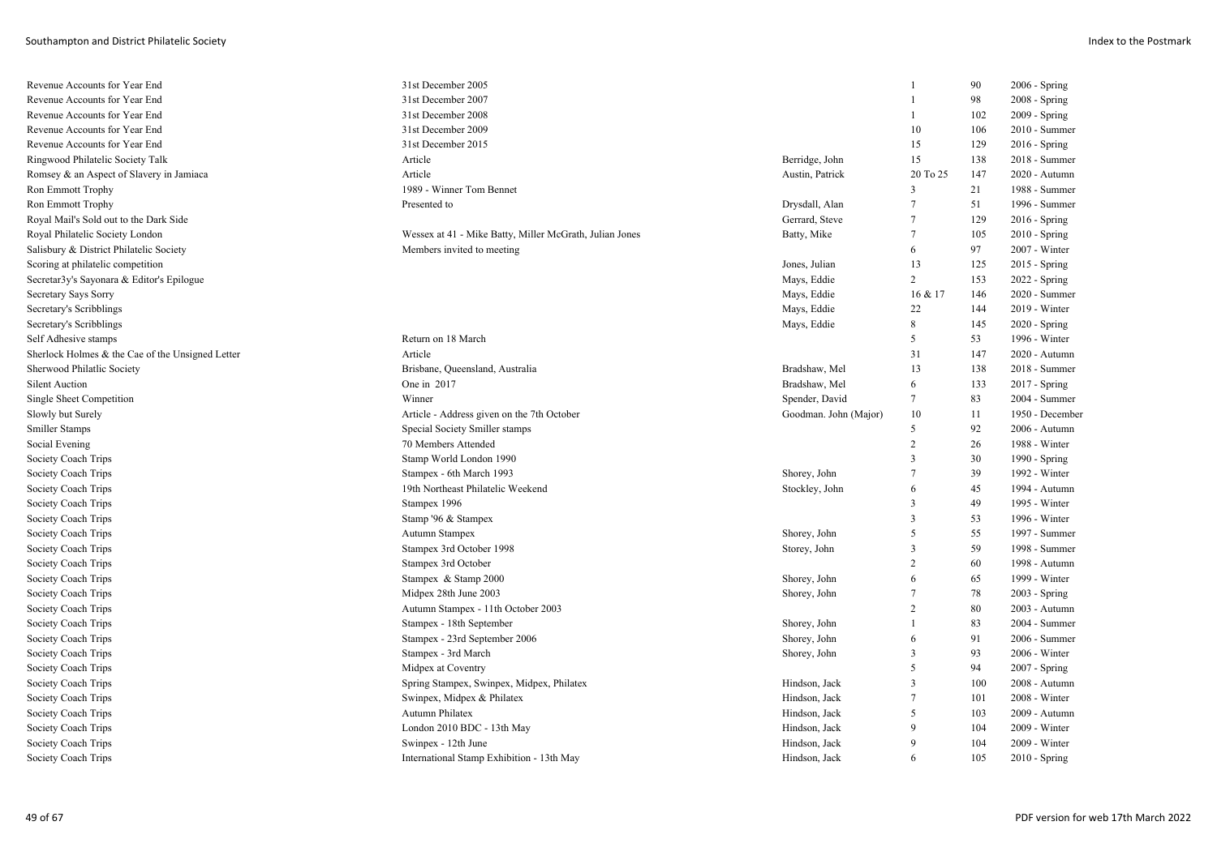| | | | | | |
|---|---|---|---|---|---|
| Revenue Accounts for Year End | 31st December 2005 | | 1 | 90 | 2006 - Spring |
| Revenue Accounts for Year End | 31st December 2007 | | 1 | 98 | 2008 - Spring |
| Revenue Accounts for Year End | 31st December 2008 | | 1 | 102 | 2009 - Spring |
| Revenue Accounts for Year End | 31st December 2009 | | 10 | 106 | 2010 - Summer |
| Revenue Accounts for Year End | 31st December 2015 | | 15 | 129 | 2016 - Spring |
| Ringwood Philatelic Society Talk | Article | Berridge, John | 15 | 138 | 2018 - Summer |
| Romsey & an Aspect of Slavery in Jamiaca | Article | Austin, Patrick | 20 To 25 | 147 | 2020 - Autumn |
| Ron Emmott Trophy | 1989 - Winner Tom Bennet | | 3 | 21 | 1988 - Summer |
| Ron Emmott Trophy | Presented to | Drysdall, Alan | 7 | 51 | 1996 - Summer |
| Royal Mail's Sold out to the Dark Side | | Gerrard, Steve | 7 | 129 | 2016 - Spring |
| Royal Philatelic Society London | Wessex at 41 - Mike Batty, Miller McGrath, Julian Jones | Batty, Mike | 7 | 105 | 2010 - Spring |
| Salisbury & District Philatelic Society | Members invited to meeting | | 6 | 97 | 2007 - Winter |
| Scoring at philatelic competition | | Jones, Julian | 13 | 125 | 2015 - Spring |
| Secretar3y's Sayonara & Editor's Epilogue | | Mays, Eddie | 2 | 153 | 2022 - Spring |
| Secretary Says Sorry | | Mays, Eddie | 16 & 17 | 146 | 2020 - Summer |
| Secretary's Scribblings | | Mays, Eddie | 22 | 144 | 2019 - Winter |
| Secretary's Scribblings | | Mays, Eddie | 8 | 145 | 2020 - Spring |
| Self Adhesive stamps | Return on 18 March | | 5 | 53 | 1996 - Winter |
| Sherlock Holmes & the Cae of the Unsigned Letter | Article | | 31 | 147 | 2020 - Autumn |
| Sherwood Philatlic Society | Brisbane, Queensland, Australia | Bradshaw, Mel | 13 | 138 | 2018 - Summer |
| Silent Auction | One in 2017 | Bradshaw, Mel | 6 | 133 | 2017 - Spring |
| Single Sheet Competition | Winner | Spender, David | 7 | 83 | 2004 - Summer |
| Slowly but Surely | Article - Address given on the 7th October | Goodman. John (Major) | 10 | 11 | 1950 - December |
| Smiller Stamps | Special Society Smiller stamps | | 5 | 92 | 2006 - Autumn |
| Social Evening | 70 Members Attended | | 2 | 26 | 1988 - Winter |
| Society Coach Trips | Stamp World London 1990 | | 3 | 30 | 1990 - Spring |
| Society Coach Trips | Stampex - 6th March 1993 | Shorey, John | 7 | 39 | 1992 - Winter |
| Society Coach Trips | 19th Northeast Philatelic Weekend | Stockley, John | 6 | 45 | 1994 - Autumn |
| Society Coach Trips | Stampex 1996 | | 3 | 49 | 1995 - Winter |
| Society Coach Trips | Stamp '96 & Stampex | | 3 | 53 | 1996 - Winter |
| Society Coach Trips | Autumn Stampex | Shorey, John | 5 | 55 | 1997 - Summer |
| Society Coach Trips | Stampex 3rd October 1998 | Storey, John | 3 | 59 | 1998 - Summer |
| Society Coach Trips | Stampex 3rd October | | 2 | 60 | 1998 - Autumn |
| Society Coach Trips | Stampex & Stamp 2000 | Shorey, John | 6 | 65 | 1999 - Winter |
| Society Coach Trips | Midpex 28th June 2003 | Shorey, John | 7 | 78 | 2003 - Spring |
| Society Coach Trips | Autumn Stampex - 11th October 2003 | | 2 | 80 | 2003 - Autumn |
| Society Coach Trips | Stampex - 18th September | Shorey, John | 1 | 83 | 2004 - Summer |
| Society Coach Trips | Stampex - 23rd September 2006 | Shorey, John | 6 | 91 | 2006 - Summer |
| Society Coach Trips | Stampex - 3rd March | Shorey, John | 3 | 93 | 2006 - Winter |
| Society Coach Trips | Midpex at Coventry | | 5 | 94 | 2007 - Spring |
| Society Coach Trips | Spring Stampex, Swinpex, Midpex, Philatex | Hindson, Jack | 3 | 100 | 2008 - Autumn |
| Society Coach Trips | Swinpex, Midpex & Philatex | Hindson, Jack | 7 | 101 | 2008 - Winter |
| Society Coach Trips | Autumn Philatex | Hindson, Jack | 5 | 103 | 2009 - Autumn |
| Society Coach Trips | London 2010 BDC - 13th May | Hindson, Jack | 9 | 104 | 2009 - Winter |
| Society Coach Trips | Swinpex - 12th June | Hindson, Jack | 9 | 104 | 2009 - Winter |
| Society Coach Trips | International Stamp Exhibition - 13th May | Hindson, Jack | 6 | 105 | 2010 - Spring |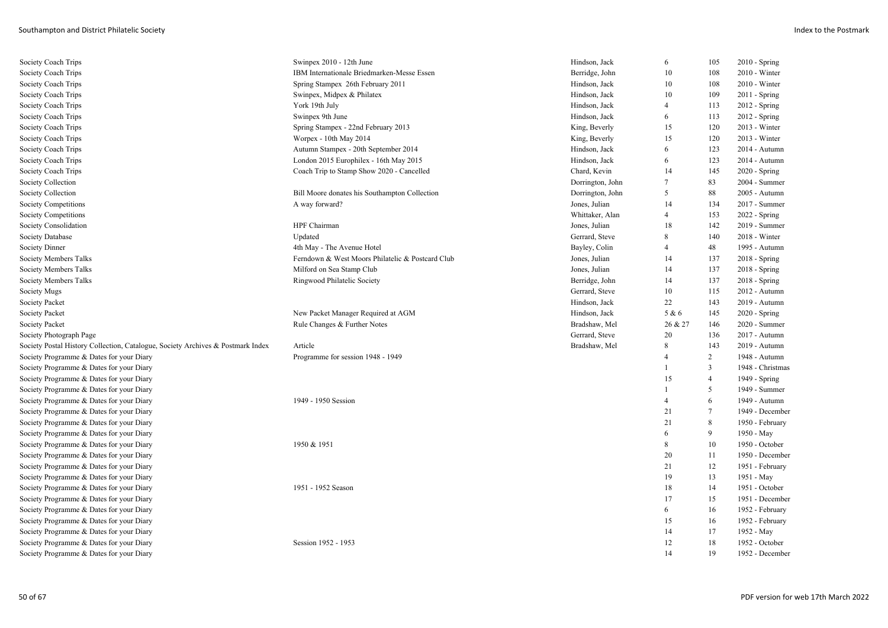| | | | | | |
|---|---|---|---|---|---|
| Society Coach Trips | Swinpex 2010 - 12th June | Hindson, Jack | 6 | 105 | 2010 - Spring |
| Society Coach Trips | IBM Internationale Briedmarken-Messe Essen | Berridge, John | 10 | 108 | 2010 - Winter |
| Society Coach Trips | Spring Stampex 26th February 2011 | Hindson, Jack | 10 | 108 | 2010 - Winter |
| Society Coach Trips | Swinpex, Midpex & Philatex | Hindson, Jack | 10 | 109 | 2011 - Spring |
| Society Coach Trips | York 19th July | Hindson, Jack | 4 | 113 | 2012 - Spring |
| Society Coach Trips | Swinpex 9th June | Hindson, Jack | 6 | 113 | 2012 - Spring |
| Society Coach Trips | Spring Stampex - 22nd February 2013 | King, Beverly | 15 | 120 | 2013 - Winter |
| Society Coach Trips | Worpex - 10th May 2014 | King, Beverly | 15 | 120 | 2013 - Winter |
| Society Coach Trips | Autumn Stampex - 20th September 2014 | Hindson, Jack | 6 | 123 | 2014 - Autumn |
| Society Coach Trips | London 2015 Europhilex - 16th May 2015 | Hindson, Jack | 6 | 123 | 2014 - Autumn |
| Society Coach Trips | Coach Trip to Stamp Show 2020 - Cancelled | Chard, Kevin | 14 | 145 | 2020 - Spring |
| Society Collection | | Dorrington, John | 7 | 83 | 2004 - Summer |
| Society Collection | Bill Moore donates his Southampton Collection | Dorrington, John | 5 | 88 | 2005 - Autumn |
| Society Competitions | A way forward? | Jones, Julian | 14 | 134 | 2017 - Summer |
| Society Competitions | | Whittaker, Alan | 4 | 153 | 2022 - Spring |
| Society Consolidation | HPF Chairman | Jones, Julian | 18 | 142 | 2019 - Summer |
| Society Database | Updated | Gerrard, Steve | 8 | 140 | 2018 - Winter |
| Society Dinner | 4th May - The Avenue Hotel | Bayley, Colin | 4 | 48 | 1995 - Autumn |
| Society Members Talks | Ferndown & West Moors Philatelic & Postcard Club | Jones, Julian | 14 | 137 | 2018 - Spring |
| Society Members Talks | Milford on Sea Stamp Club | Jones, Julian | 14 | 137 | 2018 - Spring |
| Society Members Talks | Ringwood Philatelic Society | Berridge, John | 14 | 137 | 2018 - Spring |
| Society Mugs | | Gerrard, Steve | 10 | 115 | 2012 - Autumn |
| Society Packet | | Hindson, Jack | 22 | 143 | 2019 - Autumn |
| Society Packet | New Packet Manager Required at AGM | Hindson, Jack | 5 & 6 | 145 | 2020 - Spring |
| Society Packet | Rule Changes & Further Notes | Bradshaw, Mel | 26 & 27 | 146 | 2020 - Summer |
| Society Photograph Page | | Gerrard, Steve | 20 | 136 | 2017 - Autumn |
| Society Postal History Collection, Catalogue, Society Archives & Postmark Index | Article | Bradshaw, Mel | 8 | 143 | 2019 - Autumn |
| Society Programme & Dates for your Diary | Programme for session 1948 - 1949 | | 4 | 2 | 1948 - Autumn |
| Society Programme & Dates for your Diary | | | 1 | 3 | 1948 - Christmas |
| Society Programme & Dates for your Diary | | | 15 | 4 | 1949 - Spring |
| Society Programme & Dates for your Diary | | | 1 | 5 | 1949 - Summer |
| Society Programme & Dates for your Diary | 1949 - 1950 Session | | 4 | 6 | 1949 - Autumn |
| Society Programme & Dates for your Diary | | | 21 | 7 | 1949 - December |
| Society Programme & Dates for your Diary | | | 21 | 8 | 1950 - February |
| Society Programme & Dates for your Diary | | | 6 | 9 | 1950 - May |
| Society Programme & Dates for your Diary | 1950 & 1951 | | 8 | 10 | 1950 - October |
| Society Programme & Dates for your Diary | | | 20 | 11 | 1950 - December |
| Society Programme & Dates for your Diary | | | 21 | 12 | 1951 - February |
| Society Programme & Dates for your Diary | | | 19 | 13 | 1951 - May |
| Society Programme & Dates for your Diary | 1951 - 1952 Season | | 18 | 14 | 1951 - October |
| Society Programme & Dates for your Diary | | | 17 | 15 | 1951 - December |
| Society Programme & Dates for your Diary | | | 6 | 16 | 1952 - February |
| Society Programme & Dates for your Diary | | | 15 | 16 | 1952 - February |
| Society Programme & Dates for your Diary | | | 14 | 17 | 1952 - May |
| Society Programme & Dates for your Diary | Session 1952 - 1953 | | 12 | 18 | 1952 - October |
| Society Programme & Dates for your Diary | | | 14 | 19 | 1952 - December |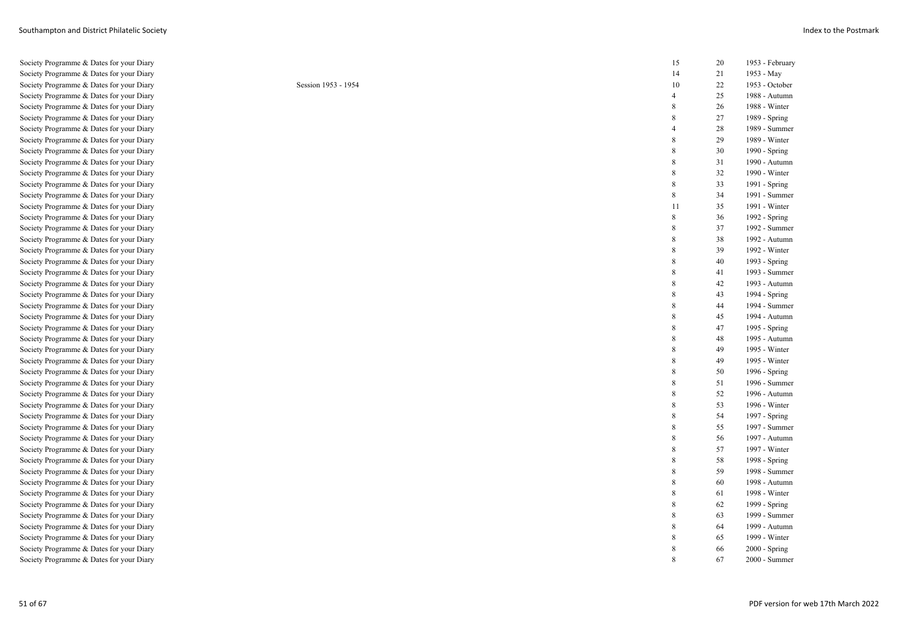| | | | | |
|---|---|---|---|---|
| Society Programme & Dates for your Diary | | 15 | 20 | 1953 - February |
| Society Programme & Dates for your Diary | | 14 | 21 | 1953 - May |
| Society Programme & Dates for your Diary | Session 1953 - 1954 | 10 | 22 | 1953 - October |
| Society Programme & Dates for your Diary | | 4 | 25 | 1988 - Autumn |
| Society Programme & Dates for your Diary | | 8 | 26 | 1988 - Winter |
| Society Programme & Dates for your Diary | | 8 | 27 | 1989 - Spring |
| Society Programme & Dates for your Diary | | 4 | 28 | 1989 - Summer |
| Society Programme & Dates for your Diary | | 8 | 29 | 1989 - Winter |
| Society Programme & Dates for your Diary | | 8 | 30 | 1990 - Spring |
| Society Programme & Dates for your Diary | | 8 | 31 | 1990 - Autumn |
| Society Programme & Dates for your Diary | | 8 | 32 | 1990 - Winter |
| Society Programme & Dates for your Diary | | 8 | 33 | 1991 - Spring |
| Society Programme & Dates for your Diary | | 8 | 34 | 1991 - Summer |
| Society Programme & Dates for your Diary | | 11 | 35 | 1991 - Winter |
| Society Programme & Dates for your Diary | | 8 | 36 | 1992 - Spring |
| Society Programme & Dates for your Diary | | 8 | 37 | 1992 - Summer |
| Society Programme & Dates for your Diary | | 8 | 38 | 1992 - Autumn |
| Society Programme & Dates for your Diary | | 8 | 39 | 1992 - Winter |
| Society Programme & Dates for your Diary | | 8 | 40 | 1993 - Spring |
| Society Programme & Dates for your Diary | | 8 | 41 | 1993 - Summer |
| Society Programme & Dates for your Diary | | 8 | 42 | 1993 - Autumn |
| Society Programme & Dates for your Diary | | 8 | 43 | 1994 - Spring |
| Society Programme & Dates for your Diary | | 8 | 44 | 1994 - Summer |
| Society Programme & Dates for your Diary | | 8 | 45 | 1994 - Autumn |
| Society Programme & Dates for your Diary | | 8 | 47 | 1995 - Spring |
| Society Programme & Dates for your Diary | | 8 | 48 | 1995 - Autumn |
| Society Programme & Dates for your Diary | | 8 | 49 | 1995 - Winter |
| Society Programme & Dates for your Diary | | 8 | 49 | 1995 - Winter |
| Society Programme & Dates for your Diary | | 8 | 50 | 1996 - Spring |
| Society Programme & Dates for your Diary | | 8 | 51 | 1996 - Summer |
| Society Programme & Dates for your Diary | | 8 | 52 | 1996 - Autumn |
| Society Programme & Dates for your Diary | | 8 | 53 | 1996 - Winter |
| Society Programme & Dates for your Diary | | 8 | 54 | 1997 - Spring |
| Society Programme & Dates for your Diary | | 8 | 55 | 1997 - Summer |
| Society Programme & Dates for your Diary | | 8 | 56 | 1997 - Autumn |
| Society Programme & Dates for your Diary | | 8 | 57 | 1997 - Winter |
| Society Programme & Dates for your Diary | | 8 | 58 | 1998 - Spring |
| Society Programme & Dates for your Diary | | 8 | 59 | 1998 - Summer |
| Society Programme & Dates for your Diary | | 8 | 60 | 1998 - Autumn |
| Society Programme & Dates for your Diary | | 8 | 61 | 1998 - Winter |
| Society Programme & Dates for your Diary | | 8 | 62 | 1999 - Spring |
| Society Programme & Dates for your Diary | | 8 | 63 | 1999 - Summer |
| Society Programme & Dates for your Diary | | 8 | 64 | 1999 - Autumn |
| Society Programme & Dates for your Diary | | 8 | 65 | 1999 - Winter |
| Society Programme & Dates for your Diary | | 8 | 66 | 2000 - Spring |
| Society Programme & Dates for your Diary | | 8 | 67 | 2000 - Summer |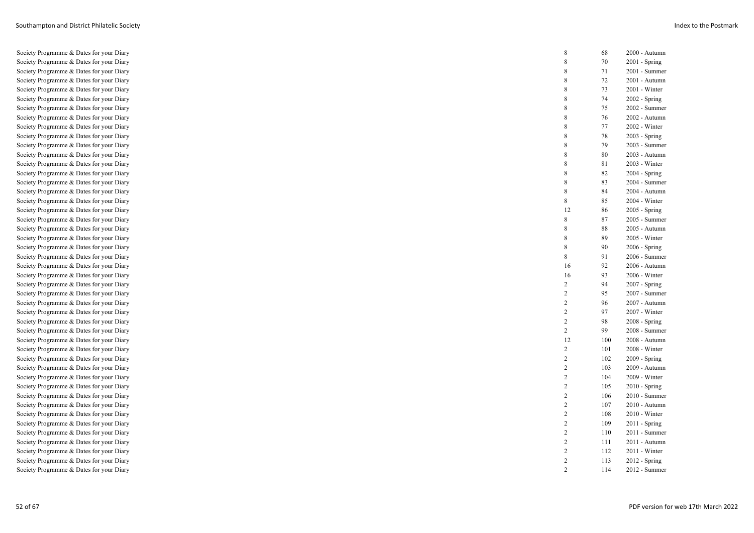| | | | |
|---|---|---|---|
| Society Programme & Dates for your Diary | 8 | 68 | 2000 - Autumn |
| Society Programme & Dates for your Diary | 8 | 70 | 2001 - Spring |
| Society Programme & Dates for your Diary | 8 | 71 | 2001 - Summer |
| Society Programme & Dates for your Diary | 8 | 72 | 2001 - Autumn |
| Society Programme & Dates for your Diary | 8 | 73 | 2001 - Winter |
| Society Programme & Dates for your Diary | 8 | 74 | 2002 - Spring |
| Society Programme & Dates for your Diary | 8 | 75 | 2002 - Summer |
| Society Programme & Dates for your Diary | 8 | 76 | 2002 - Autumn |
| Society Programme & Dates for your Diary | 8 | 77 | 2002 - Winter |
| Society Programme & Dates for your Diary | 8 | 78 | 2003 - Spring |
| Society Programme & Dates for your Diary | 8 | 79 | 2003 - Summer |
| Society Programme & Dates for your Diary | 8 | 80 | 2003 - Autumn |
| Society Programme & Dates for your Diary | 8 | 81 | 2003 - Winter |
| Society Programme & Dates for your Diary | 8 | 82 | 2004 - Spring |
| Society Programme & Dates for your Diary | 8 | 83 | 2004 - Summer |
| Society Programme & Dates for your Diary | 8 | 84 | 2004 - Autumn |
| Society Programme & Dates for your Diary | 8 | 85 | 2004 - Winter |
| Society Programme & Dates for your Diary | 12 | 86 | 2005 - Spring |
| Society Programme & Dates for your Diary | 8 | 87 | 2005 - Summer |
| Society Programme & Dates for your Diary | 8 | 88 | 2005 - Autumn |
| Society Programme & Dates for your Diary | 8 | 89 | 2005 - Winter |
| Society Programme & Dates for your Diary | 8 | 90 | 2006 - Spring |
| Society Programme & Dates for your Diary | 8 | 91 | 2006 - Summer |
| Society Programme & Dates for your Diary | 16 | 92 | 2006 - Autumn |
| Society Programme & Dates for your Diary | 16 | 93 | 2006 - Winter |
| Society Programme & Dates for your Diary | 2 | 94 | 2007 - Spring |
| Society Programme & Dates for your Diary | 2 | 95 | 2007 - Summer |
| Society Programme & Dates for your Diary | 2 | 96 | 2007 - Autumn |
| Society Programme & Dates for your Diary | 2 | 97 | 2007 - Winter |
| Society Programme & Dates for your Diary | 2 | 98 | 2008 - Spring |
| Society Programme & Dates for your Diary | 2 | 99 | 2008 - Summer |
| Society Programme & Dates for your Diary | 12 | 100 | 2008 - Autumn |
| Society Programme & Dates for your Diary | 2 | 101 | 2008 - Winter |
| Society Programme & Dates for your Diary | 2 | 102 | 2009 - Spring |
| Society Programme & Dates for your Diary | 2 | 103 | 2009 - Autumn |
| Society Programme & Dates for your Diary | 2 | 104 | 2009 - Winter |
| Society Programme & Dates for your Diary | 2 | 105 | 2010 - Spring |
| Society Programme & Dates for your Diary | 2 | 106 | 2010 - Summer |
| Society Programme & Dates for your Diary | 2 | 107 | 2010 - Autumn |
| Society Programme & Dates for your Diary | 2 | 108 | 2010 - Winter |
| Society Programme & Dates for your Diary | 2 | 109 | 2011 - Spring |
| Society Programme & Dates for your Diary | 2 | 110 | 2011 - Summer |
| Society Programme & Dates for your Diary | 2 | 111 | 2011 - Autumn |
| Society Programme & Dates for your Diary | 2 | 112 | 2011 - Winter |
| Society Programme & Dates for your Diary | 2 | 113 | 2012 - Spring |
| Society Programme & Dates for your Diary | 2 | 114 | 2012 - Summer |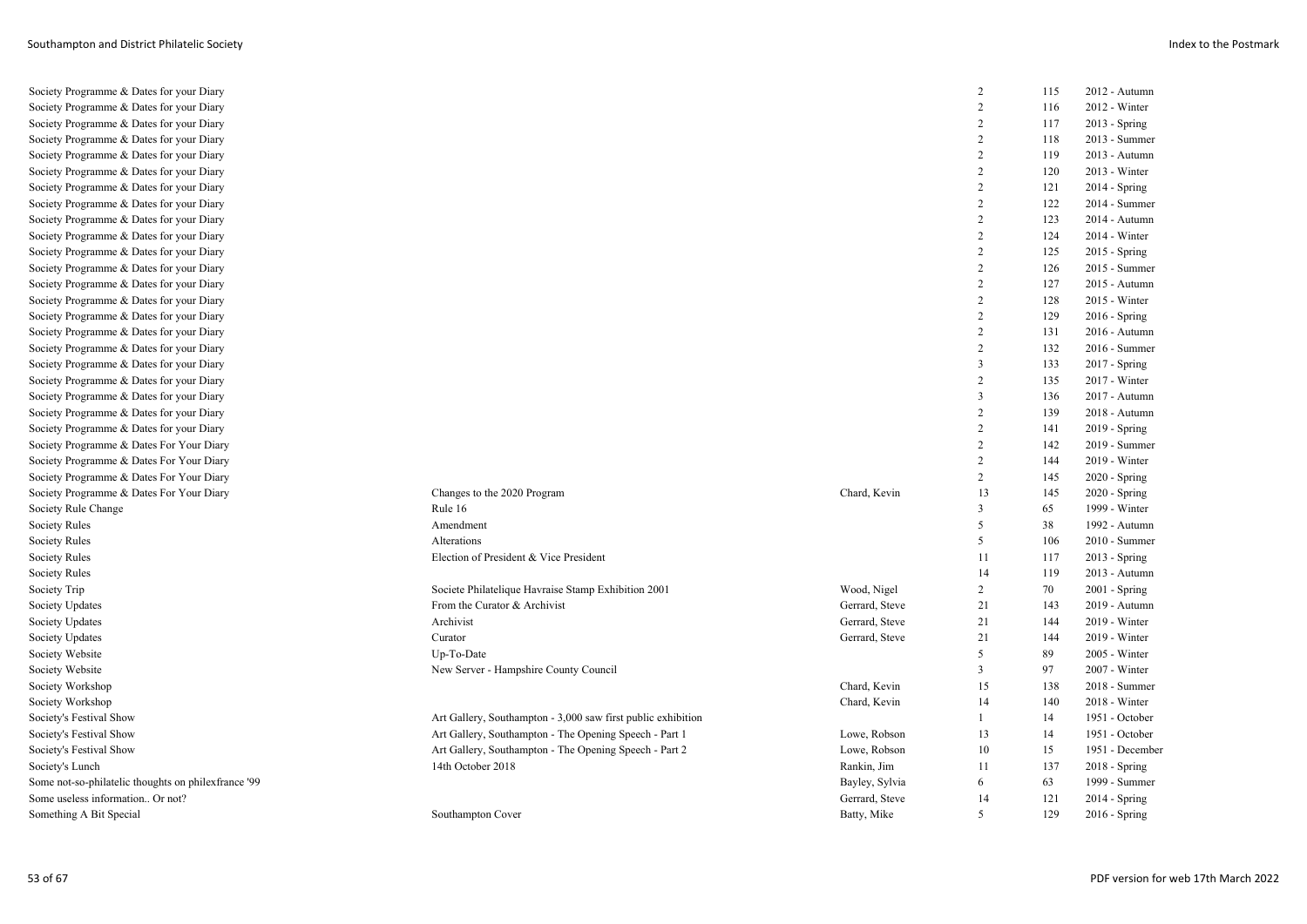| Title | Subtitle | Author | Page | Issue | Date |
|---|---|---|---|---|---|
| Society Programme & Dates for your Diary | | | 2 | 115 | 2012 - Autumn |
| Society Programme & Dates for your Diary | | | 2 | 116 | 2012 - Winter |
| Society Programme & Dates for your Diary | | | 2 | 117 | 2013 - Spring |
| Society Programme & Dates for your Diary | | | 2 | 118 | 2013 - Summer |
| Society Programme & Dates for your Diary | | | 2 | 119 | 2013 - Autumn |
| Society Programme & Dates for your Diary | | | 2 | 120 | 2013 - Winter |
| Society Programme & Dates for your Diary | | | 2 | 121 | 2014 - Spring |
| Society Programme & Dates for your Diary | | | 2 | 122 | 2014 - Summer |
| Society Programme & Dates for your Diary | | | 2 | 123 | 2014 - Autumn |
| Society Programme & Dates for your Diary | | | 2 | 124 | 2014 - Winter |
| Society Programme & Dates for your Diary | | | 2 | 125 | 2015 - Spring |
| Society Programme & Dates for your Diary | | | 2 | 126 | 2015 - Summer |
| Society Programme & Dates for your Diary | | | 2 | 127 | 2015 - Autumn |
| Society Programme & Dates for your Diary | | | 2 | 128 | 2015 - Winter |
| Society Programme & Dates for your Diary | | | 2 | 129 | 2016 - Spring |
| Society Programme & Dates for your Diary | | | 2 | 131 | 2016 - Autumn |
| Society Programme & Dates for your Diary | | | 2 | 132 | 2016 - Summer |
| Society Programme & Dates for your Diary | | | 3 | 133 | 2017 - Spring |
| Society Programme & Dates for your Diary | | | 2 | 135 | 2017 - Winter |
| Society Programme & Dates for your Diary | | | 3 | 136 | 2017 - Autumn |
| Society Programme & Dates for your Diary | | | 2 | 139 | 2018 - Autumn |
| Society Programme & Dates for your Diary | | | 2 | 141 | 2019 - Spring |
| Society Programme & Dates For Your Diary | | | 2 | 142 | 2019 - Summer |
| Society Programme & Dates For Your Diary | | | 2 | 144 | 2019 - Winter |
| Society Programme & Dates For Your Diary | | | 2 | 145 | 2020 - Spring |
| Society Programme & Dates For Your Diary | Changes to the 2020 Program | Chard, Kevin | 13 | 145 | 2020 - Spring |
| Society Rule Change | Rule 16 | | 3 | 65 | 1999 - Winter |
| Society Rules | Amendment | | 5 | 38 | 1992 - Autumn |
| Society Rules | Alterations | | 5 | 106 | 2010 - Summer |
| Society Rules | Election of President & Vice President | | 11 | 117 | 2013 - Spring |
| Society Rules | | | 14 | 119 | 2013 - Autumn |
| Society Trip | Societe Philatelique Havraise Stamp Exhibition 2001 | Wood, Nigel | 2 | 70 | 2001 - Spring |
| Society Updates | From the Curator & Archivist | Gerrard, Steve | 21 | 143 | 2019 - Autumn |
| Society Updates | Archivist | Gerrard, Steve | 21 | 144 | 2019 - Winter |
| Society Updates | Curator | Gerrard, Steve | 21 | 144 | 2019 - Winter |
| Society Website | Up-To-Date | | 5 | 89 | 2005 - Winter |
| Society Website | New Server - Hampshire County Council | | 3 | 97 | 2007 - Winter |
| Society Workshop | | Chard, Kevin | 15 | 138 | 2018 - Summer |
| Society Workshop | | Chard, Kevin | 14 | 140 | 2018 - Winter |
| Society's Festival Show | Art Gallery, Southampton - 3,000 saw first public exhibition | | 1 | 14 | 1951 - October |
| Society's Festival Show | Art Gallery, Southampton - The Opening Speech - Part 1 | Lowe, Robson | 13 | 14 | 1951 - October |
| Society's Festival Show | Art Gallery, Southampton - The Opening Speech - Part 2 | Lowe, Robson | 10 | 15 | 1951 - December |
| Society's Lunch | 14th October 2018 | Rankin, Jim | 11 | 137 | 2018 - Spring |
| Some not-so-philatelic thoughts on philexfrance '99 | | Bayley, Sylvia | 6 | 63 | 1999 - Summer |
| Some useless information.. Or not? | | Gerrard, Steve | 14 | 121 | 2014 - Spring |
| Something A Bit Special | Southampton Cover | Batty, Mike | 5 | 129 | 2016 - Spring |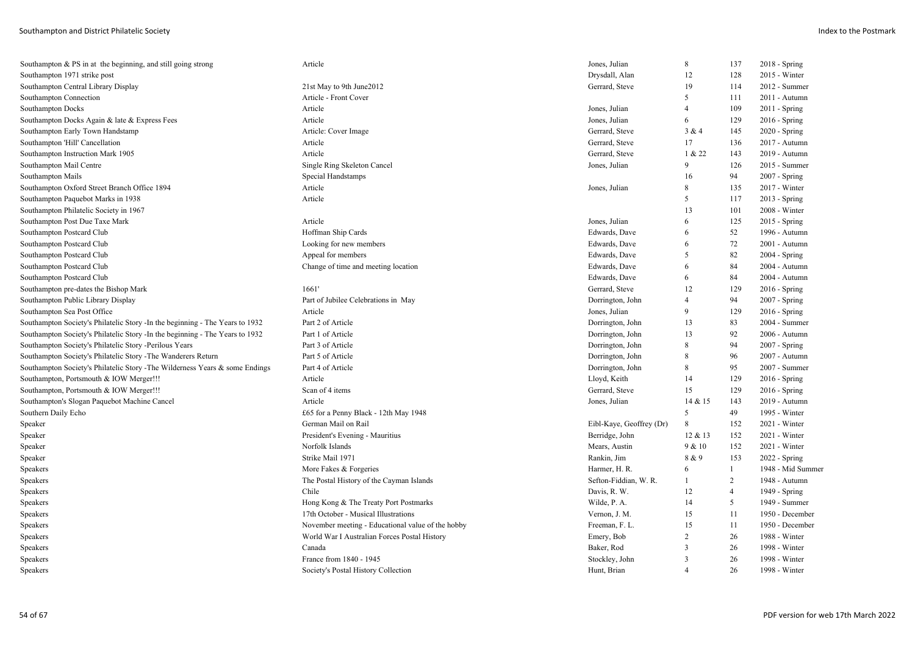| | | | | | |
|---|---|---|---|---|---|
| Southampton & PS in at the beginning, and still going strong | Article | Jones, Julian | 8 | 137 | 2018 - Spring |
| Southampton 1971 strike post | | Drysdall, Alan | 12 | 128 | 2015 - Winter |
| Southampton Central Library Display | 21st May to 9th June2012 | Gerrard, Steve | 19 | 114 | 2012 - Summer |
| Southampton Connection | Article - Front Cover | | 5 | 111 | 2011 - Autumn |
| Southampton Docks | Article | Jones, Julian | 4 | 109 | 2011 - Spring |
| Southampton Docks Again & late & Express Fees | Article | Jones, Julian | 6 | 129 | 2016 - Spring |
| Southampton Early Town Handstamp | Article: Cover Image | Gerrard, Steve | 3 & 4 | 145 | 2020 - Spring |
| Southampton 'Hill' Cancellation | Article | Gerrard, Steve | 17 | 136 | 2017 - Autumn |
| Southampton Instruction Mark 1905 | Article | Gerrard, Steve | 1 & 22 | 143 | 2019 - Autumn |
| Southampton Mail Centre | Single Ring Skeleton Cancel | Jones, Julian | 9 | 126 | 2015 - Summer |
| Southampton Mails | Special Handstamps | | 16 | 94 | 2007 - Spring |
| Southampton Oxford Street Branch Office 1894 | Article | Jones, Julian | 8 | 135 | 2017 - Winter |
| Southampton Paquebot Marks in 1938 | Article | | 5 | 117 | 2013 - Spring |
| Southampton Philatelic Society in 1967 | | | 13 | 101 | 2008 - Winter |
| Southampton Post Due Taxe Mark | Article | Jones, Julian | 6 | 125 | 2015 - Spring |
| Southampton Postcard Club | Hoffman Ship Cards | Edwards, Dave | 6 | 52 | 1996 - Autumn |
| Southampton Postcard Club | Looking for new members | Edwards, Dave | 6 | 72 | 2001 - Autumn |
| Southampton Postcard Club | Appeal for members | Edwards, Dave | 5 | 82 | 2004 - Spring |
| Southampton Postcard Club | Change of time and meeting location | Edwards, Dave | 6 | 84 | 2004 - Autumn |
| Southampton Postcard Club | | Edwards, Dave | 6 | 84 | 2004 - Autumn |
| Southampton pre-dates the Bishop Mark | 1661' | Gerrard, Steve | 12 | 129 | 2016 - Spring |
| Southampton Public Library Display | Part of Jubilee Celebrations in May | Dorrington, John | 4 | 94 | 2007 - Spring |
| Southampton Sea Post Office | Article | Jones, Julian | 9 | 129 | 2016 - Spring |
| Southampton Society's Philatelic Story -In the beginning - The Years to 1932 | Part 2 of Article | Dorrington, John | 13 | 83 | 2004 - Summer |
| Southampton Society's Philatelic Story -In the beginning - The Years to 1932 | Part 1 of Article | Dorrington, John | 13 | 92 | 2006 - Autumn |
| Southampton Society's Philatelic Story -Perilous Years | Part 3 of Article | Dorrington, John | 8 | 94 | 2007 - Spring |
| Southampton Society's Philatelic Story -The Wanderers Return | Part 5 of Article | Dorrington, John | 8 | 96 | 2007 - Autumn |
| Southampton Society's Philatelic Story -The Wilderness Years & some Endings | Part 4 of Article | Dorrington, John | 8 | 95 | 2007 - Summer |
| Southampton, Portsmouth & IOW Merger!!! | Article | Lloyd, Keith | 14 | 129 | 2016 - Spring |
| Southampton, Portsmouth & IOW Merger!!! | Scan of 4 items | Gerrard, Steve | 15 | 129 | 2016 - Spring |
| Southampton's Slogan Paquebot Machine Cancel | Article | Jones, Julian | 14 & 15 | 143 | 2019 - Autumn |
| Southern Daily Echo | £65 for a Penny Black - 12th May 1948 | | 5 | 49 | 1995 - Winter |
| Speaker | German Mail on Rail | Eibl-Kaye, Geoffrey (Dr) | 8 | 152 | 2021 - Winter |
| Speaker | President's Evening - Mauritius | Berridge, John | 12 & 13 | 152 | 2021 - Winter |
| Speaker | Norfolk Islands | Mears, Austin | 9 & 10 | 152 | 2021 - Winter |
| Speaker | Strike Mail 1971 | Rankin, Jim | 8 & 9 | 153 | 2022 - Spring |
| Speakers | More Fakes & Forgeries | Harmer, H. R. | 6 | 1 | 1948 - Mid Summer |
| Speakers | The Postal History of the Cayman Islands | Sefton-Fiddian, W. R. | 1 | 2 | 1948 - Autumn |
| Speakers | Chile | Davis, R. W. | 12 | 4 | 1949 - Spring |
| Speakers | Hong Kong & The Treaty Port Postmarks | Wilde, P. A. | 14 | 5 | 1949 - Summer |
| Speakers | 17th October - Musical Illustrations | Vernon, J. M. | 15 | 11 | 1950 - December |
| Speakers | November meeting - Educational value of the hobby | Freeman, F. L. | 15 | 11 | 1950 - December |
| Speakers | World War I Australian Forces Postal History | Emery, Bob | 2 | 26 | 1988 - Winter |
| Speakers | Canada | Baker, Rod | 3 | 26 | 1998 - Winter |
| Speakers | France from 1840 - 1945 | Stockley, John | 3 | 26 | 1998 - Winter |
| Speakers | Society's Postal History Collection | Hunt, Brian | 4 | 26 | 1998 - Winter |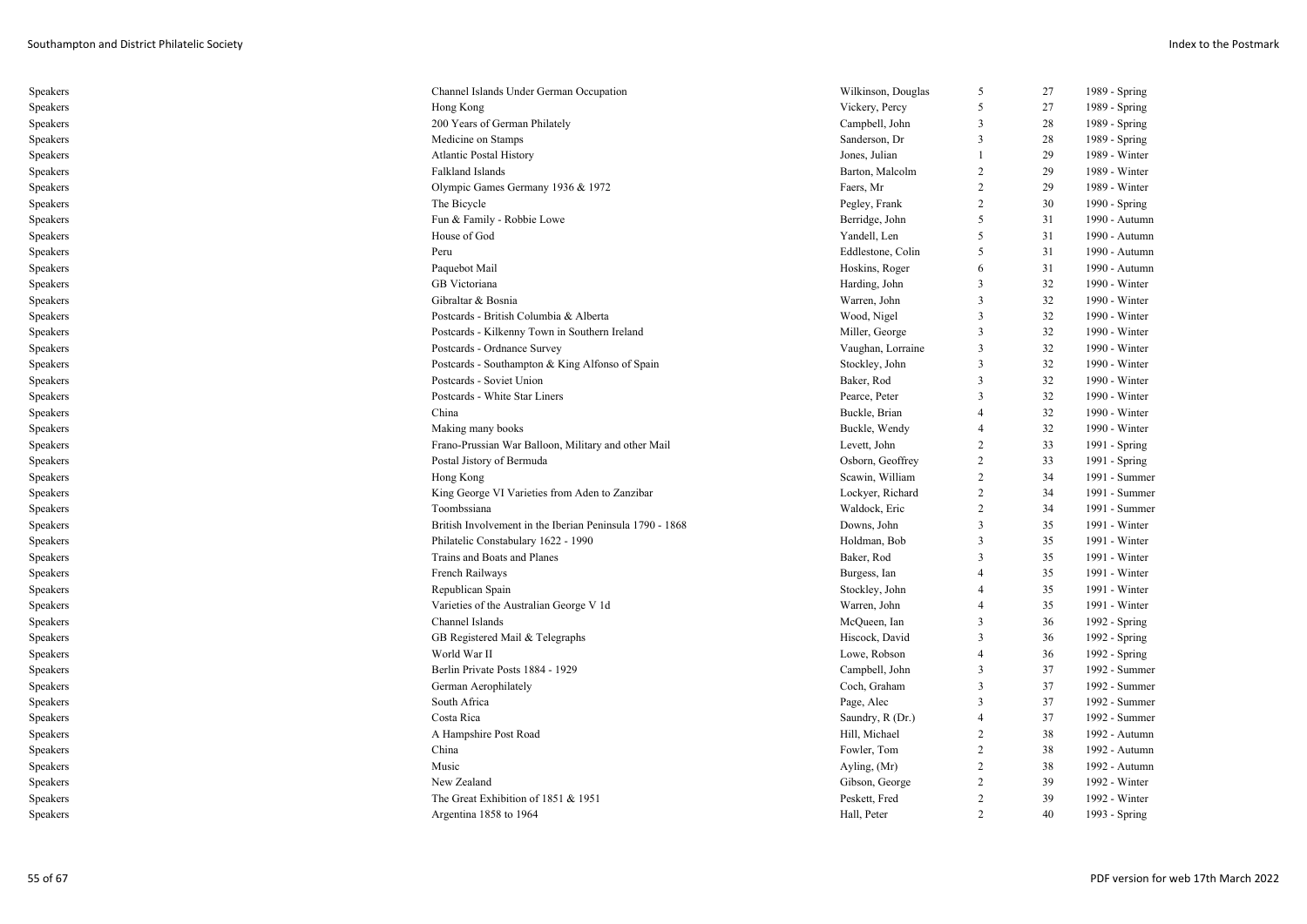| | | | | | |
|---|---|---|---|---|---|
| Speakers | Channel Islands Under German Occupation | Wilkinson, Douglas | 5 | 27 | 1989 - Spring |
| Speakers | Hong Kong | Vickery, Percy | 5 | 27 | 1989 - Spring |
| Speakers | 200 Years of German Philately | Campbell, John | 3 | 28 | 1989 - Spring |
| Speakers | Medicine on Stamps | Sanderson, Dr | 3 | 28 | 1989 - Spring |
| Speakers | Atlantic Postal History | Jones, Julian | 1 | 29 | 1989 - Winter |
| Speakers | Falkland Islands | Barton, Malcolm | 2 | 29 | 1989 - Winter |
| Speakers | Olympic Games Germany 1936 & 1972 | Faers, Mr | 2 | 29 | 1989 - Winter |
| Speakers | The Bicycle | Pegley, Frank | 2 | 30 | 1990 - Spring |
| Speakers | Fun & Family - Robbie Lowe | Berridge, John | 5 | 31 | 1990 - Autumn |
| Speakers | House of God | Yandell, Len | 5 | 31 | 1990 - Autumn |
| Speakers | Peru | Eddlestone, Colin | 5 | 31 | 1990 - Autumn |
| Speakers | Paquebot Mail | Hoskins, Roger | 6 | 31 | 1990 - Autumn |
| Speakers | GB Victoriana | Harding, John | 3 | 32 | 1990 - Winter |
| Speakers | Gibraltar & Bosnia | Warren, John | 3 | 32 | 1990 - Winter |
| Speakers | Postcards - British Columbia & Alberta | Wood, Nigel | 3 | 32 | 1990 - Winter |
| Speakers | Postcards - Kilkenny Town in Southern Ireland | Miller, George | 3 | 32 | 1990 - Winter |
| Speakers | Postcards - Ordnance Survey | Vaughan, Lorraine | 3 | 32 | 1990 - Winter |
| Speakers | Postcards - Southampton & King Alfonso of Spain | Stockley, John | 3 | 32 | 1990 - Winter |
| Speakers | Postcards - Soviet Union | Baker, Rod | 3 | 32 | 1990 - Winter |
| Speakers | Postcards - White Star Liners | Pearce, Peter | 3 | 32 | 1990 - Winter |
| Speakers | China | Buckle, Brian | 4 | 32 | 1990 - Winter |
| Speakers | Making many books | Buckle, Wendy | 4 | 32 | 1990 - Winter |
| Speakers | Frano-Prussian War Balloon, Military and other Mail | Levett, John | 2 | 33 | 1991 - Spring |
| Speakers | Postal Jistory of Bermuda | Osborn, Geoffrey | 2 | 33 | 1991 - Spring |
| Speakers | Hong Kong | Scawin, William | 2 | 34 | 1991 - Summer |
| Speakers | King George VI Varieties from Aden to Zanzibar | Lockyer, Richard | 2 | 34 | 1991 - Summer |
| Speakers | Toombssiana | Waldock, Eric | 2 | 34 | 1991 - Summer |
| Speakers | British Involvement in the Iberian Peninsula 1790 - 1868 | Downs, John | 3 | 35 | 1991 - Winter |
| Speakers | Philatelic Constabulary 1622 - 1990 | Holdman, Bob | 3 | 35 | 1991 - Winter |
| Speakers | Trains and Boats and Planes | Baker, Rod | 3 | 35 | 1991 - Winter |
| Speakers | French Railways | Burgess, Ian | 4 | 35 | 1991 - Winter |
| Speakers | Republican Spain | Stockley, John | 4 | 35 | 1991 - Winter |
| Speakers | Varieties of the Australian George V 1d | Warren, John | 4 | 35 | 1991 - Winter |
| Speakers | Channel Islands | McQueen, Ian | 3 | 36 | 1992 - Spring |
| Speakers | GB Registered Mail & Telegraphs | Hiscock, David | 3 | 36 | 1992 - Spring |
| Speakers | World War II | Lowe, Robson | 4 | 36 | 1992 - Spring |
| Speakers | Berlin Private Posts 1884 - 1929 | Campbell, John | 3 | 37 | 1992 - Summer |
| Speakers | German Aerophilately | Coch, Graham | 3 | 37 | 1992 - Summer |
| Speakers | South Africa | Page, Alec | 3 | 37 | 1992 - Summer |
| Speakers | Costa Rica | Saundry, R (Dr.) | 4 | 37 | 1992 - Summer |
| Speakers | A Hampshire Post Road | Hill, Michael | 2 | 38 | 1992 - Autumn |
| Speakers | China | Fowler, Tom | 2 | 38 | 1992 - Autumn |
| Speakers | Music | Ayling, (Mr) | 2 | 38 | 1992 - Autumn |
| Speakers | New Zealand | Gibson, George | 2 | 39 | 1992 - Winter |
| Speakers | The Great Exhibition of 1851 & 1951 | Peskett, Fred | 2 | 39 | 1992 - Winter |
| Speakers | Argentina 1858 to 1964 | Hall, Peter | 2 | 40 | 1993 - Spring |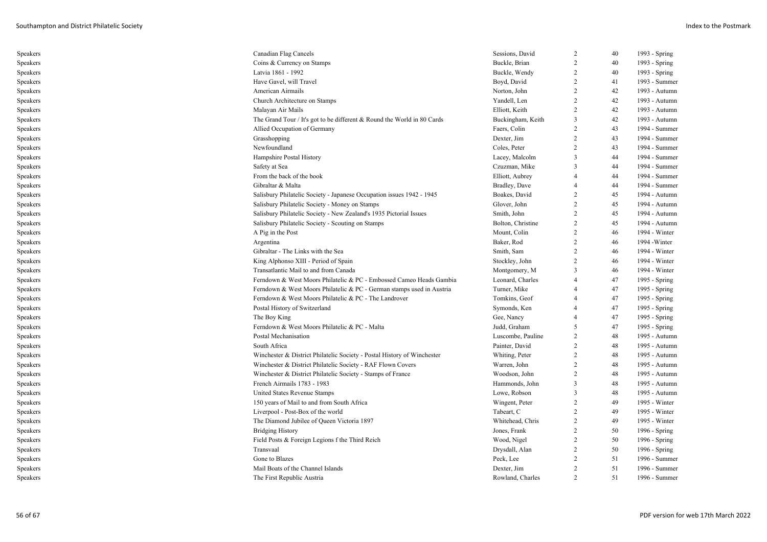| | | | | | |
|---|---|---|---|---|---|
| Speakers | Canadian Flag Cancels | Sessions, David | 2 | 40 | 1993 - Spring |
| Speakers | Coins & Currency on Stamps | Buckle, Brian | 2 | 40 | 1993 - Spring |
| Speakers | Latvia 1861 - 1992 | Buckle, Wendy | 2 | 40 | 1993 - Spring |
| Speakers | Have Gavel, will Travel | Boyd, David | 2 | 41 | 1993 - Summer |
| Speakers | American Airmails | Norton, John | 2 | 42 | 1993 - Autumn |
| Speakers | Church Architecture on Stamps | Yandell, Len | 2 | 42 | 1993 - Autumn |
| Speakers | Malayan Air Mails | Elliott, Keith | 2 | 42 | 1993 - Autumn |
| Speakers | The Grand Tour / It's got to be different & Round the World in 80 Cards | Buckingham, Keith | 3 | 42 | 1993 - Autumn |
| Speakers | Allied Occupation of Germany | Faers, Colin | 2 | 43 | 1994 - Summer |
| Speakers | Grasshopping | Dexter, Jim | 2 | 43 | 1994 - Summer |
| Speakers | Newfoundland | Coles, Peter | 2 | 43 | 1994 - Summer |
| Speakers | Hampshire Postal History | Lacey, Malcolm | 3 | 44 | 1994 - Summer |
| Speakers | Safety at Sea | Czuzman, Mike | 3 | 44 | 1994 - Summer |
| Speakers | From the back of the book | Elliott, Aubrey | 4 | 44 | 1994 - Summer |
| Speakers | Gibraltar & Malta | Bradley, Dave | 4 | 44 | 1994 - Summer |
| Speakers | Salisbury Philatelic Society - Japanese Occupation issues 1942 - 1945 | Boakes, David | 2 | 45 | 1994 - Autumn |
| Speakers | Salisbury Philatelic Society - Money on Stamps | Glover, John | 2 | 45 | 1994 - Autumn |
| Speakers | Salisbury Philatelic Society - New Zealand's 1935 Pictorial Issues | Smith, John | 2 | 45 | 1994 - Autumn |
| Speakers | Salisbury Philatelic Society - Scouting on Stamps | Bolton, Christine | 2 | 45 | 1994 - Autumn |
| Speakers | A Pig in the Post | Mount, Colin | 2 | 46 | 1994 - Winter |
| Speakers | Argentina | Baker, Rod | 2 | 46 | 1994 -Winter |
| Speakers | Gibraltar - The Links with the Sea | Smith, Sam | 2 | 46 | 1994 - Winter |
| Speakers | King Alphonso XIII - Period of Spain | Stockley, John | 2 | 46 | 1994 - Winter |
| Speakers | Transatlantic Mail to and from Canada | Montgomery, M | 3 | 46 | 1994 - Winter |
| Speakers | Ferndown & West Moors Philatelic & PC - Embossed Cameo Heads Gambia | Leonard, Charles | 4 | 47 | 1995 - Spring |
| Speakers | Ferndown & West Moors Philatelic & PC - German stamps used in Austria | Turner, Mike | 4 | 47 | 1995 - Spring |
| Speakers | Ferndown & West Moors Philatelic & PC - The Landrover | Tomkins, Geof | 4 | 47 | 1995 - Spring |
| Speakers | Postal History of Switzerland | Symonds, Ken | 4 | 47 | 1995 - Spring |
| Speakers | The Boy King | Gee, Nancy | 4 | 47 | 1995 - Spring |
| Speakers | Ferndown & West Moors Philatelic & PC - Malta | Judd, Graham | 5 | 47 | 1995 - Spring |
| Speakers | Postal Mechanisation | Luscombe, Pauline | 2 | 48 | 1995 - Autumn |
| Speakers | South Africa | Painter, David | 2 | 48 | 1995 - Autumn |
| Speakers | Winchester & District Philatelic Society - Postal History of Winchester | Whiting, Peter | 2 | 48 | 1995 - Autumn |
| Speakers | Winchester & District Philatelic Society - RAF Flown Covers | Warren, John | 2 | 48 | 1995 - Autumn |
| Speakers | Winchester & District Philatelic Society - Stamps of France | Woodson, John | 2 | 48 | 1995 - Autumn |
| Speakers | French Airmails 1783 - 1983 | Hammonds, John | 3 | 48 | 1995 - Autumn |
| Speakers | United States Revenue Stamps | Lowe, Robson | 3 | 48 | 1995 - Autumn |
| Speakers | 150 years of Mail to and from South Africa | Wingent, Peter | 2 | 49 | 1995 - Winter |
| Speakers | Liverpool - Post-Box of the world | Tabeart, C | 2 | 49 | 1995 - Winter |
| Speakers | The Diamond Jubilee of Queen Victoria 1897 | Whitehead, Chris | 2 | 49 | 1995 - Winter |
| Speakers | Bridging History | Jones, Frank | 2 | 50 | 1996 - Spring |
| Speakers | Field Posts & Foreign Legions f the Third Reich | Wood, Nigel | 2 | 50 | 1996 - Spring |
| Speakers | Transvaal | Drysdall, Alan | 2 | 50 | 1996 - Spring |
| Speakers | Gone to Blazes | Peck, Lee | 2 | 51 | 1996 - Summer |
| Speakers | Mail Boats of the Channel Islands | Dexter, Jim | 2 | 51 | 1996 - Summer |
| Speakers | The First Republic Austria | Rowland, Charles | 2 | 51 | 1996 - Summer |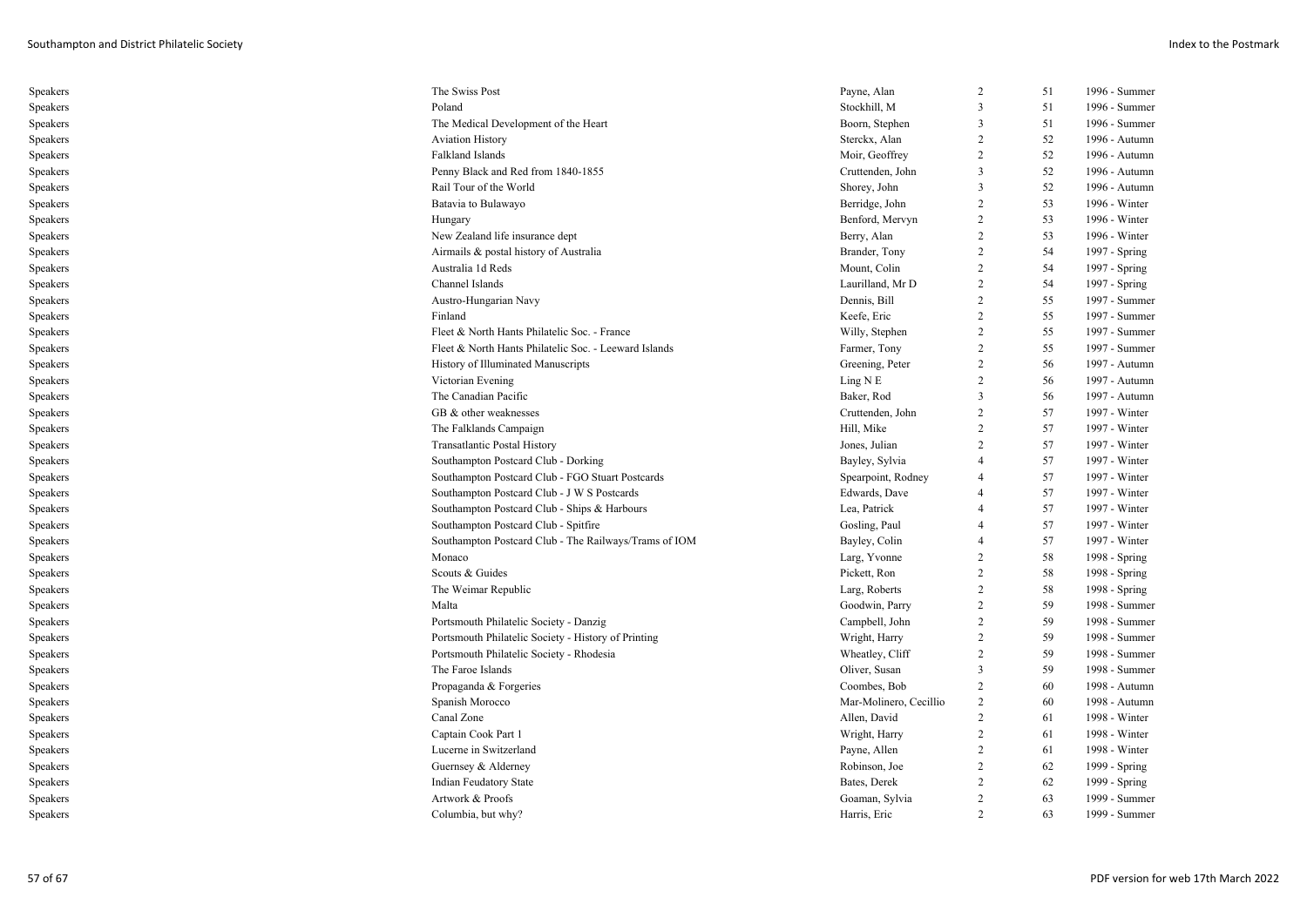| | | | | | |
|---|---|---|---|---|---|
| Speakers | The Swiss Post | Payne, Alan | 2 | 51 | 1996 - Summer |
| Speakers | Poland | Stockhill, M | 3 | 51 | 1996 - Summer |
| Speakers | The Medical Development of the Heart | Boorn, Stephen | 3 | 51 | 1996 - Summer |
| Speakers | Aviation History | Sterckx, Alan | 2 | 52 | 1996 - Autumn |
| Speakers | Falkland Islands | Moir, Geoffrey | 2 | 52 | 1996 - Autumn |
| Speakers | Penny Black and Red from 1840-1855 | Cruttenden, John | 3 | 52 | 1996 - Autumn |
| Speakers | Rail Tour of the World | Shorey, John | 3 | 52 | 1996 - Autumn |
| Speakers | Batavia to Bulawayo | Berridge, John | 2 | 53 | 1996 - Winter |
| Speakers | Hungary | Benford, Mervyn | 2 | 53 | 1996 - Winter |
| Speakers | New Zealand life insurance dept | Berry, Alan | 2 | 53 | 1996 - Winter |
| Speakers | Airmails & postal history of Australia | Brander, Tony | 2 | 54 | 1997 - Spring |
| Speakers | Australia 1d Reds | Mount, Colin | 2 | 54 | 1997 - Spring |
| Speakers | Channel Islands | Laurilland, Mr D | 2 | 54 | 1997 - Spring |
| Speakers | Austro-Hungarian Navy | Dennis, Bill | 2 | 55 | 1997 - Summer |
| Speakers | Finland | Keefe, Eric | 2 | 55 | 1997 - Summer |
| Speakers | Fleet & North Hants Philatelic Soc. - France | Willy, Stephen | 2 | 55 | 1997 - Summer |
| Speakers | Fleet & North Hants Philatelic Soc. - Leeward Islands | Farmer, Tony | 2 | 55 | 1997 - Summer |
| Speakers | History of Illuminated Manuscripts | Greening, Peter | 2 | 56 | 1997 - Autumn |
| Speakers | Victorian Evening | Ling N E | 2 | 56 | 1997 - Autumn |
| Speakers | The Canadian Pacific | Baker, Rod | 3 | 56 | 1997 - Autumn |
| Speakers | GB & other weaknesses | Cruttenden, John | 2 | 57 | 1997 - Winter |
| Speakers | The Falklands Campaign | Hill, Mike | 2 | 57 | 1997 - Winter |
| Speakers | Transatlantic Postal History | Jones, Julian | 2 | 57 | 1997 - Winter |
| Speakers | Southampton Postcard Club - Dorking | Bayley, Sylvia | 4 | 57 | 1997 - Winter |
| Speakers | Southampton Postcard Club - FGO Stuart Postcards | Spearpoint, Rodney | 4 | 57 | 1997 - Winter |
| Speakers | Southampton Postcard Club - J W S Postcards | Edwards, Dave | 4 | 57 | 1997 - Winter |
| Speakers | Southampton Postcard Club - Ships & Harbours | Lea, Patrick | 4 | 57 | 1997 - Winter |
| Speakers | Southampton Postcard Club - Spitfire | Gosling, Paul | 4 | 57 | 1997 - Winter |
| Speakers | Southampton Postcard Club - The Railways/Trams of IOM | Bayley, Colin | 4 | 57 | 1997 - Winter |
| Speakers | Monaco | Larg, Yvonne | 2 | 58 | 1998 - Spring |
| Speakers | Scouts & Guides | Pickett, Ron | 2 | 58 | 1998 - Spring |
| Speakers | The Weimar Republic | Larg, Roberts | 2 | 58 | 1998 - Spring |
| Speakers | Malta | Goodwin, Parry | 2 | 59 | 1998 - Summer |
| Speakers | Portsmouth Philatelic Society - Danzig | Campbell, John | 2 | 59 | 1998 - Summer |
| Speakers | Portsmouth Philatelic Society - History of Printing | Wright, Harry | 2 | 59 | 1998 - Summer |
| Speakers | Portsmouth Philatelic Society - Rhodesia | Wheatley, Cliff | 2 | 59 | 1998 - Summer |
| Speakers | The Faroe Islands | Oliver, Susan | 3 | 59 | 1998 - Summer |
| Speakers | Propaganda & Forgeries | Coombes, Bob | 2 | 60 | 1998 - Autumn |
| Speakers | Spanish Morocco | Mar-Molinero, Cecillio | 2 | 60 | 1998 - Autumn |
| Speakers | Canal Zone | Allen, David | 2 | 61 | 1998 - Winter |
| Speakers | Captain Cook Part 1 | Wright, Harry | 2 | 61 | 1998 - Winter |
| Speakers | Lucerne in Switzerland | Payne, Allen | 2 | 61 | 1998 - Winter |
| Speakers | Guernsey & Alderney | Robinson, Joe | 2 | 62 | 1999 - Spring |
| Speakers | Indian Feudatory State | Bates, Derek | 2 | 62 | 1999 - Spring |
| Speakers | Artwork & Proofs | Goaman, Sylvia | 2 | 63 | 1999 - Summer |
| Speakers | Columbia, but why? | Harris, Eric | 2 | 63 | 1999 - Summer |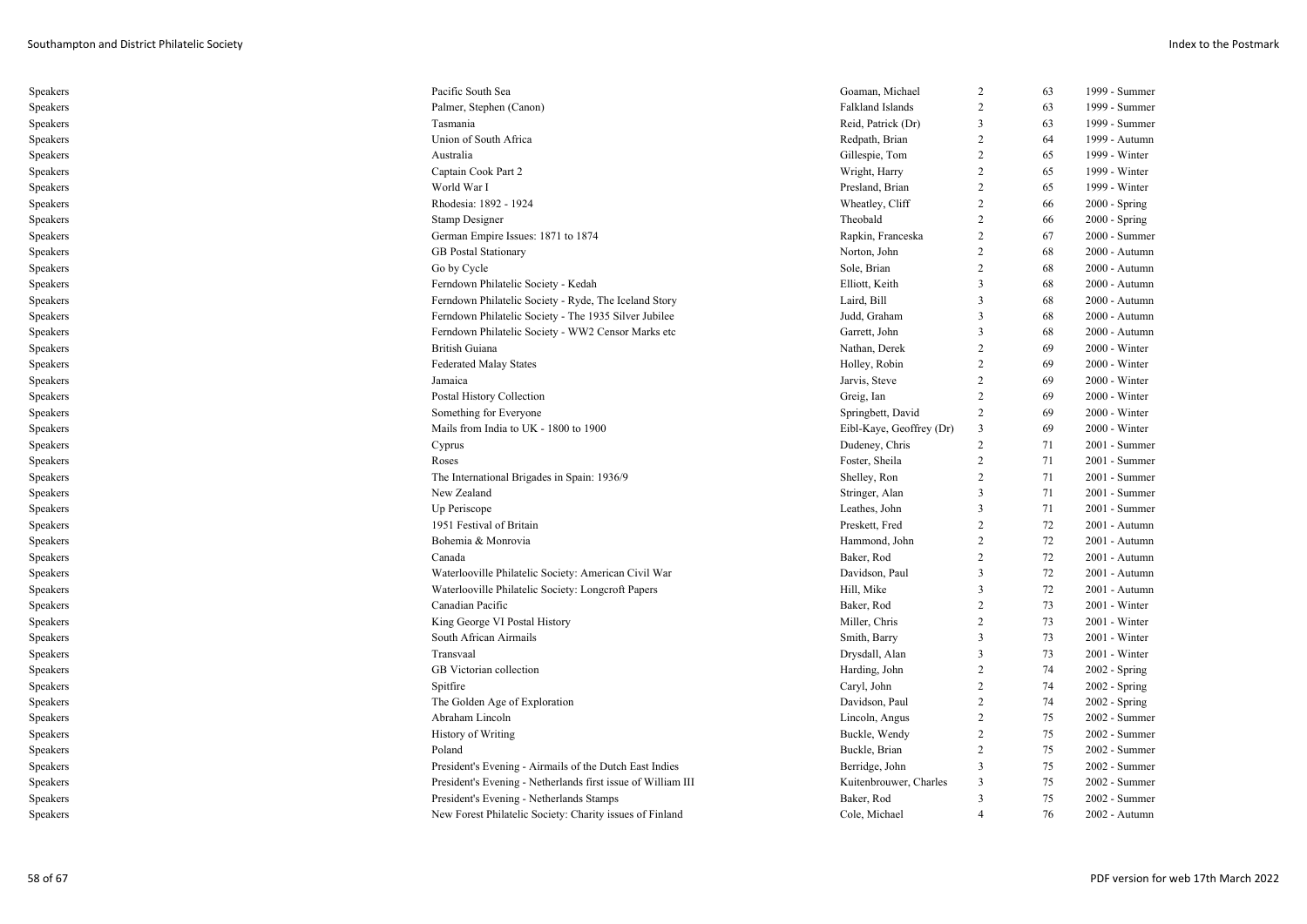| | | | | | |
|---|---|---|---|---|---|
| Speakers | Pacific South Sea | Goaman, Michael | 2 | 63 | 1999 - Summer |
| Speakers | Palmer, Stephen (Canon) | Falkland Islands | 2 | 63 | 1999 - Summer |
| Speakers | Tasmania | Reid, Patrick (Dr) | 3 | 63 | 1999 - Summer |
| Speakers | Union of South Africa | Redpath, Brian | 2 | 64 | 1999 - Autumn |
| Speakers | Australia | Gillespie, Tom | 2 | 65 | 1999 - Winter |
| Speakers | Captain Cook Part 2 | Wright, Harry | 2 | 65 | 1999 - Winter |
| Speakers | World War I | Presland, Brian | 2 | 65 | 1999 - Winter |
| Speakers | Rhodesia: 1892 - 1924 | Wheatley, Cliff | 2 | 66 | 2000 - Spring |
| Speakers | Stamp Designer | Theobald | 2 | 66 | 2000 - Spring |
| Speakers | German Empire Issues: 1871 to 1874 | Rapkin, Franceska | 2 | 67 | 2000 - Summer |
| Speakers | GB Postal Stationary | Norton, John | 2 | 68 | 2000 - Autumn |
| Speakers | Go by Cycle | Sole, Brian | 2 | 68 | 2000 - Autumn |
| Speakers | Ferndown Philatelic Society - Kedah | Elliott, Keith | 3 | 68 | 2000 - Autumn |
| Speakers | Ferndown Philatelic Society - Ryde, The Iceland Story | Laird, Bill | 3 | 68 | 2000 - Autumn |
| Speakers | Ferndown Philatelic Society - The 1935 Silver Jubilee | Judd, Graham | 3 | 68 | 2000 - Autumn |
| Speakers | Ferndown Philatelic Society - WW2 Censor Marks etc | Garrett, John | 3 | 68 | 2000 - Autumn |
| Speakers | British Guiana | Nathan, Derek | 2 | 69 | 2000 - Winter |
| Speakers | Federated Malay States | Holley, Robin | 2 | 69 | 2000 - Winter |
| Speakers | Jamaica | Jarvis, Steve | 2 | 69 | 2000 - Winter |
| Speakers | Postal History Collection | Greig, Ian | 2 | 69 | 2000 - Winter |
| Speakers | Something for Everyone | Springbett, David | 2 | 69 | 2000 - Winter |
| Speakers | Mails from India to UK - 1800 to 1900 | Eibl-Kaye, Geoffrey (Dr) | 3 | 69 | 2000 - Winter |
| Speakers | Cyprus | Dudeney, Chris | 2 | 71 | 2001 - Summer |
| Speakers | Roses | Foster, Sheila | 2 | 71 | 2001 - Summer |
| Speakers | The International Brigades in Spain: 1936/9 | Shelley, Ron | 2 | 71 | 2001 - Summer |
| Speakers | New Zealand | Stringer, Alan | 3 | 71 | 2001 - Summer |
| Speakers | Up Periscope | Leathes, John | 3 | 71 | 2001 - Summer |
| Speakers | 1951 Festival of Britain | Preskett, Fred | 2 | 72 | 2001 - Autumn |
| Speakers | Bohemia & Monrovia | Hammond, John | 2 | 72 | 2001 - Autumn |
| Speakers | Canada | Baker, Rod | 2 | 72 | 2001 - Autumn |
| Speakers | Waterlooville Philatelic Society: American Civil War | Davidson, Paul | 3 | 72 | 2001 - Autumn |
| Speakers | Waterlooville Philatelic Society: Longcroft Papers | Hill, Mike | 3 | 72 | 2001 - Autumn |
| Speakers | Canadian Pacific | Baker, Rod | 2 | 73 | 2001 - Winter |
| Speakers | King George VI Postal History | Miller, Chris | 2 | 73 | 2001 - Winter |
| Speakers | South African Airmails | Smith, Barry | 3 | 73 | 2001 - Winter |
| Speakers | Transvaal | Drysdall, Alan | 3 | 73 | 2001 - Winter |
| Speakers | GB Victorian collection | Harding, John | 2 | 74 | 2002 - Spring |
| Speakers | Spitfire | Caryl, John | 2 | 74 | 2002 - Spring |
| Speakers | The Golden Age of Exploration | Davidson, Paul | 2 | 74 | 2002 - Spring |
| Speakers | Abraham Lincoln | Lincoln, Angus | 2 | 75 | 2002 - Summer |
| Speakers | History of Writing | Buckle, Wendy | 2 | 75 | 2002 - Summer |
| Speakers | Poland | Buckle, Brian | 2 | 75 | 2002 - Summer |
| Speakers | President's Evening - Airmails of the Dutch East Indies | Berridge, John | 3 | 75 | 2002 - Summer |
| Speakers | President's Evening - Netherlands first issue of William III | Kuitenbrouwer, Charles | 3 | 75 | 2002 - Summer |
| Speakers | President's Evening - Netherlands Stamps | Baker, Rod | 3 | 75 | 2002 - Summer |
| Speakers | New Forest Philatelic Society: Charity issues of Finland | Cole, Michael | 4 | 76 | 2002 - Autumn |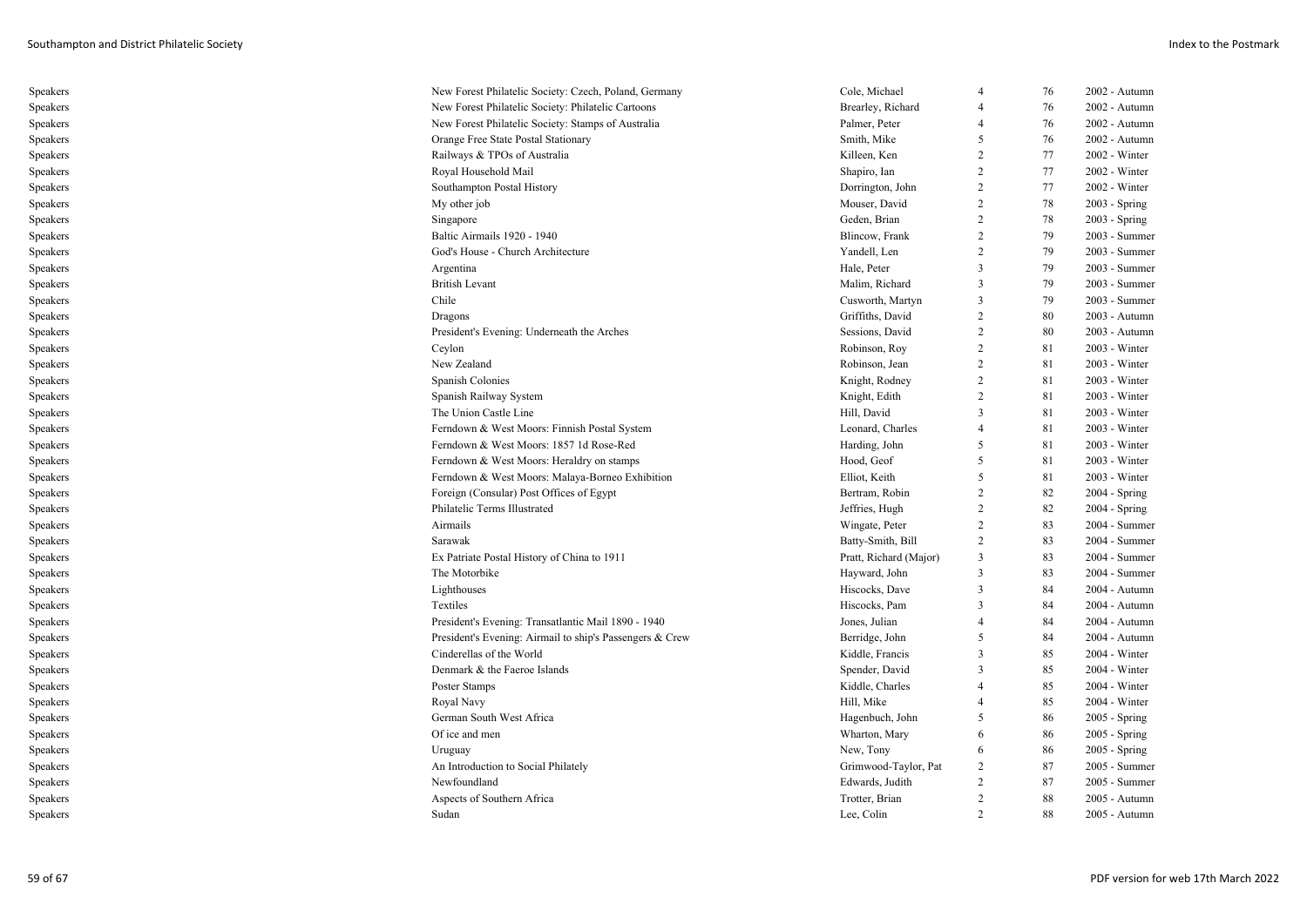| | | | | | |
|---|---|---|---|---|---|
| Speakers | New Forest Philatelic Society: Czech, Poland, Germany | Cole, Michael | 4 | 76 | 2002 - Autumn |
| Speakers | New Forest Philatelic Society: Philatelic Cartoons | Brearley, Richard | 4 | 76 | 2002 - Autumn |
| Speakers | New Forest Philatelic Society: Stamps of Australia | Palmer, Peter | 4 | 76 | 2002 - Autumn |
| Speakers | Orange Free State Postal Stationary | Smith, Mike | 5 | 76 | 2002 - Autumn |
| Speakers | Railways & TPOs of Australia | Killeen, Ken | 2 | 77 | 2002 - Winter |
| Speakers | Royal Household Mail | Shapiro, Ian | 2 | 77 | 2002 - Winter |
| Speakers | Southampton Postal History | Dorrington, John | 2 | 77 | 2002 - Winter |
| Speakers | My other job | Mouser, David | 2 | 78 | 2003 - Spring |
| Speakers | Singapore | Geden, Brian | 2 | 78 | 2003 - Spring |
| Speakers | Baltic Airmails 1920 - 1940 | Blincow, Frank | 2 | 79 | 2003 - Summer |
| Speakers | God's House - Church Architecture | Yandell, Len | 2 | 79 | 2003 - Summer |
| Speakers | Argentina | Hale, Peter | 3 | 79 | 2003 - Summer |
| Speakers | British Levant | Malim, Richard | 3 | 79 | 2003 - Summer |
| Speakers | Chile | Cusworth, Martyn | 3 | 79 | 2003 - Summer |
| Speakers | Dragons | Griffiths, David | 2 | 80 | 2003 - Autumn |
| Speakers | President's Evening: Underneath the Arches | Sessions, David | 2 | 80 | 2003 - Autumn |
| Speakers | Ceylon | Robinson, Roy | 2 | 81 | 2003 - Winter |
| Speakers | New Zealand | Robinson, Jean | 2 | 81 | 2003 - Winter |
| Speakers | Spanish Colonies | Knight, Rodney | 2 | 81 | 2003 - Winter |
| Speakers | Spanish Railway System | Knight, Edith | 2 | 81 | 2003 - Winter |
| Speakers | The Union Castle Line | Hill, David | 3 | 81 | 2003 - Winter |
| Speakers | Ferndown & West Moors: Finnish Postal System | Leonard, Charles | 4 | 81 | 2003 - Winter |
| Speakers | Ferndown & West Moors: 1857 1d Rose-Red | Harding, John | 5 | 81 | 2003 - Winter |
| Speakers | Ferndown & West Moors: Heraldry on stamps | Hood, Geof | 5 | 81 | 2003 - Winter |
| Speakers | Ferndown & West Moors: Malaya-Borneo Exhibition | Elliot, Keith | 5 | 81 | 2003 - Winter |
| Speakers | Foreign (Consular) Post Offices of Egypt | Bertram, Robin | 2 | 82 | 2004 - Spring |
| Speakers | Philatelic Terms Illustrated | Jeffries, Hugh | 2 | 82 | 2004 - Spring |
| Speakers | Airmails | Wingate, Peter | 2 | 83 | 2004 - Summer |
| Speakers | Sarawak | Batty-Smith, Bill | 2 | 83 | 2004 - Summer |
| Speakers | Ex Patriate Postal History of China to 1911 | Pratt, Richard (Major) | 3 | 83 | 2004 - Summer |
| Speakers | The Motorbike | Hayward, John | 3 | 83 | 2004 - Summer |
| Speakers | Lighthouses | Hiscocks, Dave | 3 | 84 | 2004 - Autumn |
| Speakers | Textiles | Hiscocks, Pam | 3 | 84 | 2004 - Autumn |
| Speakers | President's Evening: Transatlantic Mail 1890 - 1940 | Jones, Julian | 4 | 84 | 2004 - Autumn |
| Speakers | President's Evening: Airmail to ship's Passengers & Crew | Berridge, John | 5 | 84 | 2004 - Autumn |
| Speakers | Cinderellas of the World | Kiddle, Francis | 3 | 85 | 2004 - Winter |
| Speakers | Denmark & the Faeroe Islands | Spender, David | 3 | 85 | 2004 - Winter |
| Speakers | Poster Stamps | Kiddle, Charles | 4 | 85 | 2004 - Winter |
| Speakers | Royal Navy | Hill, Mike | 4 | 85 | 2004 - Winter |
| Speakers | German South West Africa | Hagenbuch, John | 5 | 86 | 2005 - Spring |
| Speakers | Of ice and men | Wharton, Mary | 6 | 86 | 2005 - Spring |
| Speakers | Uruguay | New, Tony | 6 | 86 | 2005 - Spring |
| Speakers | An Introduction to Social Philately | Grimwood-Taylor, Pat | 2 | 87 | 2005 - Summer |
| Speakers | Newfoundland | Edwards, Judith | 2 | 87 | 2005 - Summer |
| Speakers | Aspects of Southern Africa | Trotter, Brian | 2 | 88 | 2005 - Autumn |
| Speakers | Sudan | Lee, Colin | 2 | 88 | 2005 - Autumn |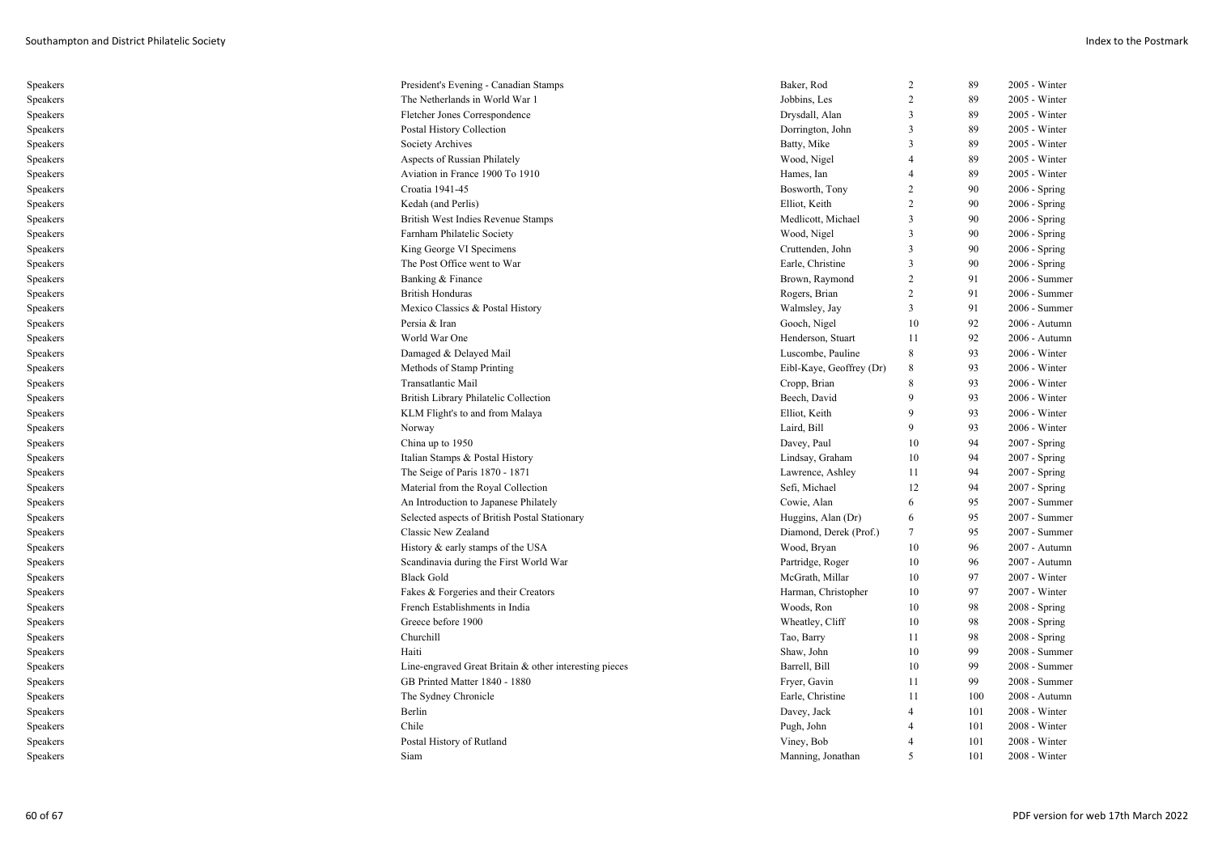| | | | | | |
|---|---|---|---|---|---|
| Speakers | President's Evening - Canadian Stamps | Baker, Rod | 2 | 89 | 2005 - Winter |
| Speakers | The Netherlands in World War 1 | Jobbins, Les | 2 | 89 | 2005 - Winter |
| Speakers | Fletcher Jones Correspondence | Drysdall, Alan | 3 | 89 | 2005 - Winter |
| Speakers | Postal History Collection | Dorrington, John | 3 | 89 | 2005 - Winter |
| Speakers | Society Archives | Batty, Mike | 3 | 89 | 2005 - Winter |
| Speakers | Aspects of Russian Philately | Wood, Nigel | 4 | 89 | 2005 - Winter |
| Speakers | Aviation in France 1900 To 1910 | Hames, Ian | 4 | 89 | 2005 - Winter |
| Speakers | Croatia 1941-45 | Bosworth, Tony | 2 | 90 | 2006 - Spring |
| Speakers | Kedah (and Perlis) | Elliot, Keith | 2 | 90 | 2006 - Spring |
| Speakers | British West Indies Revenue Stamps | Medlicott, Michael | 3 | 90 | 2006 - Spring |
| Speakers | Farnham Philatelic Society | Wood, Nigel | 3 | 90 | 2006 - Spring |
| Speakers | King George VI Specimens | Cruttenden, John | 3 | 90 | 2006 - Spring |
| Speakers | The Post Office went to War | Earle, Christine | 3 | 90 | 2006 - Spring |
| Speakers | Banking & Finance | Brown, Raymond | 2 | 91 | 2006 - Summer |
| Speakers | British Honduras | Rogers, Brian | 2 | 91 | 2006 - Summer |
| Speakers | Mexico Classics & Postal History | Walmsley, Jay | 3 | 91 | 2006 - Summer |
| Speakers | Persia & Iran | Gooch, Nigel | 10 | 92 | 2006 - Autumn |
| Speakers | World War One | Henderson, Stuart | 11 | 92 | 2006 - Autumn |
| Speakers | Damaged & Delayed Mail | Luscombe, Pauline | 8 | 93 | 2006 - Winter |
| Speakers | Methods of Stamp Printing | Eibl-Kaye, Geoffrey (Dr) | 8 | 93 | 2006 - Winter |
| Speakers | Transatlantic Mail | Cropp, Brian | 8 | 93 | 2006 - Winter |
| Speakers | British Library Philatelic Collection | Beech, David | 9 | 93 | 2006 - Winter |
| Speakers | KLM Flight's to and from Malaya | Elliot, Keith | 9 | 93 | 2006 - Winter |
| Speakers | Norway | Laird, Bill | 9 | 93 | 2006 - Winter |
| Speakers | China up to 1950 | Davey, Paul | 10 | 94 | 2007 - Spring |
| Speakers | Italian Stamps & Postal History | Lindsay, Graham | 10 | 94 | 2007 - Spring |
| Speakers | The Seige of Paris 1870 - 1871 | Lawrence, Ashley | 11 | 94 | 2007 - Spring |
| Speakers | Material from the Royal Collection | Sefi, Michael | 12 | 94 | 2007 - Spring |
| Speakers | An Introduction to Japanese Philately | Cowie, Alan | 6 | 95 | 2007 - Summer |
| Speakers | Selected aspects of British Postal Stationary | Huggins, Alan (Dr) | 6 | 95 | 2007 - Summer |
| Speakers | Classic New Zealand | Diamond, Derek (Prof.) | 7 | 95 | 2007 - Summer |
| Speakers | History & early stamps of the USA | Wood, Bryan | 10 | 96 | 2007 - Autumn |
| Speakers | Scandinavia during the First World War | Partridge, Roger | 10 | 96 | 2007 - Autumn |
| Speakers | Black Gold | McGrath, Millar | 10 | 97 | 2007 - Winter |
| Speakers | Fakes & Forgeries and their Creators | Harman, Christopher | 10 | 97 | 2007 - Winter |
| Speakers | French Establishments in India | Woods, Ron | 10 | 98 | 2008 - Spring |
| Speakers | Greece before 1900 | Wheatley, Cliff | 10 | 98 | 2008 - Spring |
| Speakers | Churchill | Tao, Barry | 11 | 98 | 2008 - Spring |
| Speakers | Haiti | Shaw, John | 10 | 99 | 2008 - Summer |
| Speakers | Line-engraved Great Britain & other interesting pieces | Barrell, Bill | 10 | 99 | 2008 - Summer |
| Speakers | GB Printed Matter 1840 - 1880 | Fryer, Gavin | 11 | 99 | 2008 - Summer |
| Speakers | The Sydney Chronicle | Earle, Christine | 11 | 100 | 2008 - Autumn |
| Speakers | Berlin | Davey, Jack | 4 | 101 | 2008 - Winter |
| Speakers | Chile | Pugh, John | 4 | 101 | 2008 - Winter |
| Speakers | Postal History of Rutland | Viney, Bob | 4 | 101 | 2008 - Winter |
| Speakers | Siam | Manning, Jonathan | 5 | 101 | 2008 - Winter |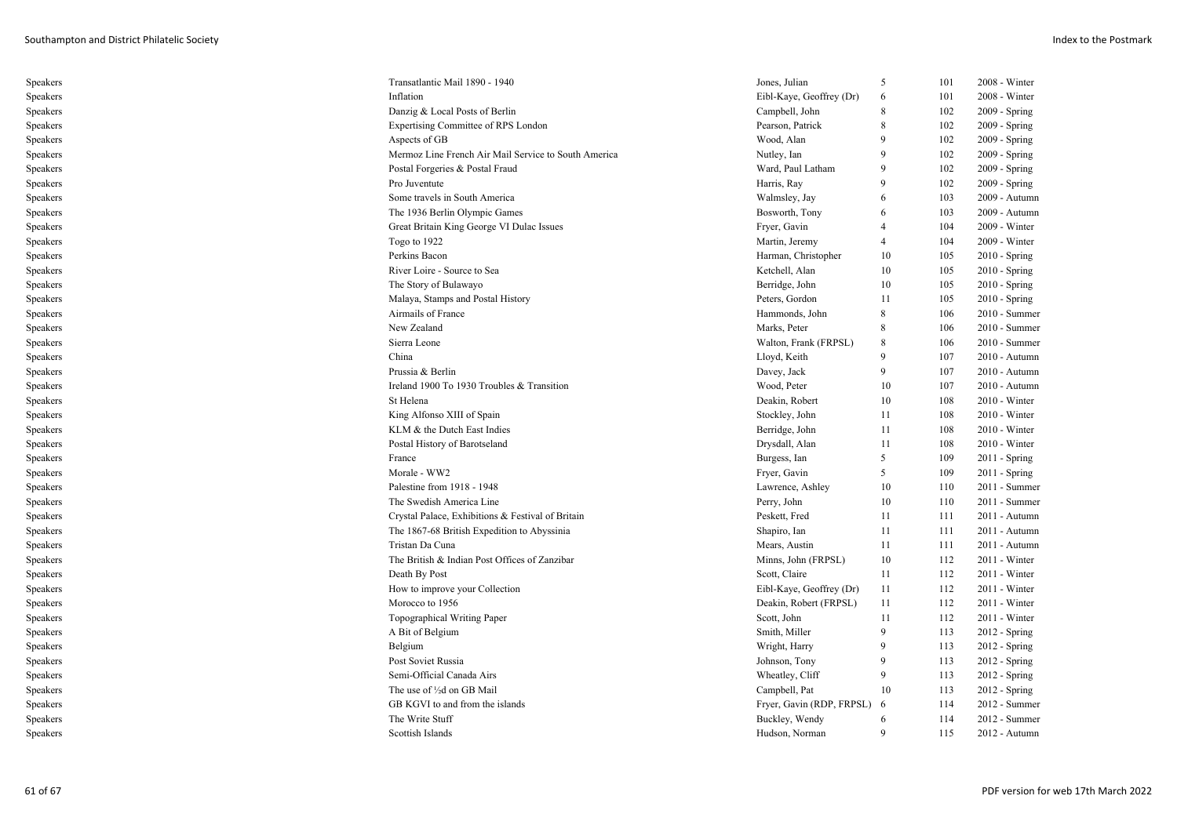| | | | | | |
|---|---|---|---|---|---|
| Speakers | Transatlantic Mail 1890 - 1940 | Jones, Julian | 5 | 101 | 2008 - Winter |
| Speakers | Inflation | Eibl-Kaye, Geoffrey (Dr) | 6 | 101 | 2008 - Winter |
| Speakers | Danzig & Local Posts of Berlin | Campbell, John | 8 | 102 | 2009 - Spring |
| Speakers | Expertising Committee of RPS London | Pearson, Patrick | 8 | 102 | 2009 - Spring |
| Speakers | Aspects of GB | Wood, Alan | 9 | 102 | 2009 - Spring |
| Speakers | Mermoz Line French Air Mail Service to South America | Nutley, Ian | 9 | 102 | 2009 - Spring |
| Speakers | Postal Forgeries & Postal Fraud | Ward, Paul Latham | 9 | 102 | 2009 - Spring |
| Speakers | Pro Juventute | Harris, Ray | 9 | 102 | 2009 - Spring |
| Speakers | Some travels in South America | Walmsley, Jay | 6 | 103 | 2009 - Autumn |
| Speakers | The 1936 Berlin Olympic Games | Bosworth, Tony | 6 | 103 | 2009 - Autumn |
| Speakers | Great Britain King George VI Dulac Issues | Fryer, Gavin | 4 | 104 | 2009 - Winter |
| Speakers | Togo to 1922 | Martin, Jeremy | 4 | 104 | 2009 - Winter |
| Speakers | Perkins Bacon | Harman, Christopher | 10 | 105 | 2010 - Spring |
| Speakers | River Loire - Source to Sea | Ketchell, Alan | 10 | 105 | 2010 - Spring |
| Speakers | The Story of Bulawayo | Berridge, John | 10 | 105 | 2010 - Spring |
| Speakers | Malaya, Stamps and Postal History | Peters, Gordon | 11 | 105 | 2010 - Spring |
| Speakers | Airmails of France | Hammonds, John | 8 | 106 | 2010 - Summer |
| Speakers | New Zealand | Marks, Peter | 8 | 106 | 2010 - Summer |
| Speakers | Sierra Leone | Walton, Frank (FRPSL) | 8 | 106 | 2010 - Summer |
| Speakers | China | Lloyd, Keith | 9 | 107 | 2010 - Autumn |
| Speakers | Prussia & Berlin | Davey, Jack | 9 | 107 | 2010 - Autumn |
| Speakers | Ireland 1900 To 1930 Troubles & Transition | Wood, Peter | 10 | 107 | 2010 - Autumn |
| Speakers | St Helena | Deakin, Robert | 10 | 108 | 2010 - Winter |
| Speakers | King Alfonso XIII of Spain | Stockley, John | 11 | 108 | 2010 - Winter |
| Speakers | KLM & the Dutch East Indies | Berridge, John | 11 | 108 | 2010 - Winter |
| Speakers | Postal History of Barotseland | Drysdall, Alan | 11 | 108 | 2010 - Winter |
| Speakers | France | Burgess, Ian | 5 | 109 | 2011 - Spring |
| Speakers | Morale - WW2 | Fryer, Gavin | 5 | 109 | 2011 - Spring |
| Speakers | Palestine from 1918 - 1948 | Lawrence, Ashley | 10 | 110 | 2011 - Summer |
| Speakers | The Swedish America Line | Perry, John | 10 | 110 | 2011 - Summer |
| Speakers | Crystal Palace, Exhibitions & Festival of Britain | Peskett, Fred | 11 | 111 | 2011 - Autumn |
| Speakers | The 1867-68 British Expedition to Abyssinia | Shapiro, Ian | 11 | 111 | 2011 - Autumn |
| Speakers | Tristan Da Cuna | Mears, Austin | 11 | 111 | 2011 - Autumn |
| Speakers | The British & Indian Post Offices of Zanzibar | Minns, John (FRPSL) | 10 | 112 | 2011 - Winter |
| Speakers | Death By Post | Scott, Claire | 11 | 112 | 2011 - Winter |
| Speakers | How to improve your Collection | Eibl-Kaye, Geoffrey (Dr) | 11 | 112 | 2011 - Winter |
| Speakers | Morocco to 1956 | Deakin, Robert (FRPSL) | 11 | 112 | 2011 - Winter |
| Speakers | Topographical Writing Paper | Scott, John | 11 | 112 | 2011 - Winter |
| Speakers | A Bit of Belgium | Smith, Miller | 9 | 113 | 2012 - Spring |
| Speakers | Belgium | Wright, Harry | 9 | 113 | 2012 - Spring |
| Speakers | Post Soviet Russia | Johnson, Tony | 9 | 113 | 2012 - Spring |
| Speakers | Semi-Official Canada Airs | Wheatley, Cliff | 9 | 113 | 2012 - Spring |
| Speakers | The use of ½d on GB Mail | Campbell, Pat | 10 | 113 | 2012 - Spring |
| Speakers | GB KGVI to and from the islands | Fryer, Gavin (RDP, FRPSL) | 6 | 114 | 2012 - Summer |
| Speakers | The Write Stuff | Buckley, Wendy | 6 | 114 | 2012 - Summer |
| Speakers | Scottish Islands | Hudson, Norman | 9 | 115 | 2012 - Autumn |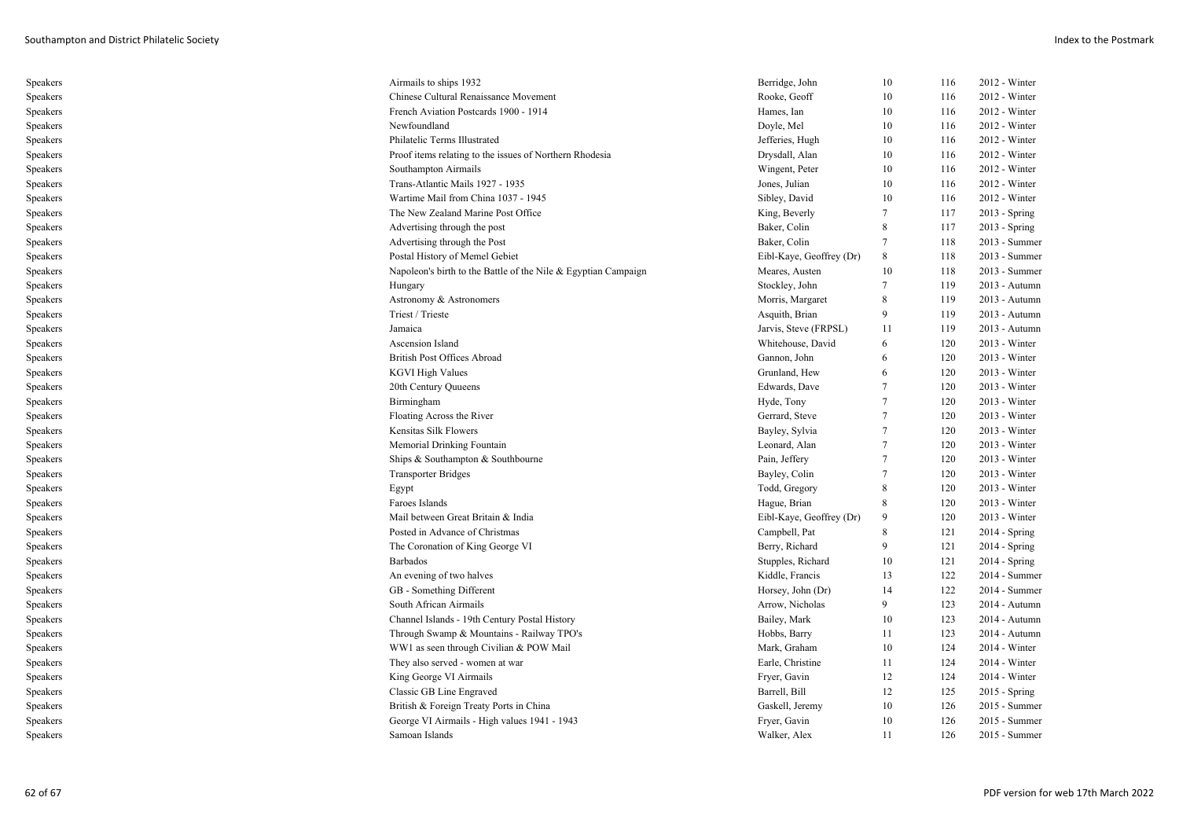| | | | | | |
|---|---|---|---|---|---|
| Speakers | Airmails to ships 1932 | Berridge, John | 10 | 116 | 2012 - Winter |
| Speakers | Chinese Cultural Renaissance Movement | Rooke, Geoff | 10 | 116 | 2012 - Winter |
| Speakers | French Aviation Postcards 1900 - 1914 | Hames, Ian | 10 | 116 | 2012 - Winter |
| Speakers | Newfoundland | Doyle, Mel | 10 | 116 | 2012 - Winter |
| Speakers | Philatelic Terms Illustrated | Jefferies, Hugh | 10 | 116 | 2012 - Winter |
| Speakers | Proof items relating to the issues of Northern Rhodesia | Drysdall, Alan | 10 | 116 | 2012 - Winter |
| Speakers | Southampton Airmails | Wingent, Peter | 10 | 116 | 2012 - Winter |
| Speakers | Trans-Atlantic Mails 1927 - 1935 | Jones, Julian | 10 | 116 | 2012 - Winter |
| Speakers | Wartime Mail from China 1037 - 1945 | Sibley, David | 10 | 116 | 2012 - Winter |
| Speakers | The New Zealand Marine Post Office | King, Beverly | 7 | 117 | 2013 - Spring |
| Speakers | Advertising through the post | Baker, Colin | 8 | 117 | 2013 - Spring |
| Speakers | Advertising through the Post | Baker, Colin | 7 | 118 | 2013 - Summer |
| Speakers | Postal History of Memel Gebiet | Eibl-Kaye, Geoffrey (Dr) | 8 | 118 | 2013 - Summer |
| Speakers | Napoleon's birth to the Battle of the Nile & Egyptian Campaign | Meares, Austen | 10 | 118 | 2013 - Summer |
| Speakers | Hungary | Stockley, John | 7 | 119 | 2013 - Autumn |
| Speakers | Astronomy & Astronomers | Morris, Margaret | 8 | 119 | 2013 - Autumn |
| Speakers | Triest / Trieste | Asquith, Brian | 9 | 119 | 2013 - Autumn |
| Speakers | Jamaica | Jarvis, Steve (FRPSL) | 11 | 119 | 2013 - Autumn |
| Speakers | Ascension Island | Whitehouse, David | 6 | 120 | 2013 - Winter |
| Speakers | British Post Offices Abroad | Gannon, John | 6 | 120 | 2013 - Winter |
| Speakers | KGVI High Values | Grunland, Hew | 6 | 120 | 2013 - Winter |
| Speakers | 20th Century Quueens | Edwards, Dave | 7 | 120 | 2013 - Winter |
| Speakers | Birmingham | Hyde, Tony | 7 | 120 | 2013 - Winter |
| Speakers | Floating Across the River | Gerrard, Steve | 7 | 120 | 2013 - Winter |
| Speakers | Kensitas Silk Flowers | Bayley, Sylvia | 7 | 120 | 2013 - Winter |
| Speakers | Memorial Drinking Fountain | Leonard, Alan | 7 | 120 | 2013 - Winter |
| Speakers | Ships & Southampton & Southbourne | Pain, Jeffery | 7 | 120 | 2013 - Winter |
| Speakers | Transporter Bridges | Bayley, Colin | 7 | 120 | 2013 - Winter |
| Speakers | Egypt | Todd, Gregory | 8 | 120 | 2013 - Winter |
| Speakers | Faroes Islands | Hague, Brian | 8 | 120 | 2013 - Winter |
| Speakers | Mail between Great Britain & India | Eibl-Kaye, Geoffrey (Dr) | 9 | 120 | 2013 - Winter |
| Speakers | Posted in Advance of Christmas | Campbell, Pat | 8 | 121 | 2014 - Spring |
| Speakers | The Coronation of King George VI | Berry, Richard | 9 | 121 | 2014 - Spring |
| Speakers | Barbados | Stupples, Richard | 10 | 121 | 2014 - Spring |
| Speakers | An evening of two halves | Kiddle, Francis | 13 | 122 | 2014 - Summer |
| Speakers | GB - Something Different | Horsey, John (Dr) | 14 | 122 | 2014 - Summer |
| Speakers | South African Airmails | Arrow, Nicholas | 9 | 123 | 2014 - Autumn |
| Speakers | Channel Islands - 19th Century Postal History | Bailey, Mark | 10 | 123 | 2014 - Autumn |
| Speakers | Through Swamp & Mountains - Railway TPO's | Hobbs, Barry | 11 | 123 | 2014 - Autumn |
| Speakers | WW1 as seen through Civilian & POW Mail | Mark, Graham | 10 | 124 | 2014 - Winter |
| Speakers | They also served - women at war | Earle, Christine | 11 | 124 | 2014 - Winter |
| Speakers | King George VI Airmails | Fryer, Gavin | 12 | 124 | 2014 - Winter |
| Speakers | Classic GB Line Engraved | Barrell, Bill | 12 | 125 | 2015 - Spring |
| Speakers | British & Foreign Treaty Ports in China | Gaskell, Jeremy | 10 | 126 | 2015 - Summer |
| Speakers | George VI Airmails - High values 1941 - 1943 | Fryer, Gavin | 10 | 126 | 2015 - Summer |
| Speakers | Samoan Islands | Walker, Alex | 11 | 126 | 2015 - Summer |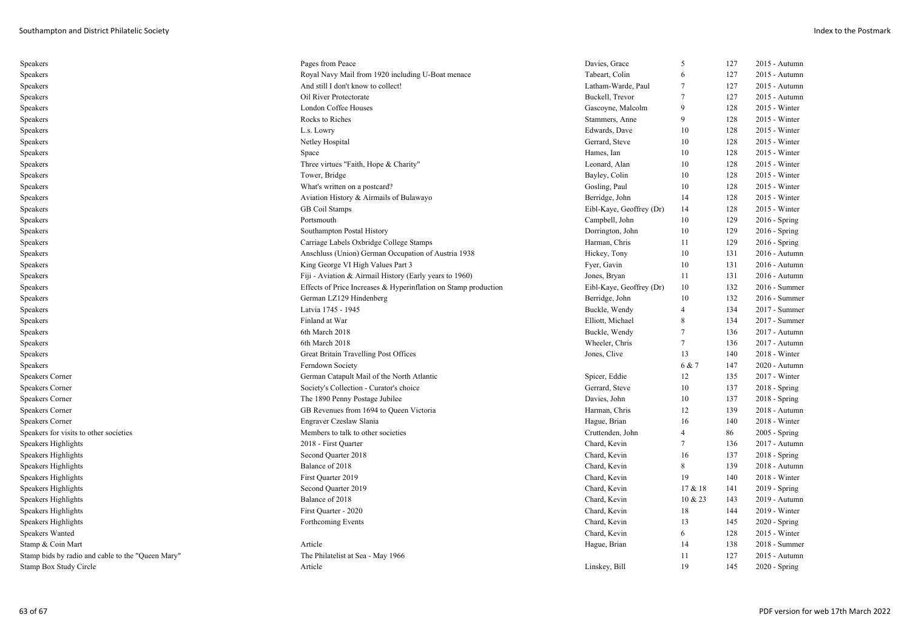| | | | | | |
|---|---|---|---|---|---|
| Speakers | Pages from Peace | Davies, Grace | 5 | 127 | 2015 - Autumn |
| Speakers | Royal Navy Mail from 1920 including U-Boat menace | Tabeart, Colin | 6 | 127 | 2015 - Autumn |
| Speakers | And still I don't know to collect! | Latham-Warde, Paul | 7 | 127 | 2015 - Autumn |
| Speakers | Oil River Protectorate | Buckell, Trevor | 7 | 127 | 2015 - Autumn |
| Speakers | London Coffee Houses | Gascoyne, Malcolm | 9 | 128 | 2015 - Winter |
| Speakers | Rocks to Riches | Stammers, Anne | 9 | 128 | 2015 - Winter |
| Speakers | L.s. Lowry | Edwards, Dave | 10 | 128 | 2015 - Winter |
| Speakers | Netley Hospital | Gerrard, Steve | 10 | 128 | 2015 - Winter |
| Speakers | Space | Hames, Ian | 10 | 128 | 2015 - Winter |
| Speakers | Three virtues "Faith, Hope & Charity" | Leonard, Alan | 10 | 128 | 2015 - Winter |
| Speakers | Tower, Bridge | Bayley, Colin | 10 | 128 | 2015 - Winter |
| Speakers | What's written on a postcard? | Gosling, Paul | 10 | 128 | 2015 - Winter |
| Speakers | Aviation History & Airmails of Bulawayo | Berridge, John | 14 | 128 | 2015 - Winter |
| Speakers | GB Coil Stamps | Eibl-Kaye, Geoffrey (Dr) | 14 | 128 | 2015 - Winter |
| Speakers | Portsmouth | Campbell, John | 10 | 129 | 2016 - Spring |
| Speakers | Southampton Postal History | Dorrington, John | 10 | 129 | 2016 - Spring |
| Speakers | Carriage Labels Oxbridge College Stamps | Harman, Chris | 11 | 129 | 2016 - Spring |
| Speakers | Anschluss (Union) German Occupation of Austria 1938 | Hickey, Tony | 10 | 131 | 2016 - Autumn |
| Speakers | King George VI High Values Part 3 | Fyer, Gavin | 10 | 131 | 2016 - Autumn |
| Speakers | Fiji - Aviation & Airmail History (Early years to 1960) | Jones, Bryan | 11 | 131 | 2016 - Autumn |
| Speakers | Effects of Price Increases & Hyperinflation on Stamp production | Eibl-Kaye, Geoffrey (Dr) | 10 | 132 | 2016 - Summer |
| Speakers | German LZ129 Hindenberg | Berridge, John | 10 | 132 | 2016 - Summer |
| Speakers | Latvia 1745 - 1945 | Buckle, Wendy | 4 | 134 | 2017 - Summer |
| Speakers | Finland at War | Elliott, Michael | 8 | 134 | 2017 - Summer |
| Speakers | 6th March 2018 | Buckle, Wendy | 7 | 136 | 2017 - Autumn |
| Speakers | 6th March 2018 | Wheeler, Chris | 7 | 136 | 2017 - Autumn |
| Speakers | Great Britain Travelling Post Offices | Jones, Clive | 13 | 140 | 2018 - Winter |
| Speakers | Ferndown Society | | 6 & 7 | 147 | 2020 - Autumn |
| Speakers Corner | German Catapult Mail of the North Atlantic | Spicer, Eddie | 12 | 135 | 2017 - Winter |
| Speakers Corner | Society's Collection - Curator's choice | Gerrard, Steve | 10 | 137 | 2018 - Spring |
| Speakers Corner | The 1890 Penny Postage Jubilee | Davies, John | 10 | 137 | 2018 - Spring |
| Speakers Corner | GB Revenues from 1694 to Queen Victoria | Harman, Chris | 12 | 139 | 2018 - Autumn |
| Speakers Corner | Engraver Czeslaw Slania | Hague, Brian | 16 | 140 | 2018 - Winter |
| Speakers for visits to other societies | Members to talk to other societies | Cruttenden, John | 4 | 86 | 2005 - Spring |
| Speakers Highlights | 2018 - First Quarter | Chard, Kevin | 7 | 136 | 2017 - Autumn |
| Speakers Highlights | Second Quarter 2018 | Chard, Kevin | 16 | 137 | 2018 - Spring |
| Speakers Highlights | Balance of 2018 | Chard, Kevin | 8 | 139 | 2018 - Autumn |
| Speakers Highlights | First Quarter 2019 | Chard, Kevin | 19 | 140 | 2018 - Winter |
| Speakers Highlights | Second Quarter 2019 | Chard, Kevin | 17 & 18 | 141 | 2019 - Spring |
| Speakers Highlights | Balance of 2018 | Chard, Kevin | 10 & 23 | 143 | 2019 - Autumn |
| Speakers Highlights | First Quarter - 2020 | Chard, Kevin | 18 | 144 | 2019 - Winter |
| Speakers Highlights | Forthcoming Events | Chard, Kevin | 13 | 145 | 2020 - Spring |
| Speakers Wanted | | Chard, Kevin | 6 | 128 | 2015 - Winter |
| Stamp & Coin Mart | Article | Hague, Brian | 14 | 138 | 2018 - Summer |
| Stamp bids by radio and cable to the "Queen Mary" | The Philatelist at Sea - May 1966 | | 11 | 127 | 2015 - Autumn |
| Stamp Box Study Circle | Article | Linskey, Bill | 19 | 145 | 2020 - Spring |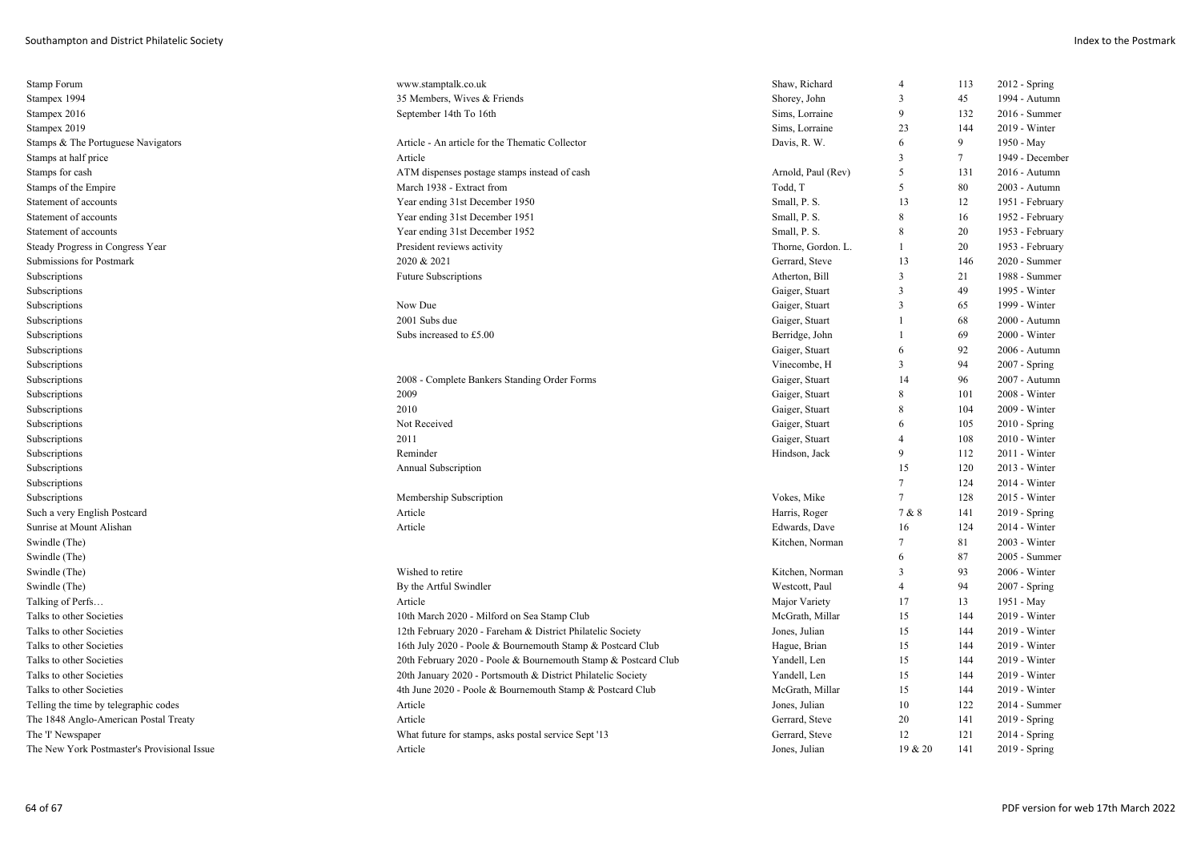| | | | | | |
|---|---|---|---|---|---|
| Stamp Forum | www.stamptalk.co.uk | Shaw, Richard | 4 | 113 | 2012 - Spring |
| Stampex 1994 | 35 Members, Wives & Friends | Shorey, John | 3 | 45 | 1994 - Autumn |
| Stampex 2016 | September 14th To 16th | Sims, Lorraine | 9 | 132 | 2016 - Summer |
| Stampex 2019 | | Sims, Lorraine | 23 | 144 | 2019 - Winter |
| Stamps & The Portuguese Navigators | Article - An article for the Thematic Collector | Davis, R. W. | 6 | 9 | 1950 - May |
| Stamps at half price | Article | | 3 | 7 | 1949 - December |
| Stamps for cash | ATM dispenses postage stamps instead of cash | Arnold, Paul (Rev) | 5 | 131 | 2016 - Autumn |
| Stamps of the Empire | March 1938 - Extract from | Todd, T | 5 | 80 | 2003 - Autumn |
| Statement of accounts | Year ending 31st December 1950 | Small, P. S. | 13 | 12 | 1951 - February |
| Statement of accounts | Year ending 31st December 1951 | Small, P. S. | 8 | 16 | 1952 - February |
| Statement of accounts | Year ending 31st December 1952 | Small, P. S. | 8 | 20 | 1953 - February |
| Steady Progress in Congress Year | President reviews activity | Thorne, Gordon. L. | 1 | 20 | 1953 - February |
| Submissions for Postmark | 2020 & 2021 | Gerrard, Steve | 13 | 146 | 2020 - Summer |
| Subscriptions | Future Subscriptions | Atherton, Bill | 3 | 21 | 1988 - Summer |
| Subscriptions | | Gaiger, Stuart | 3 | 49 | 1995 - Winter |
| Subscriptions | Now Due | Gaiger, Stuart | 3 | 65 | 1999 - Winter |
| Subscriptions | 2001 Subs due | Gaiger, Stuart | 1 | 68 | 2000 - Autumn |
| Subscriptions | Subs increased to £5.00 | Berridge, John | 1 | 69 | 2000 - Winter |
| Subscriptions | | Gaiger, Stuart | 6 | 92 | 2006 - Autumn |
| Subscriptions | | Vinecombe, H | 3 | 94 | 2007 - Spring |
| Subscriptions | 2008 - Complete Bankers Standing Order Forms | Gaiger, Stuart | 14 | 96 | 2007 - Autumn |
| Subscriptions | 2009 | Gaiger, Stuart | 8 | 101 | 2008 - Winter |
| Subscriptions | 2010 | Gaiger, Stuart | 8 | 104 | 2009 - Winter |
| Subscriptions | Not Received | Gaiger, Stuart | 6 | 105 | 2010 - Spring |
| Subscriptions | 2011 | Gaiger, Stuart | 4 | 108 | 2010 - Winter |
| Subscriptions | Reminder | Hindson, Jack | 9 | 112 | 2011 - Winter |
| Subscriptions | Annual Subscription | | 15 | 120 | 2013 - Winter |
| Subscriptions | | | 7 | 124 | 2014 - Winter |
| Subscriptions | Membership Subscription | Vokes, Mike | 7 | 128 | 2015 - Winter |
| Such a very English Postcard | Article | Harris, Roger | 7 & 8 | 141 | 2019 - Spring |
| Sunrise at Mount Alishan | Article | Edwards, Dave | 16 | 124 | 2014 - Winter |
| Swindle (The) | | Kitchen, Norman | 7 | 81 | 2003 - Winter |
| Swindle (The) | | | 6 | 87 | 2005 - Summer |
| Swindle (The) | Wished to retire | Kitchen, Norman | 3 | 93 | 2006 - Winter |
| Swindle (The) | By the Artful Swindler | Westcott, Paul | 4 | 94 | 2007 - Spring |
| Talking of Perfs… | Article | Major Variety | 17 | 13 | 1951 - May |
| Talks to other Societies | 10th March 2020 - Milford on Sea Stamp Club | McGrath, Millar | 15 | 144 | 2019 - Winter |
| Talks to other Societies | 12th February 2020 - Fareham & District Philatelic Society | Jones, Julian | 15 | 144 | 2019 - Winter |
| Talks to other Societies | 16th July 2020 - Poole & Bournemouth Stamp & Postcard Club | Hague, Brian | 15 | 144 | 2019 - Winter |
| Talks to other Societies | 20th February 2020 - Poole & Bournemouth Stamp & Postcard Club | Yandell, Len | 15 | 144 | 2019 - Winter |
| Talks to other Societies | 20th January 2020 - Portsmouth & District Philatelic Society | Yandell, Len | 15 | 144 | 2019 - Winter |
| Talks to other Societies | 4th June 2020 - Poole & Bournemouth Stamp & Postcard Club | McGrath, Millar | 15 | 144 | 2019 - Winter |
| Telling the time by telegraphic codes | Article | Jones, Julian | 10 | 122 | 2014 - Summer |
| The 1848 Anglo-American Postal Treaty | Article | Gerrard, Steve | 20 | 141 | 2019 - Spring |
| The 'I' Newspaper | What future for stamps, asks postal service Sept '13 | Gerrard, Steve | 12 | 121 | 2014 - Spring |
| The New York Postmaster's Provisional Issue | Article | Jones, Julian | 19 & 20 | 141 | 2019 - Spring |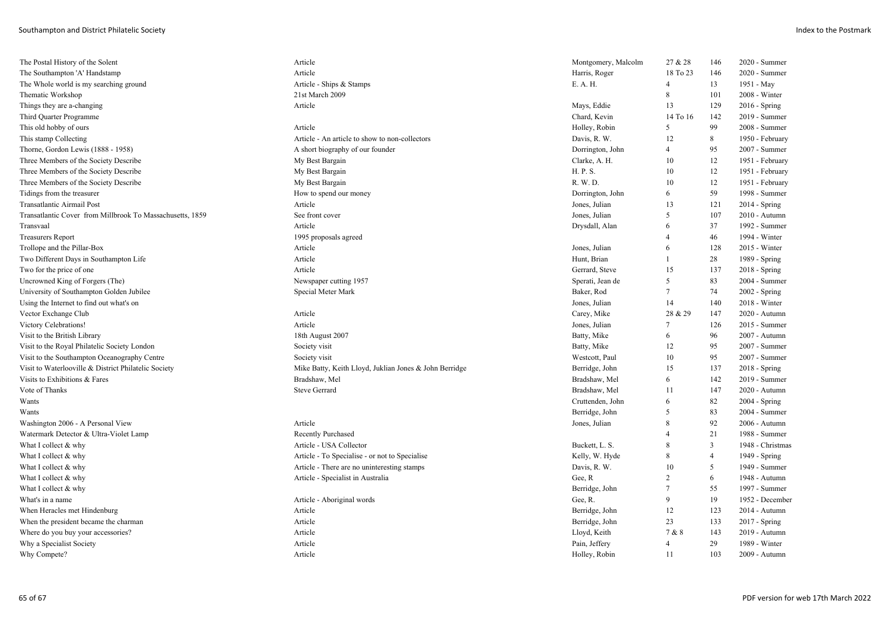| | | | | | |
|---|---|---|---|---|---|
| The Postal History of the Solent | Article | Montgomery, Malcolm | 27 & 28 | 146 | 2020 - Summer |
| The Southampton 'A' Handstamp | Article | Harris, Roger | 18 To 23 | 146 | 2020 - Summer |
| The Whole world is my searching ground | Article - Ships & Stamps | E. A. H. | 4 | 13 | 1951 - May |
| Thematic Workshop | 21st March 2009 | | 8 | 101 | 2008 - Winter |
| Things they are a-changing | Article | Mays, Eddie | 13 | 129 | 2016 - Spring |
| Third Quarter Programme | | Chard, Kevin | 14 To 16 | 142 | 2019 - Summer |
| This old hobby of ours | Article | Holley, Robin | 5 | 99 | 2008 - Summer |
| This stamp Collecting | Article - An article to show to non-collectors | Davis, R. W. | 12 | 8 | 1950 - February |
| Thorne, Gordon Lewis (1888 - 1958) | A short biography of our founder | Dorrington, John | 4 | 95 | 2007 - Summer |
| Three Members of the Society Describe | My Best Bargain | Clarke, A. H. | 10 | 12 | 1951 - February |
| Three Members of the Society Describe | My Best Bargain | H. P. S. | 10 | 12 | 1951 - February |
| Three Members of the Society Describe | My Best Bargain | R. W. D. | 10 | 12 | 1951 - February |
| Tidings from the treasurer | How to spend our money | Dorrington, John | 6 | 59 | 1998 - Summer |
| Transatlantic Airmail Post | Article | Jones, Julian | 13 | 121 | 2014 - Spring |
| Transatlantic Cover from Millbrook To Massachusetts, 1859 | See front cover | Jones, Julian | 5 | 107 | 2010 - Autumn |
| Transvaal | Article | Drysdall, Alan | 6 | 37 | 1992 - Summer |
| Treasurers Report | 1995 proposals agreed | | 4 | 46 | 1994 - Winter |
| Trollope and the Pillar-Box | Article | Jones, Julian | 6 | 128 | 2015 - Winter |
| Two Different Days in Southampton Life | Article | Hunt, Brian | 1 | 28 | 1989 - Spring |
| Two for the price of one | Article | Gerrard, Steve | 15 | 137 | 2018 - Spring |
| Uncrowned King of Forgers (The) | Newspaper cutting 1957 | Sperati, Jean de | 5 | 83 | 2004 - Summer |
| University of Southampton Golden Jubilee | Special Meter Mark | Baker, Rod | 7 | 74 | 2002 - Spring |
| Using the Internet to find out what's on | | Jones, Julian | 14 | 140 | 2018 - Winter |
| Vector Exchange Club | Article | Carey, Mike | 28 & 29 | 147 | 2020 - Autumn |
| Victory Celebrations! | Article | Jones, Julian | 7 | 126 | 2015 - Summer |
| Visit to the British Library | 18th August 2007 | Batty, Mike | 6 | 96 | 2007 - Autumn |
| Visit to the Royal Philatelic Society London | Society visit | Batty, Mike | 12 | 95 | 2007 - Summer |
| Visit to the Southampton Oceanography Centre | Society visit | Westcott, Paul | 10 | 95 | 2007 - Summer |
| Visit to Waterlooville & District Philatelic Society | Mike Batty, Keith Lloyd, Juklian Jones & John Berridge | Berridge, John | 15 | 137 | 2018 - Spring |
| Visits to Exhibitions & Fares | Bradshaw, Mel | Bradshaw, Mel | 6 | 142 | 2019 - Summer |
| Vote of Thanks | Steve Gerrard | Bradshaw, Mel | 11 | 147 | 2020 - Autumn |
| Wants | | Cruttenden, John | 6 | 82 | 2004 - Spring |
| Wants | | Berridge, John | 5 | 83 | 2004 - Summer |
| Washington 2006 - A Personal View | Article | Jones, Julian | 8 | 92 | 2006 - Autumn |
| Watermark Detector & Ultra-Violet Lamp | Recently Purchased | | 4 | 21 | 1988 - Summer |
| What I collect & why | Article - USA Collector | Buckett, L. S. | 8 | 3 | 1948 - Christmas |
| What I collect & why | Article - To Specialise - or not to Specialise | Kelly, W. Hyde | 8 | 4 | 1949 - Spring |
| What I collect & why | Article - There are no uninteresting stamps | Davis, R. W. | 10 | 5 | 1949 - Summer |
| What I collect & why | Article - Specialist in Australia | Gee, R | 2 | 6 | 1948 - Autumn |
| What I collect & why | | Berridge, John | 7 | 55 | 1997 - Summer |
| What's in a name | Article - Aboriginal words | Gee, R. | 9 | 19 | 1952 - December |
| When Heracles met Hindenburg | Article | Berridge, John | 12 | 123 | 2014 - Autumn |
| When the president became the charman | Article | Berridge, John | 23 | 133 | 2017 - Spring |
| Where do you buy your accessories? | Article | Lloyd, Keith | 7 & 8 | 143 | 2019 - Autumn |
| Why a Specialist Society | Article | Pain, Jeffery | 4 | 29 | 1989 - Winter |
| Why Compete? | Article | Holley, Robin | 11 | 103 | 2009 - Autumn |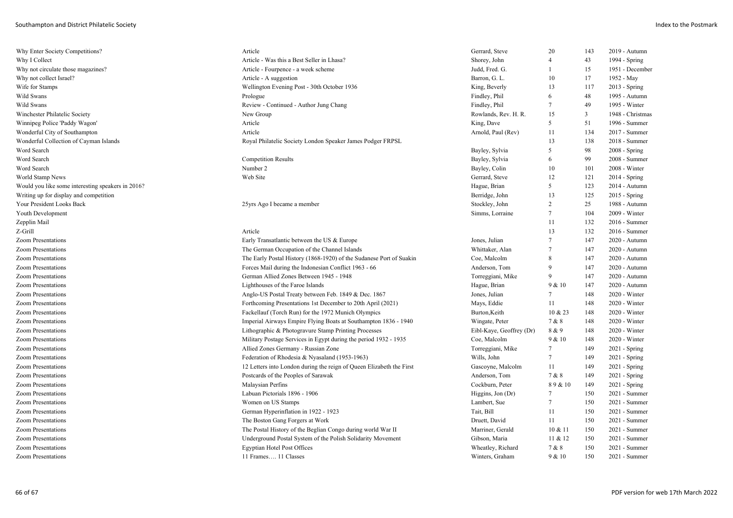| | | | | | |
|---|---|---|---|---|---|
| Why Enter Society Competitions? | Article | Gerrard, Steve | 20 | 143 | 2019 - Autumn |
| Why I Collect | Article - Was this a Best Seller in Lhasa? | Shorey, John | 4 | 43 | 1994 - Spring |
| Why not circulate those magazines? | Article - Fourpence - a week scheme | Judd, Fred. G. | 1 | 15 | 1951 - December |
| Why not collect Israel? | Article - A suggestion | Barron, G. L. | 10 | 17 | 1952 - May |
| Wife for Stamps | Wellington Evening Post - 30th October 1936 | King, Beverly | 13 | 117 | 2013 - Spring |
| Wild Swans | Prologue | Findley, Phil | 6 | 48 | 1995 - Autumn |
| Wild Swans | Review - Continued - Author Jung Chang | Findley, Phil | 7 | 49 | 1995 - Winter |
| Winchester Philatelic Society | New Group | Rowlands, Rev. H. R. | 15 | 3 | 1948 - Christmas |
| Winnipeg Police 'Paddy Wagon' | Article | King, Dave | 5 | 51 | 1996 - Summer |
| Wonderful City of Southampton | Article | Arnold, Paul (Rev) | 11 | 134 | 2017 - Summer |
| Wonderful Collection of Cayman Islands | Royal Philatelic Society London Speaker James Podger FRPSL | | 13 | 138 | 2018 - Summer |
| Word Search | | Bayley, Sylvia | 5 | 98 | 2008 - Spring |
| Word Search | Competition Results | Bayley, Sylvia | 6 | 99 | 2008 - Summer |
| Word Search | Number 2 | Bayley, Colin | 10 | 101 | 2008 - Winter |
| World Stamp News | Web Site | Gerrard, Steve | 12 | 121 | 2014 - Spring |
| Would you like some interesting speakers in 2016? | | Hague, Brian | 5 | 123 | 2014 - Autumn |
| Writing up for display and competition | | Berridge, John | 13 | 125 | 2015 - Spring |
| Your President Looks Back | 25yrs Ago I became a member | Stockley, John | 2 | 25 | 1988 - Autumn |
| Youth Development | | Simms, Lorraine | 7 | 104 | 2009 - Winter |
| Zepplin Mail | | | 11 | 132 | 2016 - Summer |
| Z-Grill | Article | | 13 | 132 | 2016 - Summer |
| Zoom Presentations | Early Transatlantic between the US & Europe | Jones, Julian | 7 | 147 | 2020 - Autumn |
| Zoom Presentations | The German Occupation of the Channel Islands | Whittaker, Alan | 7 | 147 | 2020 - Autumn |
| Zoom Presentations | The Early Postal History (1868-1920) of the Sudanese Port of Suakin | Coe, Malcolm | 8 | 147 | 2020 - Autumn |
| Zoom Presentations | Forces Mail during the Indonesian Conflict 1963 - 66 | Anderson, Tom | 9 | 147 | 2020 - Autumn |
| Zoom Presentations | German Allied Zones Between 1945 - 1948 | Torreggiani, Mike | 9 | 147 | 2020 - Autumn |
| Zoom Presentations | Lighthouses of the Faroe Islands | Hague, Brian | 9 & 10 | 147 | 2020 - Autumn |
| Zoom Presentations | Anglo-US Postal Treaty between Feb. 1849 & Dec. 1867 | Jones, Julian | 7 | 148 | 2020 - Winter |
| Zoom Presentations | Forthcoming Presentations 1st December to 20th April (2021) | Mays, Eddie | 11 | 148 | 2020 - Winter |
| Zoom Presentations | Fackellauf (Torch Run) for the 1972 Munich Olympics | Burton,Keith | 10 & 23 | 148 | 2020 - Winter |
| Zoom Presentations | Imperial Airways Empire Flying Boats at Southampton 1836 - 1940 | Wingate, Peter | 7 & 8 | 148 | 2020 - Winter |
| Zoom Presentations | Lithographic & Photogravure Stamp Printing Processes | Eibl-Kaye, Geoffrey (Dr) | 8 & 9 | 148 | 2020 - Winter |
| Zoom Presentations | Military Postage Services in Egypt during the period 1932 - 1935 | Coe, Malcolm | 9 & 10 | 148 | 2020 - Winter |
| Zoom Presentations | Allied Zones Germany - Russian Zone | Torreggiani, Mike | 7 | 149 | 2021 - Spring |
| Zoom Presentations | Federation of Rhodesia & Nyasaland (1953-1963) | Wills, John | 7 | 149 | 2021 - Spring |
| Zoom Presentations | 12 Letters into London during the reign of Queen Elizabeth the First | Gascoyne, Malcolm | 11 | 149 | 2021 - Spring |
| Zoom Presentations | Postcards of the Peoples of Sarawak | Anderson, Tom | 7 & 8 | 149 | 2021 - Spring |
| Zoom Presentations | Malaysian Perfins | Cockburn, Peter | 8 9 & 10 | 149 | 2021 - Spring |
| Zoom Presentations | Labuan Pictorials 1896 - 1906 | Higgins, Jon (Dr) | 7 | 150 | 2021 - Summer |
| Zoom Presentations | Women on US Stamps | Lambert, Sue | 7 | 150 | 2021 - Summer |
| Zoom Presentations | German Hyperinflation in 1922 - 1923 | Tait, Bill | 11 | 150 | 2021 - Summer |
| Zoom Presentations | The Boston Gang Forgers at Work | Druett, David | 11 | 150 | 2021 - Summer |
| Zoom Presentations | The Postal History of the Beglian Congo during world War II | Marriner, Gerald | 10 & 11 | 150 | 2021 - Summer |
| Zoom Presentations | Underground Postal System of the Polish Solidarity Movement | Gibson, Maria | 11 & 12 | 150 | 2021 - Summer |
| Zoom Presentations | Egyptian Hotel Post Offices | Wheatley, Richard | 7 & 8 | 150 | 2021 - Summer |
| Zoom Presentations | 11 Frames…. 11 Classes | Winters, Graham | 9 & 10 | 150 | 2021 - Summer |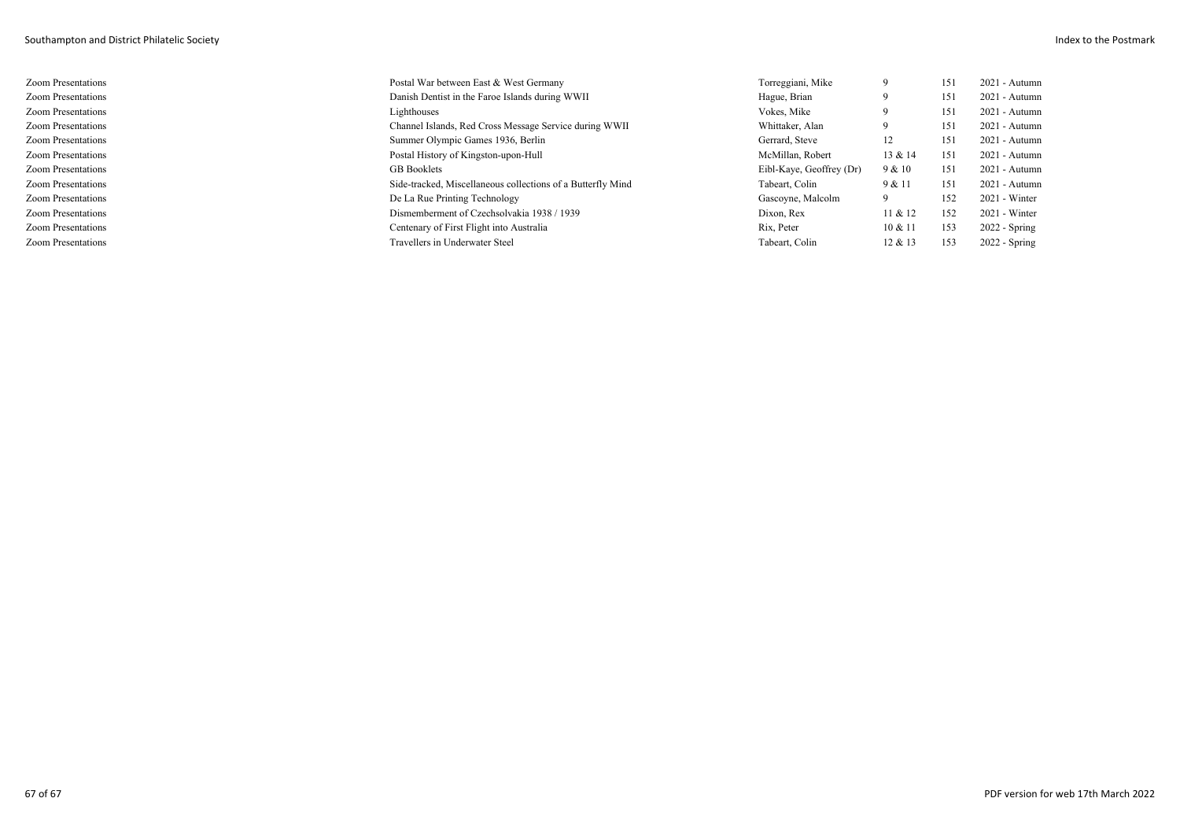| | | | | | |
|---|---|---|---|---|---|
| Zoom Presentations | Postal War between East & West Germany | Torreggiani, Mike | 9 | 151 | 2021 - Autumn |
| Zoom Presentations | Danish Dentist in the Faroe Islands during WWII | Hague, Brian | 9 | 151 | 2021 - Autumn |
| Zoom Presentations | Lighthouses | Vokes, Mike | 9 | 151 | 2021 - Autumn |
| Zoom Presentations | Channel Islands, Red Cross Message Service during WWII | Whittaker, Alan | 9 | 151 | 2021 - Autumn |
| Zoom Presentations | Summer Olympic Games 1936, Berlin | Gerrard, Steve | 12 | 151 | 2021 - Autumn |
| Zoom Presentations | Postal History of Kingston-upon-Hull | McMillan, Robert | 13 & 14 | 151 | 2021 - Autumn |
| Zoom Presentations | GB Booklets | Eibl-Kaye, Geoffrey (Dr) | 9 & 10 | 151 | 2021 - Autumn |
| Zoom Presentations | Side-tracked, Miscellaneous collections of a Butterfly Mind | Tabeart, Colin | 9 & 11 | 151 | 2021 - Autumn |
| Zoom Presentations | De La Rue Printing Technology | Gascoyne, Malcolm | 9 | 152 | 2021 - Winter |
| Zoom Presentations | Dismemberment of Czechsolvakia 1938 / 1939 | Dixon, Rex | 11 & 12 | 152 | 2021 - Winter |
| Zoom Presentations | Centenary of First Flight into Australia | Rix, Peter | 10 & 11 | 153 | 2022 - Spring |
| Zoom Presentations | Travellers in Underwater Steel | Tabeart, Colin | 12 & 13 | 153 | 2022 - Spring |